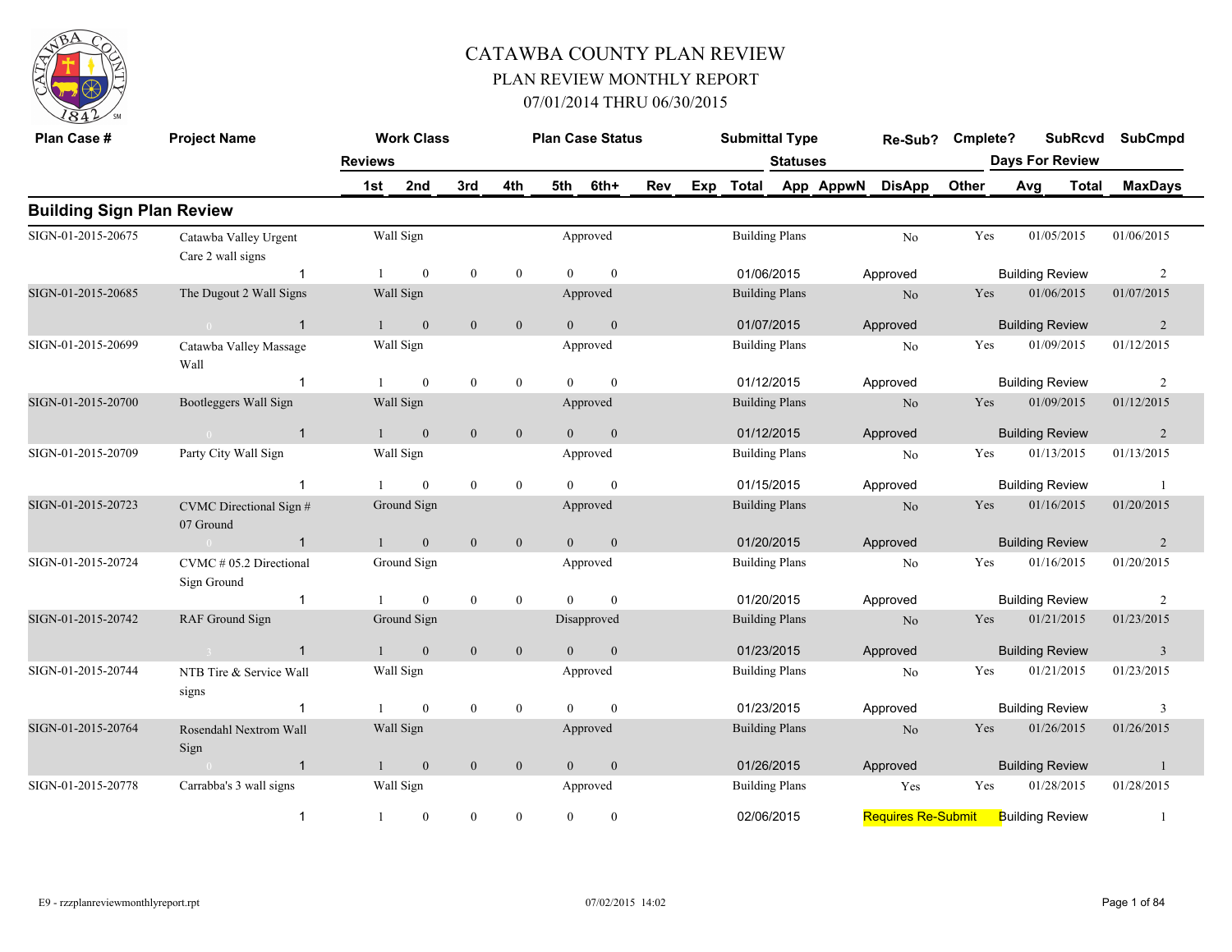# CATAWBA COUNTY PLAN REVIEW

## PLAN REVIEW MONTHLY REPORT

### 07/01/2014 THRU 06/30/2015

| Plan Case # | Project Name | Work Class | | | | Plan Case Status | | | | Submittal Type | | Re-Sub? | Cmplete? | SubRcvd | SubCmpd |
|---|---|---|---|---|---|---|---|---|---|---|---|---|---|---|---|
| | Reviews | | | | | | | | | Statuses | | | | Days For Review | |
| | | 1st | 2nd | 3rd | 4th | 5th | 6th+ | Rev | Exp | Total | App AppwN | DisApp | Other | Avg Total | MaxDays |

## Building Sign Plan Review

| Plan Case # | Project Name | Work Class | | | | Plan Case Status | | | | Submittal Type | | Re-Sub? | Cmplete? | SubRcvd | SubCmpd |
|---|---|---|---|---|---|---|---|---|---|---|---|---|---|---|---|
| SIGN-01-2015-20675 | Catawba Valley Urgent Care 2 wall signs | Wall Sign | | | | Approved | | | | Building Plans | | No | Yes | 01/05/2015 | 01/06/2015 |
| | 1 | 1 | 0 | 0 | 0 | 0 | 0 | | | 01/06/2015 | | Approved | | Building Review | 2 |
| SIGN-01-2015-20685 | The Dugout 2 Wall Signs | Wall Sign | | | | Approved | | | | Building Plans | | No | Yes | 01/06/2015 | 01/07/2015 |
| | 0 1 | 1 | 0 | 0 | 0 | 0 | 0 | | | 01/07/2015 | | Approved | | Building Review | 2 |
| SIGN-01-2015-20699 | Catawba Valley Massage Wall | Wall Sign | | | | Approved | | | | Building Plans | | No | Yes | 01/09/2015 | 01/12/2015 |
| | 1 | 1 | 0 | 0 | 0 | 0 | 0 | | | 01/12/2015 | | Approved | | Building Review | 2 |
| SIGN-01-2015-20700 | Bootleggers Wall Sign | Wall Sign | | | | Approved | | | | Building Plans | | No | Yes | 01/09/2015 | 01/12/2015 |
| | 0 1 | 1 | 0 | 0 | 0 | 0 | 0 | | | 01/12/2015 | | Approved | | Building Review | 2 |
| SIGN-01-2015-20709 | Party City Wall Sign | Wall Sign | | | | Approved | | | | Building Plans | | No | Yes | 01/13/2015 | 01/13/2015 |
| | 1 | 1 | 0 | 0 | 0 | 0 | 0 | | | 01/15/2015 | | Approved | | Building Review | 1 |
| SIGN-01-2015-20723 | CVMC Directional Sign # 07 Ground | Ground Sign | | | | Approved | | | | Building Plans | | No | Yes | 01/16/2015 | 01/20/2015 |
| | 0 1 | 1 | 0 | 0 | 0 | 0 | 0 | | | 01/20/2015 | | Approved | | Building Review | 2 |
| SIGN-01-2015-20724 | CVMC # 05.2 Directional Sign Ground | Ground Sign | | | | Approved | | | | Building Plans | | No | Yes | 01/16/2015 | 01/20/2015 |
| | 1 | 1 | 0 | 0 | 0 | 0 | 0 | | | 01/20/2015 | | Approved | | Building Review | 2 |
| SIGN-01-2015-20742 | RAF Ground Sign | Ground Sign | | | | Disapproved | | | | Building Plans | | No | Yes | 01/21/2015 | 01/23/2015 |
| | 3 1 | 1 | 0 | 0 | 0 | 0 | 0 | | | 01/23/2015 | | Approved | | Building Review | 3 |
| SIGN-01-2015-20744 | NTB Tire & Service Wall signs | Wall Sign | | | | Approved | | | | Building Plans | | No | Yes | 01/21/2015 | 01/23/2015 |
| | 1 | 1 | 0 | 0 | 0 | 0 | 0 | | | 01/23/2015 | | Approved | | Building Review | 3 |
| SIGN-01-2015-20764 | Rosendahl Nextrom Wall Sign | Wall Sign | | | | Approved | | | | Building Plans | | No | Yes | 01/26/2015 | 01/26/2015 |
| | 0 1 | 1 | 0 | 0 | 0 | 0 | 0 | | | 01/26/2015 | | Approved | | Building Review | 1 |
| SIGN-01-2015-20778 | Carrabba's 3 wall signs | Wall Sign | | | | Approved | | | | Building Plans | | Yes | Yes | 01/28/2015 | 01/28/2015 |
| | 1 | 1 | 0 | 0 | 0 | 0 | 0 | | | 02/06/2015 | | Requires Re-Submit | | Building Review | 1 |

E9 - rzzplanreviewmonthlyreport.rpt 07/02/2015 14:02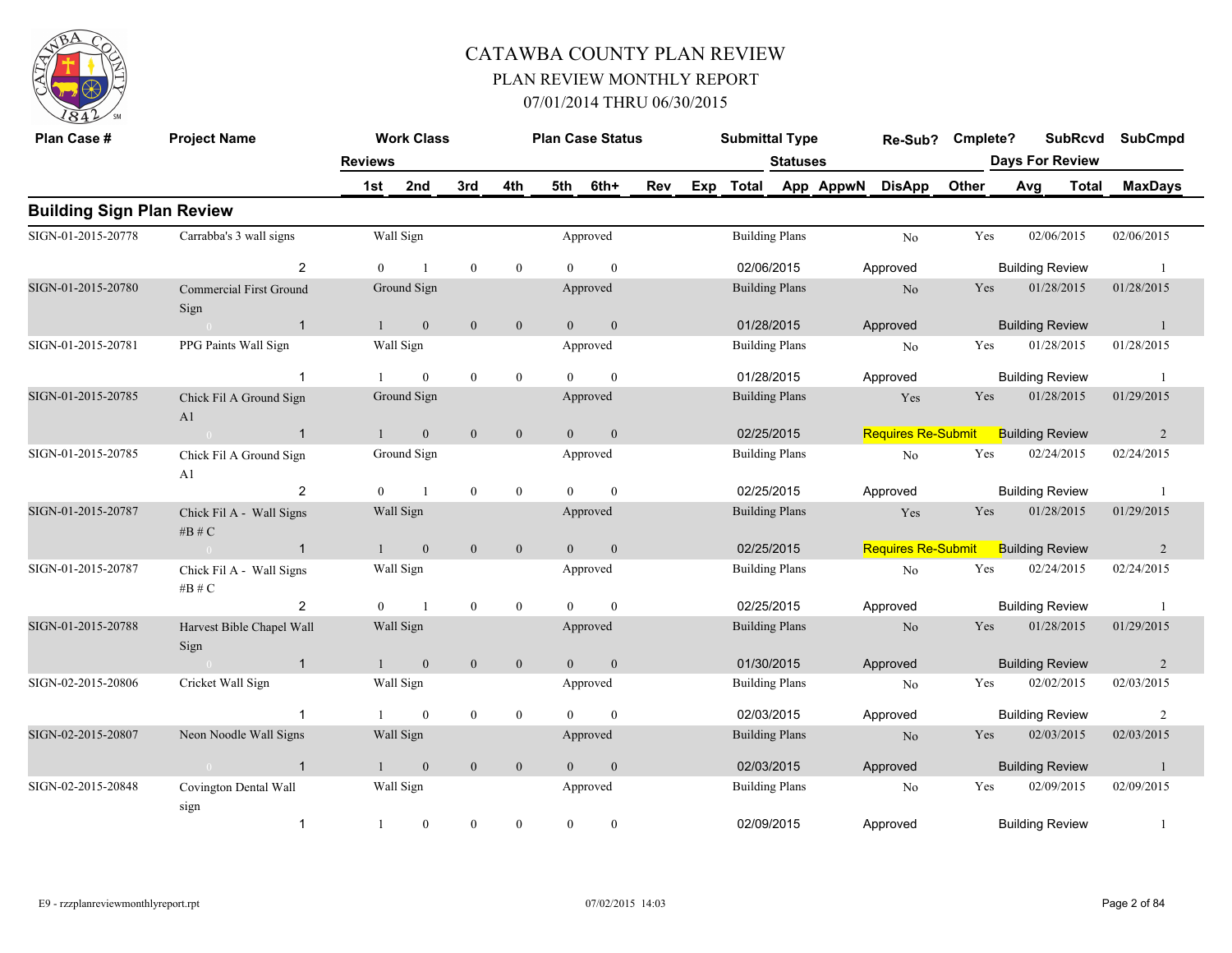# CATAWBA COUNTY PLAN REVIEW

## PLAN REVIEW MONTHLY REPORT

### 07/01/2014 THRU 06/30/2015

| Plan Case # | Project Name | Work Class | | | | Plan Case Status | | | | Submittal Type | | Re-Sub? | Cmplete? | SubRcvd | | SubCmpd |
|---|---|---|---|---|---|---|---|---|---|---|---|---|---|---|---|---|
| | | Reviews | | | | | | | | Statuses | | | | Days For Review | | |
| | | 1st | 2nd | 3rd | 4th | 5th | 6th+ | Rev | Exp | Total | App AppwN | DisApp | Other | Avg | Total | MaxDays |

## Building Sign Plan Review

| Plan Case # | Project Name | Work Class / Reviews | | | | | | Plan Case Status / Submittal Type | Re-Sub? / Status | Cmplete? | SubRcvd | SubCmpd / MaxDays |
|---|---|---|---|---|---|---|---|---|---|---|---|---|
| SIGN-01-2015-20778 | Carrabba's 3 wall signs | Wall Sign | | | | | | Approved / Building Plans | No | Yes | 02/06/2015 | 02/06/2015 |
| | 2 | 0 | 1 | 0 | 0 | 0 | 0 | 02/06/2015 | Approved | | Building Review | 1 |
| SIGN-01-2015-20780 | Commercial First Ground Sign | Ground Sign | | | | | | Approved / Building Plans | No | Yes | 01/28/2015 | 01/28/2015 |
| | 1 | 1 | 0 | 0 | 0 | 0 | 0 | 01/28/2015 | Approved | | Building Review | 1 |
| SIGN-01-2015-20781 | PPG Paints Wall Sign | Wall Sign | | | | | | Approved / Building Plans | No | Yes | 01/28/2015 | 01/28/2015 |
| | 1 | 1 | 0 | 0 | 0 | 0 | 0 | 01/28/2015 | Approved | | Building Review | 1 |
| SIGN-01-2015-20785 | Chick Fil A Ground Sign A1 | Ground Sign | | | | | | Approved / Building Plans | Yes | Yes | 01/28/2015 | 01/29/2015 |
| | 1 | 1 | 0 | 0 | 0 | 0 | 0 | 02/25/2015 | Requires Re-Submit | | Building Review | 2 |
| SIGN-01-2015-20785 | Chick Fil A Ground Sign A1 | Ground Sign | | | | | | Approved / Building Plans | No | Yes | 02/24/2015 | 02/24/2015 |
| | 2 | 0 | 1 | 0 | 0 | 0 | 0 | 02/25/2015 | Approved | | Building Review | 1 |
| SIGN-01-2015-20787 | Chick Fil A - Wall Signs #B # C | Wall Sign | | | | | | Approved / Building Plans | Yes | Yes | 01/28/2015 | 01/29/2015 |
| | 1 | 1 | 0 | 0 | 0 | 0 | 0 | 02/25/2015 | Requires Re-Submit | | Building Review | 2 |
| SIGN-01-2015-20787 | Chick Fil A - Wall Signs #B # C | Wall Sign | | | | | | Approved / Building Plans | No | Yes | 02/24/2015 | 02/24/2015 |
| | 2 | 0 | 1 | 0 | 0 | 0 | 0 | 02/25/2015 | Approved | | Building Review | 1 |
| SIGN-01-2015-20788 | Harvest Bible Chapel Wall Sign | Wall Sign | | | | | | Approved / Building Plans | No | Yes | 01/28/2015 | 01/29/2015 |
| | 1 | 1 | 0 | 0 | 0 | 0 | 0 | 01/30/2015 | Approved | | Building Review | 2 |
| SIGN-02-2015-20806 | Cricket Wall Sign | Wall Sign | | | | | | Approved / Building Plans | No | Yes | 02/02/2015 | 02/03/2015 |
| | 1 | 1 | 0 | 0 | 0 | 0 | 0 | 02/03/2015 | Approved | | Building Review | 2 |
| SIGN-02-2015-20807 | Neon Noodle Wall Signs | Wall Sign | | | | | | Approved / Building Plans | No | Yes | 02/03/2015 | 02/03/2015 |
| | 1 | 1 | 0 | 0 | 0 | 0 | 0 | 02/03/2015 | Approved | | Building Review | 1 |
| SIGN-02-2015-20848 | Covington Dental Wall sign | Wall Sign | | | | | | Approved / Building Plans | No | Yes | 02/09/2015 | 02/09/2015 |
| | 1 | 1 | 0 | 0 | 0 | 0 | 0 | 02/09/2015 | Approved | | Building Review | 1 |

E9 - rzzplanreviewmonthlyreport.rpt 07/02/2015 14:03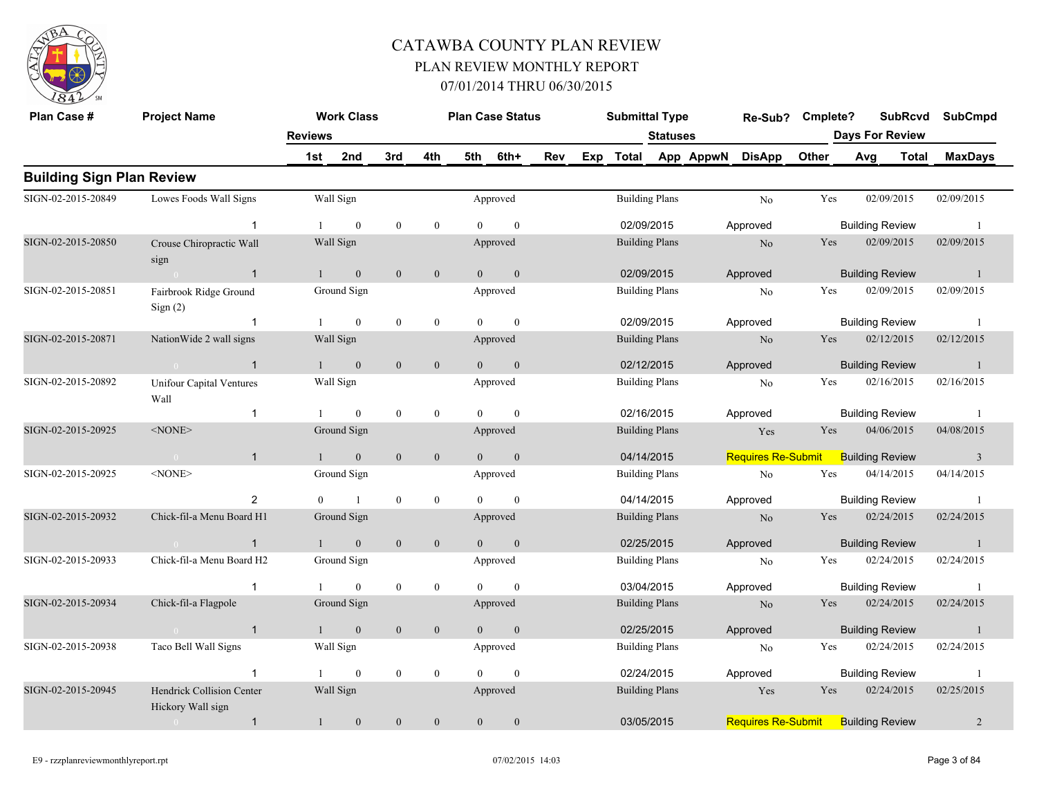# CATAWBA COUNTY PLAN REVIEW

## PLAN REVIEW MONTHLY REPORT

### 07/01/2014 THRU 06/30/2015

## Building Sign Plan Review

| Plan Case # | Project Name | Reviews | 1st | 2nd | 3rd | 4th | 5th | 6th+ | Rev | Exp | Total | Statuses | Re-Sub? | Cmplete? | SubRcvd | SubCmpd |
|---|---|---|---|---|---|---|---|---|---|---|---|---|---|---|---|---|
| | | Work Class | | | | Plan Case Status | | | | | Submittal Type | App AppwN DisApp Other | | | Days For Review Avg Total | MaxDays |
| SIGN-02-2015-20849 | Lowes Foods Wall Signs | Wall Sign | | | | Approved | | | | | Building Plans | | No | Yes | 02/09/2015 | 02/09/2015 |
| | | 1 | 1 | 0 | 0 | 0 | 0 | 0 | | | 02/09/2015 | Approved | | | Building Review | 1 |
| SIGN-02-2015-20850 | Crouse Chiropractic Wall sign | Wall Sign | | | | Approved | | | | | Building Plans | | No | Yes | 02/09/2015 | 02/09/2015 |
| | 0 | 1 | 1 | 0 | 0 | 0 | 0 | 0 | | | 02/09/2015 | Approved | | | Building Review | 1 |
| SIGN-02-2015-20851 | Fairbrook Ridge Ground Sign (2) | Ground Sign | | | | Approved | | | | | Building Plans | | No | Yes | 02/09/2015 | 02/09/2015 |
| | | 1 | 1 | 0 | 0 | 0 | 0 | 0 | | | 02/09/2015 | Approved | | | Building Review | 1 |
| SIGN-02-2015-20871 | NationWide 2 wall signs | Wall Sign | | | | Approved | | | | | Building Plans | | No | Yes | 02/12/2015 | 02/12/2015 |
| | 0 | 1 | 1 | 0 | 0 | 0 | 0 | 0 | | | 02/12/2015 | Approved | | | Building Review | 1 |
| SIGN-02-2015-20892 | Unifour Capital Ventures Wall | Wall Sign | | | | Approved | | | | | Building Plans | | No | Yes | 02/16/2015 | 02/16/2015 |
| | | 1 | 1 | 0 | 0 | 0 | 0 | 0 | | | 02/16/2015 | Approved | | | Building Review | 1 |
| SIGN-02-2015-20925 | <NONE> | Ground Sign | | | | Approved | | | | | Building Plans | | Yes | Yes | 04/06/2015 | 04/08/2015 |
| | 0 | 1 | 1 | 0 | 0 | 0 | 0 | 0 | | | 04/14/2015 | Requires Re-Submit | | | Building Review | 3 |
| SIGN-02-2015-20925 | <NONE> | Ground Sign | | | | Approved | | | | | Building Plans | | No | Yes | 04/14/2015 | 04/14/2015 |
| | | 2 | 0 | 1 | 0 | 0 | 0 | 0 | | | 04/14/2015 | Approved | | | Building Review | 1 |
| SIGN-02-2015-20932 | Chick-fil-a Menu Board H1 | Ground Sign | | | | Approved | | | | | Building Plans | | No | Yes | 02/24/2015 | 02/24/2015 |
| | 0 | 1 | 1 | 0 | 0 | 0 | 0 | 0 | | | 02/25/2015 | Approved | | | Building Review | 1 |
| SIGN-02-2015-20933 | Chick-fil-a Menu Board H2 | Ground Sign | | | | Approved | | | | | Building Plans | | No | Yes | 02/24/2015 | 02/24/2015 |
| | | 1 | 1 | 0 | 0 | 0 | 0 | 0 | | | 03/04/2015 | Approved | | | Building Review | 1 |
| SIGN-02-2015-20934 | Chick-fil-a Flagpole | Ground Sign | | | | Approved | | | | | Building Plans | | No | Yes | 02/24/2015 | 02/24/2015 |
| | 0 | 1 | 1 | 0 | 0 | 0 | 0 | 0 | | | 02/25/2015 | Approved | | | Building Review | 1 |
| SIGN-02-2015-20938 | Taco Bell Wall Signs | Wall Sign | | | | Approved | | | | | Building Plans | | No | Yes | 02/24/2015 | 02/24/2015 |
| | | 1 | 1 | 0 | 0 | 0 | 0 | 0 | | | 02/24/2015 | Approved | | | Building Review | 1 |
| SIGN-02-2015-20945 | Hendrick Collision Center Hickory Wall sign | Wall Sign | | | | Approved | | | | | Building Plans | | Yes | Yes | 02/24/2015 | 02/25/2015 |
| | 0 | 1 | 1 | 0 | 0 | 0 | 0 | 0 | | | 03/05/2015 | Requires Re-Submit | | | Building Review | 2 |

E9 - rzzplanreviewmonthlyreport.rpt 07/02/2015 14:03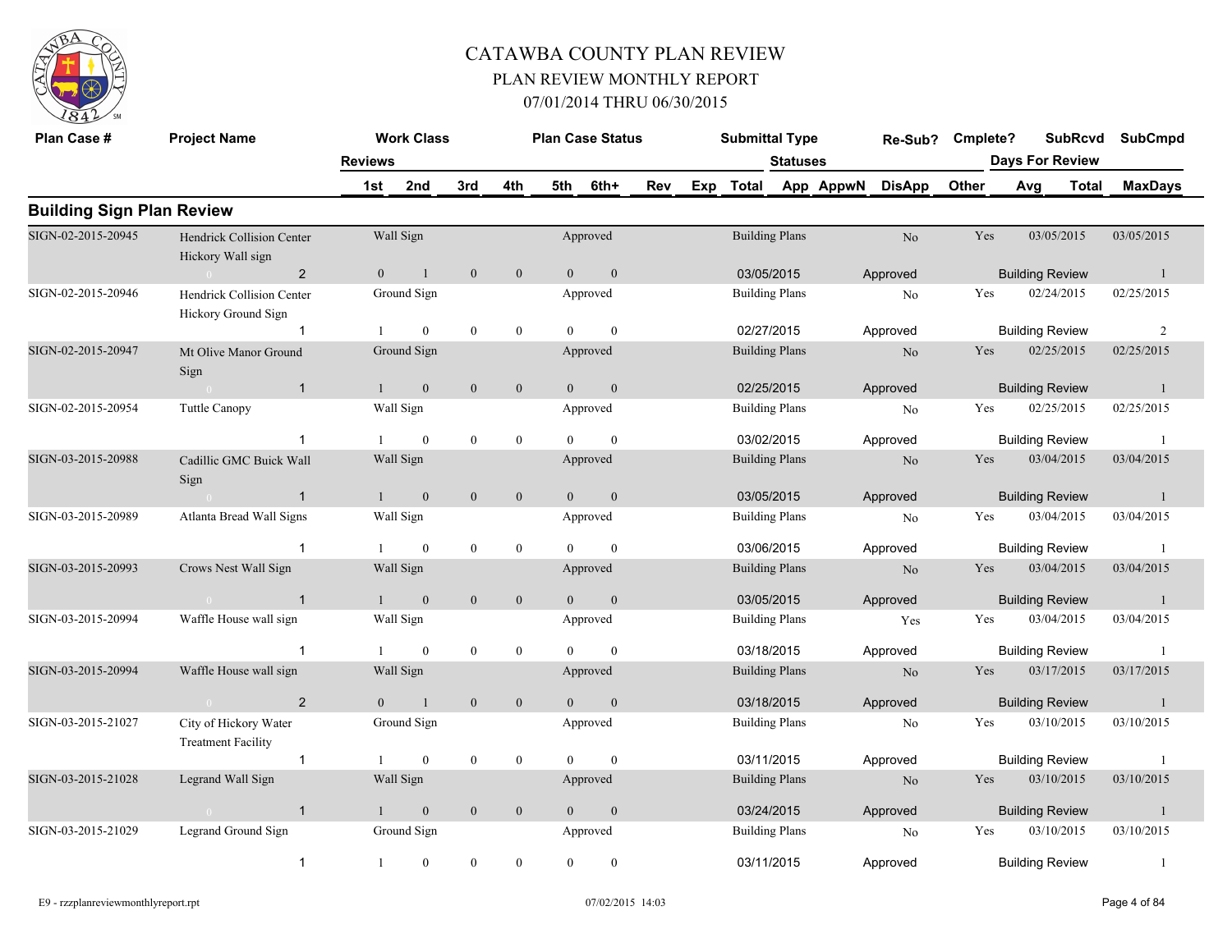# CATAWBA COUNTY PLAN REVIEW

## PLAN REVIEW MONTHLY REPORT

## 07/01/2014 THRU 06/30/2015

### Building Sign Plan Review

| Plan Case # | Project Name | Reviews | Work Class 1st | 2nd | 3rd | 4th | Plan Case Status 5th | 6th+ | Rev | Exp | Submittal Type Total | Statuses App | AppwN | Re-Sub? DisApp | Cmplete? Other | SubRcvd Days For Review Avg | Total | SubCmpd MaxDays |
|---|---|---|---|---|---|---|---|---|---|---|---|---|---|---|---|---|---|---|
| SIGN-02-2015-20945 | Hendrick Collision Center Hickory Wall sign | | Wall Sign | | | | Approved | | | | Building Plans | | | No | Yes | 03/05/2015 | | 03/05/2015 |
| | 0 | 2 | 0 | 1 | 0 | 0 | 0 | 0 | | | 03/05/2015 | | | Approved | | Building Review | | 1 |
| SIGN-02-2015-20946 | Hendrick Collision Center Hickory Ground Sign | | Ground Sign | | | | Approved | | | | Building Plans | | | No | Yes | 02/24/2015 | | 02/25/2015 |
| | | 1 | 1 | 0 | 0 | 0 | 0 | 0 | | | 02/27/2015 | | | Approved | | Building Review | | 2 |
| SIGN-02-2015-20947 | Mt Olive Manor Ground Sign | | Ground Sign | | | | Approved | | | | Building Plans | | | No | Yes | 02/25/2015 | | 02/25/2015 |
| | 0 | 1 | 1 | 0 | 0 | 0 | 0 | 0 | | | 02/25/2015 | | | Approved | | Building Review | | 1 |
| SIGN-02-2015-20954 | Tuttle Canopy | | Wall Sign | | | | Approved | | | | Building Plans | | | No | Yes | 02/25/2015 | | 02/25/2015 |
| | | 1 | 1 | 0 | 0 | 0 | 0 | 0 | | | 03/02/2015 | | | Approved | | Building Review | | 1 |
| SIGN-03-2015-20988 | Cadillic GMC Buick Wall Sign | | Wall Sign | | | | Approved | | | | Building Plans | | | No | Yes | 03/04/2015 | | 03/04/2015 |
| | 0 | 1 | 1 | 0 | 0 | 0 | 0 | 0 | | | 03/05/2015 | | | Approved | | Building Review | | 1 |
| SIGN-03-2015-20989 | Atlanta Bread Wall Signs | | Wall Sign | | | | Approved | | | | Building Plans | | | No | Yes | 03/04/2015 | | 03/04/2015 |
| | | 1 | 1 | 0 | 0 | 0 | 0 | 0 | | | 03/06/2015 | | | Approved | | Building Review | | 1 |
| SIGN-03-2015-20993 | Crows Nest Wall Sign | | Wall Sign | | | | Approved | | | | Building Plans | | | No | Yes | 03/04/2015 | | 03/04/2015 |
| | 0 | 1 | 1 | 0 | 0 | 0 | 0 | 0 | | | 03/05/2015 | | | Approved | | Building Review | | 1 |
| SIGN-03-2015-20994 | Waffle House wall sign | | Wall Sign | | | | Approved | | | | Building Plans | | | Yes | Yes | 03/04/2015 | | 03/04/2015 |
| | | 1 | 1 | 0 | 0 | 0 | 0 | 0 | | | 03/18/2015 | | | Approved | | Building Review | | 1 |
| SIGN-03-2015-20994 | Waffle House wall sign | | Wall Sign | | | | Approved | | | | Building Plans | | | No | Yes | 03/17/2015 | | 03/17/2015 |
| | 0 | 2 | 0 | 1 | 0 | 0 | 0 | 0 | | | 03/18/2015 | | | Approved | | Building Review | | 1 |
| SIGN-03-2015-21027 | City of Hickory Water Treatment Facility | | Ground Sign | | | | Approved | | | | Building Plans | | | No | Yes | 03/10/2015 | | 03/10/2015 |
| | | 1 | 1 | 0 | 0 | 0 | 0 | 0 | | | 03/11/2015 | | | Approved | | Building Review | | 1 |
| SIGN-03-2015-21028 | Legrand Wall Sign | | Wall Sign | | | | Approved | | | | Building Plans | | | No | Yes | 03/10/2015 | | 03/10/2015 |
| | 0 | 1 | 1 | 0 | 0 | 0 | 0 | 0 | | | 03/24/2015 | | | Approved | | Building Review | | 1 |
| SIGN-03-2015-21029 | Legrand Ground Sign | | Ground Sign | | | | Approved | | | | Building Plans | | | No | Yes | 03/10/2015 | | 03/10/2015 |
| | | 1 | 1 | 0 | 0 | 0 | 0 | 0 | | | 03/11/2015 | | | Approved | | Building Review | | 1 |

E9 - rzzplanreviewmonthlyreport.rpt 07/02/2015 14:03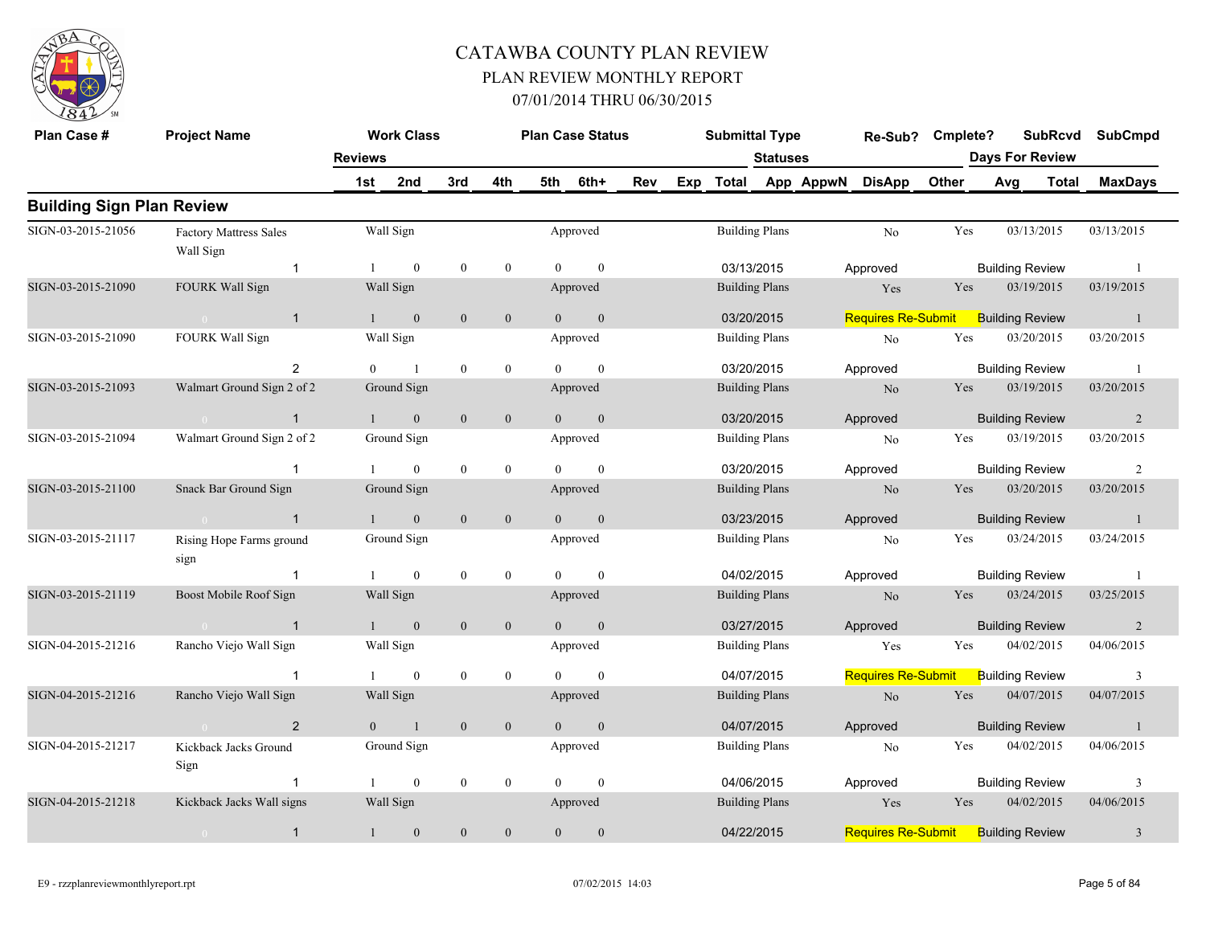# CATAWBA COUNTY PLAN REVIEW

## PLAN REVIEW MONTHLY REPORT

### 07/01/2014 THRU 06/30/2015

| Plan Case # | Project Name | Reviews | Work Class 1st | 2nd | 3rd | 4th | Plan Case Status 5th | 6th+ | Rev | Exp | Submittal Type Total | Statuses App | AppwN | Re-Sub? DisApp | Cmplete? Other | SubRcvd Days For Review Avg | Total | SubCmpd MaxDays |
|---|---|---|---|---|---|---|---|---|---|---|---|---|---|---|---|---|---|---|
| **Building Sign Plan Review** | | | | | | | | | | | | | | | | | | |
| SIGN-03-2015-21056 | Factory Mattress Sales Wall Sign | | Wall Sign | | | | Approved | | | | Building Plans | | | No | Yes | 03/13/2015 | | 03/13/2015 |
| | | 1 | 1 | 0 | 0 | 0 | 0 | 0 | | | 03/13/2015 | | | Approved | | Building Review | | 1 |
| SIGN-03-2015-21090 | FOURK Wall Sign | | Wall Sign | | | | Approved | | | | Building Plans | | | Yes | Yes | 03/19/2015 | | 03/19/2015 |
| | 0 | 1 | 1 | 0 | 0 | 0 | 0 | 0 | | | 03/20/2015 | | | Requires Re-Submit | | Building Review | | 1 |
| SIGN-03-2015-21090 | FOURK Wall Sign | | Wall Sign | | | | Approved | | | | Building Plans | | | No | Yes | 03/20/2015 | | 03/20/2015 |
| | | 2 | 0 | 1 | 0 | 0 | 0 | 0 | | | 03/20/2015 | | | Approved | | Building Review | | 1 |
| SIGN-03-2015-21093 | Walmart Ground Sign 2 of 2 | | Ground Sign | | | | Approved | | | | Building Plans | | | No | Yes | 03/19/2015 | | 03/20/2015 |
| | 0 | 1 | 1 | 0 | 0 | 0 | 0 | 0 | | | 03/20/2015 | | | Approved | | Building Review | | 2 |
| SIGN-03-2015-21094 | Walmart Ground Sign 2 of 2 | | Ground Sign | | | | Approved | | | | Building Plans | | | No | Yes | 03/19/2015 | | 03/20/2015 |
| | | 1 | 1 | 0 | 0 | 0 | 0 | 0 | | | 03/20/2015 | | | Approved | | Building Review | | 2 |
| SIGN-03-2015-21100 | Snack Bar Ground Sign | | Ground Sign | | | | Approved | | | | Building Plans | | | No | Yes | 03/20/2015 | | 03/20/2015 |
| | 0 | 1 | 1 | 0 | 0 | 0 | 0 | 0 | | | 03/23/2015 | | | Approved | | Building Review | | 1 |
| SIGN-03-2015-21117 | Rising Hope Farms ground sign | | Ground Sign | | | | Approved | | | | Building Plans | | | No | Yes | 03/24/2015 | | 03/24/2015 |
| | | 1 | 1 | 0 | 0 | 0 | 0 | 0 | | | 04/02/2015 | | | Approved | | Building Review | | 1 |
| SIGN-03-2015-21119 | Boost Mobile Roof Sign | | Wall Sign | | | | Approved | | | | Building Plans | | | No | Yes | 03/24/2015 | | 03/25/2015 |
| | 0 | 1 | 1 | 0 | 0 | 0 | 0 | 0 | | | 03/27/2015 | | | Approved | | Building Review | | 2 |
| SIGN-04-2015-21216 | Rancho Viejo Wall Sign | | Wall Sign | | | | Approved | | | | Building Plans | | | Yes | Yes | 04/02/2015 | | 04/06/2015 |
| | | 1 | 1 | 0 | 0 | 0 | 0 | 0 | | | 04/07/2015 | | | Requires Re-Submit | | Building Review | | 3 |
| SIGN-04-2015-21216 | Rancho Viejo Wall Sign | | Wall Sign | | | | Approved | | | | Building Plans | | | No | Yes | 04/07/2015 | | 04/07/2015 |
| | 0 | 2 | 0 | 1 | 0 | 0 | 0 | 0 | | | 04/07/2015 | | | Approved | | Building Review | | 1 |
| SIGN-04-2015-21217 | Kickback Jacks Ground Sign | | Ground Sign | | | | Approved | | | | Building Plans | | | No | Yes | 04/02/2015 | | 04/06/2015 |
| | | 1 | 1 | 0 | 0 | 0 | 0 | 0 | | | 04/06/2015 | | | Approved | | Building Review | | 3 |
| SIGN-04-2015-21218 | Kickback Jacks Wall signs | | Wall Sign | | | | Approved | | | | Building Plans | | | Yes | Yes | 04/02/2015 | | 04/06/2015 |
| | 0 | 1 | 1 | 0 | 0 | 0 | 0 | 0 | | | 04/22/2015 | | | Requires Re-Submit | | Building Review | | 3 |

E9 - rzzplanreviewmonthlyreport.rpt 07/02/2015 14:03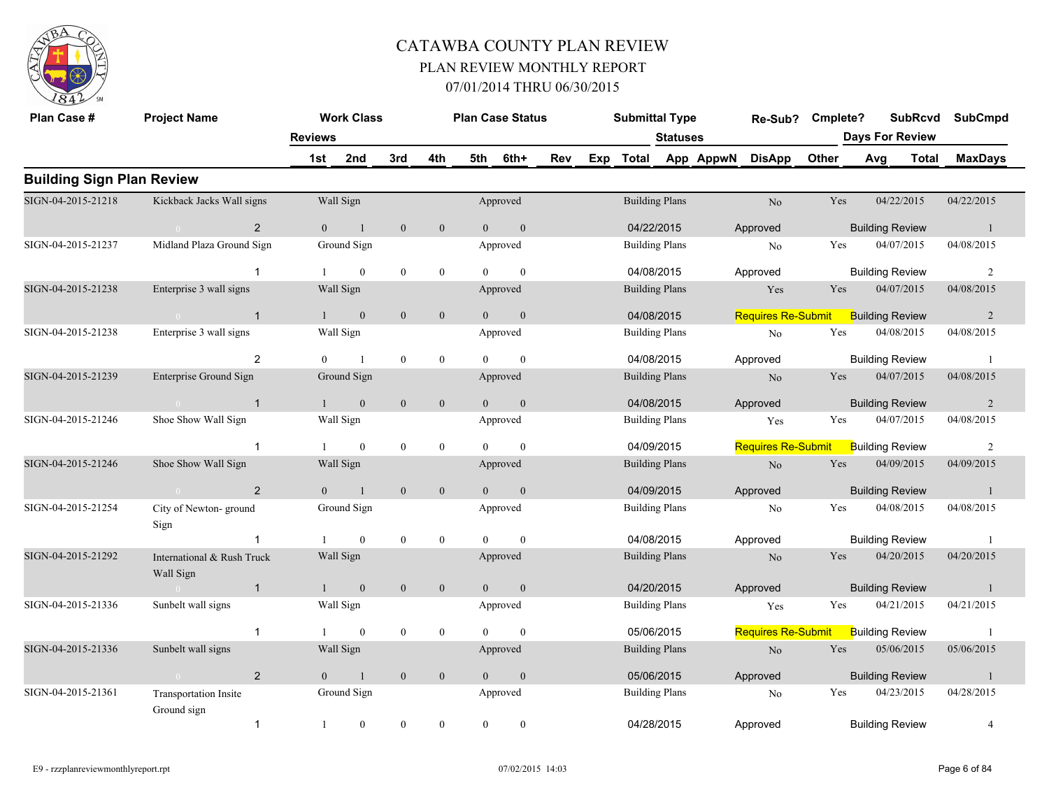# CATAWBA COUNTY PLAN REVIEW

## PLAN REVIEW MONTHLY REPORT

### 07/01/2014 THRU 06/30/2015

## Building Sign Plan Review

| Plan Case # | Project Name | Reviews | Work Class 1st | 2nd | 3rd | 4th | Plan Case Status 5th | 6th+ | Rev | Exp | Submittal Type Total | Statuses App | AppwN | Re-Sub? DisApp | Cmplete? Other | Days For Review Avg | SubRcvd Total | SubCmpd MaxDays |
|---|---|---|---|---|---|---|---|---|---|---|---|---|---|---|---|---|---|---|
| SIGN-04-2015-21218 | Kickback Jacks Wall signs | | Wall Sign | | | | Approved | | | | Building Plans | | | No | Yes | | 04/22/2015 | 04/22/2015 |
| | 0 | 2 | 0 | 1 | 0 | 0 | 0 | 0 | | | 04/22/2015 | | | Approved | | Building Review | | 1 |
| SIGN-04-2015-21237 | Midland Plaza Ground Sign | | Ground Sign | | | | Approved | | | | Building Plans | | | No | Yes | | 04/07/2015 | 04/08/2015 |
| | | 1 | 1 | 0 | 0 | 0 | 0 | 0 | | | 04/08/2015 | | | Approved | | Building Review | | 2 |
| SIGN-04-2015-21238 | Enterprise 3 wall signs | | Wall Sign | | | | Approved | | | | Building Plans | | | Yes | Yes | | 04/07/2015 | 04/08/2015 |
| | 0 | 1 | 1 | 0 | 0 | 0 | 0 | 0 | | | 04/08/2015 | | | Requires Re-Submit | | Building Review | | 2 |
| SIGN-04-2015-21238 | Enterprise 3 wall signs | | Wall Sign | | | | Approved | | | | Building Plans | | | No | Yes | | 04/08/2015 | 04/08/2015 |
| | | 2 | 0 | 1 | 0 | 0 | 0 | 0 | | | 04/08/2015 | | | Approved | | Building Review | | 1 |
| SIGN-04-2015-21239 | Enterprise Ground Sign | | Ground Sign | | | | Approved | | | | Building Plans | | | No | Yes | | 04/07/2015 | 04/08/2015 |
| | 0 | 1 | 1 | 0 | 0 | 0 | 0 | 0 | | | 04/08/2015 | | | Approved | | Building Review | | 2 |
| SIGN-04-2015-21246 | Shoe Show Wall Sign | | Wall Sign | | | | Approved | | | | Building Plans | | | Yes | Yes | | 04/07/2015 | 04/08/2015 |
| | | 1 | 1 | 0 | 0 | 0 | 0 | 0 | | | 04/09/2015 | | | Requires Re-Submit | | Building Review | | 2 |
| SIGN-04-2015-21246 | Shoe Show Wall Sign | | Wall Sign | | | | Approved | | | | Building Plans | | | No | Yes | | 04/09/2015 | 04/09/2015 |
| | 0 | 2 | 0 | 1 | 0 | 0 | 0 | 0 | | | 04/09/2015 | | | Approved | | Building Review | | 1 |
| SIGN-04-2015-21254 | City of Newton- ground Sign | | Ground Sign | | | | Approved | | | | Building Plans | | | No | Yes | | 04/08/2015 | 04/08/2015 |
| | | 1 | 1 | 0 | 0 | 0 | 0 | 0 | | | 04/08/2015 | | | Approved | | Building Review | | 1 |
| SIGN-04-2015-21292 | International & Rush Truck Wall Sign | | Wall Sign | | | | Approved | | | | Building Plans | | | No | Yes | | 04/20/2015 | 04/20/2015 |
| | 0 | 1 | 1 | 0 | 0 | 0 | 0 | 0 | | | 04/20/2015 | | | Approved | | Building Review | | 1 |
| SIGN-04-2015-21336 | Sunbelt wall signs | | Wall Sign | | | | Approved | | | | Building Plans | | | Yes | Yes | | 04/21/2015 | 04/21/2015 |
| | | 1 | 1 | 0 | 0 | 0 | 0 | 0 | | | 05/06/2015 | | | Requires Re-Submit | | Building Review | | 1 |
| SIGN-04-2015-21336 | Sunbelt wall signs | | Wall Sign | | | | Approved | | | | Building Plans | | | No | Yes | | 05/06/2015 | 05/06/2015 |
| | 0 | 2 | 0 | 1 | 0 | 0 | 0 | 0 | | | 05/06/2015 | | | Approved | | Building Review | | 1 |
| SIGN-04-2015-21361 | Transportation Insite Ground sign | | Ground Sign | | | | Approved | | | | Building Plans | | | No | Yes | | 04/23/2015 | 04/28/2015 |
| | | 1 | 1 | 0 | 0 | 0 | 0 | 0 | | | 04/28/2015 | | | Approved | | Building Review | | 4 |

E9 - rzzplanreviewmonthlyreport.rpt 07/02/2015 14:03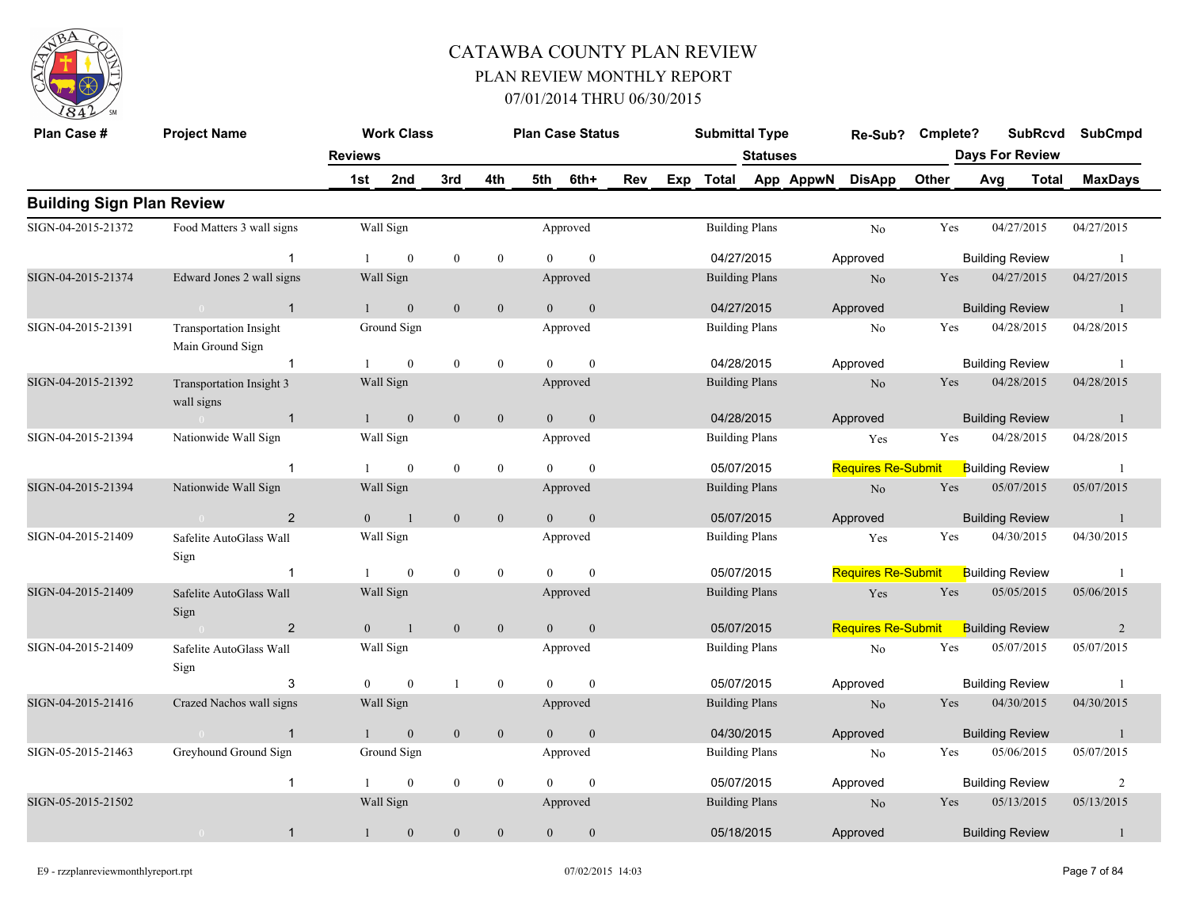# CATAWBA COUNTY PLAN REVIEW

## PLAN REVIEW MONTHLY REPORT

### 07/01/2014 THRU 06/30/2015

## Building Sign Plan Review

| Plan Case # | Project Name | Reviews | 1st | 2nd | 3rd | 4th | 5th | 6th+ | Work Class | Plan Case Status | Rev | Exp | Submittal Type / Total | Statuses | Re-Sub? | Cmplete? | SubRcvd | SubCmpd | Days For Review Avg | Total | MaxDays |
|---|---|---|---|---|---|---|---|---|---|---|---|---|---|---|---|---|---|---|---|---|---|
| SIGN-04-2015-21372 | Food Matters 3 wall signs | 1 | 1 | 0 | 0 | 0 | 0 | 0 | Wall Sign | Approved | | | Building Plans 04/27/2015 | Approved | No | Yes | 04/27/2015 | 04/27/2015 | Building Review | | 1 |
| SIGN-04-2015-21374 | Edward Jones 2 wall signs | 1 | 1 | 0 | 0 | 0 | 0 | 0 | Wall Sign | Approved | | | Building Plans 04/27/2015 | Approved | No | Yes | 04/27/2015 | 04/27/2015 | Building Review | | 1 |
| SIGN-04-2015-21391 | Transportation Insight Main Ground Sign | 1 | 1 | 0 | 0 | 0 | 0 | 0 | Ground Sign | Approved | | | Building Plans 04/28/2015 | Approved | No | Yes | 04/28/2015 | 04/28/2015 | Building Review | | 1 |
| SIGN-04-2015-21392 | Transportation Insight 3 wall signs | 1 | 1 | 0 | 0 | 0 | 0 | 0 | Wall Sign | Approved | | | Building Plans 04/28/2015 | Approved | No | Yes | 04/28/2015 | 04/28/2015 | Building Review | | 1 |
| SIGN-04-2015-21394 | Nationwide Wall Sign | 1 | 1 | 0 | 0 | 0 | 0 | 0 | Wall Sign | Approved | | | Building Plans 05/07/2015 | Requires Re-Submit | Yes | Yes | 04/28/2015 | 04/28/2015 | Building Review | | 1 |
| SIGN-04-2015-21394 | Nationwide Wall Sign | 2 | 0 | 1 | 0 | 0 | 0 | 0 | Wall Sign | Approved | | | Building Plans 05/07/2015 | Approved | No | Yes | 05/07/2015 | 05/07/2015 | Building Review | | 1 |
| SIGN-04-2015-21409 | Safelite AutoGlass Wall Sign | 1 | 1 | 0 | 0 | 0 | 0 | 0 | Wall Sign | Approved | | | Building Plans 05/07/2015 | Requires Re-Submit | Yes | Yes | 04/30/2015 | 04/30/2015 | Building Review | | 1 |
| SIGN-04-2015-21409 | Safelite AutoGlass Wall Sign | 2 | 0 | 1 | 0 | 0 | 0 | 0 | Wall Sign | Approved | | | Building Plans 05/07/2015 | Requires Re-Submit | Yes | Yes | 05/05/2015 | 05/06/2015 | Building Review | | 2 |
| SIGN-04-2015-21409 | Safelite AutoGlass Wall Sign | 3 | 0 | 0 | 1 | 0 | 0 | 0 | Wall Sign | Approved | | | Building Plans 05/07/2015 | Approved | No | Yes | 05/07/2015 | 05/07/2015 | Building Review | | 1 |
| SIGN-04-2015-21416 | Crazed Nachos wall signs | 1 | 1 | 0 | 0 | 0 | 0 | 0 | Wall Sign | Approved | | | Building Plans 04/30/2015 | Approved | No | Yes | 04/30/2015 | 04/30/2015 | Building Review | | 1 |
| SIGN-05-2015-21463 | Greyhound Ground Sign | 1 | 1 | 0 | 0 | 0 | 0 | 0 | Ground Sign | Approved | | | Building Plans 05/07/2015 | Approved | No | Yes | 05/06/2015 | 05/07/2015 | Building Review | | 2 |
| SIGN-05-2015-21502 | | 1 | 1 | 0 | 0 | 0 | 0 | 0 | Wall Sign | Approved | | | Building Plans 05/18/2015 | Approved | No | Yes | 05/13/2015 | 05/13/2015 | Building Review | | 1 |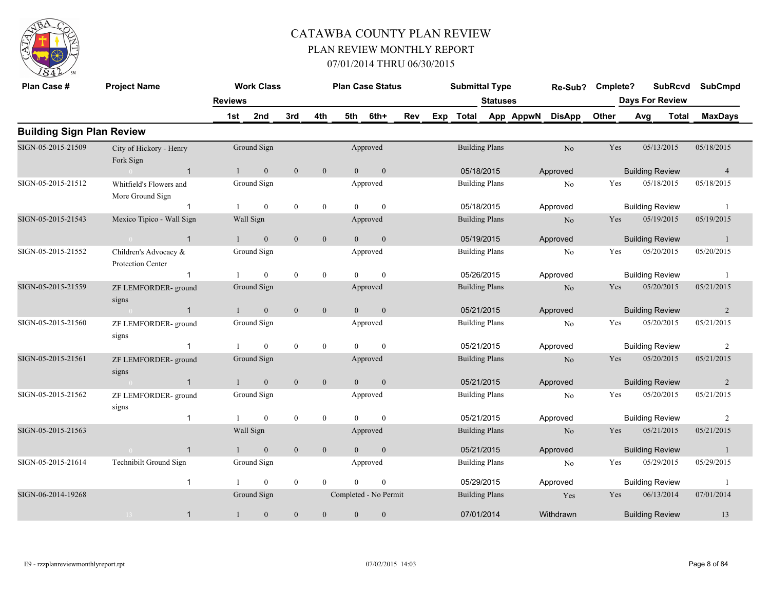# CATAWBA COUNTY PLAN REVIEW

## PLAN REVIEW MONTHLY REPORT

### 07/01/2014 THRU 06/30/2015

## Building Sign Plan Review

| Plan Case # | Project Name | Work Class | Plan Case Status | Submittal Type | Re-Sub? | Cmplete? | SubRcvd | SubCmpd |
|---|---|---|---|---|---|---|---|---|
| | Reviews: 1st | 2nd / 3rd / 4th / 5th / 6th+ | Rev / Exp / Total | Statuses: App / AppwN / DisApp / Other | | | Days For Review: Avg / Total | MaxDays |
| SIGN-05-2015-21509 | City of Hickory - Henry Fork Sign | Ground Sign | Approved | Building Plans | No | Yes | 05/13/2015 | 05/18/2015 |
| 0 | 1 | 1 / 0 / 0 / 0 / 0 / 0 | 05/18/2015 | Approved | | | Building Review | 4 |
| SIGN-05-2015-21512 | Whitfield's Flowers and More Ground Sign | Ground Sign | Approved | Building Plans | No | Yes | 05/18/2015 | 05/18/2015 |
| | 1 | 1 / 0 / 0 / 0 / 0 / 0 | 05/18/2015 | Approved | | | Building Review | 1 |
| SIGN-05-2015-21543 | Mexico Tipico - Wall Sign | Wall Sign | Approved | Building Plans | No | Yes | 05/19/2015 | 05/19/2015 |
| 0 | 1 | 1 / 0 / 0 / 0 / 0 / 0 | 05/19/2015 | Approved | | | Building Review | 1 |
| SIGN-05-2015-21552 | Children's Advocacy & Protection Center | Ground Sign | Approved | Building Plans | No | Yes | 05/20/2015 | 05/20/2015 |
| | 1 | 1 / 0 / 0 / 0 / 0 / 0 | 05/26/2015 | Approved | | | Building Review | 1 |
| SIGN-05-2015-21559 | ZF LEMFORDER- ground signs | Ground Sign | Approved | Building Plans | No | Yes | 05/20/2015 | 05/21/2015 |
| 0 | 1 | 1 / 0 / 0 / 0 / 0 / 0 | 05/21/2015 | Approved | | | Building Review | 2 |
| SIGN-05-2015-21560 | ZF LEMFORDER- ground signs | Ground Sign | Approved | Building Plans | No | Yes | 05/20/2015 | 05/21/2015 |
| | 1 | 1 / 0 / 0 / 0 / 0 / 0 | 05/21/2015 | Approved | | | Building Review | 2 |
| SIGN-05-2015-21561 | ZF LEMFORDER- ground signs | Ground Sign | Approved | Building Plans | No | Yes | 05/20/2015 | 05/21/2015 |
| 0 | 1 | 1 / 0 / 0 / 0 / 0 / 0 | 05/21/2015 | Approved | | | Building Review | 2 |
| SIGN-05-2015-21562 | ZF LEMFORDER- ground signs | Ground Sign | Approved | Building Plans | No | Yes | 05/20/2015 | 05/21/2015 |
| | 1 | 1 / 0 / 0 / 0 / 0 / 0 | 05/21/2015 | Approved | | | Building Review | 2 |
| SIGN-05-2015-21563 | | Wall Sign | Approved | Building Plans | No | Yes | 05/21/2015 | 05/21/2015 |
| 0 | 1 | 1 / 0 / 0 / 0 / 0 / 0 | 05/21/2015 | Approved | | | Building Review | 1 |
| SIGN-05-2015-21614 | Technibilt Ground Sign | Ground Sign | Approved | Building Plans | No | Yes | 05/29/2015 | 05/29/2015 |
| | 1 | 1 / 0 / 0 / 0 / 0 / 0 | 05/29/2015 | Approved | | | Building Review | 1 |
| SIGN-06-2014-19268 | | Ground Sign | Completed - No Permit | Building Plans | Yes | Yes | 06/13/2014 | 07/01/2014 |
| 13 | 1 | 1 / 0 / 0 / 0 / 0 / 0 | 07/01/2014 | Withdrawn | | | Building Review | 13 |

E9 - rzzplanreviewmonthlyreport.rpt 07/02/2015 14:03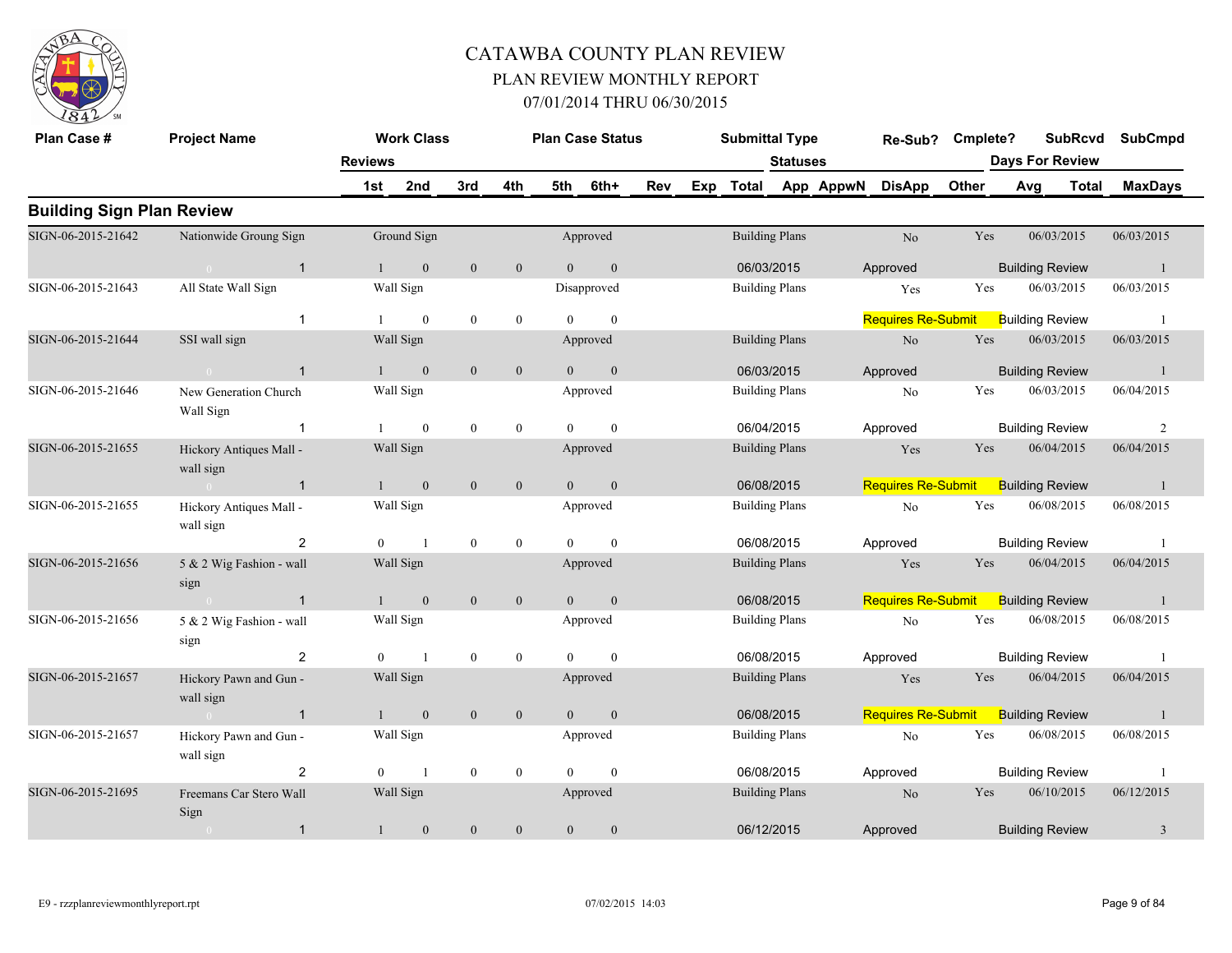# CATAWBA COUNTY PLAN REVIEW

## PLAN REVIEW MONTHLY REPORT

### 07/01/2014 THRU 06/30/2015

## Building Sign Plan Review

| Plan Case # | Project Name | Reviews | 1st | 2nd | 3rd | 4th | 5th | 6th+ | Rev | Exp | Total | Work Class | Plan Case Status | Submittal Type | Statuses App | AppwN | DisApp | Other | Re-Sub? | Cmplete? | SubRcvd | SubCmpd | Days For Review Avg | Total | MaxDays |
|---|---|---|---|---|---|---|---|---|---|---|---|---|---|---|---|---|---|---|---|---|---|---|---|---|---|
| SIGN-06-2015-21642 | Nationwide Groung Sign | 1 | 1 | 0 | 0 | 0 | 0 | 0 | | | | Ground Sign | Approved | Building Plans | 06/03/2015 | | Approved | | No | Yes | 06/03/2015 | 06/03/2015 | Building Review | | 1 |
| SIGN-06-2015-21643 | All State Wall Sign | 1 | 1 | 0 | 0 | 0 | 0 | 0 | | | | Wall Sign | Disapproved | Building Plans | | | Requires Re-Submit | | Yes | Yes | 06/03/2015 | 06/03/2015 | Building Review | | 1 |
| SIGN-06-2015-21644 | SSI wall sign | 1 | 1 | 0 | 0 | 0 | 0 | 0 | | | | Wall Sign | Approved | Building Plans | 06/03/2015 | | Approved | | No | Yes | 06/03/2015 | 06/03/2015 | Building Review | | 1 |
| SIGN-06-2015-21646 | New Generation Church Wall Sign | 1 | 1 | 0 | 0 | 0 | 0 | 0 | | | | Wall Sign | Approved | Building Plans | 06/04/2015 | | Approved | | No | Yes | 06/03/2015 | 06/04/2015 | Building Review | | 2 |
| SIGN-06-2015-21655 | Hickory Antiques Mall - wall sign | 1 | 1 | 0 | 0 | 0 | 0 | 0 | | | | Wall Sign | Approved | Building Plans | 06/08/2015 | | Requires Re-Submit | | Yes | Yes | 06/04/2015 | 06/04/2015 | Building Review | | 1 |
| SIGN-06-2015-21655 | Hickory Antiques Mall - wall sign | 2 | 0 | 1 | 0 | 0 | 0 | 0 | | | | Wall Sign | Approved | Building Plans | 06/08/2015 | | Approved | | No | Yes | 06/08/2015 | 06/08/2015 | Building Review | | 1 |
| SIGN-06-2015-21656 | 5 & 2 Wig Fashion - wall sign | 1 | 1 | 0 | 0 | 0 | 0 | 0 | | | | Wall Sign | Approved | Building Plans | 06/08/2015 | | Requires Re-Submit | | Yes | Yes | 06/04/2015 | 06/04/2015 | Building Review | | 1 |
| SIGN-06-2015-21656 | 5 & 2 Wig Fashion - wall sign | 2 | 0 | 1 | 0 | 0 | 0 | 0 | | | | Wall Sign | Approved | Building Plans | 06/08/2015 | | Approved | | No | Yes | 06/08/2015 | 06/08/2015 | Building Review | | 1 |
| SIGN-06-2015-21657 | Hickory Pawn and Gun - wall sign | 1 | 1 | 0 | 0 | 0 | 0 | 0 | | | | Wall Sign | Approved | Building Plans | 06/08/2015 | | Requires Re-Submit | | Yes | Yes | 06/04/2015 | 06/04/2015 | Building Review | | 1 |
| SIGN-06-2015-21657 | Hickory Pawn and Gun - wall sign | 2 | 0 | 1 | 0 | 0 | 0 | 0 | | | | Wall Sign | Approved | Building Plans | 06/08/2015 | | Approved | | No | Yes | 06/08/2015 | 06/08/2015 | Building Review | | 1 |
| SIGN-06-2015-21695 | Freemans Car Stero Wall Sign | 1 | 1 | 0 | 0 | 0 | 0 | 0 | | | | Wall Sign | Approved | Building Plans | 06/12/2015 | | Approved | | No | Yes | 06/10/2015 | 06/12/2015 | Building Review | | 3 |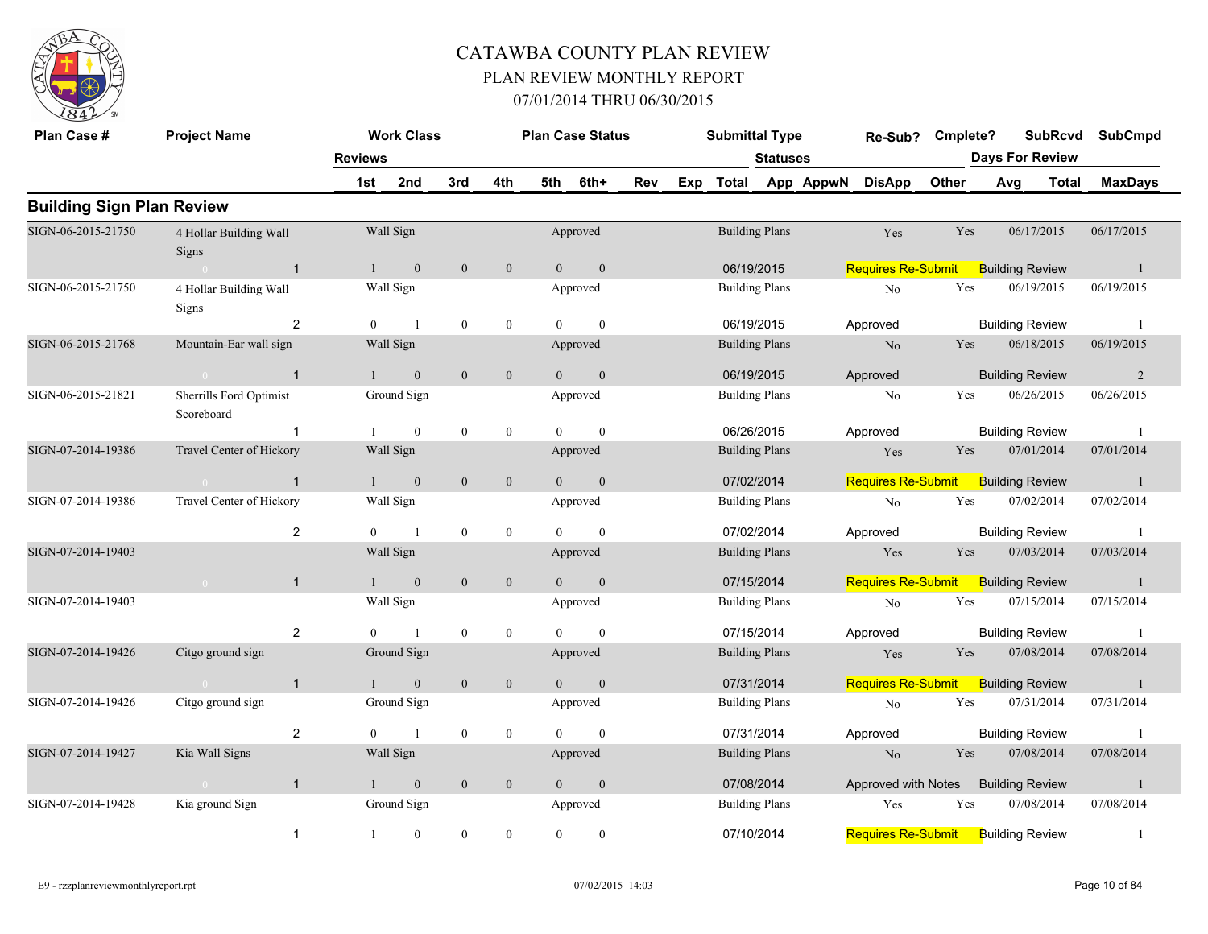# CATAWBA COUNTY PLAN REVIEW

## PLAN REVIEW MONTHLY REPORT

### 07/01/2014 THRU 06/30/2015

## Building Sign Plan Review

| Plan Case # | Project Name | Reviews | Work Class / 1st | 2nd | 3rd | 4th | Plan Case Status / 5th | 6th+ | Rev | Exp | Submittal Type / Total | Statuses App | AppwN | Re-Sub? / DisApp | Cmplete? / Other | SubRcvd / Days For Review Avg | Total | SubCmpd / MaxDays |
|---|---|---|---|---|---|---|---|---|---|---|---|---|---|---|---|---|---|---|
| SIGN-06-2015-21750 | 4 Hollar Building Wall Signs | | Wall Sign | | | | Approved | | | | Building Plans | | | Yes | Yes | 06/17/2015 | | 06/17/2015 |
| | 0 | 1 | 1 | 0 | 0 | 0 | 0 | 0 | | | 06/19/2015 | | | Requires Re-Submit | | Building Review | | 1 |
| SIGN-06-2015-21750 | 4 Hollar Building Wall Signs | | Wall Sign | | | | Approved | | | | Building Plans | | | No | Yes | 06/19/2015 | | 06/19/2015 |
| | | 2 | 0 | 1 | 0 | 0 | 0 | 0 | | | 06/19/2015 | | | Approved | | Building Review | | 1 |
| SIGN-06-2015-21768 | Mountain-Ear wall sign | | Wall Sign | | | | Approved | | | | Building Plans | | | No | Yes | 06/18/2015 | | 06/19/2015 |
| | 0 | 1 | 1 | 0 | 0 | 0 | 0 | 0 | | | 06/19/2015 | | | Approved | | Building Review | | 2 |
| SIGN-06-2015-21821 | Sherrills Ford Optimist Scoreboard | | Ground Sign | | | | Approved | | | | Building Plans | | | No | Yes | 06/26/2015 | | 06/26/2015 |
| | | 1 | 1 | 0 | 0 | 0 | 0 | 0 | | | 06/26/2015 | | | Approved | | Building Review | | 1 |
| SIGN-07-2014-19386 | Travel Center of Hickory | | Wall Sign | | | | Approved | | | | Building Plans | | | Yes | Yes | 07/01/2014 | | 07/01/2014 |
| | 0 | 1 | 1 | 0 | 0 | 0 | 0 | 0 | | | 07/02/2014 | | | Requires Re-Submit | | Building Review | | 1 |
| SIGN-07-2014-19386 | Travel Center of Hickory | | Wall Sign | | | | Approved | | | | Building Plans | | | No | Yes | 07/02/2014 | | 07/02/2014 |
| | | 2 | 0 | 1 | 0 | 0 | 0 | 0 | | | 07/02/2014 | | | Approved | | Building Review | | 1 |
| SIGN-07-2014-19403 | | | Wall Sign | | | | Approved | | | | Building Plans | | | Yes | Yes | 07/03/2014 | | 07/03/2014 |
| | 0 | 1 | 1 | 0 | 0 | 0 | 0 | 0 | | | 07/15/2014 | | | Requires Re-Submit | | Building Review | | 1 |
| SIGN-07-2014-19403 | | | Wall Sign | | | | Approved | | | | Building Plans | | | No | Yes | 07/15/2014 | | 07/15/2014 |
| | | 2 | 0 | 1 | 0 | 0 | 0 | 0 | | | 07/15/2014 | | | Approved | | Building Review | | 1 |
| SIGN-07-2014-19426 | Citgo ground sign | | Ground Sign | | | | Approved | | | | Building Plans | | | Yes | Yes | 07/08/2014 | | 07/08/2014 |
| | 0 | 1 | 1 | 0 | 0 | 0 | 0 | 0 | | | 07/31/2014 | | | Requires Re-Submit | | Building Review | | 1 |
| SIGN-07-2014-19426 | Citgo ground sign | | Ground Sign | | | | Approved | | | | Building Plans | | | No | Yes | 07/31/2014 | | 07/31/2014 |
| | | 2 | 0 | 1 | 0 | 0 | 0 | 0 | | | 07/31/2014 | | | Approved | | Building Review | | 1 |
| SIGN-07-2014-19427 | Kia Wall Signs | | Wall Sign | | | | Approved | | | | Building Plans | | | No | Yes | 07/08/2014 | | 07/08/2014 |
| | 0 | 1 | 1 | 0 | 0 | 0 | 0 | 0 | | | 07/08/2014 | | | Approved with Notes | | Building Review | | 1 |
| SIGN-07-2014-19428 | Kia ground Sign | | Ground Sign | | | | Approved | | | | Building Plans | | | Yes | Yes | 07/08/2014 | | 07/08/2014 |
| | | 1 | 1 | 0 | 0 | 0 | 0 | 0 | | | 07/10/2014 | | | Requires Re-Submit | | Building Review | | 1 |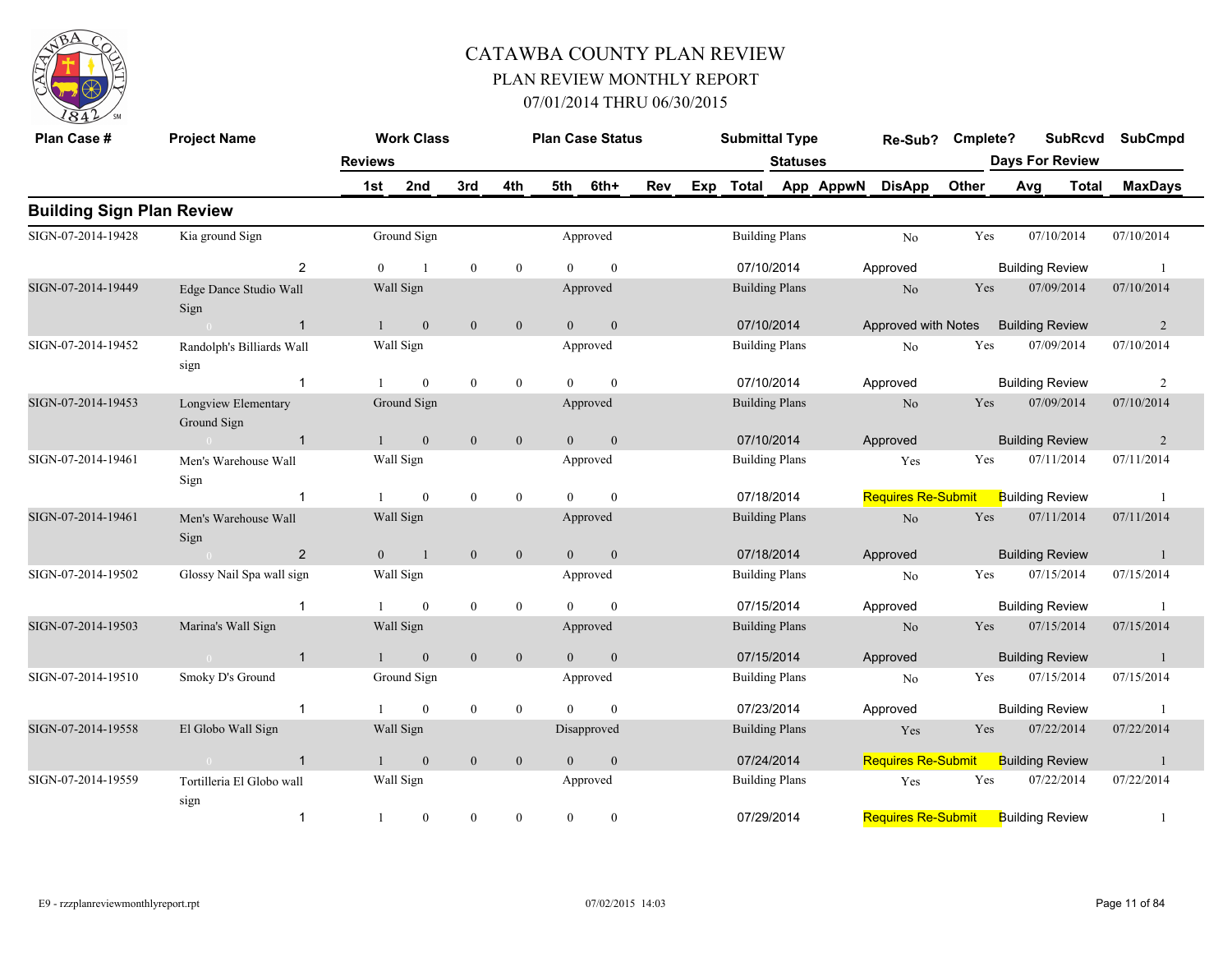# CATAWBA COUNTY PLAN REVIEW

## PLAN REVIEW MONTHLY REPORT

### 07/01/2014 THRU 06/30/2015

| Plan Case # | Project Name | Reviews | 1st | 2nd | 3rd | 4th | 5th | 6th+ | Rev | Exp | Total | App | AppwN | DisApp | Other | Avg | Total | MaxDays |
|---|---|---|---|---|---|---|---|---|---|---|---|---|---|---|---|---|---|---|
| | | Work Class | | | | Plan Case Status | | | | Submittal Type | | Statuses | | Re-Sub? | Cmplete? | SubRcvd | SubCmpd | |
| **Building Sign Plan Review** | | | | | | | | | | | | | | | | | | |
| SIGN-07-2014-19428 | Kia ground Sign | | Ground Sign | | | | Approved | | | Building Plans | | | | No | Yes | 07/10/2014 | 07/10/2014 | |
| | | 2 | 0 | 1 | 0 | 0 | 0 | 0 | | | 07/10/2014 | | | Approved | | Building Review | | 1 |
| SIGN-07-2014-19449 | Edge Dance Studio Wall Sign | | Wall Sign | | | | Approved | | | Building Plans | | | | No | Yes | 07/09/2014 | 07/10/2014 | |
| | 0 | 1 | 1 | 0 | 0 | 0 | 0 | 0 | | | 07/10/2014 | | | Approved with Notes | | Building Review | | 2 |
| SIGN-07-2014-19452 | Randolph's Billiards Wall sign | | Wall Sign | | | | Approved | | | Building Plans | | | | No | Yes | 07/09/2014 | 07/10/2014 | |
| | | 1 | 1 | 0 | 0 | 0 | 0 | 0 | | | 07/10/2014 | | | Approved | | Building Review | | 2 |
| SIGN-07-2014-19453 | Longview Elementary Ground Sign | | Ground Sign | | | | Approved | | | Building Plans | | | | No | Yes | 07/09/2014 | 07/10/2014 | |
| | 0 | 1 | 1 | 0 | 0 | 0 | 0 | 0 | | | 07/10/2014 | | | Approved | | Building Review | | 2 |
| SIGN-07-2014-19461 | Men's Warehouse Wall Sign | | Wall Sign | | | | Approved | | | Building Plans | | | | Yes | Yes | 07/11/2014 | 07/11/2014 | |
| | | 1 | 1 | 0 | 0 | 0 | 0 | 0 | | | 07/18/2014 | | | Requires Re-Submit | | Building Review | | 1 |
| SIGN-07-2014-19461 | Men's Warehouse Wall Sign | | Wall Sign | | | | Approved | | | Building Plans | | | | No | Yes | 07/11/2014 | 07/11/2014 | |
| | 0 | 2 | 0 | 1 | 0 | 0 | 0 | 0 | | | 07/18/2014 | | | Approved | | Building Review | | 1 |
| SIGN-07-2014-19502 | Glossy Nail Spa wall sign | | Wall Sign | | | | Approved | | | Building Plans | | | | No | Yes | 07/15/2014 | 07/15/2014 | |
| | | 1 | 1 | 0 | 0 | 0 | 0 | 0 | | | 07/15/2014 | | | Approved | | Building Review | | 1 |
| SIGN-07-2014-19503 | Marina's Wall Sign | | Wall Sign | | | | Approved | | | Building Plans | | | | No | Yes | 07/15/2014 | 07/15/2014 | |
| | 0 | 1 | 1 | 0 | 0 | 0 | 0 | 0 | | | 07/15/2014 | | | Approved | | Building Review | | 1 |
| SIGN-07-2014-19510 | Smoky D's Ground | | Ground Sign | | | | Approved | | | Building Plans | | | | No | Yes | 07/15/2014 | 07/15/2014 | |
| | | 1 | 1 | 0 | 0 | 0 | 0 | 0 | | | 07/23/2014 | | | Approved | | Building Review | | 1 |
| SIGN-07-2014-19558 | El Globo Wall Sign | | Wall Sign | | | | Disapproved | | | Building Plans | | | | Yes | Yes | 07/22/2014 | 07/22/2014 | |
| | 0 | 1 | 1 | 0 | 0 | 0 | 0 | 0 | | | 07/24/2014 | | | Requires Re-Submit | | Building Review | | 1 |
| SIGN-07-2014-19559 | Tortilleria El Globo wall sign | | Wall Sign | | | | Approved | | | Building Plans | | | | Yes | Yes | 07/22/2014 | 07/22/2014 | |
| | | 1 | 1 | 0 | 0 | 0 | 0 | 0 | | | 07/29/2014 | | | Requires Re-Submit | | Building Review | | 1 |

E9 - rzzplanreviewmonthlyreport.rpt 07/02/2015 14:03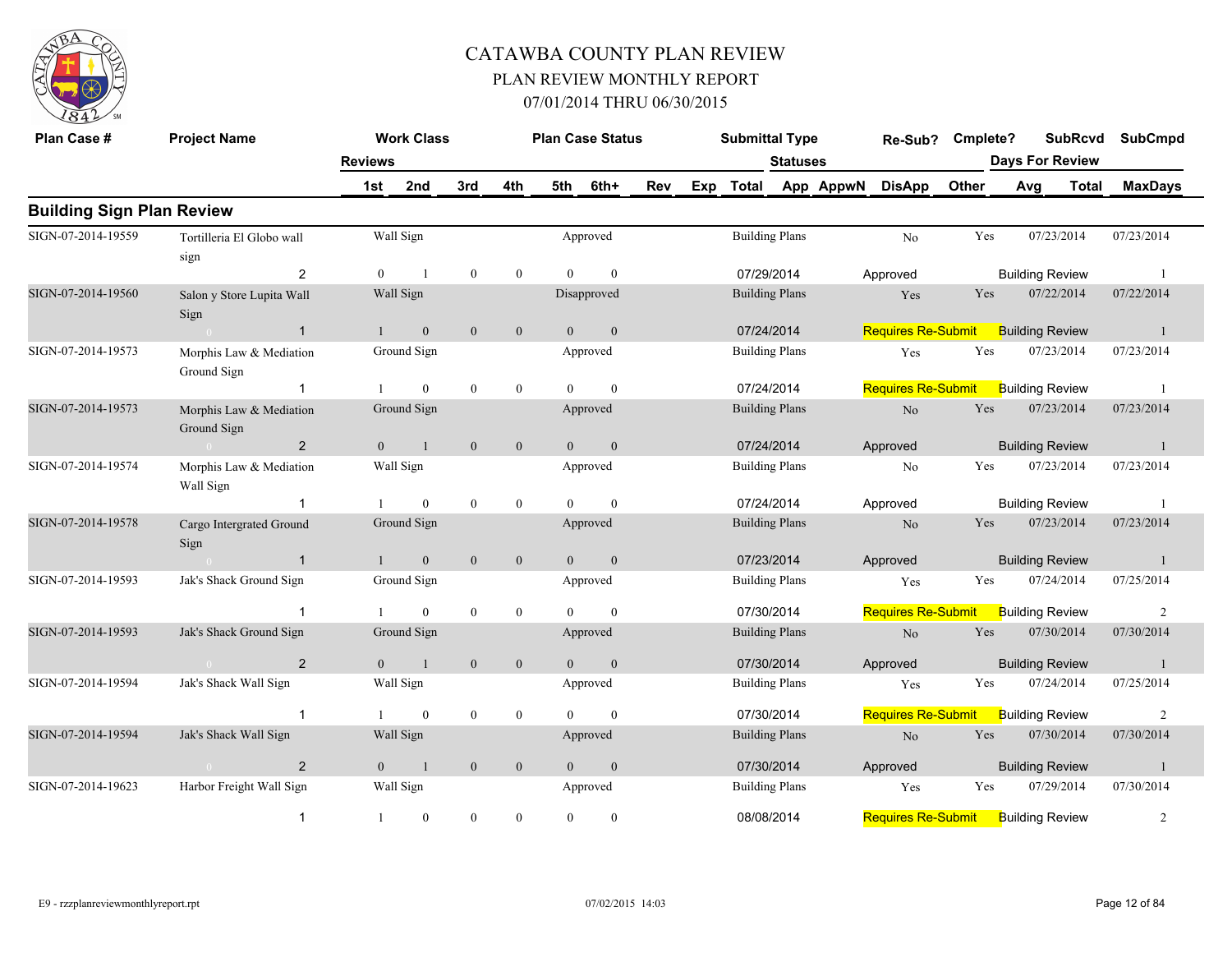# CATAWBA COUNTY PLAN REVIEW

## PLAN REVIEW MONTHLY REPORT

### 07/01/2014 THRU 06/30/2015

## Building Sign Plan Review

| Plan Case # | Project Name | Reviews | Work Class 1st | 2nd | 3rd | 4th | Plan Case Status 5th | 6th+ | Rev | Exp | Submittal Type Total | Statuses App | AppwN | Re-Sub? DisApp | Cmplete? Other | Days For Review Avg | SubRcvd Total | SubCmpd MaxDays |
|---|---|---|---|---|---|---|---|---|---|---|---|---|---|---|---|---|---|---|
| SIGN-07-2014-19559 | Tortilleria El Globo wall sign | 2 | Wall Sign 0 | 1 | 0 | 0 | Approved 0 | 0 | | | Building Plans 07/29/2014 | | | No Approved | Yes | 07/23/2014 Building Review | | 07/23/2014 1 |
| SIGN-07-2014-19560 | Salon y Store Lupita Wall Sign | 1 | Wall Sign 1 | 0 | 0 | 0 | Disapproved 0 | 0 | | | Building Plans 07/24/2014 | | | Yes Requires Re-Submit | Yes | 07/22/2014 Building Review | | 07/22/2014 1 |
| SIGN-07-2014-19573 | Morphis Law & Mediation Ground Sign | 1 | Ground Sign 1 | 0 | 0 | 0 | Approved 0 | 0 | | | Building Plans 07/24/2014 | | | Yes Requires Re-Submit | Yes | 07/23/2014 Building Review | | 07/23/2014 1 |
| SIGN-07-2014-19573 | Morphis Law & Mediation Ground Sign | 2 | Ground Sign 0 | 1 | 0 | 0 | Approved 0 | 0 | | | Building Plans 07/24/2014 | | | No Approved | Yes | 07/23/2014 Building Review | | 07/23/2014 1 |
| SIGN-07-2014-19574 | Morphis Law & Mediation Wall Sign | 1 | Wall Sign 1 | 0 | 0 | 0 | Approved 0 | 0 | | | Building Plans 07/24/2014 | | | No Approved | Yes | 07/23/2014 Building Review | | 07/23/2014 1 |
| SIGN-07-2014-19578 | Cargo Intergrated Ground Sign | 1 | Ground Sign 1 | 0 | 0 | 0 | Approved 0 | 0 | | | Building Plans 07/23/2014 | | | No Approved | Yes | 07/23/2014 Building Review | | 07/23/2014 1 |
| SIGN-07-2014-19593 | Jak's Shack Ground Sign | 1 | Ground Sign 1 | 0 | 0 | 0 | Approved 0 | 0 | | | Building Plans 07/30/2014 | | | Yes Requires Re-Submit | Yes | 07/24/2014 Building Review | | 07/25/2014 2 |
| SIGN-07-2014-19593 | Jak's Shack Ground Sign | 2 | Ground Sign 0 | 1 | 0 | 0 | Approved 0 | 0 | | | Building Plans 07/30/2014 | | | No Approved | Yes | 07/30/2014 Building Review | | 07/30/2014 1 |
| SIGN-07-2014-19594 | Jak's Shack Wall Sign | 1 | Wall Sign 1 | 0 | 0 | 0 | Approved 0 | 0 | | | Building Plans 07/30/2014 | | | Yes Requires Re-Submit | Yes | 07/24/2014 Building Review | | 07/25/2014 2 |
| SIGN-07-2014-19594 | Jak's Shack Wall Sign | 2 | Wall Sign 0 | 1 | 0 | 0 | Approved 0 | 0 | | | Building Plans 07/30/2014 | | | No Approved | Yes | 07/30/2014 Building Review | | 07/30/2014 1 |
| SIGN-07-2014-19623 | Harbor Freight Wall Sign | 1 | Wall Sign 1 | 0 | 0 | 0 | Approved 0 | 0 | | | Building Plans 08/08/2014 | | | Yes Requires Re-Submit | Yes | 07/29/2014 Building Review | | 07/30/2014 2 |

E9 - rzzplanreviewmonthlyreport.rpt 07/02/2015 14:03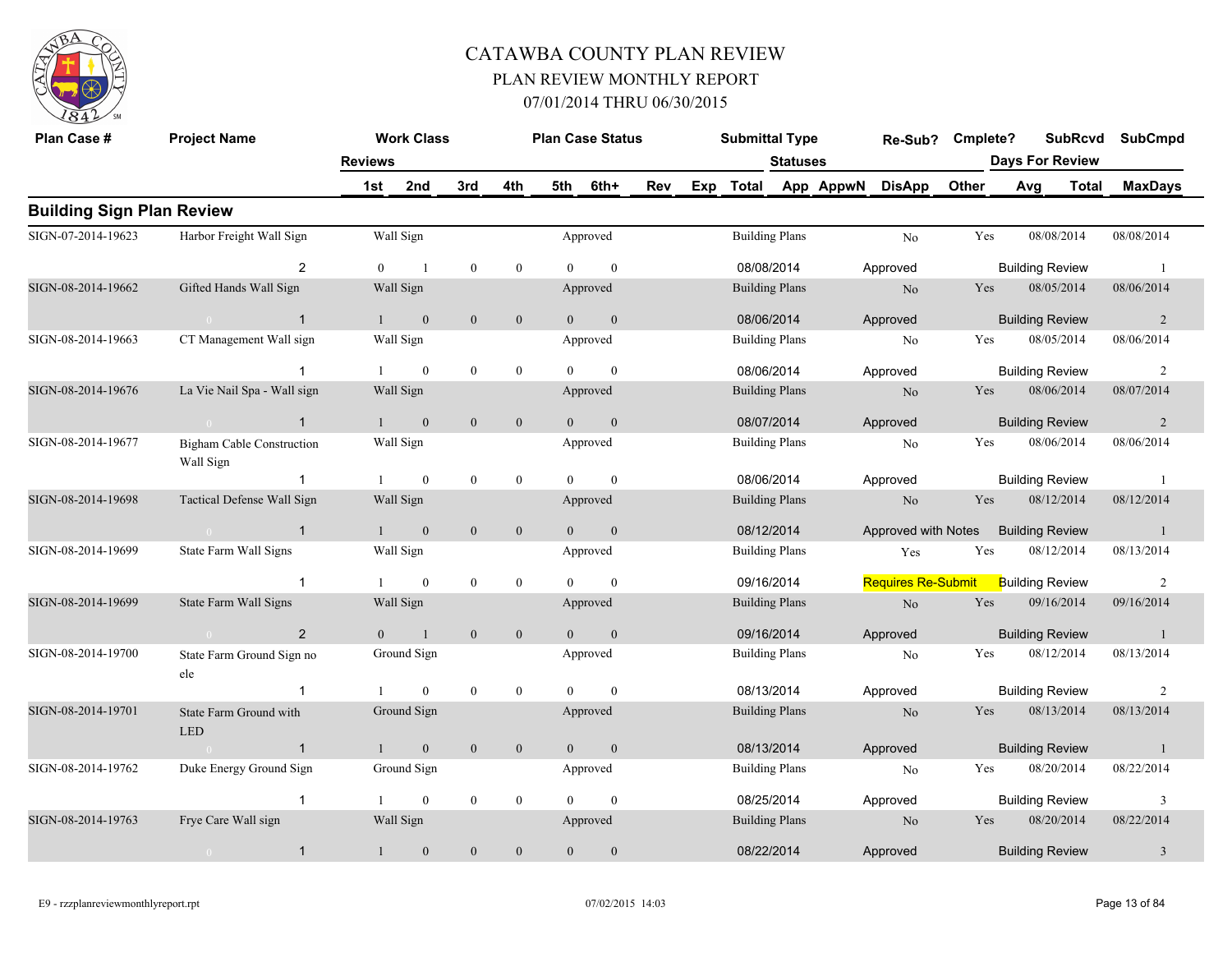# CATAWBA COUNTY PLAN REVIEW

## PLAN REVIEW MONTHLY REPORT

### 07/01/2014 THRU 06/30/2015

| Plan Case # | Project Name | Work Class | | | | | | | Plan Case Status | Submittal Type | | Re-Sub? | Cmplete? | SubRcvd | SubCmpd |
|---|---|---|---|---|---|---|---|---|---|---|---|---|---|---|---|
| | Reviews | 1st | 2nd | 3rd | 4th | 5th | 6th+ | Rev | Exp | Total | Statuses App AppwN | DisApp | Other | Days For Review Avg Total | MaxDays |

## Building Sign Plan Review

| Plan Case # | Project Name | Reviews | 1st | 2nd | 3rd | 4th | 5th | 6th+ | Work Class | Plan Case Status | Submittal Type | Status Date | Status | Re-Sub? | Cmplete? | SubRcvd | SubCmpd | Review Type | MaxDays |
|---|---|---|---|---|---|---|---|---|---|---|---|---|---|---|---|---|---|---|---|
| SIGN-07-2014-19623 | Harbor Freight Wall Sign | 2 | 0 | 1 | 0 | 0 | 0 | 0 | Wall Sign | Approved | Building Plans | 08/08/2014 | Approved | No | Yes | 08/08/2014 | 08/08/2014 | Building Review | 1 |
| SIGN-08-2014-19662 | Gifted Hands Wall Sign | 1 | 1 | 0 | 0 | 0 | 0 | 0 | Wall Sign | Approved | Building Plans | 08/06/2014 | Approved | No | Yes | 08/05/2014 | 08/06/2014 | Building Review | 2 |
| SIGN-08-2014-19663 | CT Management Wall sign | 1 | 1 | 0 | 0 | 0 | 0 | 0 | Wall Sign | Approved | Building Plans | 08/06/2014 | Approved | No | Yes | 08/05/2014 | 08/06/2014 | Building Review | 2 |
| SIGN-08-2014-19676 | La Vie Nail Spa - Wall sign | 1 | 1 | 0 | 0 | 0 | 0 | 0 | Wall Sign | Approved | Building Plans | 08/07/2014 | Approved | No | Yes | 08/06/2014 | 08/07/2014 | Building Review | 2 |
| SIGN-08-2014-19677 | Bigham Cable Construction Wall Sign | 1 | 1 | 0 | 0 | 0 | 0 | 0 | Wall Sign | Approved | Building Plans | 08/06/2014 | Approved | No | Yes | 08/06/2014 | 08/06/2014 | Building Review | 1 |
| SIGN-08-2014-19698 | Tactical Defense Wall Sign | 1 | 1 | 0 | 0 | 0 | 0 | 0 | Wall Sign | Approved | Building Plans | 08/12/2014 | Approved with Notes | No | Yes | 08/12/2014 | 08/12/2014 | Building Review | 1 |
| SIGN-08-2014-19699 | State Farm Wall Signs | 1 | 1 | 0 | 0 | 0 | 0 | 0 | Wall Sign | Approved | Building Plans | 09/16/2014 | Requires Re-Submit | Yes | Yes | 08/12/2014 | 08/13/2014 | Building Review | 2 |
| SIGN-08-2014-19699 | State Farm Wall Signs | 2 | 0 | 1 | 0 | 0 | 0 | 0 | Wall Sign | Approved | Building Plans | 09/16/2014 | Approved | No | Yes | 09/16/2014 | 09/16/2014 | Building Review | 1 |
| SIGN-08-2014-19700 | State Farm Ground Sign no ele | 1 | 1 | 0 | 0 | 0 | 0 | 0 | Ground Sign | Approved | Building Plans | 08/13/2014 | Approved | No | Yes | 08/12/2014 | 08/13/2014 | Building Review | 2 |
| SIGN-08-2014-19701 | State Farm Ground with LED | 1 | 1 | 0 | 0 | 0 | 0 | 0 | Ground Sign | Approved | Building Plans | 08/13/2014 | Approved | No | Yes | 08/13/2014 | 08/13/2014 | Building Review | 1 |
| SIGN-08-2014-19762 | Duke Energy Ground Sign | 1 | 1 | 0 | 0 | 0 | 0 | 0 | Ground Sign | Approved | Building Plans | 08/25/2014 | Approved | No | Yes | 08/20/2014 | 08/22/2014 | Building Review | 3 |
| SIGN-08-2014-19763 | Frye Care Wall sign | 1 | 1 | 0 | 0 | 0 | 0 | 0 | Wall Sign | Approved | Building Plans | 08/22/2014 | Approved | No | Yes | 08/20/2014 | 08/22/2014 | Building Review | 3 |

E9 - rzzplanreviewmonthlyreport.rpt 07/02/2015 14:03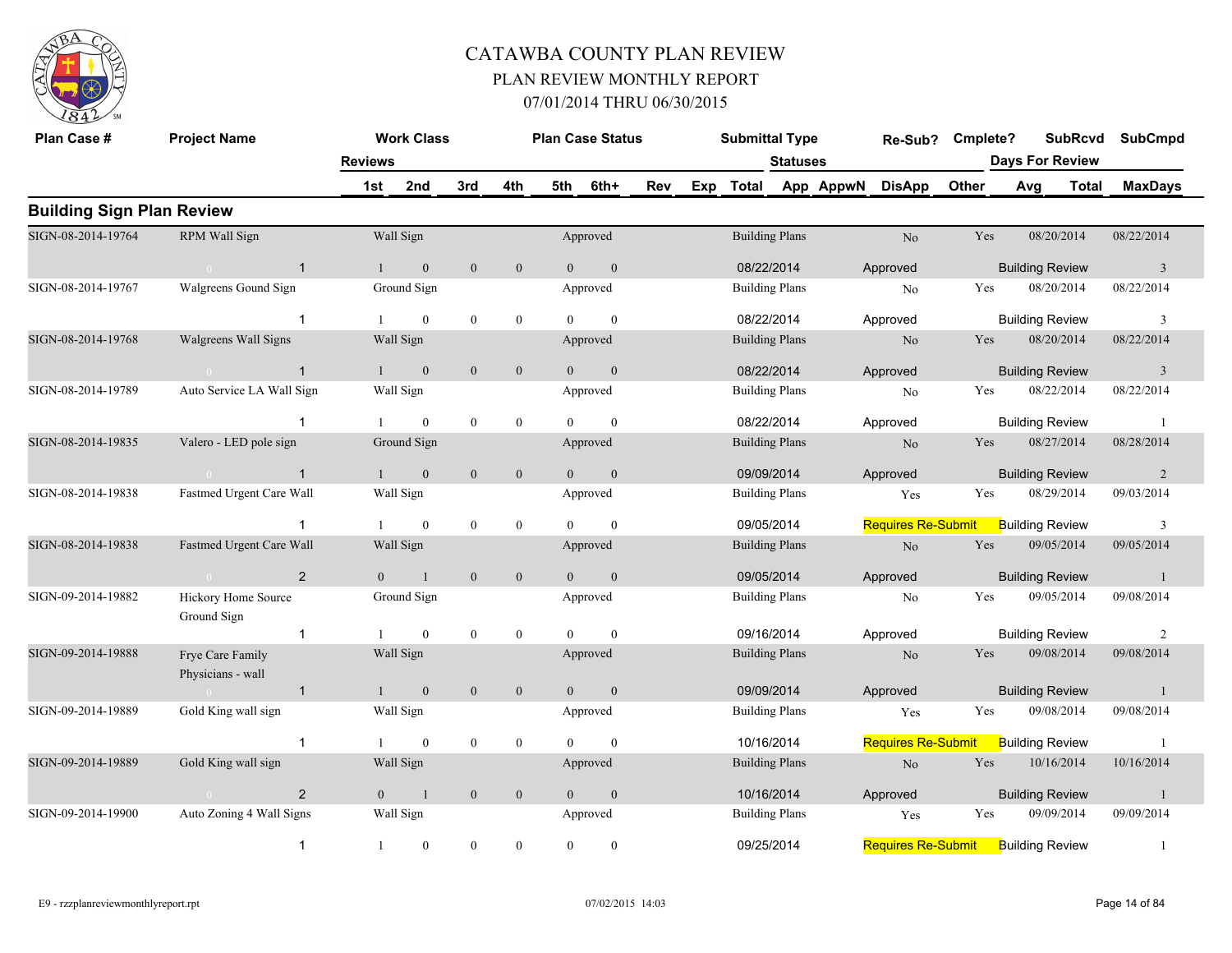# CATAWBA COUNTY PLAN REVIEW

## PLAN REVIEW MONTHLY REPORT

### 07/01/2014 THRU 06/30/2015

## Building Sign Plan Review

| Plan Case # | Project Name | Work Class | Plan Case Status | Submittal Type | Re-Sub? | Cmplete? | SubRcvd | SubCmpd |
|---|---|---|---|---|---|---|---|---|
| Reviews | 1st / 2nd / 3rd / 4th / 5th / 6th+ | Rev / Exp / Total | App / AppwN / DisApp / Other | Statuses | | Days For Review Avg / Total | | MaxDays |
| SIGN-08-2014-19764 | RPM Wall Sign | Wall Sign | Approved | Building Plans | No | Yes | 08/20/2014 | 08/22/2014 |
| 0 / 1 | 1 / 0 / 0 / 0 / 0 / 0 | 08/22/2014 | Approved | | | Building Review | | 3 |
| SIGN-08-2014-19767 | Walgreens Gound Sign | Ground Sign | Approved | Building Plans | No | Yes | 08/20/2014 | 08/22/2014 |
| 1 | 1 / 0 / 0 / 0 / 0 / 0 | 08/22/2014 | Approved | | | Building Review | | 3 |
| SIGN-08-2014-19768 | Walgreens Wall Signs | Wall Sign | Approved | Building Plans | No | Yes | 08/20/2014 | 08/22/2014 |
| 0 / 1 | 1 / 0 / 0 / 0 / 0 / 0 | 08/22/2014 | Approved | | | Building Review | | 3 |
| SIGN-08-2014-19789 | Auto Service LA Wall Sign | Wall Sign | Approved | Building Plans | No | Yes | 08/22/2014 | 08/22/2014 |
| 1 | 1 / 0 / 0 / 0 / 0 / 0 | 08/22/2014 | Approved | | | Building Review | | 1 |
| SIGN-08-2014-19835 | Valero - LED pole sign | Ground Sign | Approved | Building Plans | No | Yes | 08/27/2014 | 08/28/2014 |
| 0 / 1 | 1 / 0 / 0 / 0 / 0 / 0 | 09/09/2014 | Approved | | | Building Review | | 2 |
| SIGN-08-2014-19838 | Fastmed Urgent Care Wall | Wall Sign | Approved | Building Plans | Yes | Yes | 08/29/2014 | 09/03/2014 |
| 1 | 1 / 0 / 0 / 0 / 0 / 0 | 09/05/2014 | Requires Re-Submit | | | Building Review | | 3 |
| SIGN-08-2014-19838 | Fastmed Urgent Care Wall | Wall Sign | Approved | Building Plans | No | Yes | 09/05/2014 | 09/05/2014 |
| 0 / 2 | 0 / 1 / 0 / 0 / 0 / 0 | 09/05/2014 | Approved | | | Building Review | | 1 |
| SIGN-09-2014-19882 | Hickory Home Source Ground Sign | Ground Sign | Approved | Building Plans | No | Yes | 09/05/2014 | 09/08/2014 |
| 1 | 1 / 0 / 0 / 0 / 0 / 0 | 09/16/2014 | Approved | | | Building Review | | 2 |
| SIGN-09-2014-19888 | Frye Care Family Physicians - wall | Wall Sign | Approved | Building Plans | No | Yes | 09/08/2014 | 09/08/2014 |
| 0 / 1 | 1 / 0 / 0 / 0 / 0 / 0 | 09/09/2014 | Approved | | | Building Review | | 1 |
| SIGN-09-2014-19889 | Gold King wall sign | Wall Sign | Approved | Building Plans | Yes | Yes | 09/08/2014 | 09/08/2014 |
| 1 | 1 / 0 / 0 / 0 / 0 / 0 | 10/16/2014 | Requires Re-Submit | | | Building Review | | 1 |
| SIGN-09-2014-19889 | Gold King wall sign | Wall Sign | Approved | Building Plans | No | Yes | 10/16/2014 | 10/16/2014 |
| 0 / 2 | 0 / 1 / 0 / 0 / 0 / 0 | 10/16/2014 | Approved | | | Building Review | | 1 |
| SIGN-09-2014-19900 | Auto Zoning 4 Wall Signs | Wall Sign | Approved | Building Plans | Yes | Yes | 09/09/2014 | 09/09/2014 |
| 1 | 1 / 0 / 0 / 0 / 0 / 0 | 09/25/2014 | Requires Re-Submit | | | Building Review | | 1 |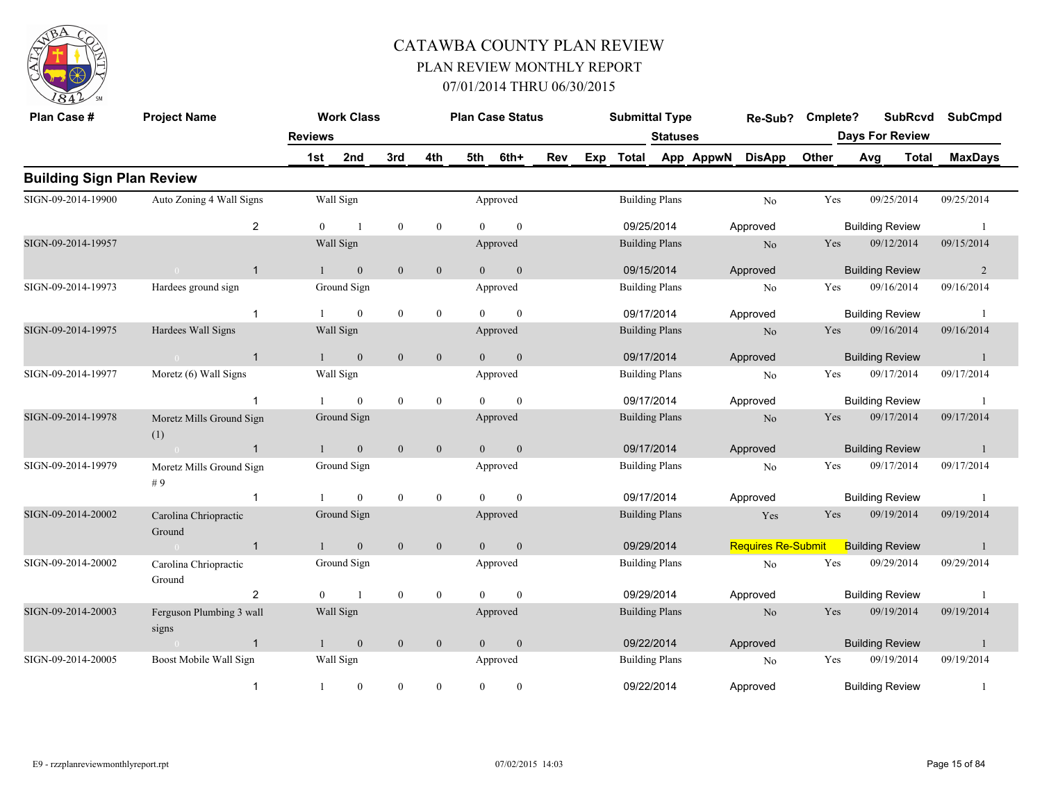# CATAWBA COUNTY PLAN REVIEW

## PLAN REVIEW MONTHLY REPORT

## 07/01/2014 THRU 06/30/2015

### Building Sign Plan Review

| Plan Case # | Project Name | Reviews | 1st | 2nd | 3rd | 4th | 5th | 6th+ | Work Class | Plan Case Status | Submittal Type | Total | Statuses | Re-Sub? | Cmplete? | SubRcvd | SubCmpd | Days For Review | MaxDays |
|---|---|---|---|---|---|---|---|---|---|---|---|---|---|---|---|---|---|---|---|
| SIGN-09-2014-19900 | Auto Zoning 4 Wall Signs | 2 | 0 | 1 | 0 | 0 | 0 | 0 | Wall Sign | Approved | Building Plans | 09/25/2014 | Approved | No | Yes | 09/25/2014 | 09/25/2014 | Building Review | 1 |
| SIGN-09-2014-19957 | 0 | 1 | 1 | 0 | 0 | 0 | 0 | 0 | Wall Sign | Approved | Building Plans | 09/15/2014 | Approved | No | Yes | 09/12/2014 | 09/15/2014 | Building Review | 2 |
| SIGN-09-2014-19973 | Hardees ground sign | 1 | 1 | 0 | 0 | 0 | 0 | 0 | Ground Sign | Approved | Building Plans | 09/17/2014 | Approved | No | Yes | 09/16/2014 | 09/16/2014 | Building Review | 1 |
| SIGN-09-2014-19975 | Hardees Wall Signs | 1 | 1 | 0 | 0 | 0 | 0 | 0 | Wall Sign | Approved | Building Plans | 09/17/2014 | Approved | No | Yes | 09/16/2014 | 09/16/2014 | Building Review | 1 |
| SIGN-09-2014-19977 | Moretz (6) Wall Signs | 1 | 1 | 0 | 0 | 0 | 0 | 0 | Wall Sign | Approved | Building Plans | 09/17/2014 | Approved | No | Yes | 09/17/2014 | 09/17/2014 | Building Review | 1 |
| SIGN-09-2014-19978 | Moretz Mills Ground Sign (1) | 1 | 1 | 0 | 0 | 0 | 0 | 0 | Ground Sign | Approved | Building Plans | 09/17/2014 | Approved | No | Yes | 09/17/2014 | 09/17/2014 | Building Review | 1 |
| SIGN-09-2014-19979 | Moretz Mills Ground Sign # 9 | 1 | 1 | 0 | 0 | 0 | 0 | 0 | Ground Sign | Approved | Building Plans | 09/17/2014 | Approved | No | Yes | 09/17/2014 | 09/17/2014 | Building Review | 1 |
| SIGN-09-2014-20002 | Carolina Chriopractic Ground | 1 | 1 | 0 | 0 | 0 | 0 | 0 | Ground Sign | Approved | Building Plans | 09/29/2014 | Requires Re-Submit | Yes | Yes | 09/19/2014 | 09/19/2014 | Building Review | 1 |
| SIGN-09-2014-20002 | Carolina Chriopractic Ground | 2 | 0 | 1 | 0 | 0 | 0 | 0 | Ground Sign | Approved | Building Plans | 09/29/2014 | Approved | No | Yes | 09/29/2014 | 09/29/2014 | Building Review | 1 |
| SIGN-09-2014-20003 | Ferguson Plumbing 3 wall signs | 1 | 1 | 0 | 0 | 0 | 0 | 0 | Wall Sign | Approved | Building Plans | 09/22/2014 | Approved | No | Yes | 09/19/2014 | 09/19/2014 | Building Review | 1 |
| SIGN-09-2014-20005 | Boost Mobile Wall Sign | 1 | 1 | 0 | 0 | 0 | 0 | 0 | Wall Sign | Approved | Building Plans | 09/22/2014 | Approved | No | Yes | 09/19/2014 | 09/19/2014 | Building Review | 1 |

E9 - rzzplanreviewmonthlyreport.rpt 07/02/2015 14:03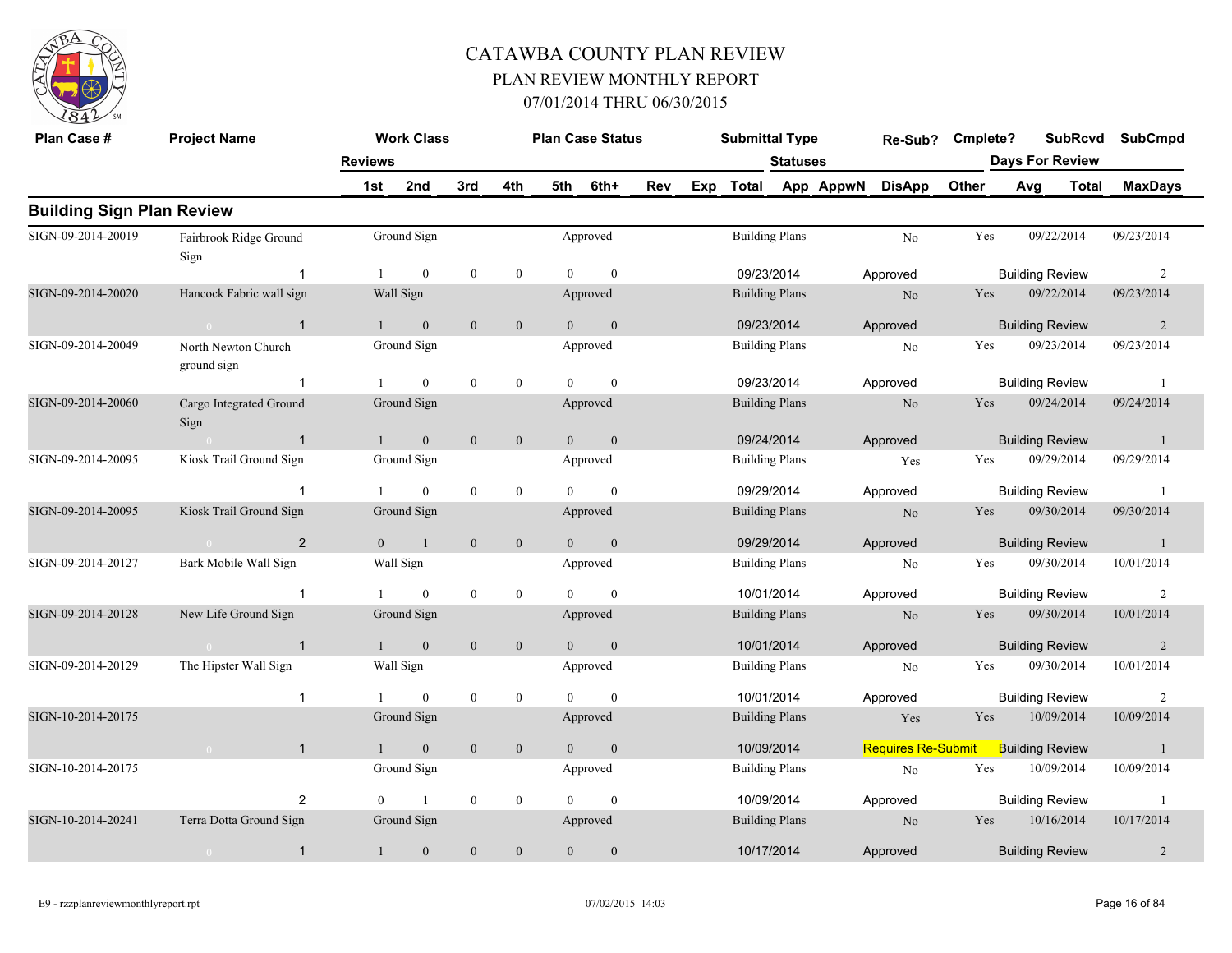# CATAWBA COUNTY PLAN REVIEW

## PLAN REVIEW MONTHLY REPORT

## 07/01/2014 THRU 06/30/2015

| Plan Case # | Project Name | Reviews | | Work Class | | | | Plan Case Status | | | | Submittal Type | | Statuses | Re-Sub? | Cmplete? | SubRcvd | | SubCmpd |
|---|---|---|---|---|---|---|---|---|---|---|---|---|---|---|---|---|---|---|---|
| | | | 1st | 2nd | 3rd | 4th | 5th | 6th+ | Rev | Exp | Total | App | AppwN | | DisApp | Other | Avg | Total | MaxDays |

## Building Sign Plan Review

| Plan Case # | Project Name | Reviews | 1st | 2nd | 3rd | 4th | 5th | 6th+ | Work Class | Plan Case Status | Submittal Type | Total | Statuses | Re-Sub? | Cmplete? | SubRcvd | SubCmpd | Days For Review | MaxDays |
|---|---|---|---|---|---|---|---|---|---|---|---|---|---|---|---|---|---|---|---|
| SIGN-09-2014-20019 | Fairbrook Ridge Ground Sign | 1 | 1 | 0 | 0 | 0 | 0 | 0 | Ground Sign | Approved | Building Plans | 09/23/2014 | Approved | No | Yes | 09/22/2014 | 09/23/2014 | Building Review | 2 |
| SIGN-09-2014-20020 | Hancock Fabric wall sign | 1 | 1 | 0 | 0 | 0 | 0 | 0 | Wall Sign | Approved | Building Plans | 09/23/2014 | Approved | No | Yes | 09/22/2014 | 09/23/2014 | Building Review | 2 |
| SIGN-09-2014-20049 | North Newton Church ground sign | 1 | 1 | 0 | 0 | 0 | 0 | 0 | Ground Sign | Approved | Building Plans | 09/23/2014 | Approved | No | Yes | 09/23/2014 | 09/23/2014 | Building Review | 1 |
| SIGN-09-2014-20060 | Cargo Integrated Ground Sign | 1 | 1 | 0 | 0 | 0 | 0 | 0 | Ground Sign | Approved | Building Plans | 09/24/2014 | Approved | No | Yes | 09/24/2014 | 09/24/2014 | Building Review | 1 |
| SIGN-09-2014-20095 | Kiosk Trail Ground Sign | 1 | 1 | 0 | 0 | 0 | 0 | 0 | Ground Sign | Approved | Building Plans | 09/29/2014 | Approved | Yes | Yes | 09/29/2014 | 09/29/2014 | Building Review | 1 |
| SIGN-09-2014-20095 | Kiosk Trail Ground Sign | 2 | 0 | 1 | 0 | 0 | 0 | 0 | Ground Sign | Approved | Building Plans | 09/29/2014 | Approved | No | Yes | 09/30/2014 | 09/30/2014 | Building Review | 1 |
| SIGN-09-2014-20127 | Bark Mobile Wall Sign | 1 | 1 | 0 | 0 | 0 | 0 | 0 | Wall Sign | Approved | Building Plans | 10/01/2014 | Approved | No | Yes | 09/30/2014 | 10/01/2014 | Building Review | 2 |
| SIGN-09-2014-20128 | New Life Ground Sign | 1 | 1 | 0 | 0 | 0 | 0 | 0 | Ground Sign | Approved | Building Plans | 10/01/2014 | Approved | No | Yes | 09/30/2014 | 10/01/2014 | Building Review | 2 |
| SIGN-09-2014-20129 | The Hipster Wall Sign | 1 | 1 | 0 | 0 | 0 | 0 | 0 | Wall Sign | Approved | Building Plans | 10/01/2014 | Approved | No | Yes | 09/30/2014 | 10/01/2014 | Building Review | 2 |
| SIGN-10-2014-20175 | | 1 | 1 | 0 | 0 | 0 | 0 | 0 | Ground Sign | Approved | Building Plans | 10/09/2014 | Requires Re-Submit | Yes | Yes | 10/09/2014 | 10/09/2014 | Building Review | 1 |
| SIGN-10-2014-20175 | | 2 | 0 | 1 | 0 | 0 | 0 | 0 | Ground Sign | Approved | Building Plans | 10/09/2014 | Approved | No | Yes | 10/09/2014 | 10/09/2014 | Building Review | 1 |
| SIGN-10-2014-20241 | Terra Dotta Ground Sign | 1 | 1 | 0 | 0 | 0 | 0 | 0 | Ground Sign | Approved | Building Plans | 10/17/2014 | Approved | No | Yes | 10/16/2014 | 10/17/2014 | Building Review | 2 |

E9 - rzzplanreviewmonthlyreport.rpt 07/02/2015 14:03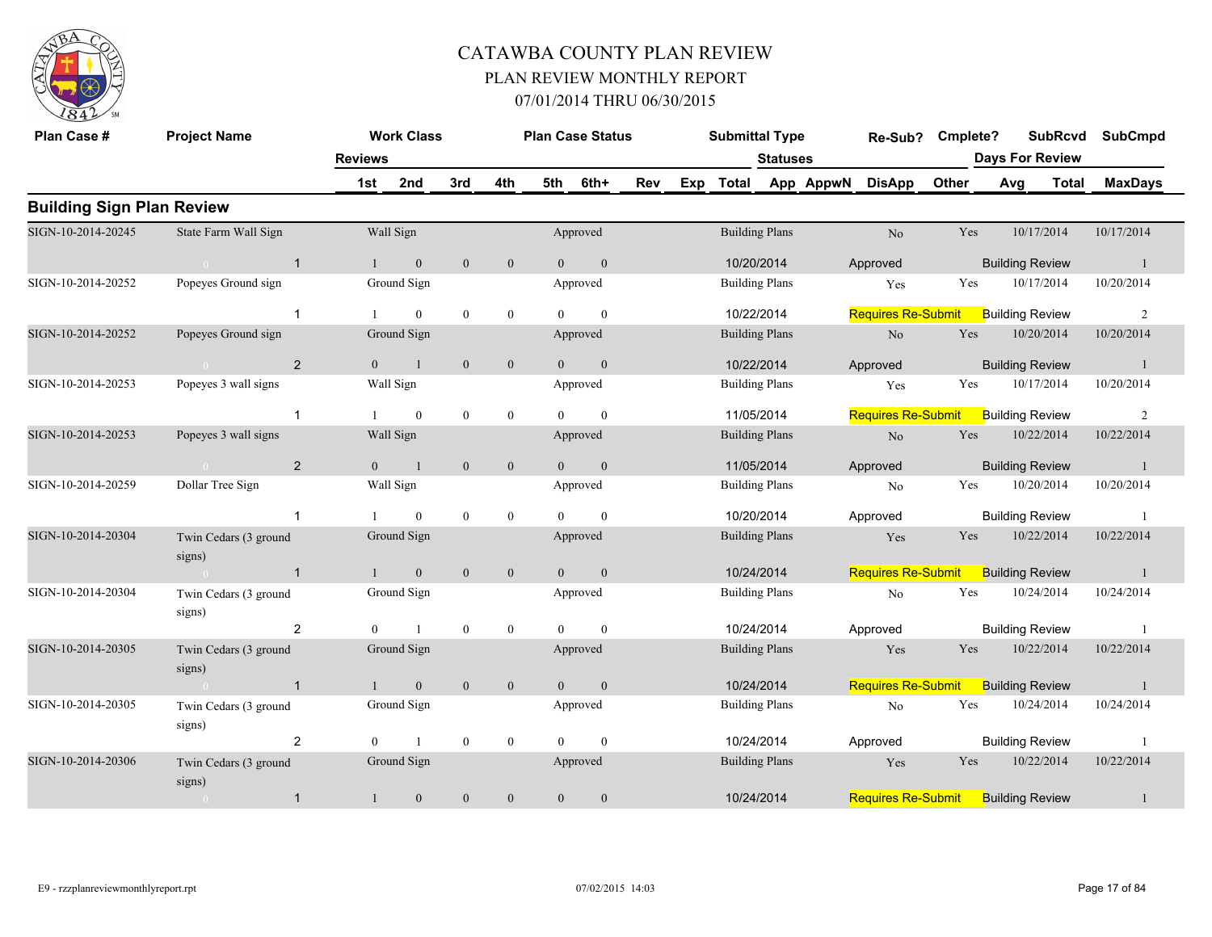# CATAWBA COUNTY PLAN REVIEW

## PLAN REVIEW MONTHLY REPORT

### 07/01/2014 THRU 06/30/2015

## Building Sign Plan Review

| Plan Case # | Project Name | Reviews | Work Class 1st | 2nd | 3rd | 4th | Plan Case Status 5th | 6th+ | Rev | Exp | Submittal Type Total | Statuses App | AppwN | Re-Sub? DisApp | Cmplete? Other | SubRcvd Days For Review Avg | Total | SubCmpd MaxDays |
|---|---|---|---|---|---|---|---|---|---|---|---|---|---|---|---|---|---|---|
| SIGN-10-2014-20245 | State Farm Wall Sign | | Wall Sign | | | | Approved | | | | Building Plans | | | No | Yes | 10/17/2014 | | 10/17/2014 |
| | 0 | 1 | 1 | 0 | 0 | 0 | 0 | 0 | | | 10/20/2014 | | | Approved | | Building Review | | 1 |
| SIGN-10-2014-20252 | Popeyes Ground sign | | Ground Sign | | | | Approved | | | | Building Plans | | | Yes | Yes | 10/17/2014 | | 10/20/2014 |
| | | 1 | 1 | 0 | 0 | 0 | 0 | 0 | | | 10/22/2014 | | | Requires Re-Submit | | Building Review | | 2 |
| SIGN-10-2014-20252 | Popeyes Ground sign | | Ground Sign | | | | Approved | | | | Building Plans | | | No | Yes | 10/20/2014 | | 10/20/2014 |
| | 0 | 2 | 0 | 1 | 0 | 0 | 0 | 0 | | | 10/22/2014 | | | Approved | | Building Review | | 1 |
| SIGN-10-2014-20253 | Popeyes 3 wall signs | | Wall Sign | | | | Approved | | | | Building Plans | | | Yes | Yes | 10/17/2014 | | 10/20/2014 |
| | | 1 | 1 | 0 | 0 | 0 | 0 | 0 | | | 11/05/2014 | | | Requires Re-Submit | | Building Review | | 2 |
| SIGN-10-2014-20253 | Popeyes 3 wall signs | | Wall Sign | | | | Approved | | | | Building Plans | | | No | Yes | 10/22/2014 | | 10/22/2014 |
| | 0 | 2 | 0 | 1 | 0 | 0 | 0 | 0 | | | 11/05/2014 | | | Approved | | Building Review | | 1 |
| SIGN-10-2014-20259 | Dollar Tree Sign | | Wall Sign | | | | Approved | | | | Building Plans | | | No | Yes | 10/20/2014 | | 10/20/2014 |
| | | 1 | 1 | 0 | 0 | 0 | 0 | 0 | | | 10/20/2014 | | | Approved | | Building Review | | 1 |
| SIGN-10-2014-20304 | Twin Cedars (3 ground signs) | | Ground Sign | | | | Approved | | | | Building Plans | | | Yes | Yes | 10/22/2014 | | 10/22/2014 |
| | 0 | 1 | 1 | 0 | 0 | 0 | 0 | 0 | | | 10/24/2014 | | | Requires Re-Submit | | Building Review | | 1 |
| SIGN-10-2014-20304 | Twin Cedars (3 ground signs) | | Ground Sign | | | | Approved | | | | Building Plans | | | No | Yes | 10/24/2014 | | 10/24/2014 |
| | | 2 | 0 | 1 | 0 | 0 | 0 | 0 | | | 10/24/2014 | | | Approved | | Building Review | | 1 |
| SIGN-10-2014-20305 | Twin Cedars (3 ground signs) | | Ground Sign | | | | Approved | | | | Building Plans | | | Yes | Yes | 10/22/2014 | | 10/22/2014 |
| | 0 | 1 | 1 | 0 | 0 | 0 | 0 | 0 | | | 10/24/2014 | | | Requires Re-Submit | | Building Review | | 1 |
| SIGN-10-2014-20305 | Twin Cedars (3 ground signs) | | Ground Sign | | | | Approved | | | | Building Plans | | | No | Yes | 10/24/2014 | | 10/24/2014 |
| | | 2 | 0 | 1 | 0 | 0 | 0 | 0 | | | 10/24/2014 | | | Approved | | Building Review | | 1 |
| SIGN-10-2014-20306 | Twin Cedars (3 ground signs) | | Ground Sign | | | | Approved | | | | Building Plans | | | Yes | Yes | 10/22/2014 | | 10/22/2014 |
| | 0 | 1 | 1 | 0 | 0 | 0 | 0 | 0 | | | 10/24/2014 | | | Requires Re-Submit | | Building Review | | 1 |

E9 - rzzplanreviewmonthlyreport.rpt 07/02/2015 14:03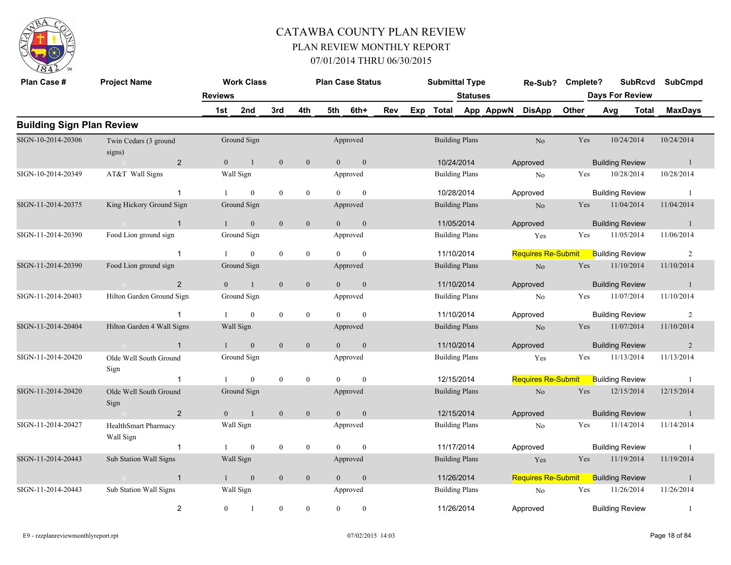# CATAWBA COUNTY PLAN REVIEW

## PLAN REVIEW MONTHLY REPORT

### 07/01/2014 THRU 06/30/2015

| Plan Case # | Project Name | Work Class | | | | Plan Case Status | | | | Submittal Type | | | Re-Sub? | Cmplete? | SubRcvd | | SubCmpd |
|---|---|---|---|---|---|---|---|---|---|---|---|---|---|---|---|---|---|
| | Reviews | | | | | | | | | | Statuses | | | | Days For Review | | |
| | | 1st | 2nd | 3rd | 4th | 5th | 6th+ | Rev | Exp | Total | App | AppwN | DisApp | Other | Avg | Total | MaxDays |

## Building Sign Plan Review

| Plan Case # | Project Name | Reviews | 1st | 2nd | 3rd | 4th | 5th | 6th+ | Work Class | Plan Case Status | Submittal Type | Date | Status | Re-Sub? | Cmplete? | SubRcvd | SubCmpd | Review | MaxDays |
|---|---|---|---|---|---|---|---|---|---|---|---|---|---|---|---|---|---|---|---|
| SIGN-10-2014-20306 | Twin Cedars (3 ground signs) | 2 | 0 | 1 | 0 | 0 | 0 | 0 | Ground Sign | Approved | Building Plans | 10/24/2014 | Approved | No | Yes | 10/24/2014 | 10/24/2014 | Building Review | 1 |
| SIGN-10-2014-20349 | AT&T Wall Signs | 1 | 1 | 0 | 0 | 0 | 0 | 0 | Wall Sign | Approved | Building Plans | 10/28/2014 | Approved | No | Yes | 10/28/2014 | 10/28/2014 | Building Review | 1 |
| SIGN-11-2014-20375 | King Hickory Ground Sign | 1 | 1 | 0 | 0 | 0 | 0 | 0 | Ground Sign | Approved | Building Plans | 11/05/2014 | Approved | No | Yes | 11/04/2014 | 11/04/2014 | Building Review | 1 |
| SIGN-11-2014-20390 | Food Lion ground sign | 1 | 1 | 0 | 0 | 0 | 0 | 0 | Ground Sign | Approved | Building Plans | 11/10/2014 | Requires Re-Submit | Yes | Yes | 11/05/2014 | 11/06/2014 | Building Review | 2 |
| SIGN-11-2014-20390 | Food Lion ground sign | 2 | 0 | 1 | 0 | 0 | 0 | 0 | Ground Sign | Approved | Building Plans | 11/10/2014 | Approved | No | Yes | 11/10/2014 | 11/10/2014 | Building Review | 1 |
| SIGN-11-2014-20403 | Hilton Garden Ground Sign | 1 | 1 | 0 | 0 | 0 | 0 | 0 | Ground Sign | Approved | Building Plans | 11/10/2014 | Approved | No | Yes | 11/07/2014 | 11/10/2014 | Building Review | 2 |
| SIGN-11-2014-20404 | Hilton Garden 4 Wall Signs | 1 | 1 | 0 | 0 | 0 | 0 | 0 | Wall Sign | Approved | Building Plans | 11/10/2014 | Approved | No | Yes | 11/07/2014 | 11/10/2014 | Building Review | 2 |
| SIGN-11-2014-20420 | Olde Well South Ground Sign | 1 | 1 | 0 | 0 | 0 | 0 | 0 | Ground Sign | Approved | Building Plans | 12/15/2014 | Requires Re-Submit | Yes | Yes | 11/13/2014 | 11/13/2014 | Building Review | 1 |
| SIGN-11-2014-20420 | Olde Well South Ground Sign | 2 | 0 | 1 | 0 | 0 | 0 | 0 | Ground Sign | Approved | Building Plans | 12/15/2014 | Approved | No | Yes | 12/15/2014 | 12/15/2014 | Building Review | 1 |
| SIGN-11-2014-20427 | HealthSmart Pharmacy Wall Sign | 1 | 1 | 0 | 0 | 0 | 0 | 0 | Wall Sign | Approved | Building Plans | 11/17/2014 | Approved | No | Yes | 11/14/2014 | 11/14/2014 | Building Review | 1 |
| SIGN-11-2014-20443 | Sub Station Wall Signs | 1 | 1 | 0 | 0 | 0 | 0 | 0 | Wall Sign | Approved | Building Plans | 11/26/2014 | Requires Re-Submit | Yes | Yes | 11/19/2014 | 11/19/2014 | Building Review | 1 |
| SIGN-11-2014-20443 | Sub Station Wall Signs | 2 | 0 | 1 | 0 | 0 | 0 | 0 | Wall Sign | Approved | Building Plans | 11/26/2014 | Approved | No | Yes | 11/26/2014 | 11/26/2014 | Building Review | 1 |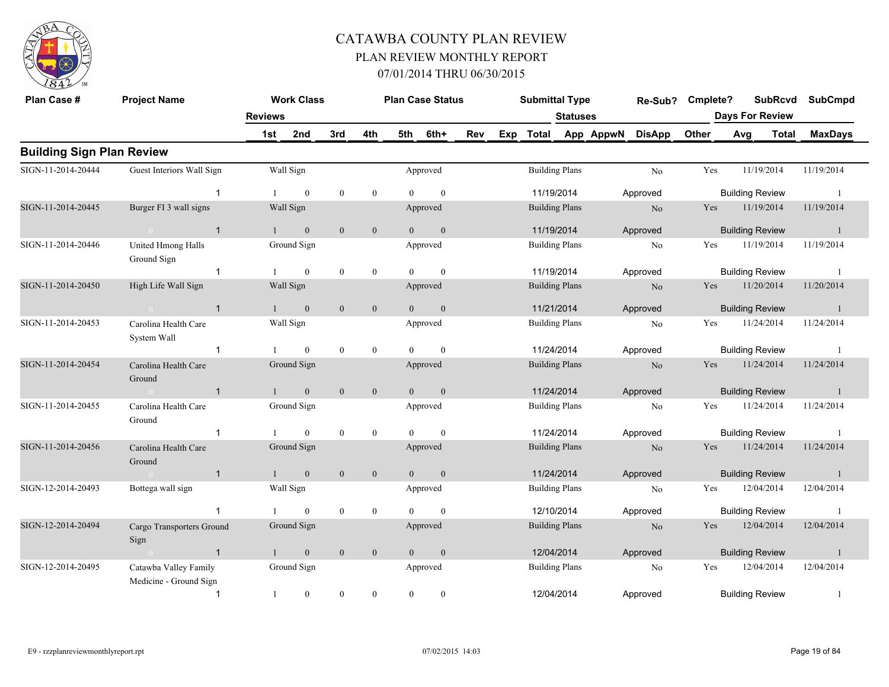# CATAWBA COUNTY PLAN REVIEW

## PLAN REVIEW MONTHLY REPORT

### 07/01/2014 THRU 06/30/2015

| Plan Case # | Project Name | Work Class | Plan Case Status | Submittal Type | Re-Sub? | Cmplete? | SubRcvd | SubCmpd |
|---|---|---|---|---|---|---|---|---|
| | Reviews 1st | 2nd / 3rd / 4th / 5th / 6th+ / Rev / Exp | Total | Statuses App / AppwN / DisApp / Other | | Days For Review Avg | Total | MaxDays |

## Building Sign Plan Review

| Plan Case # | Project Name | Work Class | Plan Case Status | Submittal Type | Re-Sub? | Cmplete? | SubRcvd | SubCmpd |
|---|---|---|---|---|---|---|---|---|
| SIGN-11-2014-20444 | Guest Interiors Wall Sign | Wall Sign | Approved | Building Plans | No | Yes | 11/19/2014 | 11/19/2014 |
| | 1 | 1 / 0 / 0 / 0 / 0 / 0 | | 11/19/2014 | Approved | | Building Review | 1 |
| SIGN-11-2014-20445 | Burger FI 3 wall signs | Wall Sign | Approved | Building Plans | No | Yes | 11/19/2014 | 11/19/2014 |
| | 0 / 1 | 1 / 0 / 0 / 0 / 0 / 0 | | 11/19/2014 | Approved | | Building Review | 1 |
| SIGN-11-2014-20446 | United Hmong Halls Ground Sign | Ground Sign | Approved | Building Plans | No | Yes | 11/19/2014 | 11/19/2014 |
| | 1 | 1 / 0 / 0 / 0 / 0 / 0 | | 11/19/2014 | Approved | | Building Review | 1 |
| SIGN-11-2014-20450 | High Life Wall Sign | Wall Sign | Approved | Building Plans | No | Yes | 11/20/2014 | 11/20/2014 |
| | 0 / 1 | 1 / 0 / 0 / 0 / 0 / 0 | | 11/21/2014 | Approved | | Building Review | 1 |
| SIGN-11-2014-20453 | Carolina Health Care System Wall | Wall Sign | Approved | Building Plans | No | Yes | 11/24/2014 | 11/24/2014 |
| | 1 | 1 / 0 / 0 / 0 / 0 / 0 | | 11/24/2014 | Approved | | Building Review | 1 |
| SIGN-11-2014-20454 | Carolina Health Care Ground | Ground Sign | Approved | Building Plans | No | Yes | 11/24/2014 | 11/24/2014 |
| | 0 / 1 | 1 / 0 / 0 / 0 / 0 / 0 | | 11/24/2014 | Approved | | Building Review | 1 |
| SIGN-11-2014-20455 | Carolina Health Care Ground | Ground Sign | Approved | Building Plans | No | Yes | 11/24/2014 | 11/24/2014 |
| | 1 | 1 / 0 / 0 / 0 / 0 / 0 | | 11/24/2014 | Approved | | Building Review | 1 |
| SIGN-11-2014-20456 | Carolina Health Care Ground | Ground Sign | Approved | Building Plans | No | Yes | 11/24/2014 | 11/24/2014 |
| | 0 / 1 | 1 / 0 / 0 / 0 / 0 / 0 | | 11/24/2014 | Approved | | Building Review | 1 |
| SIGN-12-2014-20493 | Bottega wall sign | Wall Sign | Approved | Building Plans | No | Yes | 12/04/2014 | 12/04/2014 |
| | 1 | 1 / 0 / 0 / 0 / 0 / 0 | | 12/10/2014 | Approved | | Building Review | 1 |
| SIGN-12-2014-20494 | Cargo Transporters Ground Sign | Ground Sign | Approved | Building Plans | No | Yes | 12/04/2014 | 12/04/2014 |
| | 0 / 1 | 1 / 0 / 0 / 0 / 0 / 0 | | 12/04/2014 | Approved | | Building Review | 1 |
| SIGN-12-2014-20495 | Catawba Valley Family Medicine - Ground Sign | Ground Sign | Approved | Building Plans | No | Yes | 12/04/2014 | 12/04/2014 |
| | 1 | 1 / 0 / 0 / 0 / 0 / 0 | | 12/04/2014 | Approved | | Building Review | 1 |

E9 - rzzplanreviewmonthlyreport.rpt 07/02/2015 14:03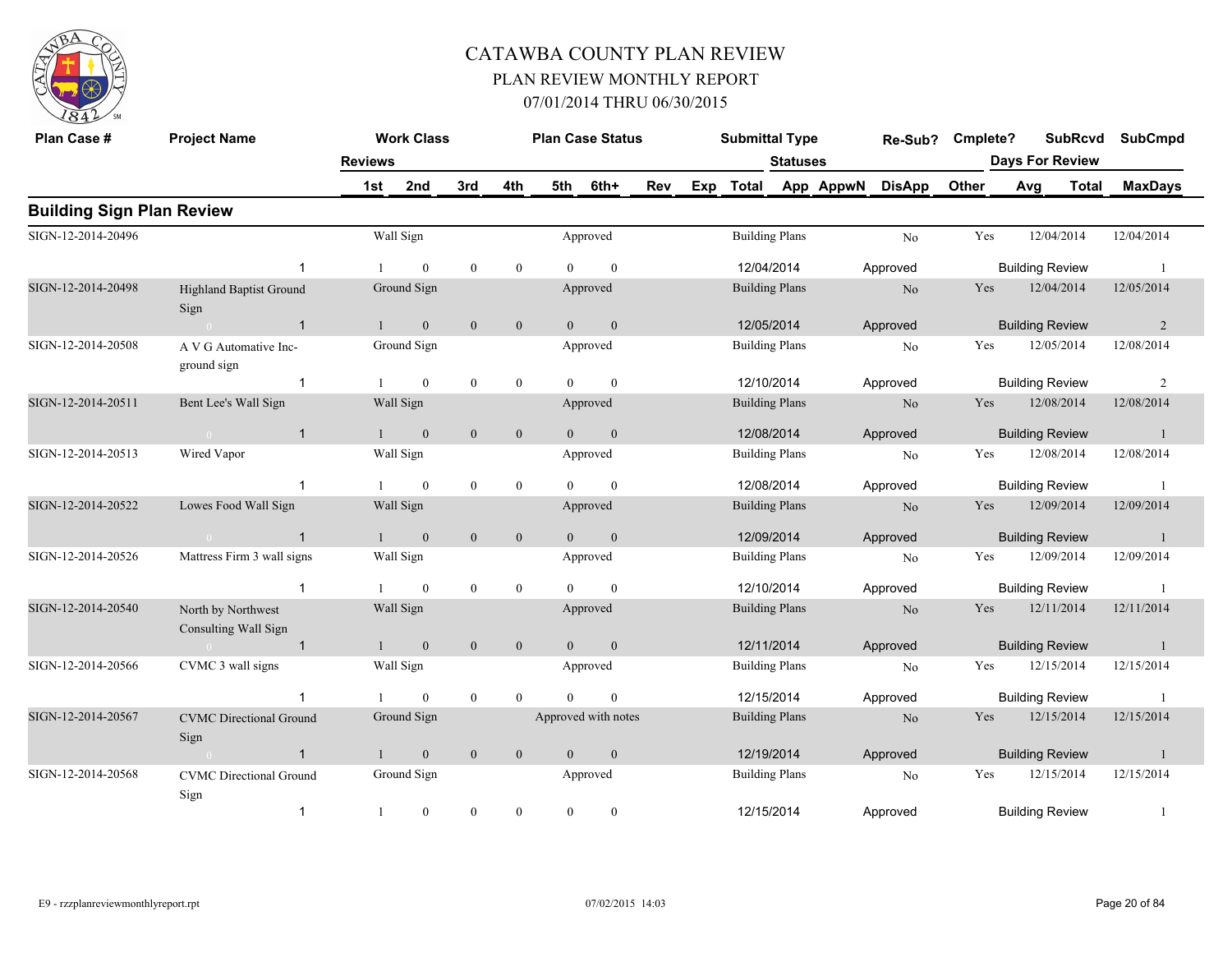# CATAWBA COUNTY PLAN REVIEW

## PLAN REVIEW MONTHLY REPORT

## 07/01/2014 THRU 06/30/2015

| Plan Case # | Project Name | Work Class | | | | Plan Case Status | | | | Submittal Type | | Re-Sub? | Cmplete? | SubRcvd | SubCmpd |
|---|---|---|---|---|---|---|---|---|---|---|---|---|---|---|---|
| | | Reviews | | | | | | | | Statuses | | | | Days For Review | |
| | | 1st | 2nd | 3rd | 4th | 5th | 6th+ | Rev | Exp | Total | App AppwN | DisApp | Other | Avg Total | MaxDays |

### Building Sign Plan Review

| Plan Case # | Project Name | Work Class | | | | Plan Case Status | | Submittal Type | Re-Sub? | Cmplete? | SubRcvd | SubCmpd |
|---|---|---|---|---|---|---|---|---|---|---|---|---|
| SIGN-12-2014-20496 | | Wall Sign | | | | Approved | | Building Plans | No | Yes | 12/04/2014 | 12/04/2014 |
| | 1 | 1 | 0 | 0 | 0 | 0 | 0 | 12/04/2014 | Approved | | Building Review | 1 |
| SIGN-12-2014-20498 | Highland Baptist Ground Sign | Ground Sign | | | | Approved | | Building Plans | No | Yes | 12/04/2014 | 12/05/2014 |
| | 1 | 1 | 0 | 0 | 0 | 0 | 0 | 12/05/2014 | Approved | | Building Review | 2 |
| SIGN-12-2014-20508 | A V G Automative Inc-ground sign | Ground Sign | | | | Approved | | Building Plans | No | Yes | 12/05/2014 | 12/08/2014 |
| | 1 | 1 | 0 | 0 | 0 | 0 | 0 | 12/10/2014 | Approved | | Building Review | 2 |
| SIGN-12-2014-20511 | Bent Lee's Wall Sign | Wall Sign | | | | Approved | | Building Plans | No | Yes | 12/08/2014 | 12/08/2014 |
| | 1 | 1 | 0 | 0 | 0 | 0 | 0 | 12/08/2014 | Approved | | Building Review | 1 |
| SIGN-12-2014-20513 | Wired Vapor | Wall Sign | | | | Approved | | Building Plans | No | Yes | 12/08/2014 | 12/08/2014 |
| | 1 | 1 | 0 | 0 | 0 | 0 | 0 | 12/08/2014 | Approved | | Building Review | 1 |
| SIGN-12-2014-20522 | Lowes Food Wall Sign | Wall Sign | | | | Approved | | Building Plans | No | Yes | 12/09/2014 | 12/09/2014 |
| | 1 | 1 | 0 | 0 | 0 | 0 | 0 | 12/09/2014 | Approved | | Building Review | 1 |
| SIGN-12-2014-20526 | Mattress Firm 3 wall signs | Wall Sign | | | | Approved | | Building Plans | No | Yes | 12/09/2014 | 12/09/2014 |
| | 1 | 1 | 0 | 0 | 0 | 0 | 0 | 12/10/2014 | Approved | | Building Review | 1 |
| SIGN-12-2014-20540 | North by Northwest Consulting Wall Sign | Wall Sign | | | | Approved | | Building Plans | No | Yes | 12/11/2014 | 12/11/2014 |
| | 1 | 1 | 0 | 0 | 0 | 0 | 0 | 12/11/2014 | Approved | | Building Review | 1 |
| SIGN-12-2014-20566 | CVMC 3 wall signs | Wall Sign | | | | Approved | | Building Plans | No | Yes | 12/15/2014 | 12/15/2014 |
| | 1 | 1 | 0 | 0 | 0 | 0 | 0 | 12/15/2014 | Approved | | Building Review | 1 |
| SIGN-12-2014-20567 | CVMC Directional Ground Sign | Ground Sign | | | | Approved with notes | | Building Plans | No | Yes | 12/15/2014 | 12/15/2014 |
| | 1 | 1 | 0 | 0 | 0 | 0 | 0 | 12/19/2014 | Approved | | Building Review | 1 |
| SIGN-12-2014-20568 | CVMC Directional Ground Sign | Ground Sign | | | | Approved | | Building Plans | No | Yes | 12/15/2014 | 12/15/2014 |
| | 1 | 1 | 0 | 0 | 0 | 0 | 0 | 12/15/2014 | Approved | | Building Review | 1 |

E9 - rzzplanreviewmonthlyreport.rpt 07/02/2015 14:03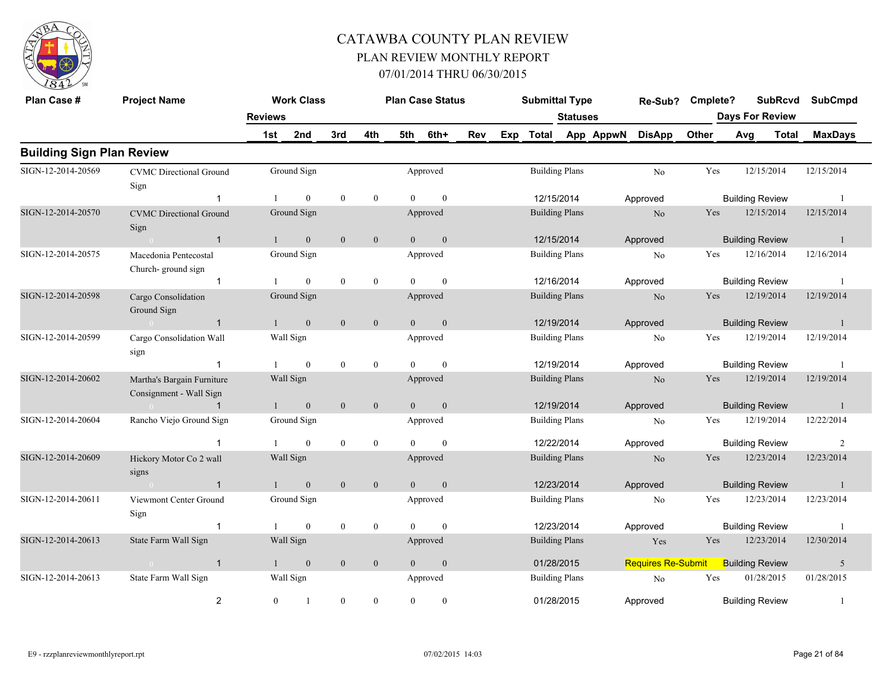# CATAWBA COUNTY PLAN REVIEW

## PLAN REVIEW MONTHLY REPORT

### 07/01/2014 THRU 06/30/2015

| Plan Case # | Project Name | Work Class | | | | | | | Plan Case Status | Submittal Type | | Re-Sub? | Cmplete? | SubRcvd | SubCmpd |
|---|---|---|---|---|---|---|---|---|---|---|---|---|---|---|---|
| | Reviews | 1st | 2nd | 3rd | 4th | 5th | 6th+ | Rev | Exp | Total | Statuses App AppwN | DisApp | Other | Days For Review Avg Total | MaxDays |

## Building Sign Plan Review

| Plan Case # | Project Name | Reviews | 1st | 2nd | 3rd | 4th | 5th | 6th+ | Work Class | Plan Case Status | Submittal Type | Total | Statuses | Re-Sub? | Cmplete? | SubRcvd | SubCmpd | Days For Review | MaxDays |
|---|---|---|---|---|---|---|---|---|---|---|---|---|---|---|---|---|---|---|---|
| SIGN-12-2014-20569 | CVMC Directional Ground Sign | 1 | 1 | 0 | 0 | 0 | 0 | 0 | Ground Sign | Approved | Building Plans | 12/15/2014 | Approved | No | Yes | 12/15/2014 | 12/15/2014 | Building Review | 1 |
| SIGN-12-2014-20570 | CVMC Directional Ground Sign | 1 | 1 | 0 | 0 | 0 | 0 | 0 | Ground Sign | Approved | Building Plans | 12/15/2014 | Approved | No | Yes | 12/15/2014 | 12/15/2014 | Building Review | 1 |
| SIGN-12-2014-20575 | Macedonia Pentecostal Church- ground sign | 1 | 1 | 0 | 0 | 0 | 0 | 0 | Ground Sign | Approved | Building Plans | 12/16/2014 | Approved | No | Yes | 12/16/2014 | 12/16/2014 | Building Review | 1 |
| SIGN-12-2014-20598 | Cargo Consolidation Ground Sign | 1 | 1 | 0 | 0 | 0 | 0 | 0 | Ground Sign | Approved | Building Plans | 12/19/2014 | Approved | No | Yes | 12/19/2014 | 12/19/2014 | Building Review | 1 |
| SIGN-12-2014-20599 | Cargo Consolidation Wall sign | 1 | 1 | 0 | 0 | 0 | 0 | 0 | Wall Sign | Approved | Building Plans | 12/19/2014 | Approved | No | Yes | 12/19/2014 | 12/19/2014 | Building Review | 1 |
| SIGN-12-2014-20602 | Martha's Bargain Furniture Consignment - Wall Sign | 1 | 1 | 0 | 0 | 0 | 0 | 0 | Wall Sign | Approved | Building Plans | 12/19/2014 | Approved | No | Yes | 12/19/2014 | 12/19/2014 | Building Review | 1 |
| SIGN-12-2014-20604 | Rancho Viejo Ground Sign | 1 | 1 | 0 | 0 | 0 | 0 | 0 | Ground Sign | Approved | Building Plans | 12/22/2014 | Approved | No | Yes | 12/19/2014 | 12/22/2014 | Building Review | 2 |
| SIGN-12-2014-20609 | Hickory Motor Co 2 wall signs | 1 | 1 | 0 | 0 | 0 | 0 | 0 | Wall Sign | Approved | Building Plans | 12/23/2014 | Approved | No | Yes | 12/23/2014 | 12/23/2014 | Building Review | 1 |
| SIGN-12-2014-20611 | Viewmont Center Ground Sign | 1 | 1 | 0 | 0 | 0 | 0 | 0 | Ground Sign | Approved | Building Plans | 12/23/2014 | Approved | No | Yes | 12/23/2014 | 12/23/2014 | Building Review | 1 |
| SIGN-12-2014-20613 | State Farm Wall Sign | 1 | 1 | 0 | 0 | 0 | 0 | 0 | Wall Sign | Approved | Building Plans | 01/28/2015 | Requires Re-Submit | Yes | Yes | 12/23/2014 | 12/30/2014 | Building Review | 5 |
| SIGN-12-2014-20613 | State Farm Wall Sign | 2 | 0 | 1 | 0 | 0 | 0 | 0 | Wall Sign | Approved | Building Plans | 01/28/2015 | Approved | No | Yes | 01/28/2015 | 01/28/2015 | Building Review | 1 |

E9 - rzzplanreviewmonthlyreport.rpt 07/02/2015 14:03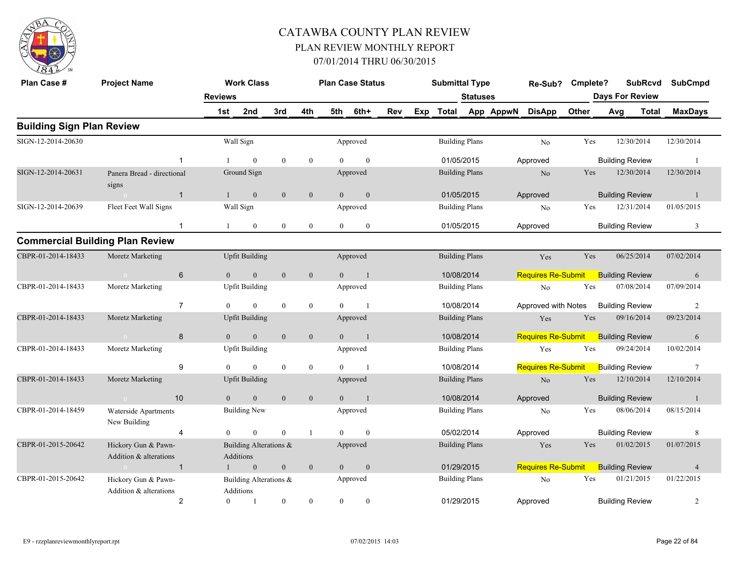# CATAWBA COUNTY PLAN REVIEW

## PLAN REVIEW MONTHLY REPORT

### 07/01/2014 THRU 06/30/2015

| Plan Case # | Project Name | | Work Class | | | | Plan Case Status | | | | Submittal Type | | Re-Sub? | Cmplete? | SubRcvd | SubCmpd |
|---|---|---|---|---|---|---|---|---|---|---|---|---|---|---|---|---|
| | | Reviews | | | | | | | | | Statuses | | | | Days For Review | |
| | | | 1st | 2nd | 3rd | 4th | 5th | 6th+ | Rev | Exp | Total | App AppwN | DisApp | Other | Avg Total | MaxDays |
| **Building Sign Plan Review** | | | | | | | | | | | | | | | | |
| SIGN-12-2014-20630 | | | Wall Sign | | | | Approved | | | | Building Plans | | No | Yes | 12/30/2014 | 12/30/2014 |
| | | 1 | 1 | 0 | 0 | 0 | 0 | 0 | | | 01/05/2015 | | Approved | | Building Review | 1 |
| SIGN-12-2014-20631 | Panera Bread - directional signs | | Ground Sign | | | | Approved | | | | Building Plans | | No | Yes | 12/30/2014 | 12/30/2014 |
| | 0 | 1 | 1 | 0 | 0 | 0 | 0 | 0 | | | 01/05/2015 | | Approved | | Building Review | 1 |
| SIGN-12-2014-20639 | Fleet Feet Wall Signs | | Wall Sign | | | | Approved | | | | Building Plans | | No | Yes | 12/31/2014 | 01/05/2015 |
| | | 1 | 1 | 0 | 0 | 0 | 0 | 0 | | | 01/05/2015 | | Approved | | Building Review | 3 |
| **Commercial Building Plan Review** | | | | | | | | | | | | | | | | |
| CBPR-01-2014-18433 | Moretz Marketing | | Upfit Building | | | | Approved | | | | Building Plans | | Yes | Yes | 06/25/2014 | 07/02/2014 |
| | 0 | 6 | 0 | 0 | 0 | 0 | 0 | 1 | | | 10/08/2014 | | Requires Re-Submit | | Building Review | 6 |
| CBPR-01-2014-18433 | Moretz Marketing | | Upfit Building | | | | Approved | | | | Building Plans | | No | Yes | 07/08/2014 | 07/09/2014 |
| | | 7 | 0 | 0 | 0 | 0 | 0 | 1 | | | 10/08/2014 | | Approved with Notes | | Building Review | 2 |
| CBPR-01-2014-18433 | Moretz Marketing | | Upfit Building | | | | Approved | | | | Building Plans | | Yes | Yes | 09/16/2014 | 09/23/2014 |
| | 0 | 8 | 0 | 0 | 0 | 0 | 0 | 1 | | | 10/08/2014 | | Requires Re-Submit | | Building Review | 6 |
| CBPR-01-2014-18433 | Moretz Marketing | | Upfit Building | | | | Approved | | | | Building Plans | | Yes | Yes | 09/24/2014 | 10/02/2014 |
| | | 9 | 0 | 0 | 0 | 0 | 0 | 1 | | | 10/08/2014 | | Requires Re-Submit | | Building Review | 7 |
| CBPR-01-2014-18433 | Moretz Marketing | | Upfit Building | | | | Approved | | | | Building Plans | | No | Yes | 12/10/2014 | 12/10/2014 |
| | 0 | 10 | 0 | 0 | 0 | 0 | 0 | 1 | | | 10/08/2014 | | Approved | | Building Review | 1 |
| CBPR-01-2014-18459 | Waterside Apartments New Building | | Building New | | | | Approved | | | | Building Plans | | No | Yes | 08/06/2014 | 08/15/2014 |
| | | 4 | 0 | 0 | 0 | 1 | 0 | 0 | | | 05/02/2014 | | Approved | | Building Review | 8 |
| CBPR-01-2015-20642 | Hickory Gun & Pawn-Addition & alterations | | Building Alterations & Additions | | | | Approved | | | | Building Plans | | Yes | Yes | 01/02/2015 | 01/07/2015 |
| | 0 | 1 | 1 | 0 | 0 | 0 | 0 | 0 | | | 01/29/2015 | | Requires Re-Submit | | Building Review | 4 |
| CBPR-01-2015-20642 | Hickory Gun & Pawn-Addition & alterations | | Building Alterations & Additions | | | | Approved | | | | Building Plans | | No | Yes | 01/21/2015 | 01/22/2015 |
| | | 2 | 0 | 1 | 0 | 0 | 0 | 0 | | | 01/29/2015 | | Approved | | Building Review | 2 |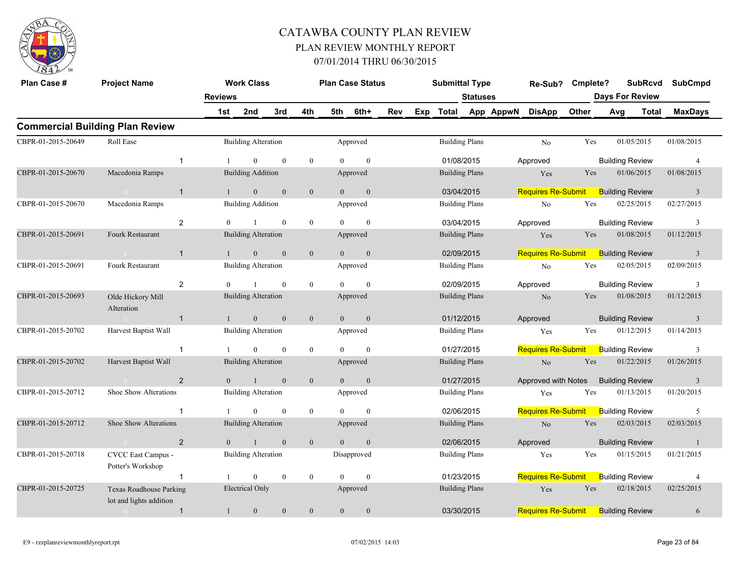# CATAWBA COUNTY PLAN REVIEW

## PLAN REVIEW MONTHLY REPORT

## 07/01/2014 THRU 06/30/2015

| Plan Case # | Project Name | Reviews | Work Class 1st | 2nd | 3rd | 4th | Plan Case Status 5th | 6th+ | Rev | Exp | Submittal Type Total | Statuses App | AppwN | Re-Sub? DisApp | Cmplete? Other | SubRcvd Days For Review Avg | Total | SubCmpd MaxDays |
|---|---|---|---|---|---|---|---|---|---|---|---|---|---|---|---|---|---|---|

## Commercial Building Plan Review

| Plan Case # | Project Name | Reviews | Work Class / 1st | 2nd | 3rd | 4th | Plan Case Status / 5th | 6th+ | Submittal Type / Total | Re-Sub? / Statuses | Cmplete? | SubRcvd / Days For Review | SubCmpd / MaxDays |
|---|---|---|---|---|---|---|---|---|---|---|---|---|---|
| CBPR-01-2015-20649 | Roll Ease | | Building Alteration | | | | Approved | | Building Plans | No | Yes | 01/05/2015 | 01/08/2015 |
| | | 1 | 1 | 0 | 0 | 0 | 0 | 0 | 01/08/2015 | Approved | | Building Review | 4 |
| CBPR-01-2015-20670 | Macedonia Ramps | | Building Addition | | | | Approved | | Building Plans | Yes | Yes | 01/06/2015 | 01/08/2015 |
| | 0 | 1 | 1 | 0 | 0 | 0 | 0 | 0 | 03/04/2015 | Requires Re-Submit | | Building Review | 3 |
| CBPR-01-2015-20670 | Macedonia Ramps | | Building Addition | | | | Approved | | Building Plans | No | Yes | 02/25/2015 | 02/27/2015 |
| | | 2 | 0 | 1 | 0 | 0 | 0 | 0 | 03/04/2015 | Approved | | Building Review | 3 |
| CBPR-01-2015-20691 | Fourk Restaurant | | Building Alteration | | | | Approved | | Building Plans | Yes | Yes | 01/08/2015 | 01/12/2015 |
| | 0 | 1 | 1 | 0 | 0 | 0 | 0 | 0 | 02/09/2015 | Requires Re-Submit | | Building Review | 3 |
| CBPR-01-2015-20691 | Fourk Restaurant | | Building Alteration | | | | Approved | | Building Plans | No | Yes | 02/05/2015 | 02/09/2015 |
| | | 2 | 0 | 1 | 0 | 0 | 0 | 0 | 02/09/2015 | Approved | | Building Review | 3 |
| CBPR-01-2015-20693 | Olde Hickory Mill Alteration | | Building Alteration | | | | Approved | | Building Plans | No | Yes | 01/08/2015 | 01/12/2015 |
| | 0 | 1 | 1 | 0 | 0 | 0 | 0 | 0 | 01/12/2015 | Approved | | Building Review | 3 |
| CBPR-01-2015-20702 | Harvest Baptist Wall | | Building Alteration | | | | Approved | | Building Plans | Yes | Yes | 01/12/2015 | 01/14/2015 |
| | | 1 | 1 | 0 | 0 | 0 | 0 | 0 | 01/27/2015 | Requires Re-Submit | | Building Review | 3 |
| CBPR-01-2015-20702 | Harvest Baptist Wall | | Building Alteration | | | | Approved | | Building Plans | No | Yes | 01/22/2015 | 01/26/2015 |
| | 0 | 2 | 0 | 1 | 0 | 0 | 0 | 0 | 01/27/2015 | Approved with Notes | | Building Review | 3 |
| CBPR-01-2015-20712 | Shoe Show Alterations | | Building Alteration | | | | Approved | | Building Plans | Yes | Yes | 01/13/2015 | 01/20/2015 |
| | | 1 | 1 | 0 | 0 | 0 | 0 | 0 | 02/06/2015 | Requires Re-Submit | | Building Review | 5 |
| CBPR-01-2015-20712 | Shoe Show Alterations | | Building Alteration | | | | Approved | | Building Plans | No | Yes | 02/03/2015 | 02/03/2015 |
| | 0 | 2 | 0 | 1 | 0 | 0 | 0 | 0 | 02/06/2015 | Approved | | Building Review | 1 |
| CBPR-01-2015-20718 | CVCC East Campus - Potter's Workshop | | Building Alteration | | | | Disapproved | | Building Plans | Yes | Yes | 01/15/2015 | 01/21/2015 |
| | | 1 | 1 | 0 | 0 | 0 | 0 | 0 | 01/23/2015 | Requires Re-Submit | | Building Review | 4 |
| CBPR-01-2015-20725 | Texas Roadhouse Parking lot and lights addition | | Electrical Only | | | | Approved | | Building Plans | Yes | Yes | 02/18/2015 | 02/25/2015 |
| | 0 | 1 | 1 | 0 | 0 | 0 | 0 | 0 | 03/30/2015 | Requires Re-Submit | | Building Review | 6 |

E9 - rzzplanreviewmonthlyreport.rpt 07/02/2015 14:03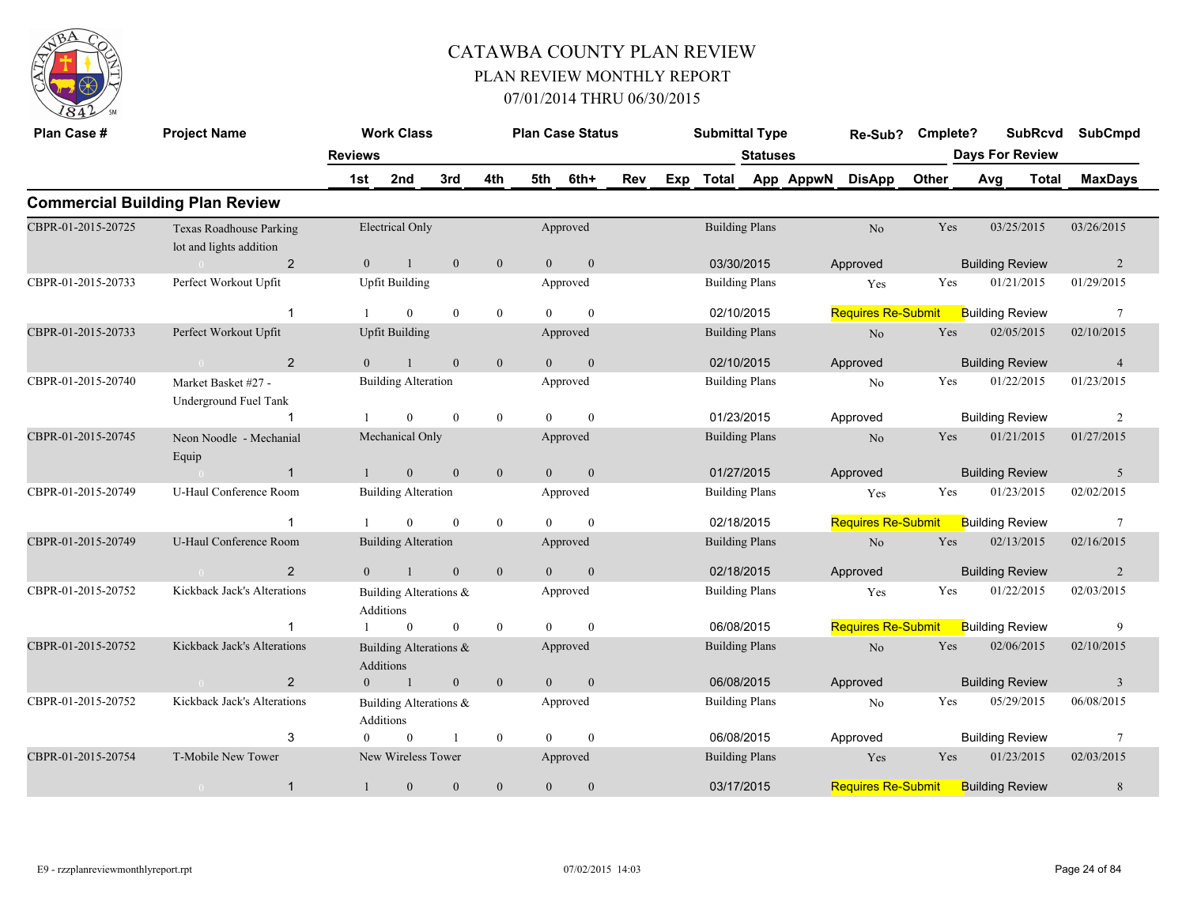# CATAWBA COUNTY PLAN REVIEW

## PLAN REVIEW MONTHLY REPORT

### 07/01/2014 THRU 06/30/2015

## Commercial Building Plan Review

| Plan Case # | Project Name | Reviews | Work Class / 1st | 2nd | 3rd | 4th | Plan Case Status / 5th | 6th+ | Rev | Exp | Submittal Type / Total | Statuses / App | AppwN | Re-Sub? / DisApp | Cmplete? / Other | SubRcvd / Days For Review / Avg | Total | SubCmpd / MaxDays |
|---|---|---|---|---|---|---|---|---|---|---|---|---|---|---|---|---|---|---|
| CBPR-01-2015-20725 | Texas Roadhouse Parking lot and lights addition | | Electrical Only | | | | Approved | | | | Building Plans | | | No | Yes | 03/25/2015 | | 03/26/2015 |
| | 0 | 2 | 0 | 1 | 0 | 0 | 0 | 0 | | | 03/30/2015 | | | Approved | | Building Review | | 2 |
| CBPR-01-2015-20733 | Perfect Workout Upfit | | Upfit Building | | | | Approved | | | | Building Plans | | | Yes | Yes | 01/21/2015 | | 01/29/2015 |
| | | 1 | 1 | 0 | 0 | 0 | 0 | 0 | | | 02/10/2015 | | | Requires Re-Submit | | Building Review | | 7 |
| CBPR-01-2015-20733 | Perfect Workout Upfit | | Upfit Building | | | | Approved | | | | Building Plans | | | No | Yes | 02/05/2015 | | 02/10/2015 |
| | 0 | 2 | 0 | 1 | 0 | 0 | 0 | 0 | | | 02/10/2015 | | | Approved | | Building Review | | 4 |
| CBPR-01-2015-20740 | Market Basket #27 - Underground Fuel Tank | | Building Alteration | | | | Approved | | | | Building Plans | | | No | Yes | 01/22/2015 | | 01/23/2015 |
| | | 1 | 1 | 0 | 0 | 0 | 0 | 0 | | | 01/23/2015 | | | Approved | | Building Review | | 2 |
| CBPR-01-2015-20745 | Neon Noodle - Mechanial Equip | | Mechanical Only | | | | Approved | | | | Building Plans | | | No | Yes | 01/21/2015 | | 01/27/2015 |
| | 0 | 1 | 1 | 0 | 0 | 0 | 0 | 0 | | | 01/27/2015 | | | Approved | | Building Review | | 5 |
| CBPR-01-2015-20749 | U-Haul Conference Room | | Building Alteration | | | | Approved | | | | Building Plans | | | Yes | Yes | 01/23/2015 | | 02/02/2015 |
| | | 1 | 1 | 0 | 0 | 0 | 0 | 0 | | | 02/18/2015 | | | Requires Re-Submit | | Building Review | | 7 |
| CBPR-01-2015-20749 | U-Haul Conference Room | | Building Alteration | | | | Approved | | | | Building Plans | | | No | Yes | 02/13/2015 | | 02/16/2015 |
| | 0 | 2 | 0 | 1 | 0 | 0 | 0 | 0 | | | 02/18/2015 | | | Approved | | Building Review | | 2 |
| CBPR-01-2015-20752 | Kickback Jack's Alterations | | Building Alterations & Additions | | | | Approved | | | | Building Plans | | | Yes | Yes | 01/22/2015 | | 02/03/2015 |
| | | 1 | 1 | 0 | 0 | 0 | 0 | 0 | | | 06/08/2015 | | | Requires Re-Submit | | Building Review | | 9 |
| CBPR-01-2015-20752 | Kickback Jack's Alterations | | Building Alterations & Additions | | | | Approved | | | | Building Plans | | | No | Yes | 02/06/2015 | | 02/10/2015 |
| | 0 | 2 | 0 | 1 | 0 | 0 | 0 | 0 | | | 06/08/2015 | | | Approved | | Building Review | | 3 |
| CBPR-01-2015-20752 | Kickback Jack's Alterations | | Building Alterations & Additions | | | | Approved | | | | Building Plans | | | No | Yes | 05/29/2015 | | 06/08/2015 |
| | | 3 | 0 | 0 | 1 | 0 | 0 | 0 | | | 06/08/2015 | | | Approved | | Building Review | | 7 |
| CBPR-01-2015-20754 | T-Mobile New Tower | | New Wireless Tower | | | | Approved | | | | Building Plans | | | Yes | Yes | 01/23/2015 | | 02/03/2015 |
| | 0 | 1 | 1 | 0 | 0 | 0 | 0 | 0 | | | 03/17/2015 | | | Requires Re-Submit | | Building Review | | 8 |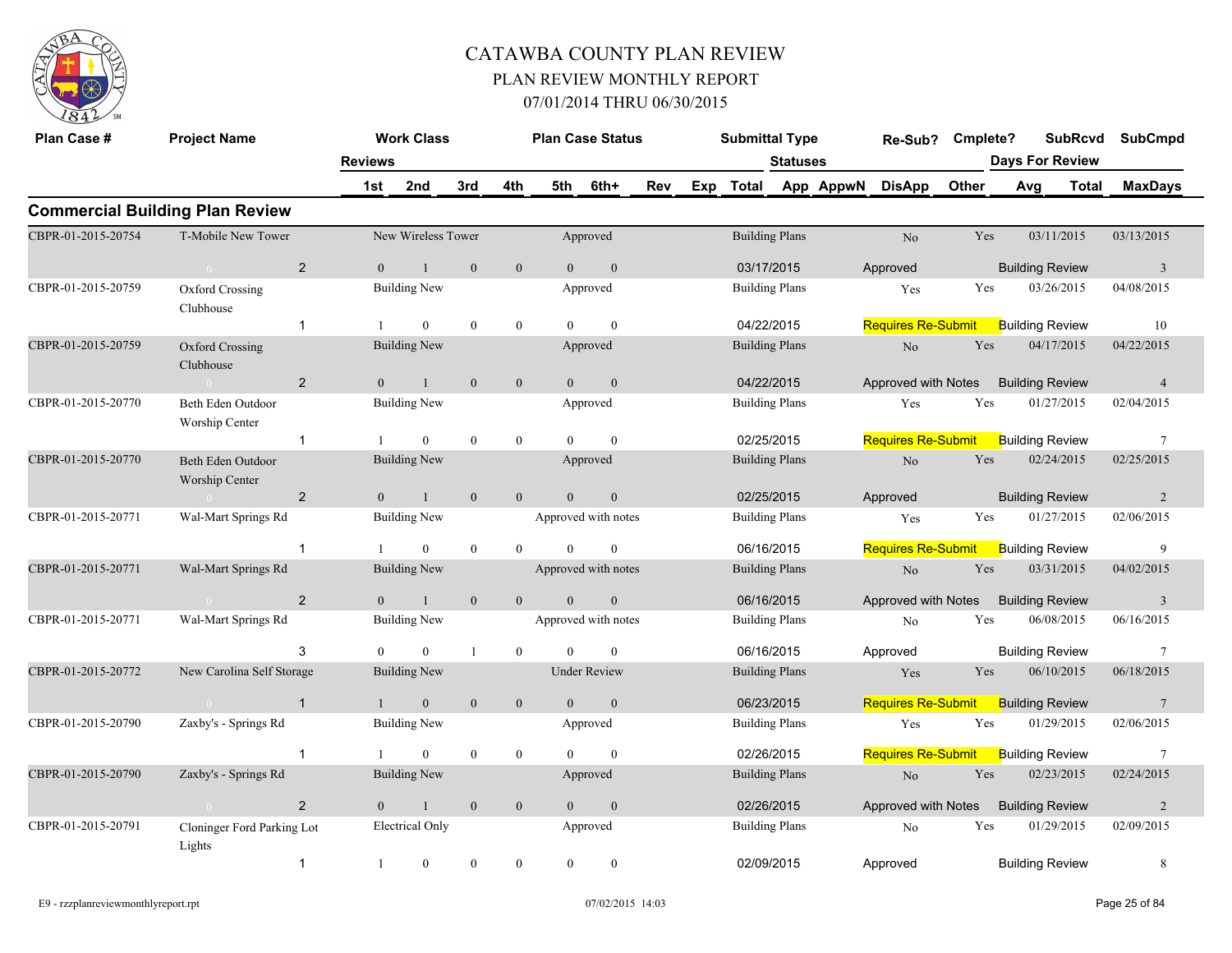# CATAWBA COUNTY PLAN REVIEW

## PLAN REVIEW MONTHLY REPORT

## 07/01/2014 THRU 06/30/2015

| Plan Case # | Project Name | Reviews | Work Class 1st | 2nd | 3rd | 4th | Plan Case Status 5th | 6th+ | Rev | Exp | Submittal Type Total | Statuses App | AppwN | Re-Sub? DisApp | Cmplete? Other | Days For Review Avg | SubRcvd Total | SubCmpd MaxDays |
|---|---|---|---|---|---|---|---|---|---|---|---|---|---|---|---|---|---|---|

### Commercial Building Plan Review

| Plan Case # | Project Name | Reviews | Work Class | 1st | 2nd | 3rd | 4th | 5th | 6th+ | Plan Case Status | Submittal Type | Total | Statuses | Re-Sub? | Cmplete? | Days For Review | SubRcvd | SubCmpd | MaxDays |
|---|---|---|---|---|---|---|---|---|---|---|---|---|---|---|---|---|---|---|---|
| CBPR-01-2015-20754 | T-Mobile New Tower | 2 | New Wireless Tower | 0 | 1 | 0 | 0 | 0 | 0 | Approved | Building Plans | 03/17/2015 | Approved | No | Yes | Building Review | 03/11/2015 | 03/13/2015 | 3 |
| CBPR-01-2015-20759 | Oxford Crossing Clubhouse | 1 | Building New | 1 | 0 | 0 | 0 | 0 | 0 | Approved | Building Plans | 04/22/2015 | Requires Re-Submit | Yes | Yes | Building Review | 03/26/2015 | 04/08/2015 | 10 |
| CBPR-01-2015-20759 | Oxford Crossing Clubhouse | 2 | Building New | 0 | 1 | 0 | 0 | 0 | 0 | Approved | Building Plans | 04/22/2015 | Approved with Notes | No | Yes | Building Review | 04/17/2015 | 04/22/2015 | 4 |
| CBPR-01-2015-20770 | Beth Eden Outdoor Worship Center | 1 | Building New | 1 | 0 | 0 | 0 | 0 | 0 | Approved | Building Plans | 02/25/2015 | Requires Re-Submit | Yes | Yes | Building Review | 01/27/2015 | 02/04/2015 | 7 |
| CBPR-01-2015-20770 | Beth Eden Outdoor Worship Center | 2 | Building New | 0 | 1 | 0 | 0 | 0 | 0 | Approved | Building Plans | 02/25/2015 | Approved | No | Yes | Building Review | 02/24/2015 | 02/25/2015 | 2 |
| CBPR-01-2015-20771 | Wal-Mart Springs Rd | 1 | Building New | 1 | 0 | 0 | 0 | 0 | 0 | Approved with notes | Building Plans | 06/16/2015 | Requires Re-Submit | Yes | Yes | Building Review | 01/27/2015 | 02/06/2015 | 9 |
| CBPR-01-2015-20771 | Wal-Mart Springs Rd | 2 | Building New | 0 | 1 | 0 | 0 | 0 | 0 | Approved with notes | Building Plans | 06/16/2015 | Approved with Notes | No | Yes | Building Review | 03/31/2015 | 04/02/2015 | 3 |
| CBPR-01-2015-20771 | Wal-Mart Springs Rd | 3 | Building New | 0 | 0 | 1 | 0 | 0 | 0 | Approved with notes | Building Plans | 06/16/2015 | Approved | No | Yes | Building Review | 06/08/2015 | 06/16/2015 | 7 |
| CBPR-01-2015-20772 | New Carolina Self Storage | 1 | Building New | 1 | 0 | 0 | 0 | 0 | 0 | Under Review | Building Plans | 06/23/2015 | Requires Re-Submit | Yes | Yes | Building Review | 06/10/2015 | 06/18/2015 | 7 |
| CBPR-01-2015-20790 | Zaxby's - Springs Rd | 1 | Building New | 1 | 0 | 0 | 0 | 0 | 0 | Approved | Building Plans | 02/26/2015 | Requires Re-Submit | Yes | Yes | Building Review | 01/29/2015 | 02/06/2015 | 7 |
| CBPR-01-2015-20790 | Zaxby's - Springs Rd | 2 | Building New | 0 | 1 | 0 | 0 | 0 | 0 | Approved | Building Plans | 02/26/2015 | Approved with Notes | No | Yes | Building Review | 02/23/2015 | 02/24/2015 | 2 |
| CBPR-01-2015-20791 | Cloninger Ford Parking Lot Lights | 1 | Electrical Only | 1 | 0 | 0 | 0 | 0 | 0 | Approved | Building Plans | 02/09/2015 | Approved | No | Yes | Building Review | 01/29/2015 | 02/09/2015 | 8 |

E9 - rzzplanreviewmonthlyreport.rpt 07/02/2015 14:03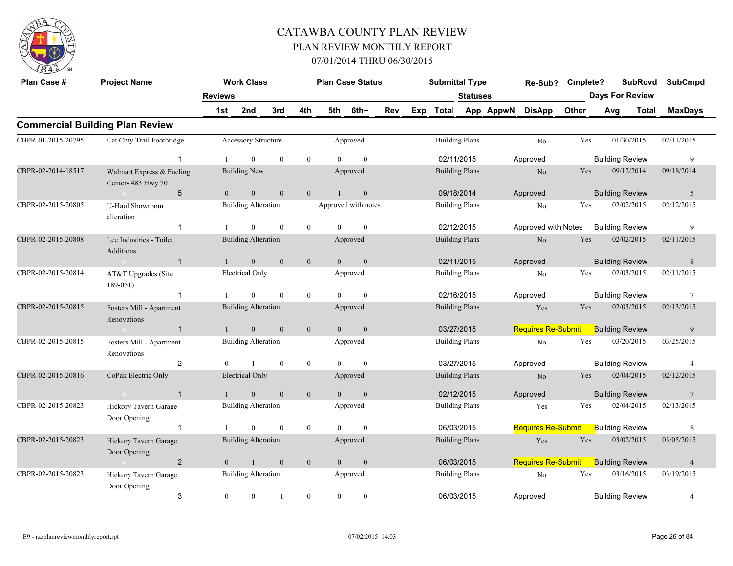# CATAWBA COUNTY PLAN REVIEW

## PLAN REVIEW MONTHLY REPORT

### 07/01/2014 THRU 06/30/2015

## Commercial Building Plan Review

| Plan Case # | Project Name | Reviews | Work Class 1st | 2nd | 3rd | 4th | Plan Case Status 5th | 6th+ | Rev | Exp | Submittal Type Total | Statuses App | AppwN | Re-Sub? DisApp | Cmplete? Other | SubRcvd Days For Review Avg | Total | SubCmpd MaxDays |
|---|---|---|---|---|---|---|---|---|---|---|---|---|---|---|---|---|---|---|
| CBPR-01-2015-20795 | Cat Cnty Trail Footbridge | | Accessory Structure | | | | Approved | | | | Building Plans | | | No | Yes | 01/30/2015 | | 02/11/2015 |
| | | 1 | 1 | 0 | 0 | 0 | 0 | 0 | | | 02/11/2015 | | | Approved | | Building Review | | 9 |
| CBPR-02-2014-18517 | Walmart Express & Fueling Center- 483 Hwy 70 | | Building New | | | | Approved | | | | Building Plans | | | No | Yes | 09/12/2014 | | 09/18/2014 |
| | 0 | 5 | 0 | 0 | 0 | 0 | 1 | 0 | | | 09/18/2014 | | | Approved | | Building Review | | 5 |
| CBPR-02-2015-20805 | U-Haul Showroom alteration | | Building Alteration | | | | Approved with notes | | | | Building Plans | | | No | Yes | 02/02/2015 | | 02/12/2015 |
| | | 1 | 1 | 0 | 0 | 0 | 0 | 0 | | | 02/12/2015 | | | Approved with Notes | | Building Review | | 9 |
| CBPR-02-2015-20808 | Lee Industries - Toilet Additions | | Building Alteration | | | | Approved | | | | Building Plans | | | No | Yes | 02/02/2015 | | 02/11/2015 |
| | 0 | 1 | 1 | 0 | 0 | 0 | 0 | 0 | | | 02/11/2015 | | | Approved | | Building Review | | 8 |
| CBPR-02-2015-20814 | AT&T Upgrades (Site 189-051) | | Electrical Only | | | | Approved | | | | Building Plans | | | No | Yes | 02/03/2015 | | 02/11/2015 |
| | | 1 | 1 | 0 | 0 | 0 | 0 | 0 | | | 02/16/2015 | | | Approved | | Building Review | | 7 |
| CBPR-02-2015-20815 | Fosters Mill - Apartment Renovations | | Building Alteration | | | | Approved | | | | Building Plans | | | Yes | Yes | 02/03/2015 | | 02/13/2015 |
| | 0 | 1 | 1 | 0 | 0 | 0 | 0 | 0 | | | 03/27/2015 | | | Requires Re-Submit | | Building Review | | 9 |
| CBPR-02-2015-20815 | Fosters Mill - Apartment Renovations | | Building Alteration | | | | Approved | | | | Building Plans | | | No | Yes | 03/20/2015 | | 03/25/2015 |
| | | 2 | 0 | 1 | 0 | 0 | 0 | 0 | | | 03/27/2015 | | | Approved | | Building Review | | 4 |
| CBPR-02-2015-20816 | CoPak Electric Only | | Electrical Only | | | | Approved | | | | Building Plans | | | No | Yes | 02/04/2015 | | 02/12/2015 |
| | 0 | 1 | 1 | 0 | 0 | 0 | 0 | 0 | | | 02/12/2015 | | | Approved | | Building Review | | 7 |
| CBPR-02-2015-20823 | Hickory Tavern Garage Door Opening | | Building Alteration | | | | Approved | | | | Building Plans | | | Yes | Yes | 02/04/2015 | | 02/13/2015 |
| | | 1 | 1 | 0 | 0 | 0 | 0 | 0 | | | 06/03/2015 | | | Requires Re-Submit | | Building Review | | 8 |
| CBPR-02-2015-20823 | Hickory Tavern Garage Door Opening | | Building Alteration | | | | Approved | | | | Building Plans | | | Yes | Yes | 03/02/2015 | | 03/05/2015 |
| | 0 | 2 | 0 | 1 | 0 | 0 | 0 | 0 | | | 06/03/2015 | | | Requires Re-Submit | | Building Review | | 4 |
| CBPR-02-2015-20823 | Hickory Tavern Garage Door Opening | | Building Alteration | | | | Approved | | | | Building Plans | | | No | Yes | 03/16/2015 | | 03/19/2015 |
| | | 3 | 0 | 0 | 1 | 0 | 0 | 0 | | | 06/03/2015 | | | Approved | | Building Review | | 4 |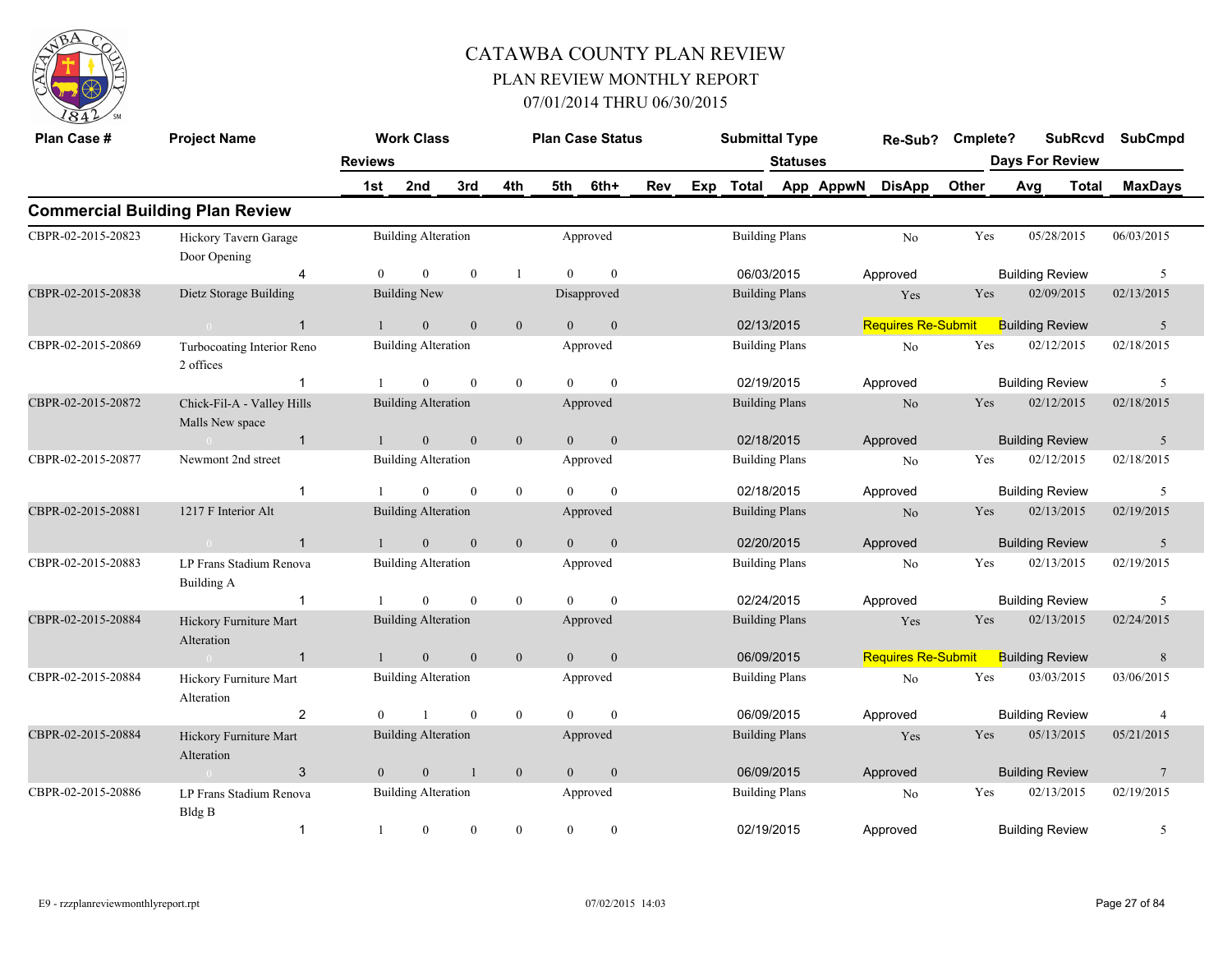# CATAWBA COUNTY PLAN REVIEW
## PLAN REVIEW MONTHLY REPORT
### 07/01/2014 THRU 06/30/2015

## Commercial Building Plan Review

| Plan Case # | Project Name | Reviews | Work Class 1st | 2nd | 3rd | 4th | Plan Case Status 5th | 6th+ | Rev | Exp | Submittal Type Total | Statuses App | AppwN | Re-Sub? DisApp | Cmplete? Other | Days For Review Avg | SubRcvd Total | SubCmpd MaxDays |
|---|---|---|---|---|---|---|---|---|---|---|---|---|---|---|---|---|---|---|
| CBPR-02-2015-20823 | Hickory Tavern Garage Door Opening | 4 | Building Alteration 0 | 0 | 0 | 1 | Approved 0 | 0 | | | Building Plans 06/03/2015 | | | No Approved | Yes | Building Review | 05/28/2015 | 06/03/2015 5 |
| CBPR-02-2015-20838 | Dietz Storage Building | 1 | Building New 1 | 0 | 0 | 0 | Disapproved 0 | 0 | | | Building Plans 02/13/2015 | | | Yes Requires Re-Submit | Yes | Building Review | 02/09/2015 | 02/13/2015 5 |
| CBPR-02-2015-20869 | Turbocoating Interior Reno 2 offices | 1 | Building Alteration 1 | 0 | 0 | 0 | Approved 0 | 0 | | | Building Plans 02/19/2015 | | | No Approved | Yes | Building Review | 02/12/2015 | 02/18/2015 5 |
| CBPR-02-2015-20872 | Chick-Fil-A - Valley Hills Malls New space | 1 | Building Alteration 1 | 0 | 0 | 0 | Approved 0 | 0 | | | Building Plans 02/18/2015 | | | No Approved | Yes | Building Review | 02/12/2015 | 02/18/2015 5 |
| CBPR-02-2015-20877 | Newmont 2nd street | 1 | Building Alteration 1 | 0 | 0 | 0 | Approved 0 | 0 | | | Building Plans 02/18/2015 | | | No Approved | Yes | Building Review | 02/12/2015 | 02/18/2015 5 |
| CBPR-02-2015-20881 | 1217 F Interior Alt | 1 | Building Alteration 1 | 0 | 0 | 0 | Approved 0 | 0 | | | Building Plans 02/20/2015 | | | No Approved | Yes | Building Review | 02/13/2015 | 02/19/2015 5 |
| CBPR-02-2015-20883 | LP Frans Stadium Renova Building A | 1 | Building Alteration 1 | 0 | 0 | 0 | Approved 0 | 0 | | | Building Plans 02/24/2015 | | | No Approved | Yes | Building Review | 02/13/2015 | 02/19/2015 5 |
| CBPR-02-2015-20884 | Hickory Furniture Mart Alteration | 1 | Building Alteration 1 | 0 | 0 | 0 | Approved 0 | 0 | | | Building Plans 06/09/2015 | | | Yes Requires Re-Submit | Yes | Building Review | 02/13/2015 | 02/24/2015 8 |
| CBPR-02-2015-20884 | Hickory Furniture Mart Alteration | 2 | Building Alteration 0 | 1 | 0 | 0 | Approved 0 | 0 | | | Building Plans 06/09/2015 | | | No Approved | Yes | Building Review | 03/03/2015 | 03/06/2015 4 |
| CBPR-02-2015-20884 | Hickory Furniture Mart Alteration | 3 | Building Alteration 0 | 0 | 1 | 0 | Approved 0 | 0 | | | Building Plans 06/09/2015 | | | Yes Approved | Yes | Building Review | 05/13/2015 | 05/21/2015 7 |
| CBPR-02-2015-20886 | LP Frans Stadium Renova Bldg B | 1 | Building Alteration 1 | 0 | 0 | 0 | Approved 0 | 0 | | | Building Plans 02/19/2015 | | | No Approved | Yes | Building Review | 02/13/2015 | 02/19/2015 5 |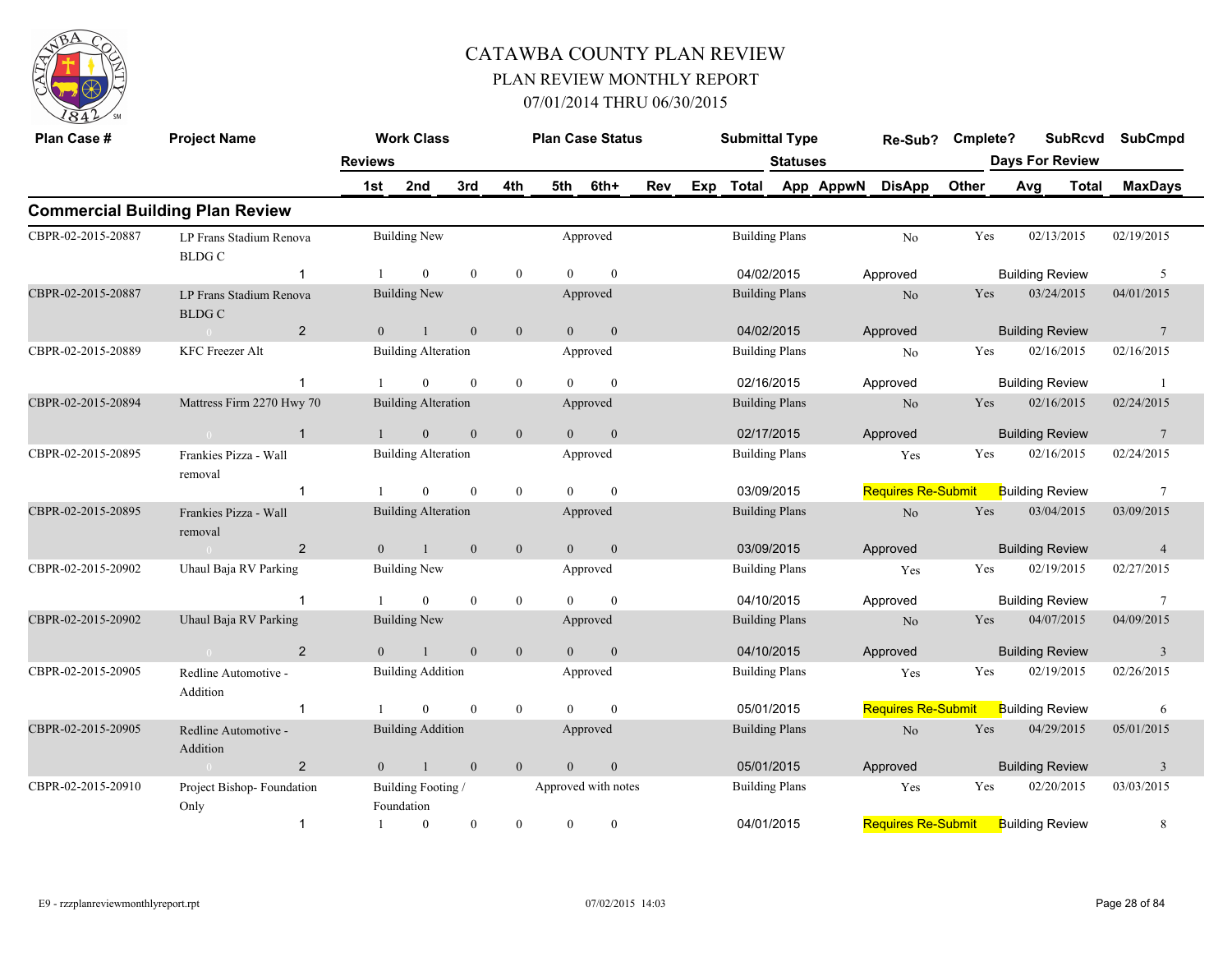# CATAWBA COUNTY PLAN REVIEW

## PLAN REVIEW MONTHLY REPORT

### 07/01/2014 THRU 06/30/2015

| Plan Case # | Project Name | Work Class | Plan Case Status | Submittal Type | Re-Sub? | Cmplete? | SubRcvd | SubCmpd |
|---|---|---|---|---|---|---|---|---|
| | **Reviews** 1st / 2nd / 3rd / 4th / 5th / 6th+ / Rev / Exp / Total | | | **Statuses** App / AppwN / DisApp / Other | | | **Days For Review** Avg / Total | MaxDays |

## Commercial Building Plan Review

| Plan Case # | Project Name | Work Class | Plan Case Status | Submittal Type | Re-Sub? | Cmplete? | SubRcvd | SubCmpd |
|---|---|---|---|---|---|---|---|---|
| CBPR-02-2015-20887 | LP Frans Stadium Renova BLDG C | Building New | Approved | Building Plans | No | Yes | 02/13/2015 | 02/19/2015 |
| | 1 | 1 / 0 / 0 / 0 / 0 / 0 | | 04/02/2015 | Approved | | Building Review | 5 |
| CBPR-02-2015-20887 | LP Frans Stadium Renova BLDG C | Building New | Approved | Building Plans | No | Yes | 03/24/2015 | 04/01/2015 |
| | 2 | 0 / 1 / 0 / 0 / 0 / 0 | | 04/02/2015 | Approved | | Building Review | 7 |
| CBPR-02-2015-20889 | KFC Freezer Alt | Building Alteration | Approved | Building Plans | No | Yes | 02/16/2015 | 02/16/2015 |
| | 1 | 1 / 0 / 0 / 0 / 0 / 0 | | 02/16/2015 | Approved | | Building Review | 1 |
| CBPR-02-2015-20894 | Mattress Firm 2270 Hwy 70 | Building Alteration | Approved | Building Plans | No | Yes | 02/16/2015 | 02/24/2015 |
| | 1 | 1 / 0 / 0 / 0 / 0 / 0 | | 02/17/2015 | Approved | | Building Review | 7 |
| CBPR-02-2015-20895 | Frankies Pizza - Wall removal | Building Alteration | Approved | Building Plans | Yes | Yes | 02/16/2015 | 02/24/2015 |
| | 1 | 1 / 0 / 0 / 0 / 0 / 0 | | 03/09/2015 | Requires Re-Submit | | Building Review | 7 |
| CBPR-02-2015-20895 | Frankies Pizza - Wall removal | Building Alteration | Approved | Building Plans | No | Yes | 03/04/2015 | 03/09/2015 |
| | 2 | 0 / 1 / 0 / 0 / 0 / 0 | | 03/09/2015 | Approved | | Building Review | 4 |
| CBPR-02-2015-20902 | Uhaul Baja RV Parking | Building New | Approved | Building Plans | Yes | Yes | 02/19/2015 | 02/27/2015 |
| | 1 | 1 / 0 / 0 / 0 / 0 / 0 | | 04/10/2015 | Approved | | Building Review | 7 |
| CBPR-02-2015-20902 | Uhaul Baja RV Parking | Building New | Approved | Building Plans | No | Yes | 04/07/2015 | 04/09/2015 |
| | 2 | 0 / 1 / 0 / 0 / 0 / 0 | | 04/10/2015 | Approved | | Building Review | 3 |
| CBPR-02-2015-20905 | Redline Automotive - Addition | Building Addition | Approved | Building Plans | Yes | Yes | 02/19/2015 | 02/26/2015 |
| | 1 | 1 / 0 / 0 / 0 / 0 / 0 | | 05/01/2015 | Requires Re-Submit | | Building Review | 6 |
| CBPR-02-2015-20905 | Redline Automotive - Addition | Building Addition | Approved | Building Plans | No | Yes | 04/29/2015 | 05/01/2015 |
| | 2 | 0 / 1 / 0 / 0 / 0 / 0 | | 05/01/2015 | Approved | | Building Review | 3 |
| CBPR-02-2015-20910 | Project Bishop- Foundation Only | Building Footing / Foundation | Approved with notes | Building Plans | Yes | Yes | 02/20/2015 | 03/03/2015 |
| | 1 | 1 / 0 / 0 / 0 / 0 / 0 | | 04/01/2015 | Requires Re-Submit | | Building Review | 8 |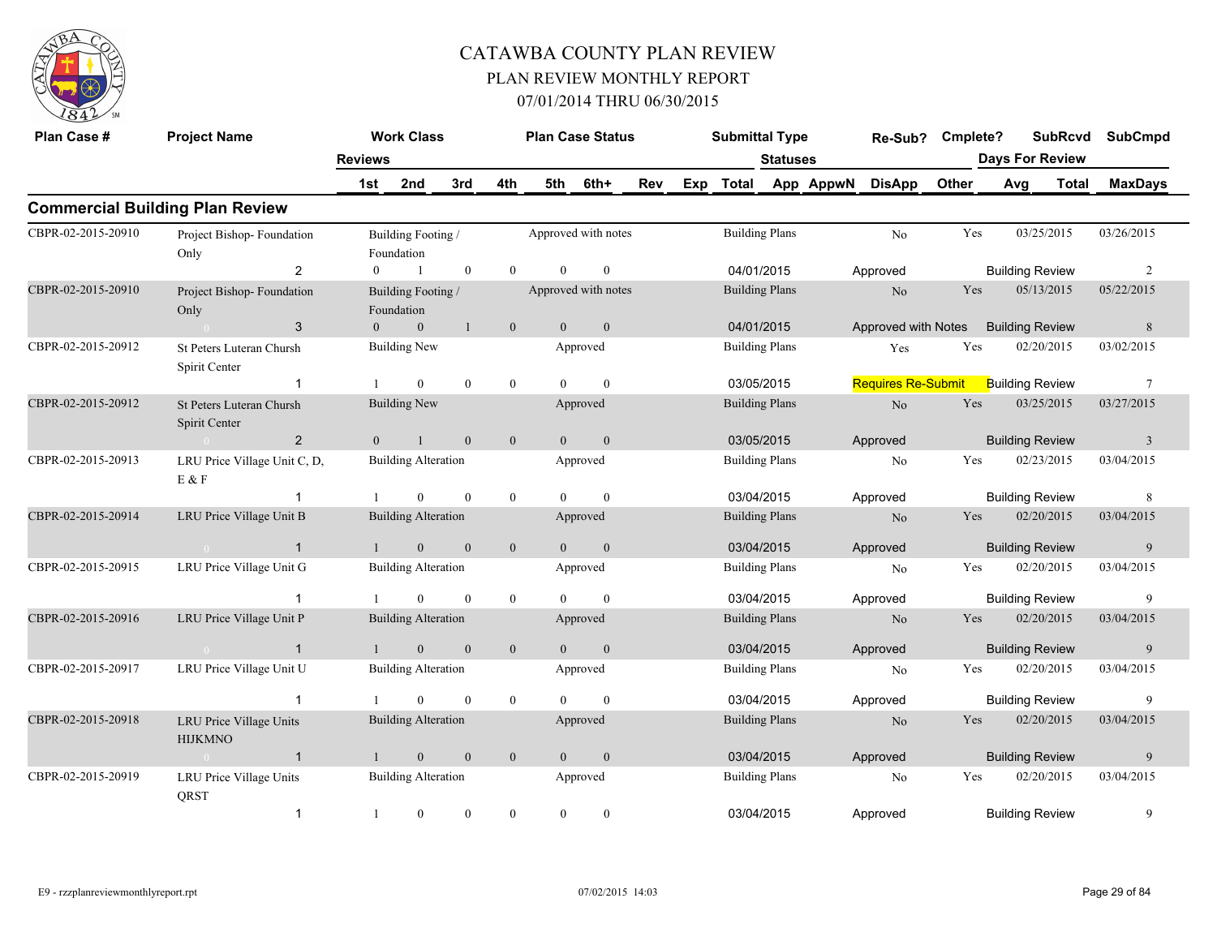# CATAWBA COUNTY PLAN REVIEW

## PLAN REVIEW MONTHLY REPORT

### 07/01/2014 THRU 06/30/2015

## Commercial Building Plan Review

| Plan Case # | Project Name | Reviews | Work Class | 1st | 2nd | 3rd | 4th | 5th | 6th+ | Plan Case Status | Rev | Exp | Submittal Type | Total | Statuses | App | AppwN | DisApp | Re-Sub? | Other | Cmplete? | Days For Review Avg | SubRcvd | SubCmpd | Total | MaxDays |
|---|---|---|---|---|---|---|---|---|---|---|---|---|---|---|---|---|---|---|---|---|---|---|---|---|---|---|
| CBPR-02-2015-20910 | Project Bishop- Foundation Only | 2 | Building Footing / Foundation | 0 | 1 | 0 | 0 | 0 | 0 | Approved with notes | | | Building Plans | 04/01/2015 | Approved | | | | No | | Yes | Building Review | 03/25/2015 | 03/26/2015 | | 2 |
| CBPR-02-2015-20910 | Project Bishop- Foundation Only | 3 | Building Footing / Foundation | 0 | 0 | 1 | 0 | 0 | 0 | Approved with notes | | | Building Plans | 04/01/2015 | Approved with Notes | | | | No | | Yes | Building Review | 05/13/2015 | 05/22/2015 | | 8 |
| CBPR-02-2015-20912 | St Peters Luteran Chursh Spirit Center | 1 | Building New | 1 | 0 | 0 | 0 | 0 | 0 | Approved | | | Building Plans | 03/05/2015 | Requires Re-Submit | | | | Yes | | Yes | Building Review | 02/20/2015 | 03/02/2015 | | 7 |
| CBPR-02-2015-20912 | St Peters Luteran Chursh Spirit Center | 2 | Building New | 0 | 1 | 0 | 0 | 0 | 0 | Approved | | | Building Plans | 03/05/2015 | Approved | | | | No | | Yes | Building Review | 03/25/2015 | 03/27/2015 | | 3 |
| CBPR-02-2015-20913 | LRU Price Village Unit C, D, E & F | 1 | Building Alteration | 1 | 0 | 0 | 0 | 0 | 0 | Approved | | | Building Plans | 03/04/2015 | Approved | | | | No | | Yes | Building Review | 02/23/2015 | 03/04/2015 | | 8 |
| CBPR-02-2015-20914 | LRU Price Village Unit B | 1 | Building Alteration | 1 | 0 | 0 | 0 | 0 | 0 | Approved | | | Building Plans | 03/04/2015 | Approved | | | | No | | Yes | Building Review | 02/20/2015 | 03/04/2015 | | 9 |
| CBPR-02-2015-20915 | LRU Price Village Unit G | 1 | Building Alteration | 1 | 0 | 0 | 0 | 0 | 0 | Approved | | | Building Plans | 03/04/2015 | Approved | | | | No | | Yes | Building Review | 02/20/2015 | 03/04/2015 | | 9 |
| CBPR-02-2015-20916 | LRU Price Village Unit P | 1 | Building Alteration | 1 | 0 | 0 | 0 | 0 | 0 | Approved | | | Building Plans | 03/04/2015 | Approved | | | | No | | Yes | Building Review | 02/20/2015 | 03/04/2015 | | 9 |
| CBPR-02-2015-20917 | LRU Price Village Unit U | 1 | Building Alteration | 1 | 0 | 0 | 0 | 0 | 0 | Approved | | | Building Plans | 03/04/2015 | Approved | | | | No | | Yes | Building Review | 02/20/2015 | 03/04/2015 | | 9 |
| CBPR-02-2015-20918 | LRU Price Village Units HIJKMNO | 1 | Building Alteration | 1 | 0 | 0 | 0 | 0 | 0 | Approved | | | Building Plans | 03/04/2015 | Approved | | | | No | | Yes | Building Review | 02/20/2015 | 03/04/2015 | | 9 |
| CBPR-02-2015-20919 | LRU Price Village Units QRST | 1 | Building Alteration | 1 | 0 | 0 | 0 | 0 | 0 | Approved | | | Building Plans | 03/04/2015 | Approved | | | | No | | Yes | Building Review | 02/20/2015 | 03/04/2015 | | 9 |

E9 - rzzplanreviewmonthlyreport.rpt 07/02/2015 14:03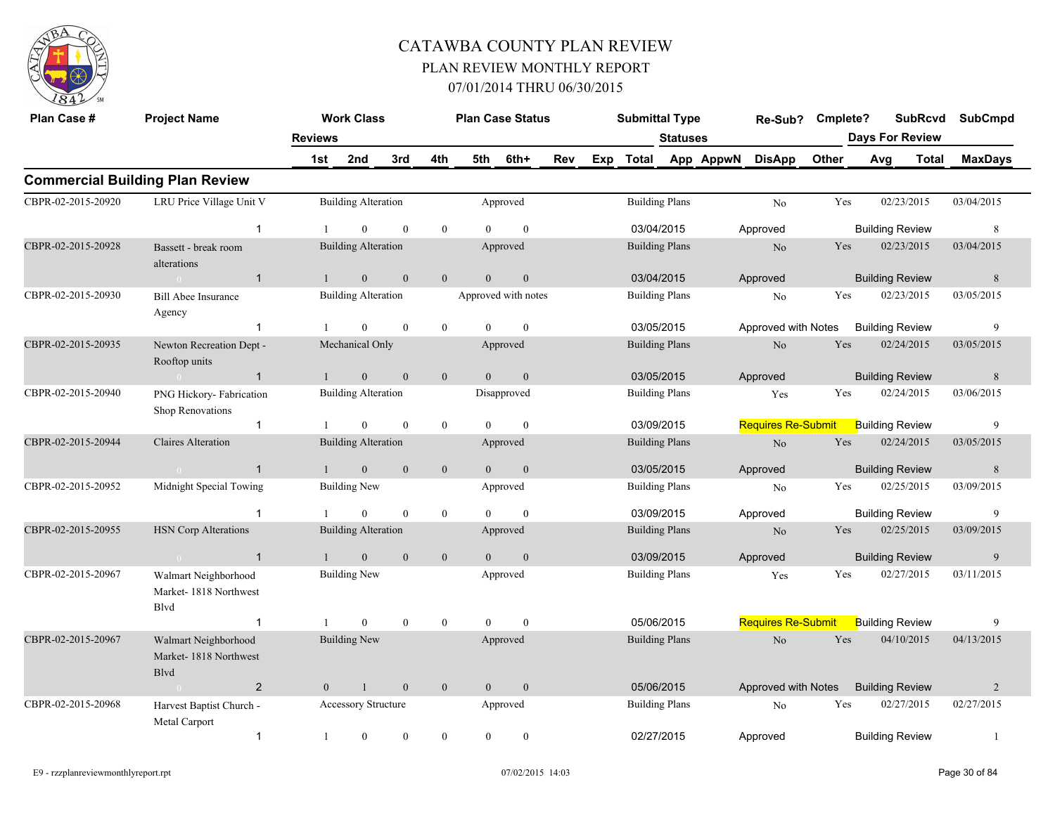# CATAWBA COUNTY PLAN REVIEW

## PLAN REVIEW MONTHLY REPORT

### 07/01/2014 THRU 06/30/2015

## Commercial Building Plan Review

| Plan Case # | Project Name | Reviews | Work Class 1st | 2nd | 3rd | 4th | Plan Case Status 5th | 6th+ | Rev | Exp | Submittal Type Total | Statuses App | AppwN | Re-Sub? DisApp | Cmplete? Other | SubRcvd Days For Review Avg | Total | SubCmpd MaxDays |
|---|---|---|---|---|---|---|---|---|---|---|---|---|---|---|---|---|---|---|
| CBPR-02-2015-20920 | LRU Price Village Unit V | | Building Alteration | | | | Approved | | | | Building Plans | | | No | Yes | 02/23/2015 | | 03/04/2015 |
| | | 1 | 1 | 0 | 0 | 0 | 0 | 0 | | | 03/04/2015 | | | Approved | | Building Review | | 8 |
| CBPR-02-2015-20928 | Bassett - break room alterations | | Building Alteration | | | | Approved | | | | Building Plans | | | No | Yes | 02/23/2015 | | 03/04/2015 |
| | 0 | 1 | 1 | 0 | 0 | 0 | 0 | 0 | | | 03/04/2015 | | | Approved | | Building Review | | 8 |
| CBPR-02-2015-20930 | Bill Abee Insurance Agency | | Building Alteration | | | | Approved with notes | | | | Building Plans | | | No | Yes | 02/23/2015 | | 03/05/2015 |
| | | 1 | 1 | 0 | 0 | 0 | 0 | 0 | | | 03/05/2015 | | | Approved with Notes | | Building Review | | 9 |
| CBPR-02-2015-20935 | Newton Recreation Dept - Rooftop units | | Mechanical Only | | | | Approved | | | | Building Plans | | | No | Yes | 02/24/2015 | | 03/05/2015 |
| | 0 | 1 | 1 | 0 | 0 | 0 | 0 | 0 | | | 03/05/2015 | | | Approved | | Building Review | | 8 |
| CBPR-02-2015-20940 | PNG Hickory- Fabrication Shop Renovations | | Building Alteration | | | | Disapproved | | | | Building Plans | | | Yes | Yes | 02/24/2015 | | 03/06/2015 |
| | | 1 | 1 | 0 | 0 | 0 | 0 | 0 | | | 03/09/2015 | | | Requires Re-Submit | | Building Review | | 9 |
| CBPR-02-2015-20944 | Claires Alteration | | Building Alteration | | | | Approved | | | | Building Plans | | | No | Yes | 02/24/2015 | | 03/05/2015 |
| | 0 | 1 | 1 | 0 | 0 | 0 | 0 | 0 | | | 03/05/2015 | | | Approved | | Building Review | | 8 |
| CBPR-02-2015-20952 | Midnight Special Towing | | Building New | | | | Approved | | | | Building Plans | | | No | Yes | 02/25/2015 | | 03/09/2015 |
| | | 1 | 1 | 0 | 0 | 0 | 0 | 0 | | | 03/09/2015 | | | Approved | | Building Review | | 9 |
| CBPR-02-2015-20955 | HSN Corp Alterations | | Building Alteration | | | | Approved | | | | Building Plans | | | No | Yes | 02/25/2015 | | 03/09/2015 |
| | 0 | 1 | 1 | 0 | 0 | 0 | 0 | 0 | | | 03/09/2015 | | | Approved | | Building Review | | 9 |
| CBPR-02-2015-20967 | Walmart Neighborhood Market- 1818 Northwest Blvd | | Building New | | | | Approved | | | | Building Plans | | | Yes | Yes | 02/27/2015 | | 03/11/2015 |
| | | 1 | 1 | 0 | 0 | 0 | 0 | 0 | | | 05/06/2015 | | | Requires Re-Submit | | Building Review | | 9 |
| CBPR-02-2015-20967 | Walmart Neighborhood Market- 1818 Northwest Blvd | | Building New | | | | Approved | | | | Building Plans | | | No | Yes | 04/10/2015 | | 04/13/2015 |
| | 0 | 2 | 0 | 1 | 0 | 0 | 0 | 0 | | | 05/06/2015 | | | Approved with Notes | | Building Review | | 2 |
| CBPR-02-2015-20968 | Harvest Baptist Church - Metal Carport | | Accessory Structure | | | | Approved | | | | Building Plans | | | No | Yes | 02/27/2015 | | 02/27/2015 |
| | | 1 | 1 | 0 | 0 | 0 | 0 | 0 | | | 02/27/2015 | | | Approved | | Building Review | | 1 |

E9 - rzzplanreviewmonthlyreport.rpt 07/02/2015 14:03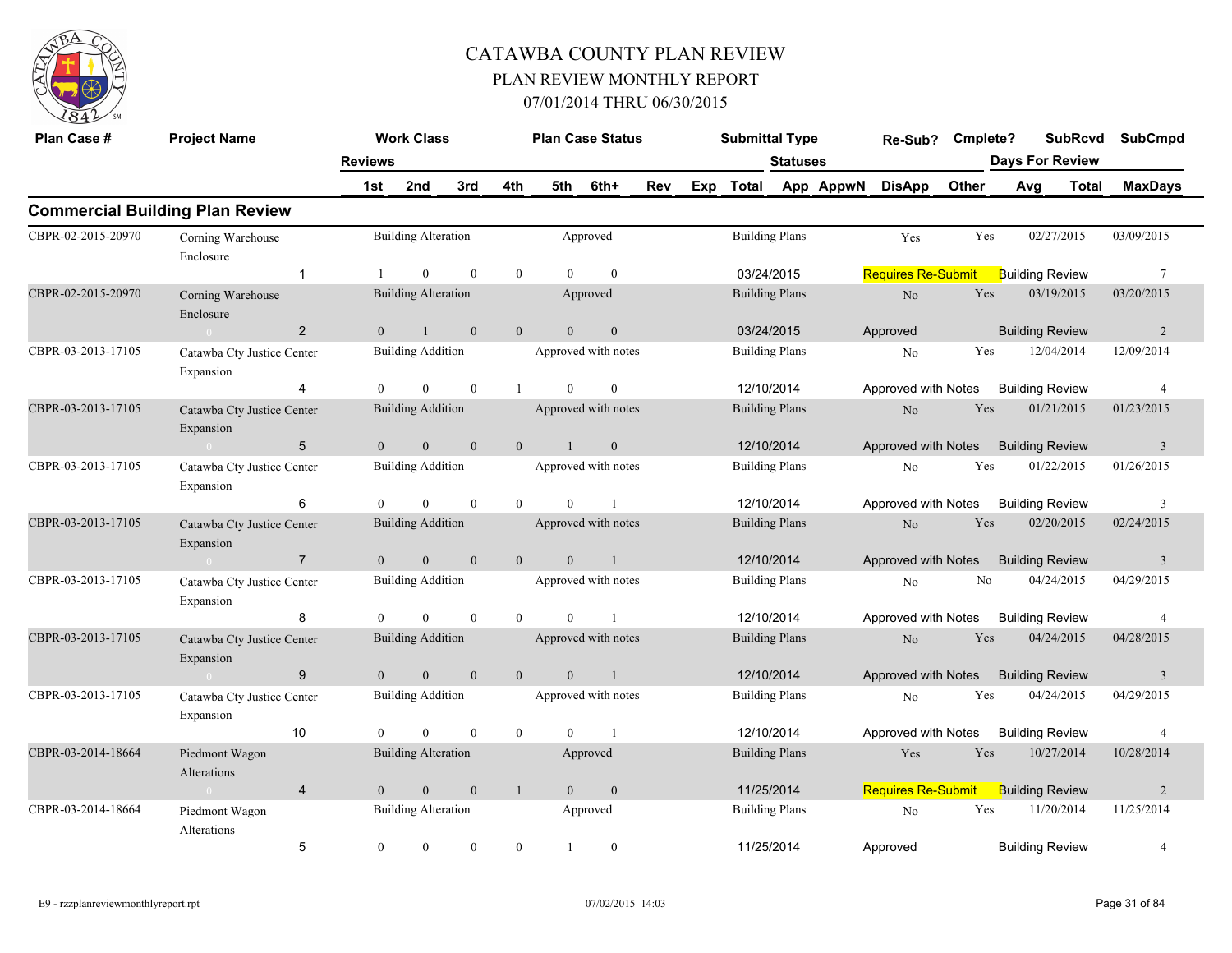# CATAWBA COUNTY PLAN REVIEW

## PLAN REVIEW MONTHLY REPORT

### 07/01/2014 THRU 06/30/2015

## Commercial Building Plan Review

| Plan Case # | Project Name | Reviews | 1st | 2nd | 3rd | 4th | 5th | 6th+ | Rev | Exp | Work Class | Plan Case Status | Submittal Type | Total | Re-Sub? | Cmplete? | Statuses App | AppwN | DisApp | Other | SubRcvd | SubCmpd | Days For Review Avg | Total | MaxDays |
|---|---|---|---|---|---|---|---|---|---|---|---|---|---|---|---|---|---|---|---|---|---|---|---|---|---|
| CBPR-02-2015-20970 | Corning Warehouse Enclosure | 1 | 1 | 0 | 0 | 0 | 0 | 0 | | | Building Alteration | Approved | Building Plans | 03/24/2015 | Yes | Yes | Requires Re-Submit | | | Building Review | 02/27/2015 | 03/09/2015 | | | 7 |
| CBPR-02-2015-20970 | Corning Warehouse Enclosure | 2 | 0 | 1 | 0 | 0 | 0 | 0 | | | Building Alteration | Approved | Building Plans | 03/24/2015 | No | Yes | Approved | | | Building Review | 03/19/2015 | 03/20/2015 | | | 2 |
| CBPR-03-2013-17105 | Catawba Cty Justice Center Expansion | 4 | 0 | 0 | 0 | 1 | 0 | 0 | | | Building Addition | Approved with notes | Building Plans | 12/10/2014 | No | Yes | Approved with Notes | | | Building Review | 12/04/2014 | 12/09/2014 | | | 4 |
| CBPR-03-2013-17105 | Catawba Cty Justice Center Expansion | 5 | 0 | 0 | 0 | 0 | 1 | 0 | | | Building Addition | Approved with notes | Building Plans | 12/10/2014 | No | Yes | Approved with Notes | | | Building Review | 01/21/2015 | 01/23/2015 | | | 3 |
| CBPR-03-2013-17105 | Catawba Cty Justice Center Expansion | 6 | 0 | 0 | 0 | 0 | 0 | 1 | | | Building Addition | Approved with notes | Building Plans | 12/10/2014 | No | Yes | Approved with Notes | | | Building Review | 01/22/2015 | 01/26/2015 | | | 3 |
| CBPR-03-2013-17105 | Catawba Cty Justice Center Expansion | 7 | 0 | 0 | 0 | 0 | 0 | 1 | | | Building Addition | Approved with notes | Building Plans | 12/10/2014 | No | Yes | Approved with Notes | | | Building Review | 02/20/2015 | 02/24/2015 | | | 3 |
| CBPR-03-2013-17105 | Catawba Cty Justice Center Expansion | 8 | 0 | 0 | 0 | 0 | 0 | 1 | | | Building Addition | Approved with notes | Building Plans | 12/10/2014 | No | No | Approved with Notes | | | Building Review | 04/24/2015 | 04/29/2015 | | | 4 |
| CBPR-03-2013-17105 | Catawba Cty Justice Center Expansion | 9 | 0 | 0 | 0 | 0 | 0 | 1 | | | Building Addition | Approved with notes | Building Plans | 12/10/2014 | No | Yes | Approved with Notes | | | Building Review | 04/24/2015 | 04/28/2015 | | | 3 |
| CBPR-03-2013-17105 | Catawba Cty Justice Center Expansion | 10 | 0 | 0 | 0 | 0 | 0 | 1 | | | Building Addition | Approved with notes | Building Plans | 12/10/2014 | No | Yes | Approved with Notes | | | Building Review | 04/24/2015 | 04/29/2015 | | | 4 |
| CBPR-03-2014-18664 | Piedmont Wagon Alterations | 4 | 0 | 0 | 0 | 1 | 0 | 0 | | | Building Alteration | Approved | Building Plans | 11/25/2014 | Yes | Yes | Requires Re-Submit | | | Building Review | 10/27/2014 | 10/28/2014 | | | 2 |
| CBPR-03-2014-18664 | Piedmont Wagon Alterations | 5 | 0 | 0 | 0 | 0 | 1 | 0 | | | Building Alteration | Approved | Building Plans | 11/25/2014 | No | Yes | Approved | | | Building Review | 11/20/2014 | 11/25/2014 | | | 4 |

E9 - rzzplanreviewmonthlyreport.rpt 07/02/2015 14:03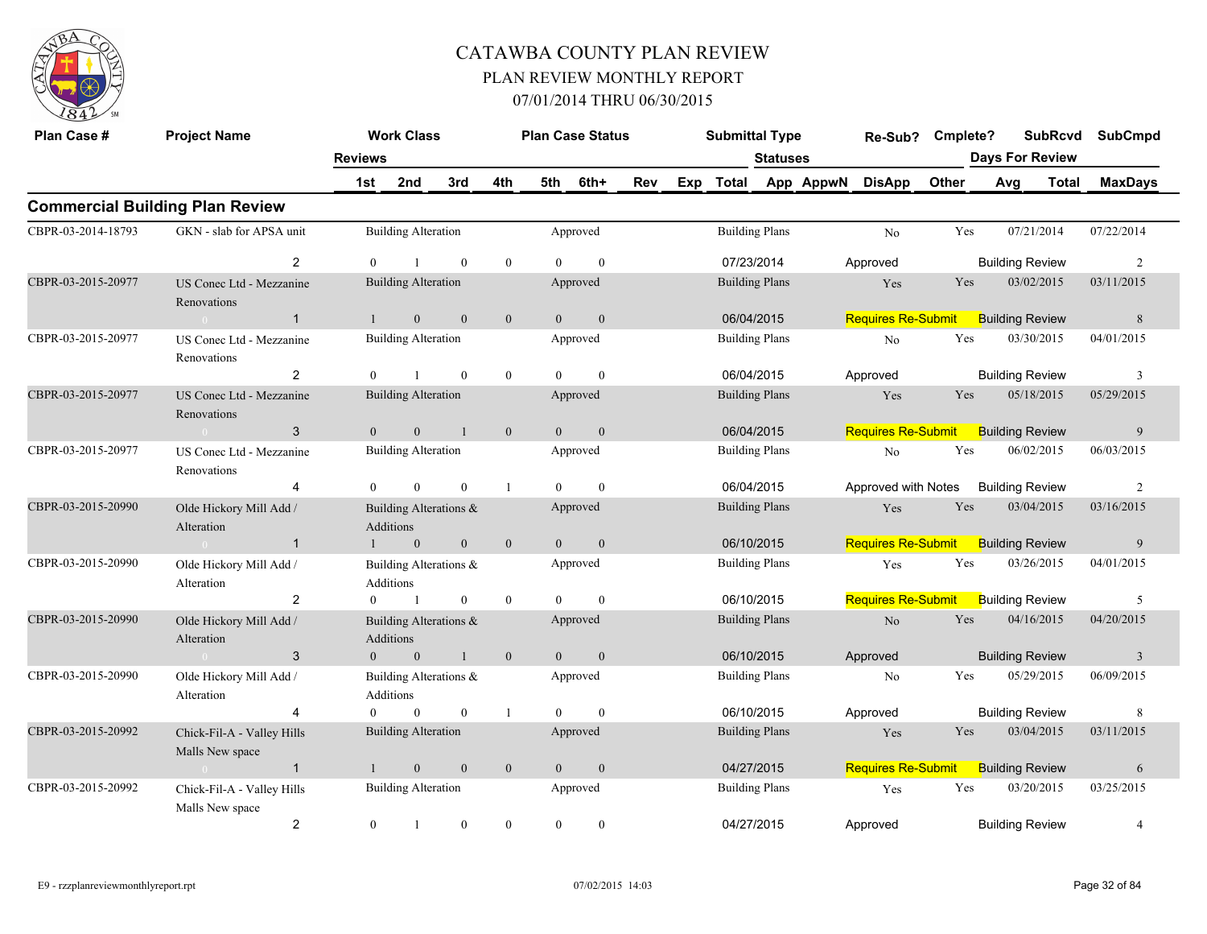# CATAWBA COUNTY PLAN REVIEW

## PLAN REVIEW MONTHLY REPORT

## 07/01/2014 THRU 06/30/2015

### Commercial Building Plan Review

| Plan Case # | Project Name | Reviews | Work Class | Plan Case Status | Submittal Type | Re-Sub? | Cmplete? | SubRcvd | SubCmpd |
|---|---|---|---|---|---|---|---|---|---|
| | | 1st / 2nd / 3rd / 4th / 5th / 6th+ | | Statuses | Total | DisApp | Other | Days For Review Avg / Total | MaxDays |
| CBPR-03-2014-18793 | GKN - slab for APSA unit | 2 | Building Alteration | Approved | Building Plans | No | Yes | 07/21/2014 | 07/22/2014 |
| | | 0 / 1 / 0 / 0 / 0 / 0 | | | 07/23/2014 | Approved | | Building Review | 2 |
| CBPR-03-2015-20977 | US Conec Ltd - Mezzanine Renovations | 1 | Building Alteration | Approved | Building Plans | Yes | Yes | 03/02/2015 | 03/11/2015 |
| | | 1 / 0 / 0 / 0 / 0 / 0 | | | 06/04/2015 | Requires Re-Submit | | Building Review | 8 |
| CBPR-03-2015-20977 | US Conec Ltd - Mezzanine Renovations | 2 | Building Alteration | Approved | Building Plans | No | Yes | 03/30/2015 | 04/01/2015 |
| | | 0 / 1 / 0 / 0 / 0 / 0 | | | 06/04/2015 | Approved | | Building Review | 3 |
| CBPR-03-2015-20977 | US Conec Ltd - Mezzanine Renovations | 3 | Building Alteration | Approved | Building Plans | Yes | Yes | 05/18/2015 | 05/29/2015 |
| | | 0 / 0 / 1 / 0 / 0 / 0 | | | 06/04/2015 | Requires Re-Submit | | Building Review | 9 |
| CBPR-03-2015-20977 | US Conec Ltd - Mezzanine Renovations | 4 | Building Alteration | Approved | Building Plans | No | Yes | 06/02/2015 | 06/03/2015 |
| | | 0 / 0 / 0 / 1 / 0 / 0 | | | 06/04/2015 | Approved with Notes | | Building Review | 2 |
| CBPR-03-2015-20990 | Olde Hickory Mill Add / Alteration | 1 | Building Alterations & Additions | Approved | Building Plans | Yes | Yes | 03/04/2015 | 03/16/2015 |
| | | 1 / 0 / 0 / 0 / 0 / 0 | | | 06/10/2015 | Requires Re-Submit | | Building Review | 9 |
| CBPR-03-2015-20990 | Olde Hickory Mill Add / Alteration | 2 | Building Alterations & Additions | Approved | Building Plans | Yes | Yes | 03/26/2015 | 04/01/2015 |
| | | 0 / 1 / 0 / 0 / 0 / 0 | | | 06/10/2015 | Requires Re-Submit | | Building Review | 5 |
| CBPR-03-2015-20990 | Olde Hickory Mill Add / Alteration | 3 | Building Alterations & Additions | Approved | Building Plans | No | Yes | 04/16/2015 | 04/20/2015 |
| | | 0 / 0 / 1 / 0 / 0 / 0 | | | 06/10/2015 | Approved | | Building Review | 3 |
| CBPR-03-2015-20990 | Olde Hickory Mill Add / Alteration | 4 | Building Alterations & Additions | Approved | Building Plans | No | Yes | 05/29/2015 | 06/09/2015 |
| | | 0 / 0 / 0 / 1 / 0 / 0 | | | 06/10/2015 | Approved | | Building Review | 8 |
| CBPR-03-2015-20992 | Chick-Fil-A - Valley Hills Malls New space | 1 | Building Alteration | Approved | Building Plans | Yes | Yes | 03/04/2015 | 03/11/2015 |
| | | 1 / 0 / 0 / 0 / 0 / 0 | | | 04/27/2015 | Requires Re-Submit | | Building Review | 6 |
| CBPR-03-2015-20992 | Chick-Fil-A - Valley Hills Malls New space | 2 | Building Alteration | Approved | Building Plans | Yes | Yes | 03/20/2015 | 03/25/2015 |
| | | 0 / 1 / 0 / 0 / 0 / 0 | | | 04/27/2015 | Approved | | Building Review | 4 |

E9 - rzzplanreviewmonthlyreport.rpt 07/02/2015 14:03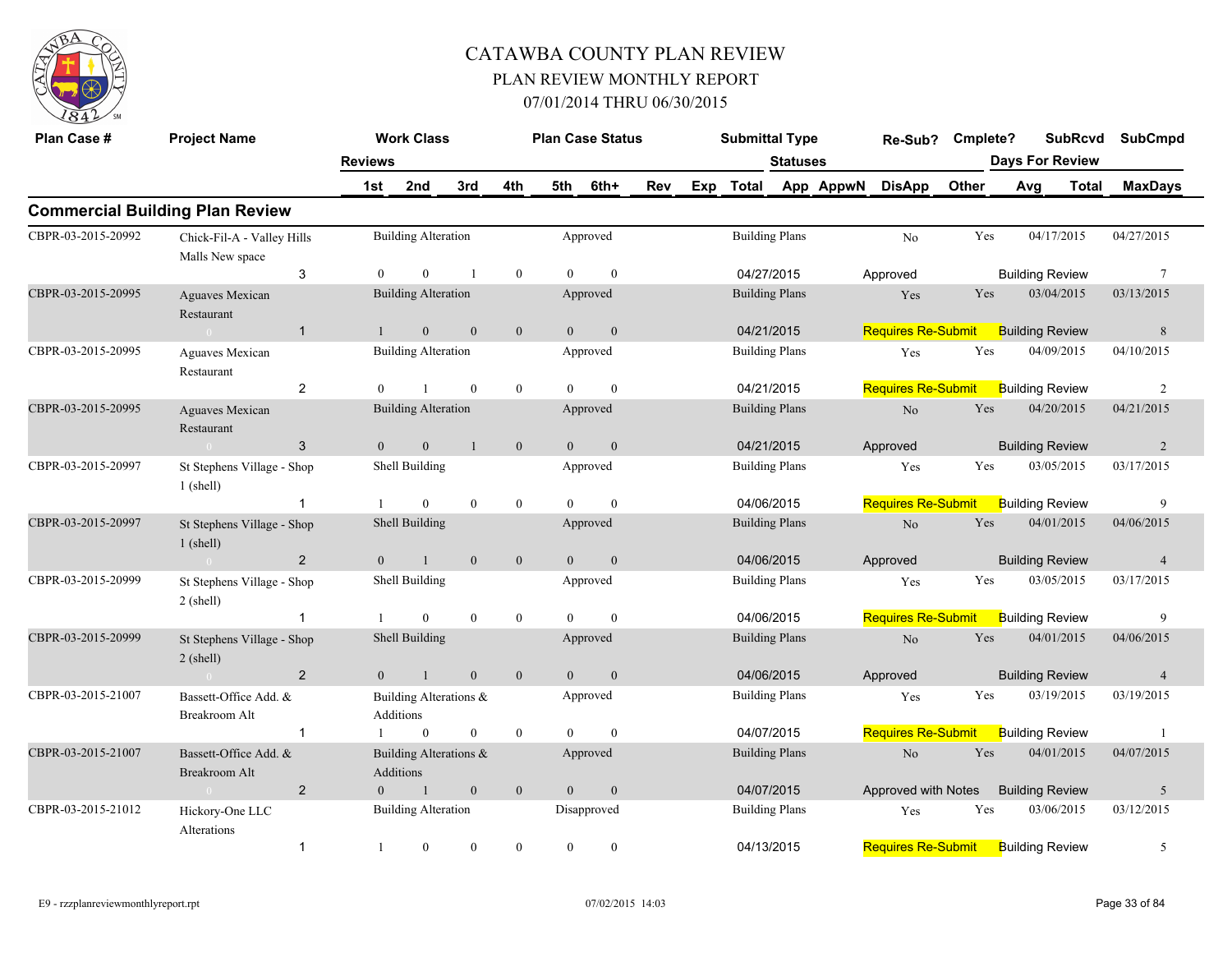# CATAWBA COUNTY PLAN REVIEW

## PLAN REVIEW MONTHLY REPORT

### 07/01/2014 THRU 06/30/2015

## Commercial Building Plan Review

| Plan Case # | Project Name | Reviews | Work Class 1st | 2nd | 3rd | 4th | Plan Case Status 5th | 6th+ | Rev | Exp | Submittal Type Total | Statuses App | AppwN | Re-Sub? DisApp | Cmplete? Other | SubRcvd Days For Review Avg | Total | SubCmpd MaxDays |
|---|---|---|---|---|---|---|---|---|---|---|---|---|---|---|---|---|---|---|
| CBPR-03-2015-20992 | Chick-Fil-A - Valley Hills Malls New space | | Building Alteration | | | | Approved | | | | Building Plans | | | No | Yes | 04/17/2015 | | 04/27/2015 |
| | | 3 | 0 | 0 | 1 | 0 | 0 | 0 | | | 04/27/2015 | | | Approved | | Building Review | | 7 |
| CBPR-03-2015-20995 | Aguaves Mexican Restaurant | | Building Alteration | | | | Approved | | | | Building Plans | | | Yes | Yes | 03/04/2015 | | 03/13/2015 |
| | | 1 | 1 | 0 | 0 | 0 | 0 | 0 | | | 04/21/2015 | | | Requires Re-Submit | | Building Review | | 8 |
| CBPR-03-2015-20995 | Aguaves Mexican Restaurant | | Building Alteration | | | | Approved | | | | Building Plans | | | Yes | Yes | 04/09/2015 | | 04/10/2015 |
| | | 2 | 0 | 1 | 0 | 0 | 0 | 0 | | | 04/21/2015 | | | Requires Re-Submit | | Building Review | | 2 |
| CBPR-03-2015-20995 | Aguaves Mexican Restaurant | | Building Alteration | | | | Approved | | | | Building Plans | | | No | Yes | 04/20/2015 | | 04/21/2015 |
| | | 3 | 0 | 0 | 1 | 0 | 0 | 0 | | | 04/21/2015 | | | Approved | | Building Review | | 2 |
| CBPR-03-2015-20997 | St Stephens Village - Shop 1 (shell) | | Shell Building | | | | Approved | | | | Building Plans | | | Yes | Yes | 03/05/2015 | | 03/17/2015 |
| | | 1 | 1 | 0 | 0 | 0 | 0 | 0 | | | 04/06/2015 | | | Requires Re-Submit | | Building Review | | 9 |
| CBPR-03-2015-20997 | St Stephens Village - Shop 1 (shell) | | Shell Building | | | | Approved | | | | Building Plans | | | No | Yes | 04/01/2015 | | 04/06/2015 |
| | | 2 | 0 | 1 | 0 | 0 | 0 | 0 | | | 04/06/2015 | | | Approved | | Building Review | | 4 |
| CBPR-03-2015-20999 | St Stephens Village - Shop 2 (shell) | | Shell Building | | | | Approved | | | | Building Plans | | | Yes | Yes | 03/05/2015 | | 03/17/2015 |
| | | 1 | 1 | 0 | 0 | 0 | 0 | 0 | | | 04/06/2015 | | | Requires Re-Submit | | Building Review | | 9 |
| CBPR-03-2015-20999 | St Stephens Village - Shop 2 (shell) | | Shell Building | | | | Approved | | | | Building Plans | | | No | Yes | 04/01/2015 | | 04/06/2015 |
| | | 2 | 0 | 1 | 0 | 0 | 0 | 0 | | | 04/06/2015 | | | Approved | | Building Review | | 4 |
| CBPR-03-2015-21007 | Bassett-Office Add. & Breakroom Alt | | Building Alterations & Additions | | | | Approved | | | | Building Plans | | | Yes | Yes | 03/19/2015 | | 03/19/2015 |
| | | 1 | 1 | 0 | 0 | 0 | 0 | 0 | | | 04/07/2015 | | | Requires Re-Submit | | Building Review | | 1 |
| CBPR-03-2015-21007 | Bassett-Office Add. & Breakroom Alt | | Building Alterations & Additions | | | | Approved | | | | Building Plans | | | No | Yes | 04/01/2015 | | 04/07/2015 |
| | | 2 | 0 | 1 | 0 | 0 | 0 | 0 | | | 04/07/2015 | | | Approved with Notes | | Building Review | | 5 |
| CBPR-03-2015-21012 | Hickory-One LLC Alterations | | Building Alteration | | | | Disapproved | | | | Building Plans | | | Yes | Yes | 03/06/2015 | | 03/12/2015 |
| | | 1 | 1 | 0 | 0 | 0 | 0 | 0 | | | 04/13/2015 | | | Requires Re-Submit | | Building Review | | 5 |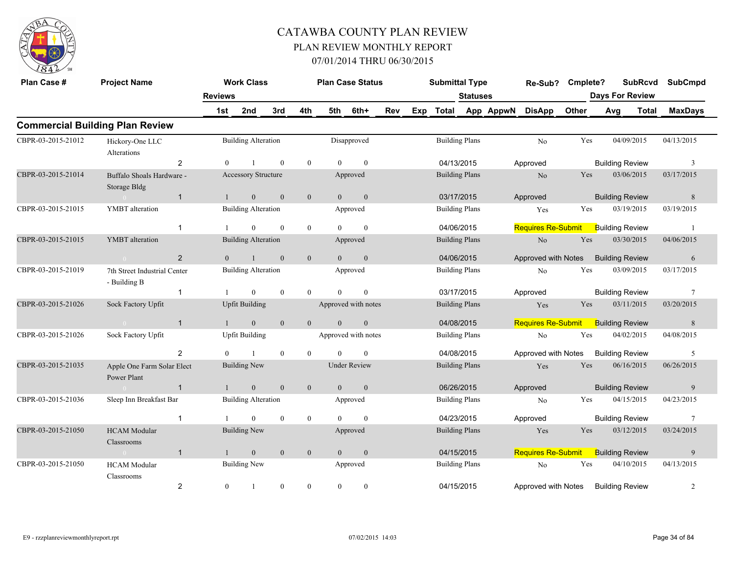# CATAWBA COUNTY PLAN REVIEW

## PLAN REVIEW MONTHLY REPORT

### 07/01/2014 THRU 06/30/2015

## Commercial Building Plan Review

| Plan Case # | Project Name | Reviews | 1st | 2nd | 3rd | 4th | 5th | 6th+ | Work Class | Plan Case Status | Submittal Type | Total (Statuses) | Re-Sub? | Cmplete? | SubRcvd | SubCmpd | Days For Review | MaxDays |
|---|---|---|---|---|---|---|---|---|---|---|---|---|---|---|---|---|---|---|
| CBPR-03-2015-21012 | Hickory-One LLC Alterations | 2 | 0 | 1 | 0 | 0 | 0 | 0 | Building Alteration | Disapproved | Building Plans | 04/13/2015 Approved | No | Yes | 04/09/2015 | 04/13/2015 | Building Review | 3 |
| CBPR-03-2015-21014 | Buffalo Shoals Hardware - Storage Bldg | 1 | 1 | 0 | 0 | 0 | 0 | 0 | Accessory Structure | Approved | Building Plans | 03/17/2015 Approved | No | Yes | 03/06/2015 | 03/17/2015 | Building Review | 8 |
| CBPR-03-2015-21015 | YMBT alteration | 1 | 1 | 0 | 0 | 0 | 0 | 0 | Building Alteration | Approved | Building Plans | 04/06/2015 Requires Re-Submit | Yes | Yes | 03/19/2015 | 03/19/2015 | Building Review | 1 |
| CBPR-03-2015-21015 | YMBT alteration | 2 | 0 | 1 | 0 | 0 | 0 | 0 | Building Alteration | Approved | Building Plans | 04/06/2015 Approved with Notes | No | Yes | 03/30/2015 | 04/06/2015 | Building Review | 6 |
| CBPR-03-2015-21019 | 7th Street Industrial Center - Building B | 1 | 1 | 0 | 0 | 0 | 0 | 0 | Building Alteration | Approved | Building Plans | 03/17/2015 Approved | No | Yes | 03/09/2015 | 03/17/2015 | Building Review | 7 |
| CBPR-03-2015-21026 | Sock Factory Upfit | 1 | 1 | 0 | 0 | 0 | 0 | 0 | Upfit Building | Approved with notes | Building Plans | 04/08/2015 Requires Re-Submit | Yes | Yes | 03/11/2015 | 03/20/2015 | Building Review | 8 |
| CBPR-03-2015-21026 | Sock Factory Upfit | 2 | 0 | 1 | 0 | 0 | 0 | 0 | Upfit Building | Approved with notes | Building Plans | 04/08/2015 Approved with Notes | No | Yes | 04/02/2015 | 04/08/2015 | Building Review | 5 |
| CBPR-03-2015-21035 | Apple One Farm Solar Elect Power Plant | 1 | 1 | 0 | 0 | 0 | 0 | 0 | Building New | Under Review | Building Plans | 06/26/2015 Approved | Yes | Yes | 06/16/2015 | 06/26/2015 | Building Review | 9 |
| CBPR-03-2015-21036 | Sleep Inn Breakfast Bar | 1 | 1 | 0 | 0 | 0 | 0 | 0 | Building Alteration | Approved | Building Plans | 04/23/2015 Approved | No | Yes | 04/15/2015 | 04/23/2015 | Building Review | 7 |
| CBPR-03-2015-21050 | HCAM Modular Classrooms | 1 | 1 | 0 | 0 | 0 | 0 | 0 | Building New | Approved | Building Plans | 04/15/2015 Requires Re-Submit | Yes | Yes | 03/12/2015 | 03/24/2015 | Building Review | 9 |
| CBPR-03-2015-21050 | HCAM Modular Classrooms | 2 | 0 | 1 | 0 | 0 | 0 | 0 | Building New | Approved | Building Plans | 04/15/2015 Approved with Notes | No | Yes | 04/10/2015 | 04/13/2015 | Building Review | 2 |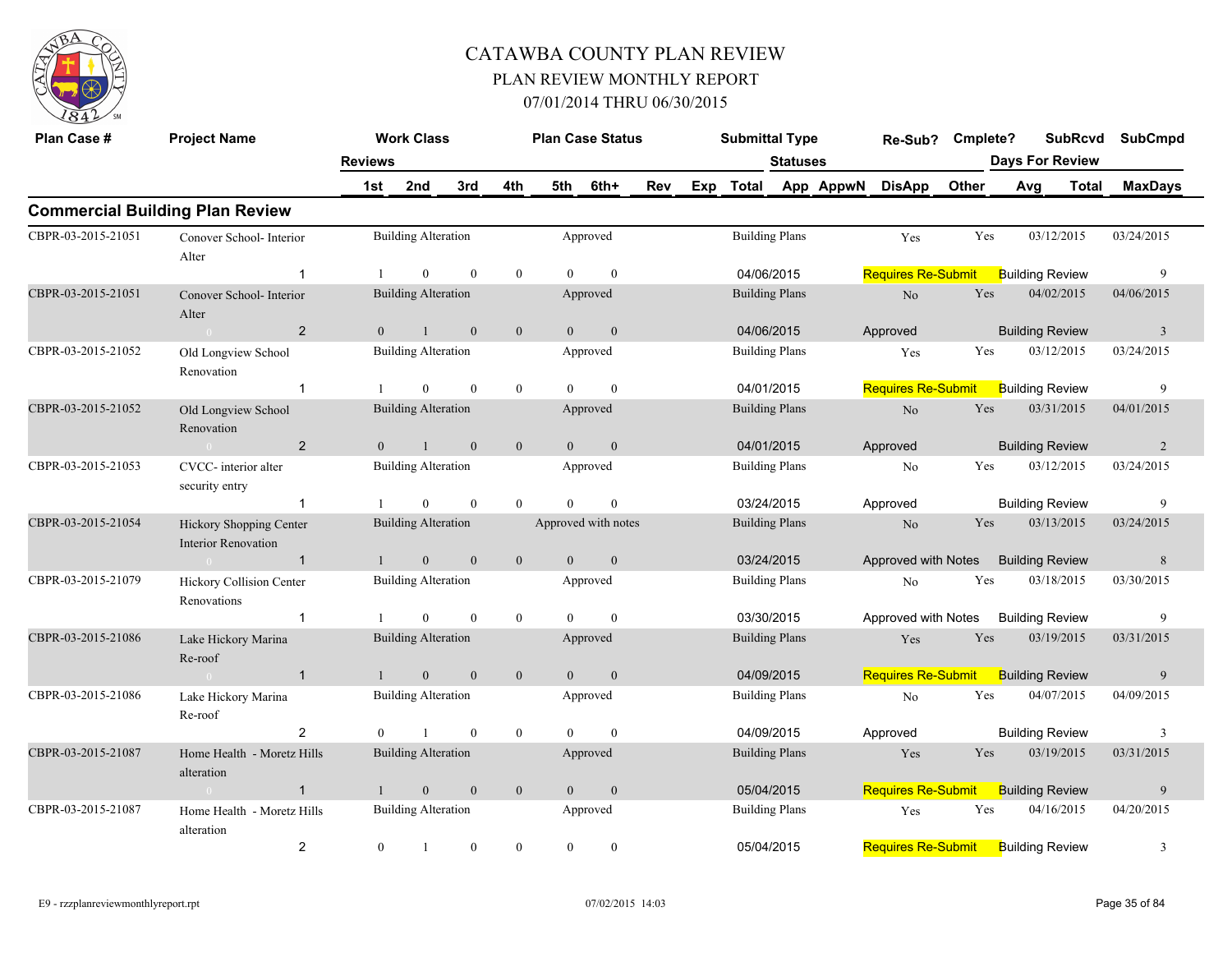# CATAWBA COUNTY PLAN REVIEW
## PLAN REVIEW MONTHLY REPORT
### 07/01/2014 THRU 06/30/2015

| Plan Case # | Project Name | Work Class | | | | Plan Case Status | | | | Submittal Type | | | Re-Sub? | Cmplete? | SubRcvd | | SubCmpd |
|---|---|---|---|---|---|---|---|---|---|---|---|---|---|---|---|---|---|
| | | Reviews | | | | | | | | | Statuses | | | | Days For Review | | |
| | | 1st | 2nd | 3rd | 4th | 5th | 6th+ | Rev | Exp | Total | App | AppwN | DisApp | Other | Avg | Total | MaxDays |

## Commercial Building Plan Review

| Plan Case # | Project Name | Review # | 1st | 2nd | 3rd | 4th | 5th | 6th+ | Work Class | Plan Case Status | Submittal Type | Date | Re-Sub? | Cmplete? | Status | Review Type | SubRcvd | SubCmpd | MaxDays |
|---|---|---|---|---|---|---|---|---|---|---|---|---|---|---|---|---|---|---|---|
| CBPR-03-2015-21051 | Conover School- Interior Alter | 1 | 1 | 0 | 0 | 0 | 0 | 0 | Building Alteration | Approved | Building Plans | 04/06/2015 | Yes | Yes | Requires Re-Submit | Building Review | 03/12/2015 | 03/24/2015 | 9 |
| CBPR-03-2015-21051 | Conover School- Interior Alter | 2 | 0 | 1 | 0 | 0 | 0 | 0 | Building Alteration | Approved | Building Plans | 04/06/2015 | No | Yes | Approved | Building Review | 04/02/2015 | 04/06/2015 | 3 |
| CBPR-03-2015-21052 | Old Longview School Renovation | 1 | 1 | 0 | 0 | 0 | 0 | 0 | Building Alteration | Approved | Building Plans | 04/01/2015 | Yes | Yes | Requires Re-Submit | Building Review | 03/12/2015 | 03/24/2015 | 9 |
| CBPR-03-2015-21052 | Old Longview School Renovation | 2 | 0 | 1 | 0 | 0 | 0 | 0 | Building Alteration | Approved | Building Plans | 04/01/2015 | No | Yes | Approved | Building Review | 03/31/2015 | 04/01/2015 | 2 |
| CBPR-03-2015-21053 | CVCC- interior alter security entry | 1 | 1 | 0 | 0 | 0 | 0 | 0 | Building Alteration | Approved | Building Plans | 03/24/2015 | No | Yes | Approved | Building Review | 03/12/2015 | 03/24/2015 | 9 |
| CBPR-03-2015-21054 | Hickory Shopping Center Interior Renovation | 1 | 1 | 0 | 0 | 0 | 0 | 0 | Building Alteration | Approved with notes | Building Plans | 03/24/2015 | No | Yes | Approved with Notes | Building Review | 03/13/2015 | 03/24/2015 | 8 |
| CBPR-03-2015-21079 | Hickory Collision Center Renovations | 1 | 1 | 0 | 0 | 0 | 0 | 0 | Building Alteration | Approved | Building Plans | 03/30/2015 | No | Yes | Approved with Notes | Building Review | 03/18/2015 | 03/30/2015 | 9 |
| CBPR-03-2015-21086 | Lake Hickory Marina Re-roof | 1 | 1 | 0 | 0 | 0 | 0 | 0 | Building Alteration | Approved | Building Plans | 04/09/2015 | Yes | Yes | Requires Re-Submit | Building Review | 03/19/2015 | 03/31/2015 | 9 |
| CBPR-03-2015-21086 | Lake Hickory Marina Re-roof | 2 | 0 | 1 | 0 | 0 | 0 | 0 | Building Alteration | Approved | Building Plans | 04/09/2015 | No | Yes | Approved | Building Review | 04/07/2015 | 04/09/2015 | 3 |
| CBPR-03-2015-21087 | Home Health - Moretz Hills alteration | 1 | 1 | 0 | 0 | 0 | 0 | 0 | Building Alteration | Approved | Building Plans | 05/04/2015 | Yes | Yes | Requires Re-Submit | Building Review | 03/19/2015 | 03/31/2015 | 9 |
| CBPR-03-2015-21087 | Home Health - Moretz Hills alteration | 2 | 0 | 1 | 0 | 0 | 0 | 0 | Building Alteration | Approved | Building Plans | 05/04/2015 | Yes | Yes | Requires Re-Submit | Building Review | 04/16/2015 | 04/20/2015 | 3 |

E9 - rzzplanreviewmonthlyreport.rpt 07/02/2015 14:03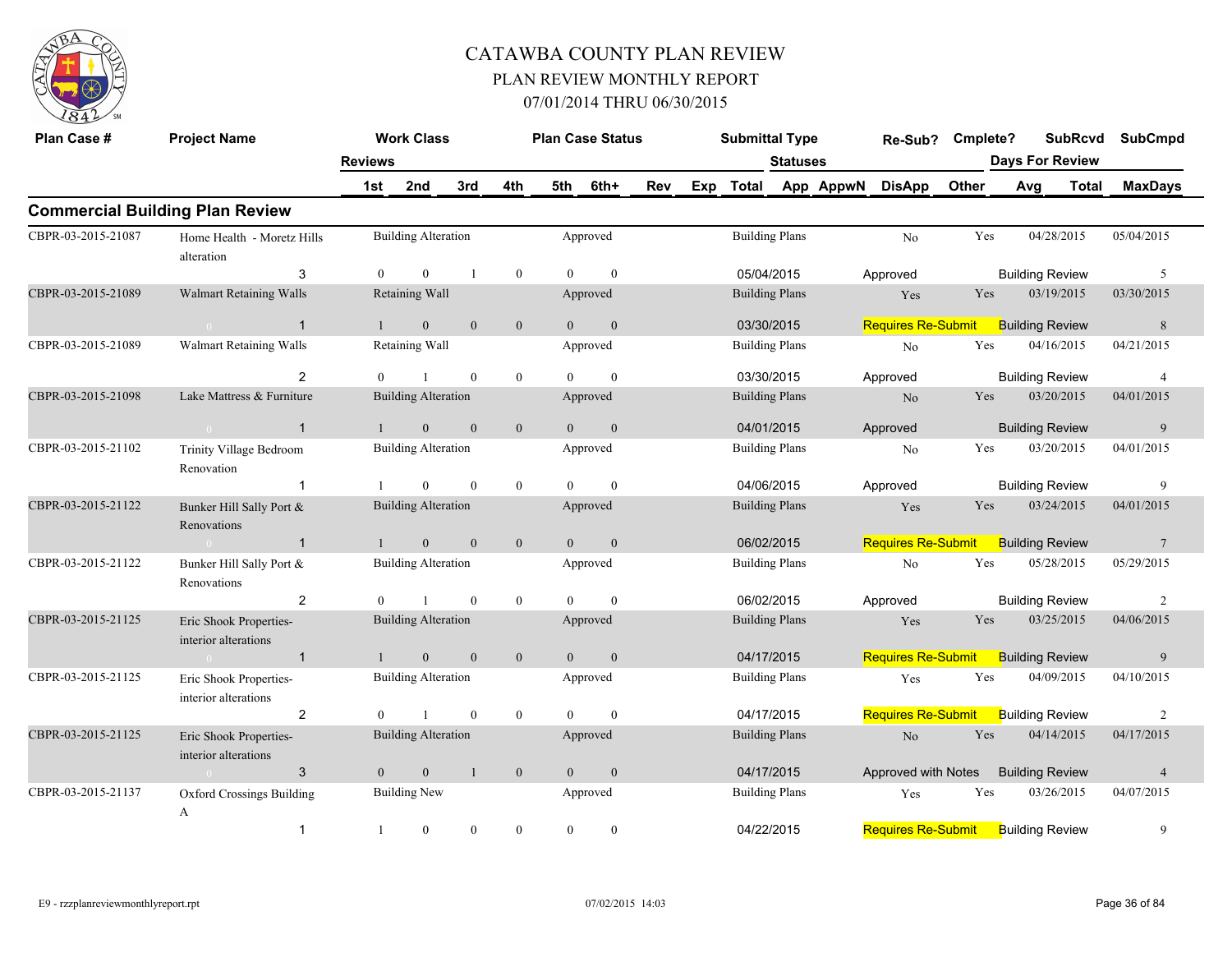# CATAWBA COUNTY PLAN REVIEW

## PLAN REVIEW MONTHLY REPORT

### 07/01/2014 THRU 06/30/2015

| Plan Case # | Project Name | Reviews | 1st | 2nd | 3rd | 4th | 5th | 6th+ | Rev | Exp | Total | Work Class | Plan Case Status | Submittal Type | Statuses | Re-Sub? | Cmplete? | SubRcvd | SubCmpd | Days For Review Avg | Total | MaxDays |
|---|---|---|---|---|---|---|---|---|---|---|---|---|---|---|---|---|---|---|---|---|---|---|
| **Commercial Building Plan Review** | | | | | | | | | | | | | | | | | | | | | | |
| CBPR-03-2015-21087 | Home Health - Moretz Hills alteration | 3 | 0 | 0 | 1 | 0 | 0 | 0 | | | 05/04/2015 | Building Alteration | Approved | Building Plans | Approved | No | Yes | 04/28/2015 | 05/04/2015 | Building Review | | 5 |
| CBPR-03-2015-21089 | Walmart Retaining Walls | 1 | 1 | 0 | 0 | 0 | 0 | 0 | | | 03/30/2015 | Retaining Wall | Approved | Building Plans | Requires Re-Submit | Yes | Yes | 03/19/2015 | 03/30/2015 | Building Review | | 8 |
| CBPR-03-2015-21089 | Walmart Retaining Walls | 2 | 0 | 1 | 0 | 0 | 0 | 0 | | | 03/30/2015 | Retaining Wall | Approved | Building Plans | Approved | No | Yes | 04/16/2015 | 04/21/2015 | Building Review | | 4 |
| CBPR-03-2015-21098 | Lake Mattress & Furniture | 1 | 1 | 0 | 0 | 0 | 0 | 0 | | | 04/01/2015 | Building Alteration | Approved | Building Plans | Approved | No | Yes | 03/20/2015 | 04/01/2015 | Building Review | | 9 |
| CBPR-03-2015-21102 | Trinity Village Bedroom Renovation | 1 | 1 | 0 | 0 | 0 | 0 | 0 | | | 04/06/2015 | Building Alteration | Approved | Building Plans | Approved | No | Yes | 03/20/2015 | 04/01/2015 | Building Review | | 9 |
| CBPR-03-2015-21122 | Bunker Hill Sally Port & Renovations | 1 | 1 | 0 | 0 | 0 | 0 | 0 | | | 06/02/2015 | Building Alteration | Approved | Building Plans | Requires Re-Submit | Yes | Yes | 03/24/2015 | 04/01/2015 | Building Review | | 7 |
| CBPR-03-2015-21122 | Bunker Hill Sally Port & Renovations | 2 | 0 | 1 | 0 | 0 | 0 | 0 | | | 06/02/2015 | Building Alteration | Approved | Building Plans | Approved | No | Yes | 05/28/2015 | 05/29/2015 | Building Review | | 2 |
| CBPR-03-2015-21125 | Eric Shook Properties- interior alterations | 1 | 1 | 0 | 0 | 0 | 0 | 0 | | | 04/17/2015 | Building Alteration | Approved | Building Plans | Requires Re-Submit | Yes | Yes | 03/25/2015 | 04/06/2015 | Building Review | | 9 |
| CBPR-03-2015-21125 | Eric Shook Properties- interior alterations | 2 | 0 | 1 | 0 | 0 | 0 | 0 | | | 04/17/2015 | Building Alteration | Approved | Building Plans | Requires Re-Submit | Yes | Yes | 04/09/2015 | 04/10/2015 | Building Review | | 2 |
| CBPR-03-2015-21125 | Eric Shook Properties- interior alterations | 3 | 0 | 0 | 1 | 0 | 0 | 0 | | | 04/17/2015 | Building Alteration | Approved | Building Plans | Approved with Notes | No | Yes | 04/14/2015 | 04/17/2015 | Building Review | | 4 |
| CBPR-03-2015-21137 | Oxford Crossings Building A | 1 | 1 | 0 | 0 | 0 | 0 | 0 | | | 04/22/2015 | Building New | Approved | Building Plans | Requires Re-Submit | Yes | Yes | 03/26/2015 | 04/07/2015 | Building Review | | 9 |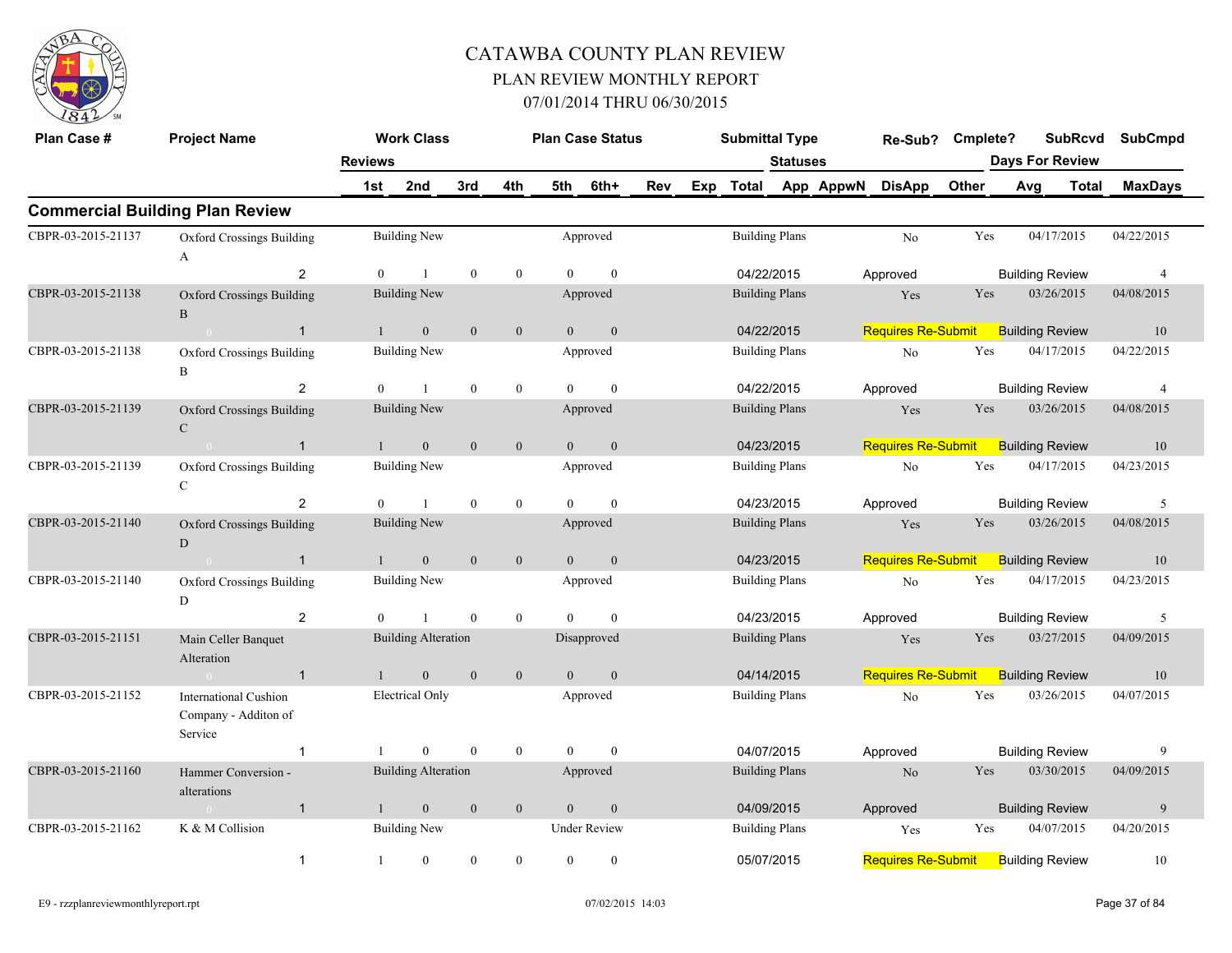# CATAWBA COUNTY PLAN REVIEW

## PLAN REVIEW MONTHLY REPORT

### 07/01/2014 THRU 06/30/2015

## Commercial Building Plan Review

| Plan Case # | Project Name | Reviews | Work Class | Plan Case Status | Submittal Type | Re-Sub? | Cmplete? | SubRcvd | SubCmpd |
|---|---|---|---|---|---|---|---|---|---|
| | | | 1st / 2nd / 3rd / 4th / 5th / 6th+ | | Total | Statuses | | Days For Review | MaxDays |
| CBPR-03-2015-21137 | Oxford Crossings Building A | 2 | Building New | Approved | Building Plans | No | Yes | 04/17/2015 | 04/22/2015 |
| | | | 0 / 1 / 0 / 0 / 0 / 0 | | 04/22/2015 | Approved | | Building Review | 4 |
| CBPR-03-2015-21138 | Oxford Crossings Building B | 1 | Building New | Approved | Building Plans | Yes | Yes | 03/26/2015 | 04/08/2015 |
| | | | 1 / 0 / 0 / 0 / 0 / 0 | | 04/22/2015 | Requires Re-Submit | | Building Review | 10 |
| CBPR-03-2015-21138 | Oxford Crossings Building B | 2 | Building New | Approved | Building Plans | No | Yes | 04/17/2015 | 04/22/2015 |
| | | | 0 / 1 / 0 / 0 / 0 / 0 | | 04/22/2015 | Approved | | Building Review | 4 |
| CBPR-03-2015-21139 | Oxford Crossings Building C | 1 | Building New | Approved | Building Plans | Yes | Yes | 03/26/2015 | 04/08/2015 |
| | | | 1 / 0 / 0 / 0 / 0 / 0 | | 04/23/2015 | Requires Re-Submit | | Building Review | 10 |
| CBPR-03-2015-21139 | Oxford Crossings Building C | 2 | Building New | Approved | Building Plans | No | Yes | 04/17/2015 | 04/23/2015 |
| | | | 0 / 1 / 0 / 0 / 0 / 0 | | 04/23/2015 | Approved | | Building Review | 5 |
| CBPR-03-2015-21140 | Oxford Crossings Building D | 1 | Building New | Approved | Building Plans | Yes | Yes | 03/26/2015 | 04/08/2015 |
| | | | 1 / 0 / 0 / 0 / 0 / 0 | | 04/23/2015 | Requires Re-Submit | | Building Review | 10 |
| CBPR-03-2015-21140 | Oxford Crossings Building D | 2 | Building New | Approved | Building Plans | No | Yes | 04/17/2015 | 04/23/2015 |
| | | | 0 / 1 / 0 / 0 / 0 / 0 | | 04/23/2015 | Approved | | Building Review | 5 |
| CBPR-03-2015-21151 | Main Celler Banquet Alteration | 1 | Building Alteration | Disapproved | Building Plans | Yes | Yes | 03/27/2015 | 04/09/2015 |
| | | | 1 / 0 / 0 / 0 / 0 / 0 | | 04/14/2015 | Requires Re-Submit | | Building Review | 10 |
| CBPR-03-2015-21152 | International Cushion Company - Additon of Service | 1 | Electrical Only | Approved | Building Plans | No | Yes | 03/26/2015 | 04/07/2015 |
| | | | 1 / 0 / 0 / 0 / 0 / 0 | | 04/07/2015 | Approved | | Building Review | 9 |
| CBPR-03-2015-21160 | Hammer Conversion - alterations | 1 | Building Alteration | Approved | Building Plans | No | Yes | 03/30/2015 | 04/09/2015 |
| | | | 1 / 0 / 0 / 0 / 0 / 0 | | 04/09/2015 | Approved | | Building Review | 9 |
| CBPR-03-2015-21162 | K & M Collision | 1 | Building New | Under Review | Building Plans | Yes | Yes | 04/07/2015 | 04/20/2015 |
| | | | 1 / 0 / 0 / 0 / 0 / 0 | | 05/07/2015 | Requires Re-Submit | | Building Review | 10 |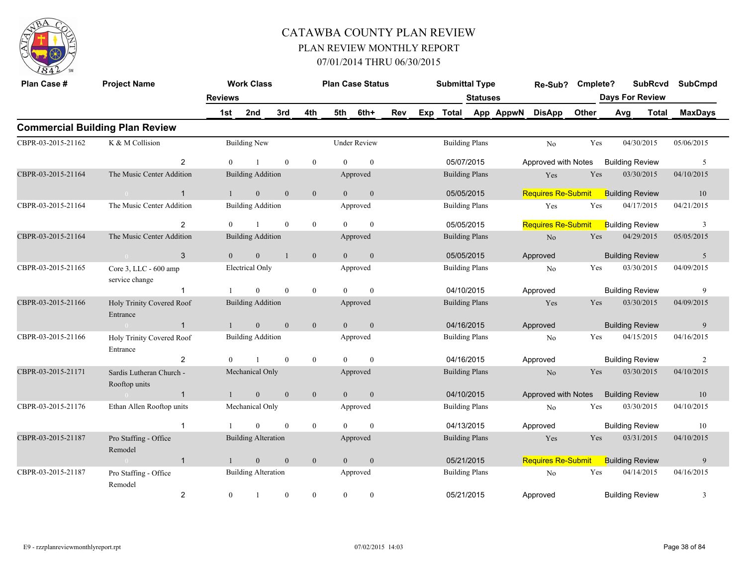# CATAWBA COUNTY PLAN REVIEW

## PLAN REVIEW MONTHLY REPORT

### 07/01/2014 THRU 06/30/2015

## Commercial Building Plan Review

| Plan Case # | Project Name | Reviews | Work Class | | | Plan Case Status | | | | Submittal Type | Statuses | | Re-Sub? | Cmplete? | SubRcvd Days For Review | | SubCmpd |
|---|---|---|---|---|---|---|---|---|---|---|---|---|---|---|---|---|---|
| | | | 1st | 2nd | 3rd | 4th | 5th | 6th+ | Rev | Exp Total | App AppwN | DisApp Other | | | Avg | Total | MaxDays |
| CBPR-03-2015-21162 | K & M Collision | | Building New | | | Under Review | | | | Building Plans | | | No | Yes | 04/30/2015 | | 05/06/2015 |
| | | 2 | 0 | 1 | 0 | 0 | 0 | 0 | | 05/07/2015 | | Approved with Notes | | | Building Review | | 5 |
| CBPR-03-2015-21164 | The Music Center Addition | | Building Addition | | | Approved | | | | Building Plans | | | Yes | Yes | 03/30/2015 | | 04/10/2015 |
| | 0 | 1 | 1 | 0 | 0 | 0 | 0 | 0 | | 05/05/2015 | | Requires Re-Submit | | | Building Review | | 10 |
| CBPR-03-2015-21164 | The Music Center Addition | | Building Addition | | | Approved | | | | Building Plans | | | Yes | Yes | 04/17/2015 | | 04/21/2015 |
| | | 2 | 0 | 1 | 0 | 0 | 0 | 0 | | 05/05/2015 | | Requires Re-Submit | | | Building Review | | 3 |
| CBPR-03-2015-21164 | The Music Center Addition | | Building Addition | | | Approved | | | | Building Plans | | | No | Yes | 04/29/2015 | | 05/05/2015 |
| | 0 | 3 | 0 | 0 | 1 | 0 | 0 | 0 | | 05/05/2015 | | Approved | | | Building Review | | 5 |
| CBPR-03-2015-21165 | Core 3, LLC - 600 amp service change | | Electrical Only | | | Approved | | | | Building Plans | | | No | Yes | 03/30/2015 | | 04/09/2015 |
| | | 1 | 1 | 0 | 0 | 0 | 0 | 0 | | 04/10/2015 | | Approved | | | Building Review | | 9 |
| CBPR-03-2015-21166 | Holy Trinity Covered Roof Entrance | | Building Addition | | | Approved | | | | Building Plans | | | Yes | Yes | 03/30/2015 | | 04/09/2015 |
| | 0 | 1 | 1 | 0 | 0 | 0 | 0 | 0 | | 04/16/2015 | | Approved | | | Building Review | | 9 |
| CBPR-03-2015-21166 | Holy Trinity Covered Roof Entrance | | Building Addition | | | Approved | | | | Building Plans | | | No | Yes | 04/15/2015 | | 04/16/2015 |
| | | 2 | 0 | 1 | 0 | 0 | 0 | 0 | | 04/16/2015 | | Approved | | | Building Review | | 2 |
| CBPR-03-2015-21171 | Sardis Lutheran Church - Rooftop units | | Mechanical Only | | | Approved | | | | Building Plans | | | No | Yes | 03/30/2015 | | 04/10/2015 |
| | 0 | 1 | 1 | 0 | 0 | 0 | 0 | 0 | | 04/10/2015 | | Approved with Notes | | | Building Review | | 10 |
| CBPR-03-2015-21176 | Ethan Allen Rooftop units | | Mechanical Only | | | Approved | | | | Building Plans | | | No | Yes | 03/30/2015 | | 04/10/2015 |
| | | 1 | 1 | 0 | 0 | 0 | 0 | 0 | | 04/13/2015 | | Approved | | | Building Review | | 10 |
| CBPR-03-2015-21187 | Pro Staffing - Office Remodel | | Building Alteration | | | Approved | | | | Building Plans | | | Yes | Yes | 03/31/2015 | | 04/10/2015 |
| | 0 | 1 | 1 | 0 | 0 | 0 | 0 | 0 | | 05/21/2015 | | Requires Re-Submit | | | Building Review | | 9 |
| CBPR-03-2015-21187 | Pro Staffing - Office Remodel | | Building Alteration | | | Approved | | | | Building Plans | | | No | Yes | 04/14/2015 | | 04/16/2015 |
| | | 2 | 0 | 1 | 0 | 0 | 0 | 0 | | 05/21/2015 | | Approved | | | Building Review | | 3 |

E9 - rzzplanreviewmonthlyreport.rpt　　07/02/2015 14:03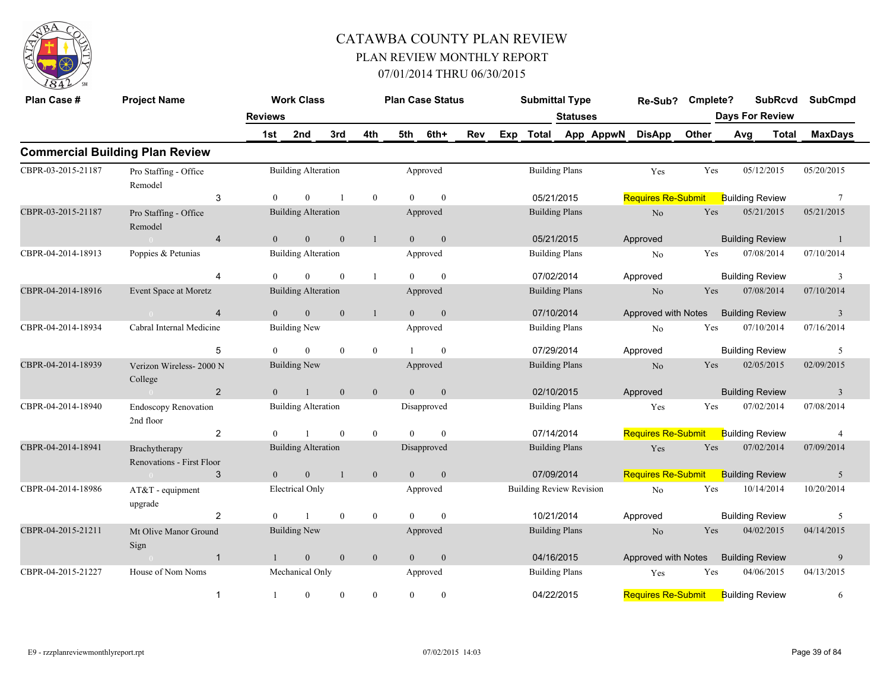# CATAWBA COUNTY PLAN REVIEW

## PLAN REVIEW MONTHLY REPORT

### 07/01/2014 THRU 06/30/2015

## Commercial Building Plan Review

| Plan Case # | Project Name | Reviews | Work Class | Plan Case Status | Submittal Type | Re-Sub? | Cmplete? | SubRcvd | SubCmpd |
|---|---|---|---|---|---|---|---|---|---|
| | | 1st / 2nd / 3rd / 4th / 5th / 6th+ / Rev / Exp | | Total | Statuses: App / AppwN / DisApp / Other | | | Days For Review: Avg | Total / MaxDays |
| CBPR-03-2015-21187 | Pro Staffing - Office Remodel | 3 | Building Alteration | Approved | Building Plans | Yes | Yes | 05/12/2015 | 05/20/2015 |
| | | 0 / 0 / 1 / 0 / 0 / 0 | | | 05/21/2015 | Requires Re-Submit | | Building Review | 7 |
| CBPR-03-2015-21187 | Pro Staffing - Office Remodel | 4 | Building Alteration | Approved | Building Plans | No | Yes | 05/21/2015 | 05/21/2015 |
| | | 0 / 0 / 0 / 1 / 0 / 0 | | | 05/21/2015 | Approved | | Building Review | 1 |
| CBPR-04-2014-18913 | Poppies & Petunias | 4 | Building Alteration | Approved | Building Plans | No | Yes | 07/08/2014 | 07/10/2014 |
| | | 0 / 0 / 0 / 1 / 0 / 0 | | | 07/02/2014 | Approved | | Building Review | 3 |
| CBPR-04-2014-18916 | Event Space at Moretz | 4 | Building Alteration | Approved | Building Plans | No | Yes | 07/08/2014 | 07/10/2014 |
| | | 0 / 0 / 0 / 1 / 0 / 0 | | | 07/10/2014 | Approved with Notes | | Building Review | 3 |
| CBPR-04-2014-18934 | Cabral Internal Medicine | 5 | Building New | Approved | Building Plans | No | Yes | 07/10/2014 | 07/16/2014 |
| | | 0 / 0 / 0 / 0 / 1 / 0 | | | 07/29/2014 | Approved | | Building Review | 5 |
| CBPR-04-2014-18939 | Verizon Wireless- 2000 N College | 2 | Building New | Approved | Building Plans | No | Yes | 02/05/2015 | 02/09/2015 |
| | | 0 / 1 / 0 / 0 / 0 / 0 | | | 02/10/2015 | Approved | | Building Review | 3 |
| CBPR-04-2014-18940 | Endoscopy Renovation 2nd floor | 2 | Building Alteration | Disapproved | Building Plans | Yes | Yes | 07/02/2014 | 07/08/2014 |
| | | 0 / 1 / 0 / 0 / 0 / 0 | | | 07/14/2014 | Requires Re-Submit | | Building Review | 4 |
| CBPR-04-2014-18941 | Brachytherapy Renovations - First Floor | 3 | Building Alteration | Disapproved | Building Plans | Yes | Yes | 07/02/2014 | 07/09/2014 |
| | | 0 / 0 / 1 / 0 / 0 / 0 | | | 07/09/2014 | Requires Re-Submit | | Building Review | 5 |
| CBPR-04-2014-18986 | AT&T - equipment upgrade | 2 | Electrical Only | Approved | Building Review Revision | No | Yes | 10/14/2014 | 10/20/2014 |
| | | 0 / 1 / 0 / 0 / 0 / 0 | | | 10/21/2014 | Approved | | Building Review | 5 |
| CBPR-04-2015-21211 | Mt Olive Manor Ground Sign | 1 | Building New | Approved | Building Plans | No | Yes | 04/02/2015 | 04/14/2015 |
| | | 1 / 0 / 0 / 0 / 0 / 0 | | | 04/16/2015 | Approved with Notes | | Building Review | 9 |
| CBPR-04-2015-21227 | House of Nom Noms | 1 | Mechanical Only | Approved | Building Plans | Yes | Yes | 04/06/2015 | 04/13/2015 |
| | | 1 / 0 / 0 / 0 / 0 / 0 | | | 04/22/2015 | Requires Re-Submit | | Building Review | 6 |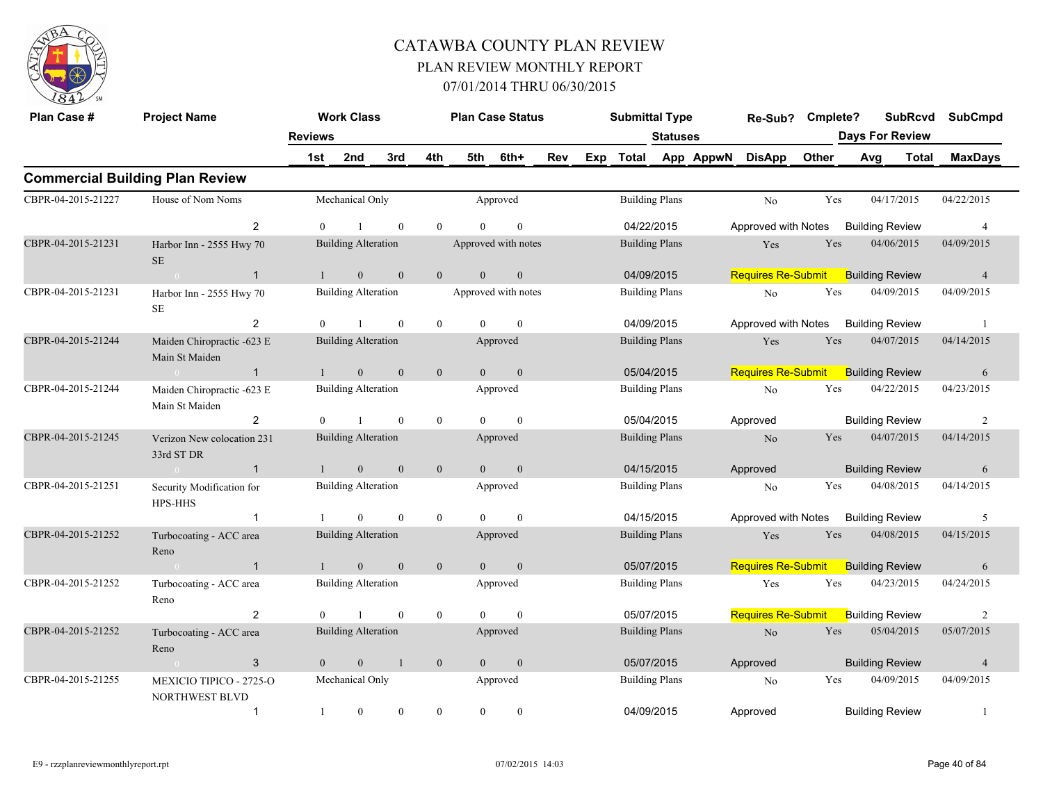# CATAWBA COUNTY PLAN REVIEW
## PLAN REVIEW MONTHLY REPORT
### 07/01/2014 THRU 06/30/2015

## Commercial Building Plan Review

| Plan Case # | Project Name | Reviews | Work Class | Plan Case Status | Submittal Type | Re-Sub? | Cmplete? | SubRcvd | SubCmpd |
|---|---|---|---|---|---|---|---|---|---|
| | | 1st / 2nd / 3rd / 4th / 5th / 6th+ | | | Statuses | | | Days For Review | |
| | | | | | Rev / Exp / Total / App / AppwN / DisApp / Other | | | Avg / Total | MaxDays |
| CBPR-04-2015-21227 | House of Nom Noms | 2 | Mechanical Only | Approved | Building Plans | No | Yes | 04/17/2015 | 04/22/2015 |
| | | 0 / 1 / 0 / 0 / 0 / 0 | | | 04/22/2015 | Approved with Notes | | Building Review | 4 |
| CBPR-04-2015-21231 | Harbor Inn - 2555 Hwy 70 SE | 1 | Building Alteration | Approved with notes | Building Plans | Yes | Yes | 04/06/2015 | 04/09/2015 |
| | | 1 / 0 / 0 / 0 / 0 / 0 | | | 04/09/2015 | Requires Re-Submit | | Building Review | 4 |
| CBPR-04-2015-21231 | Harbor Inn - 2555 Hwy 70 SE | 2 | Building Alteration | Approved with notes | Building Plans | No | Yes | 04/09/2015 | 04/09/2015 |
| | | 0 / 1 / 0 / 0 / 0 / 0 | | | 04/09/2015 | Approved with Notes | | Building Review | 1 |
| CBPR-04-2015-21244 | Maiden Chiropractic -623 E Main St Maiden | 1 | Building Alteration | Approved | Building Plans | Yes | Yes | 04/07/2015 | 04/14/2015 |
| | | 1 / 0 / 0 / 0 / 0 / 0 | | | 05/04/2015 | Requires Re-Submit | | Building Review | 6 |
| CBPR-04-2015-21244 | Maiden Chiropractic -623 E Main St Maiden | 2 | Building Alteration | Approved | Building Plans | No | Yes | 04/22/2015 | 04/23/2015 |
| | | 0 / 1 / 0 / 0 / 0 / 0 | | | 05/04/2015 | Approved | | Building Review | 2 |
| CBPR-04-2015-21245 | Verizon New colocation 231 33rd ST DR | 1 | Building Alteration | Approved | Building Plans | No | Yes | 04/07/2015 | 04/14/2015 |
| | | 1 / 0 / 0 / 0 / 0 / 0 | | | 04/15/2015 | Approved | | Building Review | 6 |
| CBPR-04-2015-21251 | Security Modification for HPS-HHS | 1 | Building Alteration | Approved | Building Plans | No | Yes | 04/08/2015 | 04/14/2015 |
| | | 1 / 0 / 0 / 0 / 0 / 0 | | | 04/15/2015 | Approved with Notes | | Building Review | 5 |
| CBPR-04-2015-21252 | Turbocoating - ACC area Reno | 1 | Building Alteration | Approved | Building Plans | Yes | Yes | 04/08/2015 | 04/15/2015 |
| | | 1 / 0 / 0 / 0 / 0 / 0 | | | 05/07/2015 | Requires Re-Submit | | Building Review | 6 |
| CBPR-04-2015-21252 | Turbocoating - ACC area Reno | 2 | Building Alteration | Approved | Building Plans | Yes | Yes | 04/23/2015 | 04/24/2015 |
| | | 0 / 1 / 0 / 0 / 0 / 0 | | | 05/07/2015 | Requires Re-Submit | | Building Review | 2 |
| CBPR-04-2015-21252 | Turbocoating - ACC area Reno | 3 | Building Alteration | Approved | Building Plans | No | Yes | 05/04/2015 | 05/07/2015 |
| | | 0 / 0 / 1 / 0 / 0 / 0 | | | 05/07/2015 | Approved | | Building Review | 4 |
| CBPR-04-2015-21255 | MEXICIO TIPICO - 2725-O NORTHWEST BLVD | 1 | Mechanical Only | Approved | Building Plans | No | Yes | 04/09/2015 | 04/09/2015 |
| | | 1 / 0 / 0 / 0 / 0 / 0 | | | 04/09/2015 | Approved | | Building Review | 1 |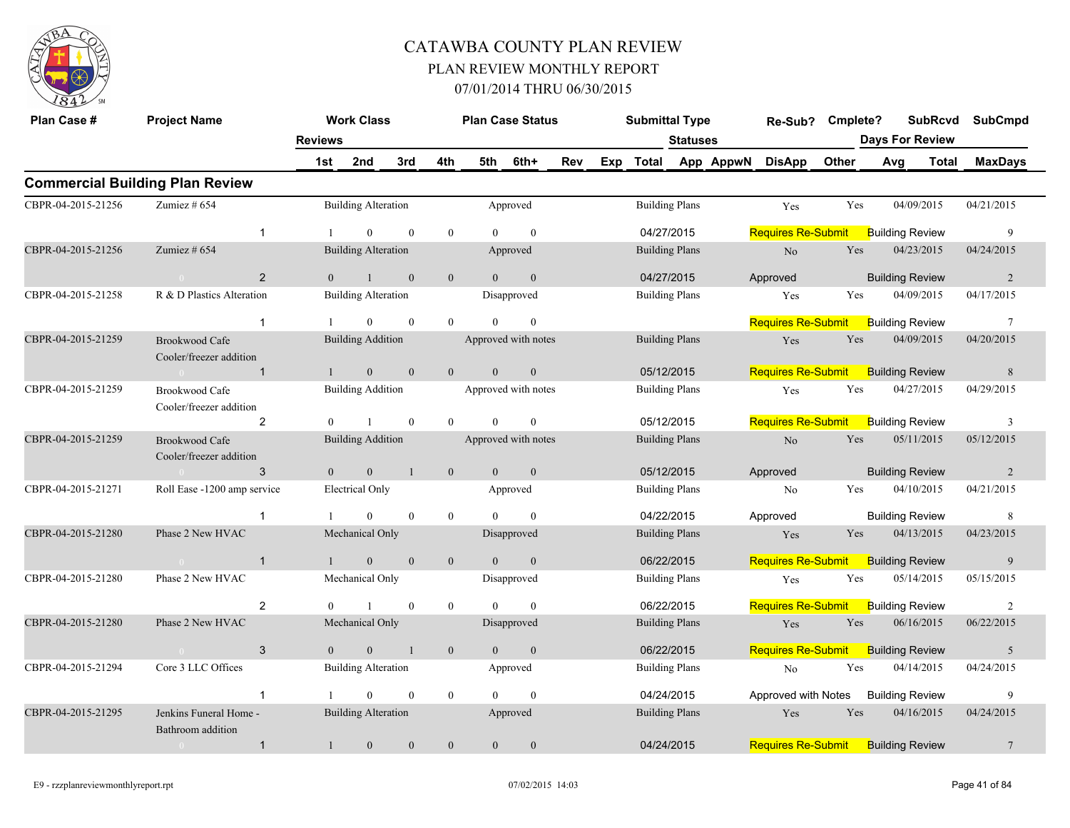# CATAWBA COUNTY PLAN REVIEW

## PLAN REVIEW MONTHLY REPORT

### 07/01/2014 THRU 06/30/2015

| Plan Case # | Project Name | Work Class | | | | Plan Case Status | | | | Submittal Type | | | Re-Sub? | Cmplete? | SubRcvd | SubCmpd |
|---|---|---|---|---|---|---|---|---|---|---|---|---|---|---|---|---|
| | Reviews | | | | | | | | | Statuses | | | | | Days For Review | |
| | | 1st | 2nd | 3rd | 4th | 5th | 6th+ | Rev | Exp | Total | App | AppwN | DisApp | Other | Avg | Total | MaxDays |

## Commercial Building Plan Review

| Plan Case # | Project Name | Reviews | 1st | 2nd | 3rd | 4th | 5th | 6th+ | Work Class | Plan Case Status | Submittal Type | Total | Re-Sub? | Cmplete? | SubRcvd | SubCmpd | Status | Review | MaxDays |
|---|---|---|---|---|---|---|---|---|---|---|---|---|---|---|---|---|---|---|---|
| CBPR-04-2015-21256 | Zumiez # 654 | 1 | 1 | 0 | 0 | 0 | 0 | 0 | Building Alteration | Approved | Building Plans | 04/27/2015 | Yes | Yes | 04/09/2015 | 04/21/2015 | Requires Re-Submit | Building Review | 9 |
| CBPR-04-2015-21256 | Zumiez # 654 | 2 | 0 | 1 | 0 | 0 | 0 | 0 | Building Alteration | Approved | Building Plans | 04/27/2015 | No | Yes | 04/23/2015 | 04/24/2015 | Approved | Building Review | 2 |
| CBPR-04-2015-21258 | R & D Plastics Alteration | 1 | 1 | 0 | 0 | 0 | 0 | 0 | Building Alteration | Disapproved | Building Plans | | Yes | Yes | 04/09/2015 | 04/17/2015 | Requires Re-Submit | Building Review | 7 |
| CBPR-04-2015-21259 | Brookwood Cafe Cooler/freezer addition | 1 | 1 | 0 | 0 | 0 | 0 | 0 | Building Addition | Approved with notes | Building Plans | 05/12/2015 | Yes | Yes | 04/09/2015 | 04/20/2015 | Requires Re-Submit | Building Review | 8 |
| CBPR-04-2015-21259 | Brookwood Cafe Cooler/freezer addition | 2 | 0 | 1 | 0 | 0 | 0 | 0 | Building Addition | Approved with notes | Building Plans | 05/12/2015 | Yes | Yes | 04/27/2015 | 04/29/2015 | Requires Re-Submit | Building Review | 3 |
| CBPR-04-2015-21259 | Brookwood Cafe Cooler/freezer addition | 3 | 0 | 0 | 1 | 0 | 0 | 0 | Building Addition | Approved with notes | Building Plans | 05/12/2015 | No | Yes | 05/11/2015 | 05/12/2015 | Approved | Building Review | 2 |
| CBPR-04-2015-21271 | Roll Ease -1200 amp service | 1 | 1 | 0 | 0 | 0 | 0 | 0 | Electrical Only | Approved | Building Plans | 04/22/2015 | No | Yes | 04/10/2015 | 04/21/2015 | Approved | Building Review | 8 |
| CBPR-04-2015-21280 | Phase 2 New HVAC | 1 | 1 | 0 | 0 | 0 | 0 | 0 | Mechanical Only | Disapproved | Building Plans | 06/22/2015 | Yes | Yes | 04/13/2015 | 04/23/2015 | Requires Re-Submit | Building Review | 9 |
| CBPR-04-2015-21280 | Phase 2 New HVAC | 2 | 0 | 1 | 0 | 0 | 0 | 0 | Mechanical Only | Disapproved | Building Plans | 06/22/2015 | Yes | Yes | 05/14/2015 | 05/15/2015 | Requires Re-Submit | Building Review | 2 |
| CBPR-04-2015-21280 | Phase 2 New HVAC | 3 | 0 | 0 | 1 | 0 | 0 | 0 | Mechanical Only | Disapproved | Building Plans | 06/22/2015 | Yes | Yes | 06/16/2015 | 06/22/2015 | Requires Re-Submit | Building Review | 5 |
| CBPR-04-2015-21294 | Core 3 LLC Offices | 1 | 1 | 0 | 0 | 0 | 0 | 0 | Building Alteration | Approved | Building Plans | 04/24/2015 | No | Yes | 04/14/2015 | 04/24/2015 | Approved with Notes | Building Review | 9 |
| CBPR-04-2015-21295 | Jenkins Funeral Home - Bathroom addition | 1 | 1 | 0 | 0 | 0 | 0 | 0 | Building Alteration | Approved | Building Plans | 04/24/2015 | Yes | Yes | 04/16/2015 | 04/24/2015 | Requires Re-Submit | Building Review | 7 |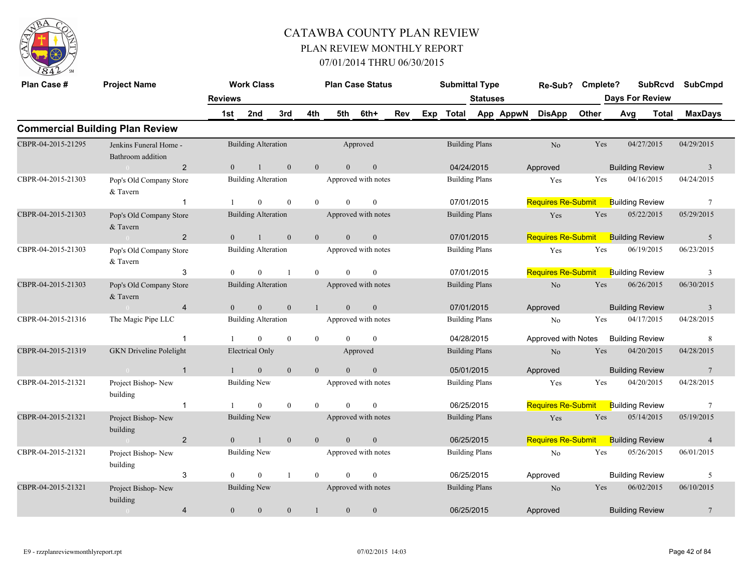# CATAWBA COUNTY PLAN REVIEW

## PLAN REVIEW MONTHLY REPORT

### 07/01/2014 THRU 06/30/2015

## Commercial Building Plan Review

| Plan Case # | Project Name | Reviews | 1st | 2nd | 3rd | 4th | 5th | 6th+ | Work Class | Plan Case Status | Submittal Type | Total | Statuses | Re-Sub? | Cmplete? | SubRcvd | SubCmpd | Days For Review / MaxDays |
|---|---|---|---|---|---|---|---|---|---|---|---|---|---|---|---|---|---|---|
| CBPR-04-2015-21295 | Jenkins Funeral Home - Bathroom addition | 2 | 0 | 1 | 0 | 0 | 0 | 0 | Building Alteration | Approved | Building Plans | 04/24/2015 | Approved | No | Yes | 04/27/2015 | 04/29/2015 | Building Review 3 |
| CBPR-04-2015-21303 | Pop's Old Company Store & Tavern | 1 | 1 | 0 | 0 | 0 | 0 | 0 | Building Alteration | Approved with notes | Building Plans | 07/01/2015 | Requires Re-Submit | Yes | Yes | 04/16/2015 | 04/24/2015 | Building Review 7 |
| CBPR-04-2015-21303 | Pop's Old Company Store & Tavern | 2 | 0 | 1 | 0 | 0 | 0 | 0 | Building Alteration | Approved with notes | Building Plans | 07/01/2015 | Requires Re-Submit | Yes | Yes | 05/22/2015 | 05/29/2015 | Building Review 5 |
| CBPR-04-2015-21303 | Pop's Old Company Store & Tavern | 3 | 0 | 0 | 1 | 0 | 0 | 0 | Building Alteration | Approved with notes | Building Plans | 07/01/2015 | Requires Re-Submit | Yes | Yes | 06/19/2015 | 06/23/2015 | Building Review 3 |
| CBPR-04-2015-21303 | Pop's Old Company Store & Tavern | 4 | 0 | 0 | 0 | 1 | 0 | 0 | Building Alteration | Approved with notes | Building Plans | 07/01/2015 | Approved | No | Yes | 06/26/2015 | 06/30/2015 | Building Review 3 |
| CBPR-04-2015-21316 | The Magic Pipe LLC | 1 | 1 | 0 | 0 | 0 | 0 | 0 | Building Alteration | Approved with notes | Building Plans | 04/28/2015 | Approved with Notes | No | Yes | 04/17/2015 | 04/28/2015 | Building Review 8 |
| CBPR-04-2015-21319 | GKN Driveline Polelight | 1 | 1 | 0 | 0 | 0 | 0 | 0 | Electrical Only | Approved | Building Plans | 05/01/2015 | Approved | No | Yes | 04/20/2015 | 04/28/2015 | Building Review 7 |
| CBPR-04-2015-21321 | Project Bishop- New building | 1 | 1 | 0 | 0 | 0 | 0 | 0 | Building New | Approved with notes | Building Plans | 06/25/2015 | Requires Re-Submit | Yes | Yes | 04/20/2015 | 04/28/2015 | Building Review 7 |
| CBPR-04-2015-21321 | Project Bishop- New building | 2 | 0 | 1 | 0 | 0 | 0 | 0 | Building New | Approved with notes | Building Plans | 06/25/2015 | Requires Re-Submit | Yes | Yes | 05/14/2015 | 05/19/2015 | Building Review 4 |
| CBPR-04-2015-21321 | Project Bishop- New building | 3 | 0 | 0 | 1 | 0 | 0 | 0 | Building New | Approved with notes | Building Plans | 06/25/2015 | Approved | No | Yes | 05/26/2015 | 06/01/2015 | Building Review 5 |
| CBPR-04-2015-21321 | Project Bishop- New building | 4 | 0 | 0 | 0 | 1 | 0 | 0 | Building New | Approved with notes | Building Plans | 06/25/2015 | Approved | No | Yes | 06/02/2015 | 06/10/2015 | Building Review 7 |

E9 - rzzplanreviewmonthlyreport.rpt 07/02/2015 14:03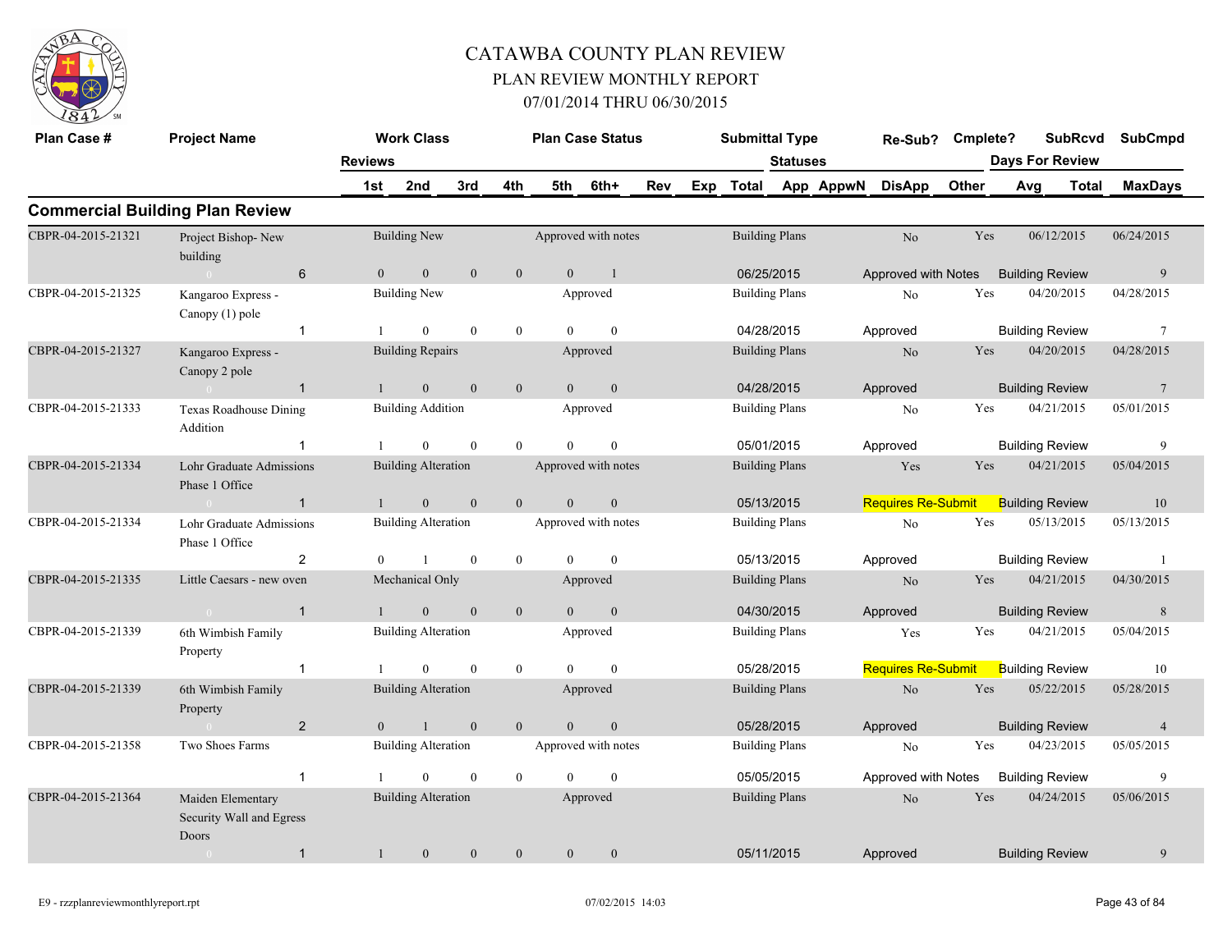# CATAWBA COUNTY PLAN REVIEW

## PLAN REVIEW MONTHLY REPORT

### 07/01/2014 THRU 06/30/2015

## Commercial Building Plan Review

| Plan Case # | Project Name | Reviews | Work Class | Plan Case Status | Submittal Type | Re-Sub? | Cmplete? | SubRcvd | SubCmpd |
|---|---|---|---|---|---|---|---|---|---|
| | | 1st / 2nd / 3rd / 4th / 5th / 6th+ | | Rev / Exp / Total | Statuses: App / AppwN / DisApp / Other | | | Days For Review: Avg / Total | MaxDays |
| CBPR-04-2015-21321 | Project Bishop- New building | 6 | Building New | Approved with notes | Building Plans | No | Yes | 06/12/2015 | 06/24/2015 |
| | | 0 / 0 / 0 / 0 / 0 / 1 | | | 06/25/2015 | Approved with Notes | | Building Review | 9 |
| CBPR-04-2015-21325 | Kangaroo Express - Canopy (1) pole | 1 | Building New | Approved | Building Plans | No | Yes | 04/20/2015 | 04/28/2015 |
| | | 1 / 0 / 0 / 0 / 0 / 0 | | | 04/28/2015 | Approved | | Building Review | 7 |
| CBPR-04-2015-21327 | Kangaroo Express - Canopy 2 pole | 1 | Building Repairs | Approved | Building Plans | No | Yes | 04/20/2015 | 04/28/2015 |
| | | 1 / 0 / 0 / 0 / 0 / 0 | | | 04/28/2015 | Approved | | Building Review | 7 |
| CBPR-04-2015-21333 | Texas Roadhouse Dining Addition | 1 | Building Addition | Approved | Building Plans | No | Yes | 04/21/2015 | 05/01/2015 |
| | | 1 / 0 / 0 / 0 / 0 / 0 | | | 05/01/2015 | Approved | | Building Review | 9 |
| CBPR-04-2015-21334 | Lohr Graduate Admissions Phase 1 Office | 1 | Building Alteration | Approved with notes | Building Plans | Yes | Yes | 04/21/2015 | 05/04/2015 |
| | | 1 / 0 / 0 / 0 / 0 / 0 | | | 05/13/2015 | Requires Re-Submit | | Building Review | 10 |
| CBPR-04-2015-21334 | Lohr Graduate Admissions Phase 1 Office | 2 | Building Alteration | Approved with notes | Building Plans | No | Yes | 05/13/2015 | 05/13/2015 |
| | | 0 / 1 / 0 / 0 / 0 / 0 | | | 05/13/2015 | Approved | | Building Review | 1 |
| CBPR-04-2015-21335 | Little Caesars - new oven | 1 | Mechanical Only | Approved | Building Plans | No | Yes | 04/21/2015 | 04/30/2015 |
| | | 1 / 0 / 0 / 0 / 0 / 0 | | | 04/30/2015 | Approved | | Building Review | 8 |
| CBPR-04-2015-21339 | 6th Wimbish Family Property | 1 | Building Alteration | Approved | Building Plans | Yes | Yes | 04/21/2015 | 05/04/2015 |
| | | 1 / 0 / 0 / 0 / 0 / 0 | | | 05/28/2015 | Requires Re-Submit | | Building Review | 10 |
| CBPR-04-2015-21339 | 6th Wimbish Family Property | 2 | Building Alteration | Approved | Building Plans | No | Yes | 05/22/2015 | 05/28/2015 |
| | | 0 / 1 / 0 / 0 / 0 / 0 | | | 05/28/2015 | Approved | | Building Review | 4 |
| CBPR-04-2015-21358 | Two Shoes Farms | 1 | Building Alteration | Approved with notes | Building Plans | No | Yes | 04/23/2015 | 05/05/2015 |
| | | 1 / 0 / 0 / 0 / 0 / 0 | | | 05/05/2015 | Approved with Notes | | Building Review | 9 |
| CBPR-04-2015-21364 | Maiden Elementary Security Wall and Egress Doors | 1 | Building Alteration | Approved | Building Plans | No | Yes | 04/24/2015 | 05/06/2015 |
| | | 1 / 0 / 0 / 0 / 0 / 0 | | | 05/11/2015 | Approved | | Building Review | 9 |

E9 - rzzplanreviewmonthlyreport.rpt 07/02/2015 14:03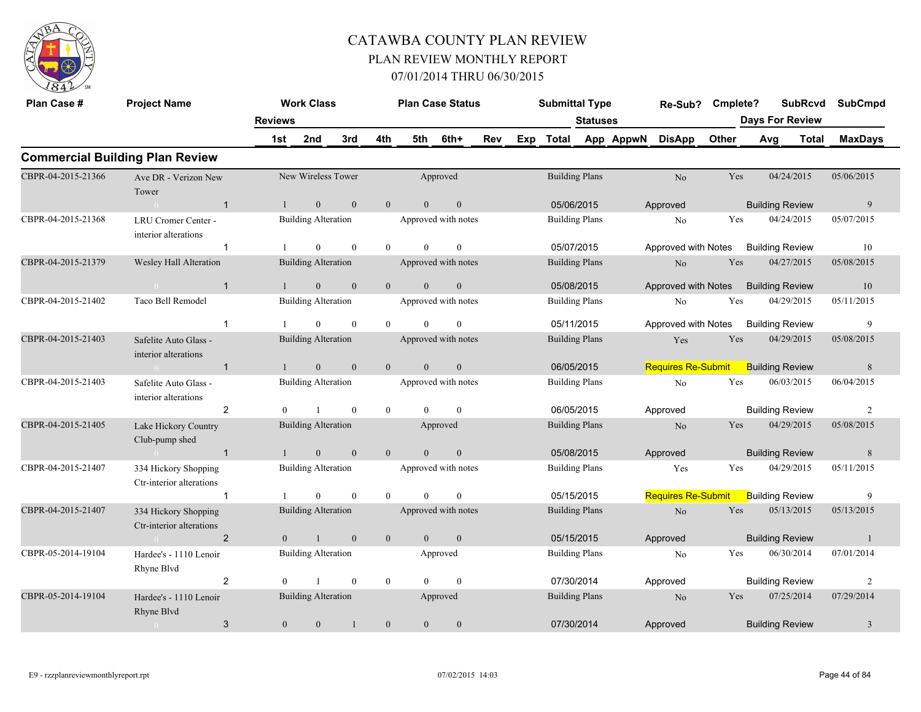# CATAWBA COUNTY PLAN REVIEW

## PLAN REVIEW MONTHLY REPORT

### 07/01/2014 THRU 06/30/2015

## Commercial Building Plan Review

| Plan Case # | Project Name | Reviews | 1st | 2nd | 3rd | 4th | 5th | 6th+ | Rev | Exp | Work Class | Plan Case Status | Submittal Type | Total | Statuses App | AppwN | DisApp | Other | Re-Sub? | Cmplete? | Days For Review Avg | Total | SubRcvd | SubCmpd | MaxDays |
|---|---|---|---|---|---|---|---|---|---|---|---|---|---|---|---|---|---|---|---|---|---|---|---|---|---|
| CBPR-04-2015-21366 | Ave DR - Verizon New Tower | 1 | 1 | 0 | 0 | 0 | 0 | 0 | | | New Wireless Tower | Approved | Building Plans | 05/06/2015 | Approved | | | | No | Yes | Building Review | | 04/24/2015 | 05/06/2015 | 9 |
| CBPR-04-2015-21368 | LRU Cromer Center - interior alterations | 1 | 1 | 0 | 0 | 0 | 0 | 0 | | | Building Alteration | Approved with notes | Building Plans | 05/07/2015 | Approved with Notes | | | | No | Yes | Building Review | | 04/24/2015 | 05/07/2015 | 10 |
| CBPR-04-2015-21379 | Wesley Hall Alteration | 1 | 1 | 0 | 0 | 0 | 0 | 0 | | | Building Alteration | Approved with notes | Building Plans | 05/08/2015 | Approved with Notes | | | | No | Yes | Building Review | | 04/27/2015 | 05/08/2015 | 10 |
| CBPR-04-2015-21402 | Taco Bell Remodel | 1 | 1 | 0 | 0 | 0 | 0 | 0 | | | Building Alteration | Approved with notes | Building Plans | 05/11/2015 | Approved with Notes | | | | No | Yes | Building Review | | 04/29/2015 | 05/11/2015 | 9 |
| CBPR-04-2015-21403 | Safelite Auto Glass - interior alterations | 1 | 1 | 0 | 0 | 0 | 0 | 0 | | | Building Alteration | Approved with notes | Building Plans | 06/05/2015 | Requires Re-Submit | | | | Yes | Yes | Building Review | | 04/29/2015 | 05/08/2015 | 8 |
| CBPR-04-2015-21403 | Safelite Auto Glass - interior alterations | 2 | 0 | 1 | 0 | 0 | 0 | 0 | | | Building Alteration | Approved with notes | Building Plans | 06/05/2015 | Approved | | | | No | Yes | Building Review | | 06/03/2015 | 06/04/2015 | 2 |
| CBPR-04-2015-21405 | Lake Hickory Country Club-pump shed | 1 | 1 | 0 | 0 | 0 | 0 | 0 | | | Building Alteration | Approved | Building Plans | 05/08/2015 | Approved | | | | No | Yes | Building Review | | 04/29/2015 | 05/08/2015 | 8 |
| CBPR-04-2015-21407 | 334 Hickory Shopping Ctr-interior alterations | 1 | 1 | 0 | 0 | 0 | 0 | 0 | | | Building Alteration | Approved with notes | Building Plans | 05/15/2015 | Requires Re-Submit | | | | Yes | Yes | Building Review | | 04/29/2015 | 05/11/2015 | 9 |
| CBPR-04-2015-21407 | 334 Hickory Shopping Ctr-interior alterations | 2 | 0 | 1 | 0 | 0 | 0 | 0 | | | Building Alteration | Approved with notes | Building Plans | 05/15/2015 | Approved | | | | No | Yes | Building Review | | 05/13/2015 | 05/13/2015 | 1 |
| CBPR-05-2014-19104 | Hardee's - 1110 Lenoir Rhyne Blvd | 2 | 0 | 1 | 0 | 0 | 0 | 0 | | | Building Alteration | Approved | Building Plans | 07/30/2014 | Approved | | | | No | Yes | Building Review | | 06/30/2014 | 07/01/2014 | 2 |
| CBPR-05-2014-19104 | Hardee's - 1110 Lenoir Rhyne Blvd | 3 | 0 | 0 | 1 | 0 | 0 | 0 | | | Building Alteration | Approved | Building Plans | 07/30/2014 | Approved | | | | No | Yes | Building Review | | 07/25/2014 | 07/29/2014 | 3 |

E9 - rzzplanreviewmonthlyreport.rpt 07/02/2015 14:03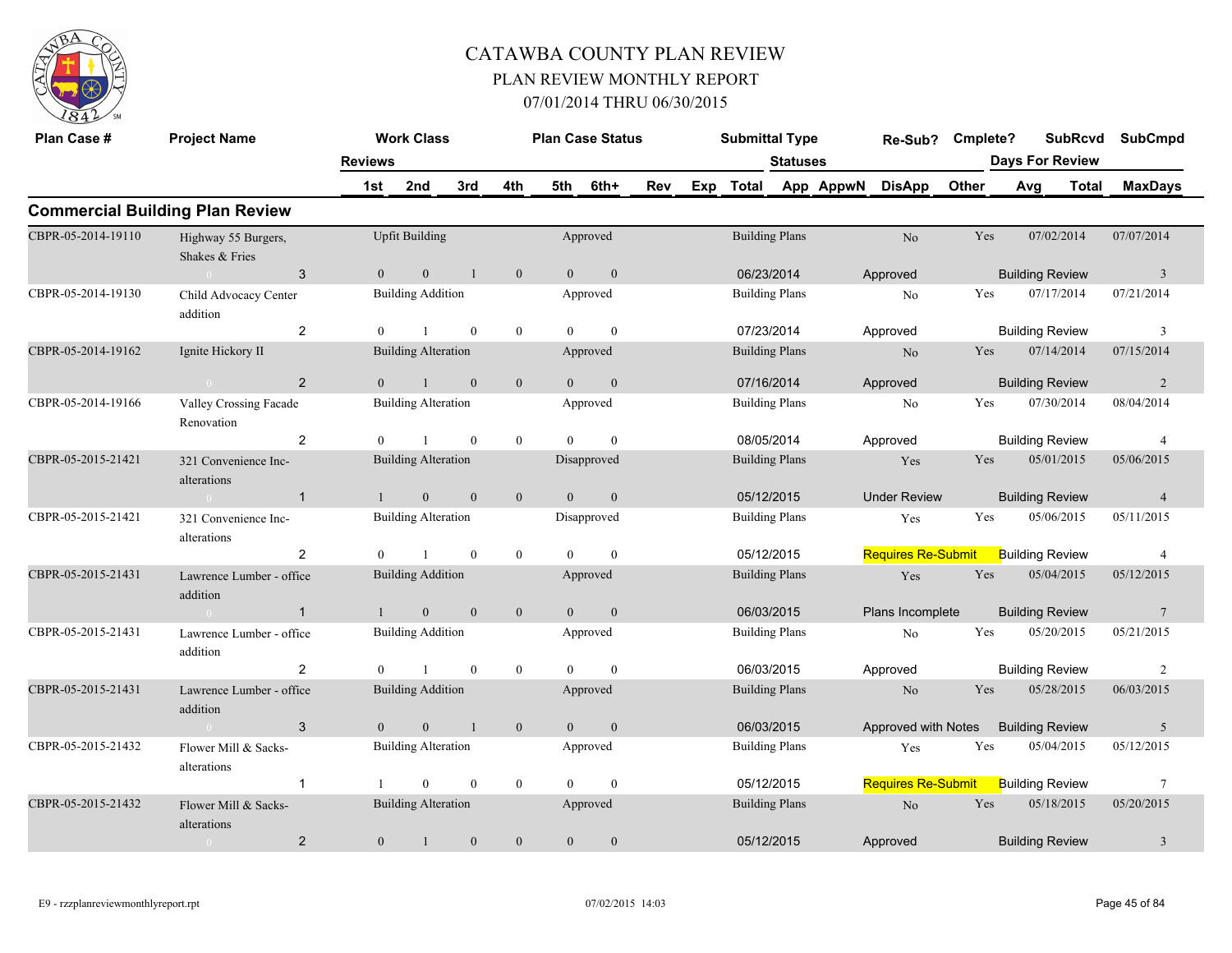# CATAWBA COUNTY PLAN REVIEW

## PLAN REVIEW MONTHLY REPORT

### 07/01/2014 THRU 06/30/2015

## Commercial Building Plan Review

| Plan Case # | Project Name | Reviews | Work Class | 1st | 2nd | 3rd | 4th | 5th | 6th+ | Plan Case Status | Submittal Type | Total | Re-Sub? | Statuses | Cmplete? | SubRcvd | SubCmpd | Days For Review | MaxDays |
|---|---|---|---|---|---|---|---|---|---|---|---|---|---|---|---|---|---|---|---|
| CBPR-05-2014-19110 | Highway 55 Burgers, Shakes & Fries | 3 | Upfit Building | 0 | 0 | 1 | 0 | 0 | 0 | Approved | Building Plans | 06/23/2014 | No | Approved | Yes | 07/02/2014 | 07/07/2014 | Building Review | 3 |
| CBPR-05-2014-19130 | Child Advocacy Center addition | 2 | Building Addition | 0 | 1 | 0 | 0 | 0 | 0 | Approved | Building Plans | 07/23/2014 | No | Approved | Yes | 07/17/2014 | 07/21/2014 | Building Review | 3 |
| CBPR-05-2014-19162 | Ignite Hickory II | 2 | Building Alteration | 0 | 1 | 0 | 0 | 0 | 0 | Approved | Building Plans | 07/16/2014 | No | Approved | Yes | 07/14/2014 | 07/15/2014 | Building Review | 2 |
| CBPR-05-2014-19166 | Valley Crossing Facade Renovation | 2 | Building Alteration | 0 | 1 | 0 | 0 | 0 | 0 | Approved | Building Plans | 08/05/2014 | No | Approved | Yes | 07/30/2014 | 08/04/2014 | Building Review | 4 |
| CBPR-05-2015-21421 | 321 Convenience Inc-alterations | 1 | Building Alteration | 1 | 0 | 0 | 0 | 0 | 0 | Disapproved | Building Plans | 05/12/2015 | Yes | Under Review | Yes | 05/01/2015 | 05/06/2015 | Building Review | 4 |
| CBPR-05-2015-21421 | 321 Convenience Inc-alterations | 2 | Building Alteration | 0 | 1 | 0 | 0 | 0 | 0 | Disapproved | Building Plans | 05/12/2015 | Yes | Requires Re-Submit | Yes | 05/06/2015 | 05/11/2015 | Building Review | 4 |
| CBPR-05-2015-21431 | Lawrence Lumber - office addition | 1 | Building Addition | 1 | 0 | 0 | 0 | 0 | 0 | Approved | Building Plans | 06/03/2015 | Yes | Plans Incomplete | Yes | 05/04/2015 | 05/12/2015 | Building Review | 7 |
| CBPR-05-2015-21431 | Lawrence Lumber - office addition | 2 | Building Addition | 0 | 1 | 0 | 0 | 0 | 0 | Approved | Building Plans | 06/03/2015 | No | Approved | Yes | 05/20/2015 | 05/21/2015 | Building Review | 2 |
| CBPR-05-2015-21431 | Lawrence Lumber - office addition | 3 | Building Addition | 0 | 0 | 1 | 0 | 0 | 0 | Approved | Building Plans | 06/03/2015 | No | Approved with Notes | Yes | 05/28/2015 | 06/03/2015 | Building Review | 5 |
| CBPR-05-2015-21432 | Flower Mill & Sacks-alterations | 1 | Building Alteration | 1 | 0 | 0 | 0 | 0 | 0 | Approved | Building Plans | 05/12/2015 | Yes | Requires Re-Submit | Yes | 05/04/2015 | 05/12/2015 | Building Review | 7 |
| CBPR-05-2015-21432 | Flower Mill & Sacks-alterations | 2 | Building Alteration | 0 | 1 | 0 | 0 | 0 | 0 | Approved | Building Plans | 05/12/2015 | No | Approved | Yes | 05/18/2015 | 05/20/2015 | Building Review | 3 |

E9 - rzzplanreviewmonthlyreport.rpt 07/02/2015 14:03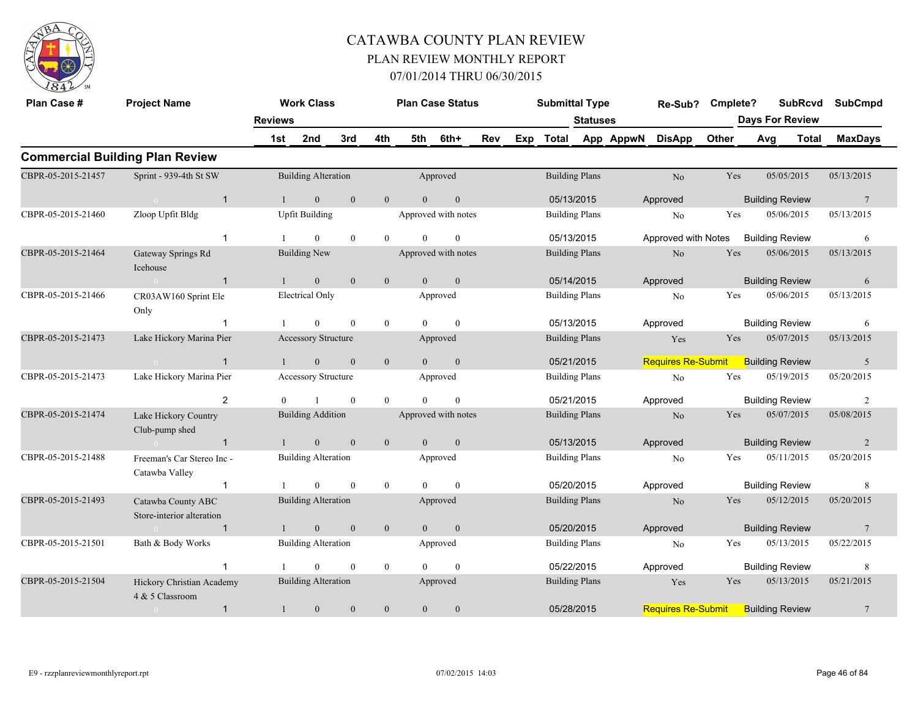# CATAWBA COUNTY PLAN REVIEW
## PLAN REVIEW MONTHLY REPORT
### 07/01/2014 THRU 06/30/2015

## Commercial Building Plan Review

| Plan Case # | Project Name | Work Class | Plan Case Status | Submittal Type | Re-Sub? | Cmplete? | SubRcvd | SubCmpd |
|---|---|---|---|---|---|---|---|---|
| Reviews | 1st / 2nd / 3rd / 4th / 5th / 6th+ / Rev / Exp / Total | | | Statuses: App / AppwN / DisApp / Other | | | Days For Review: Avg / Total | MaxDays |
| CBPR-05-2015-21457 | Sprint - 939-4th St SW | Building Alteration | Approved | Building Plans | No | Yes | 05/05/2015 | 05/13/2015 |
| 1 | 1 / 0 / 0 / 0 / 0 / 0 | | | 05/13/2015 | Approved | | Building Review | 7 |
| CBPR-05-2015-21460 | Zloop Upfit Bldg | Upfit Building | Approved with notes | Building Plans | No | Yes | 05/06/2015 | 05/13/2015 |
| 1 | 1 / 0 / 0 / 0 / 0 / 0 | | | 05/13/2015 | Approved with Notes | | Building Review | 6 |
| CBPR-05-2015-21464 | Gateway Springs Rd Icehouse | Building New | Approved with notes | Building Plans | No | Yes | 05/06/2015 | 05/13/2015 |
| 1 | 1 / 0 / 0 / 0 / 0 / 0 | | | 05/14/2015 | Approved | | Building Review | 6 |
| CBPR-05-2015-21466 | CR03AW160 Sprint Ele Only | Electrical Only | Approved | Building Plans | No | Yes | 05/06/2015 | 05/13/2015 |
| 1 | 1 / 0 / 0 / 0 / 0 / 0 | | | 05/13/2015 | Approved | | Building Review | 6 |
| CBPR-05-2015-21473 | Lake Hickory Marina Pier | Accessory Structure | Approved | Building Plans | Yes | Yes | 05/07/2015 | 05/13/2015 |
| 1 | 1 / 0 / 0 / 0 / 0 / 0 | | | 05/21/2015 | Requires Re-Submit | | Building Review | 5 |
| CBPR-05-2015-21473 | Lake Hickory Marina Pier | Accessory Structure | Approved | Building Plans | No | Yes | 05/19/2015 | 05/20/2015 |
| 2 | 0 / 1 / 0 / 0 / 0 / 0 | | | 05/21/2015 | Approved | | Building Review | 2 |
| CBPR-05-2015-21474 | Lake Hickory Country Club-pump shed | Building Addition | Approved with notes | Building Plans | No | Yes | 05/07/2015 | 05/08/2015 |
| 1 | 1 / 0 / 0 / 0 / 0 / 0 | | | 05/13/2015 | Approved | | Building Review | 2 |
| CBPR-05-2015-21488 | Freeman's Car Stereo Inc - Catawba Valley | Building Alteration | Approved | Building Plans | No | Yes | 05/11/2015 | 05/20/2015 |
| 1 | 1 / 0 / 0 / 0 / 0 / 0 | | | 05/20/2015 | Approved | | Building Review | 8 |
| CBPR-05-2015-21493 | Catawba County ABC Store-interior alteration | Building Alteration | Approved | Building Plans | No | Yes | 05/12/2015 | 05/20/2015 |
| 1 | 1 / 0 / 0 / 0 / 0 / 0 | | | 05/20/2015 | Approved | | Building Review | 7 |
| CBPR-05-2015-21501 | Bath & Body Works | Building Alteration | Approved | Building Plans | No | Yes | 05/13/2015 | 05/22/2015 |
| 1 | 1 / 0 / 0 / 0 / 0 / 0 | | | 05/22/2015 | Approved | | Building Review | 8 |
| CBPR-05-2015-21504 | Hickory Christian Academy 4 & 5 Classroom | Building Alteration | Approved | Building Plans | Yes | Yes | 05/13/2015 | 05/21/2015 |
| 1 | 1 / 0 / 0 / 0 / 0 / 0 | | | 05/28/2015 | Requires Re-Submit | | Building Review | 7 |

E9 - rzzplanreviewmonthlyreport.rpt 07/02/2015 14:03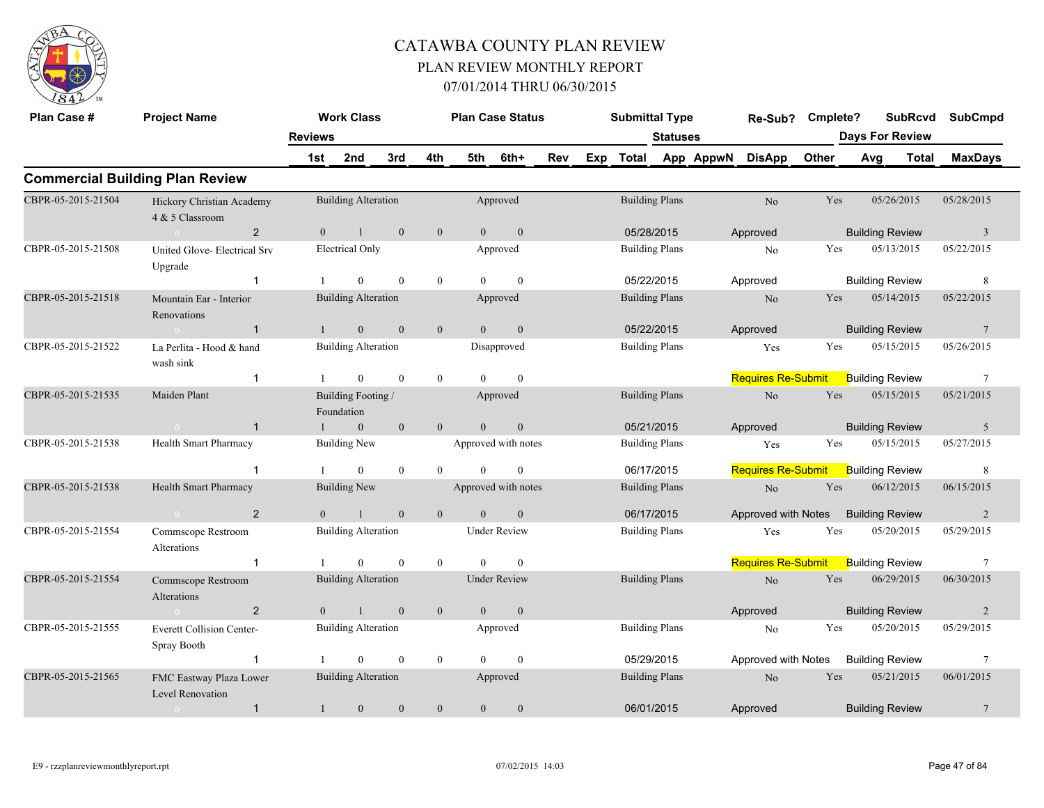# CATAWBA COUNTY PLAN REVIEW

## PLAN REVIEW MONTHLY REPORT

### 07/01/2014 THRU 06/30/2015

## Commercial Building Plan Review

| Plan Case # | Project Name | Reviews | Work Class | 1st | 2nd | 3rd | 4th | 5th | 6th+ | Plan Case Status | Submittal Type | Total | Re-Sub? | Statuses | Cmplete? | SubRcvd | SubCmpd | Days For Review MaxDays |
|---|---|---|---|---|---|---|---|---|---|---|---|---|---|---|---|---|---|---|
| CBPR-05-2015-21504 | Hickory Christian Academy 4 & 5 Classroom | 2 | Building Alteration | 0 | 1 | 0 | 0 | 0 | 0 | Approved | Building Plans | 05/28/2015 | No | Approved | Yes | 05/26/2015 | 05/28/2015 | Building Review 3 |
| CBPR-05-2015-21508 | United Glove- Electrical Srv Upgrade | 1 | Electrical Only | 1 | 0 | 0 | 0 | 0 | 0 | Approved | Building Plans | 05/22/2015 | No | Approved | Yes | 05/13/2015 | 05/22/2015 | Building Review 8 |
| CBPR-05-2015-21518 | Mountain Ear - Interior Renovations | 1 | Building Alteration | 1 | 0 | 0 | 0 | 0 | 0 | Approved | Building Plans | 05/22/2015 | No | Approved | Yes | 05/14/2015 | 05/22/2015 | Building Review 7 |
| CBPR-05-2015-21522 | La Perlita - Hood & hand wash sink | 1 | Building Alteration | 1 | 0 | 0 | 0 | 0 | 0 | Disapproved | Building Plans | | Yes | Requires Re-Submit | Yes | 05/15/2015 | 05/26/2015 | Building Review 7 |
| CBPR-05-2015-21535 | Maiden Plant | 1 | Building Footing / Foundation | 1 | 0 | 0 | 0 | 0 | 0 | Approved | Building Plans | 05/21/2015 | No | Approved | Yes | 05/15/2015 | 05/21/2015 | Building Review 5 |
| CBPR-05-2015-21538 | Health Smart Pharmacy | 1 | Building New | 1 | 0 | 0 | 0 | 0 | 0 | Approved with notes | Building Plans | 06/17/2015 | Yes | Requires Re-Submit | Yes | 05/15/2015 | 05/27/2015 | Building Review 8 |
| CBPR-05-2015-21538 | Health Smart Pharmacy | 2 | Building New | 0 | 1 | 0 | 0 | 0 | 0 | Approved with notes | Building Plans | 06/17/2015 | No | Approved with Notes | Yes | 06/12/2015 | 06/15/2015 | Building Review 2 |
| CBPR-05-2015-21554 | Commscope Restroom Alterations | 1 | Building Alteration | 1 | 0 | 0 | 0 | 0 | 0 | Under Review | Building Plans | | Yes | Requires Re-Submit | Yes | 05/20/2015 | 05/29/2015 | Building Review 7 |
| CBPR-05-2015-21554 | Commscope Restroom Alterations | 2 | Building Alteration | 0 | 1 | 0 | 0 | 0 | 0 | Under Review | Building Plans | | No | Approved | Yes | 06/29/2015 | 06/30/2015 | Building Review 2 |
| CBPR-05-2015-21555 | Everett Collision Center- Spray Booth | 1 | Building Alteration | 1 | 0 | 0 | 0 | 0 | 0 | Approved | Building Plans | 05/29/2015 | No | Approved with Notes | Yes | 05/20/2015 | 05/29/2015 | Building Review 7 |
| CBPR-05-2015-21565 | FMC Eastway Plaza Lower Level Renovation | 1 | Building Alteration | 1 | 0 | 0 | 0 | 0 | 0 | Approved | Building Plans | 06/01/2015 | No | Approved | Yes | 05/21/2015 | 06/01/2015 | Building Review 7 |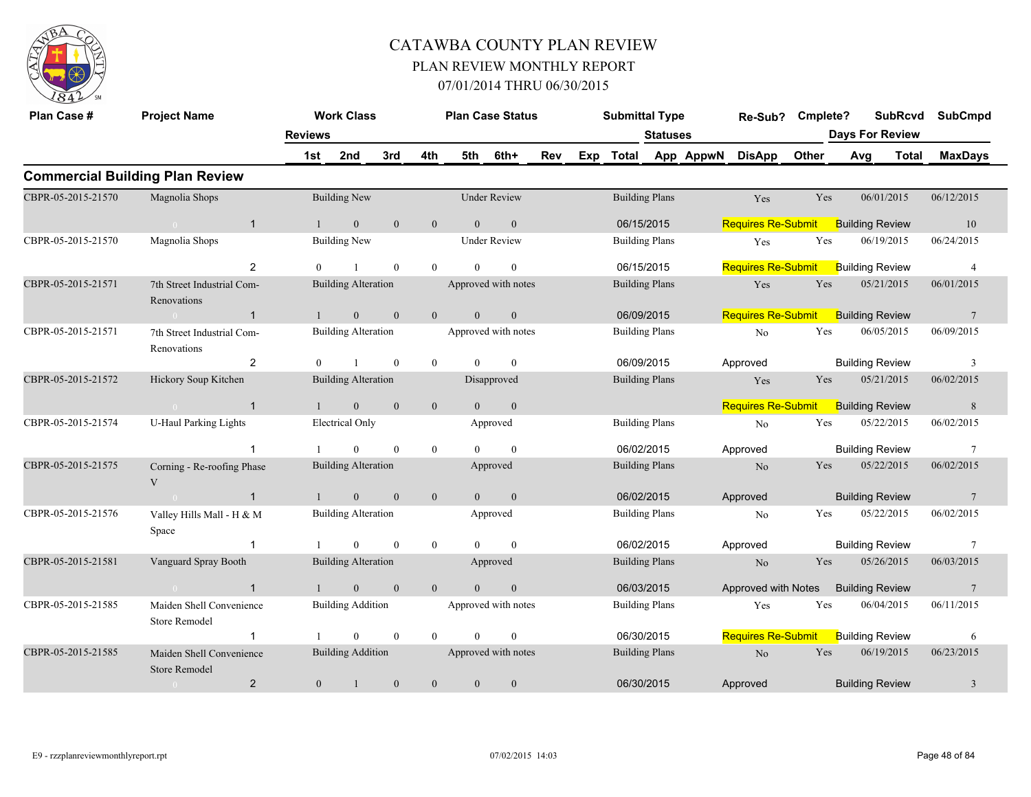# CATAWBA COUNTY PLAN REVIEW

## PLAN REVIEW MONTHLY REPORT

### 07/01/2014 THRU 06/30/2015

## Commercial Building Plan Review

| Plan Case # | Project Name | Reviews | Work Class 1st | 2nd | 3rd | 4th | Plan Case Status 5th | 6th+ | Rev | Exp | Submittal Type Total | Statuses App | AppwN | Re-Sub? DisApp | Cmplete? Other | Days For Review SubRcvd Avg | Total | SubCmpd MaxDays |
|---|---|---|---|---|---|---|---|---|---|---|---|---|---|---|---|---|---|---|
| CBPR-05-2015-21570 | Magnolia Shops | | Building New | | | | Under Review | | | | Building Plans | | | Yes | Yes | 06/01/2015 | | 06/12/2015 |
| | 0 | 1 | 1 | 0 | 0 | 0 | 0 | 0 | | | 06/15/2015 | | | Requires Re-Submit | | Building Review | | 10 |
| CBPR-05-2015-21570 | Magnolia Shops | | Building New | | | | Under Review | | | | Building Plans | | | Yes | Yes | 06/19/2015 | | 06/24/2015 |
| | | 2 | 0 | 1 | 0 | 0 | 0 | 0 | | | 06/15/2015 | | | Requires Re-Submit | | Building Review | | 4 |
| CBPR-05-2015-21571 | 7th Street Industrial Com-Renovations | | Building Alteration | | | | Approved with notes | | | | Building Plans | | | Yes | Yes | 05/21/2015 | | 06/01/2015 |
| | 0 | 1 | 1 | 0 | 0 | 0 | 0 | 0 | | | 06/09/2015 | | | Requires Re-Submit | | Building Review | | 7 |
| CBPR-05-2015-21571 | 7th Street Industrial Com-Renovations | | Building Alteration | | | | Approved with notes | | | | Building Plans | | | No | Yes | 06/05/2015 | | 06/09/2015 |
| | | 2 | 0 | 1 | 0 | 0 | 0 | 0 | | | 06/09/2015 | | | Approved | | Building Review | | 3 |
| CBPR-05-2015-21572 | Hickory Soup Kitchen | | Building Alteration | | | | Disapproved | | | | Building Plans | | | Yes | Yes | 05/21/2015 | | 06/02/2015 |
| | 0 | 1 | 1 | 0 | 0 | 0 | 0 | 0 | | | | | | Requires Re-Submit | | Building Review | | 8 |
| CBPR-05-2015-21574 | U-Haul Parking Lights | | Electrical Only | | | | Approved | | | | Building Plans | | | No | Yes | 05/22/2015 | | 06/02/2015 |
| | | 1 | 1 | 0 | 0 | 0 | 0 | 0 | | | 06/02/2015 | | | Approved | | Building Review | | 7 |
| CBPR-05-2015-21575 | Corning - Re-roofing Phase V | | Building Alteration | | | | Approved | | | | Building Plans | | | No | Yes | 05/22/2015 | | 06/02/2015 |
| | 0 | 1 | 1 | 0 | 0 | 0 | 0 | 0 | | | 06/02/2015 | | | Approved | | Building Review | | 7 |
| CBPR-05-2015-21576 | Valley Hills Mall - H & M Space | | Building Alteration | | | | Approved | | | | Building Plans | | | No | Yes | 05/22/2015 | | 06/02/2015 |
| | | 1 | 1 | 0 | 0 | 0 | 0 | 0 | | | 06/02/2015 | | | Approved | | Building Review | | 7 |
| CBPR-05-2015-21581 | Vanguard Spray Booth | | Building Alteration | | | | Approved | | | | Building Plans | | | No | Yes | 05/26/2015 | | 06/03/2015 |
| | 0 | 1 | 1 | 0 | 0 | 0 | 0 | 0 | | | 06/03/2015 | | | Approved with Notes | | Building Review | | 7 |
| CBPR-05-2015-21585 | Maiden Shell Convenience Store Remodel | | Building Addition | | | | Approved with notes | | | | Building Plans | | | Yes | Yes | 06/04/2015 | | 06/11/2015 |
| | | 1 | 1 | 0 | 0 | 0 | 0 | 0 | | | 06/30/2015 | | | Requires Re-Submit | | Building Review | | 6 |
| CBPR-05-2015-21585 | Maiden Shell Convenience Store Remodel | | Building Addition | | | | Approved with notes | | | | Building Plans | | | No | Yes | 06/19/2015 | | 06/23/2015 |
| | 0 | 2 | 0 | 1 | 0 | 0 | 0 | 0 | | | 06/30/2015 | | | Approved | | Building Review | | 3 |

E9 - rzzplanreviewmonthlyreport.rpt 07/02/2015 14:03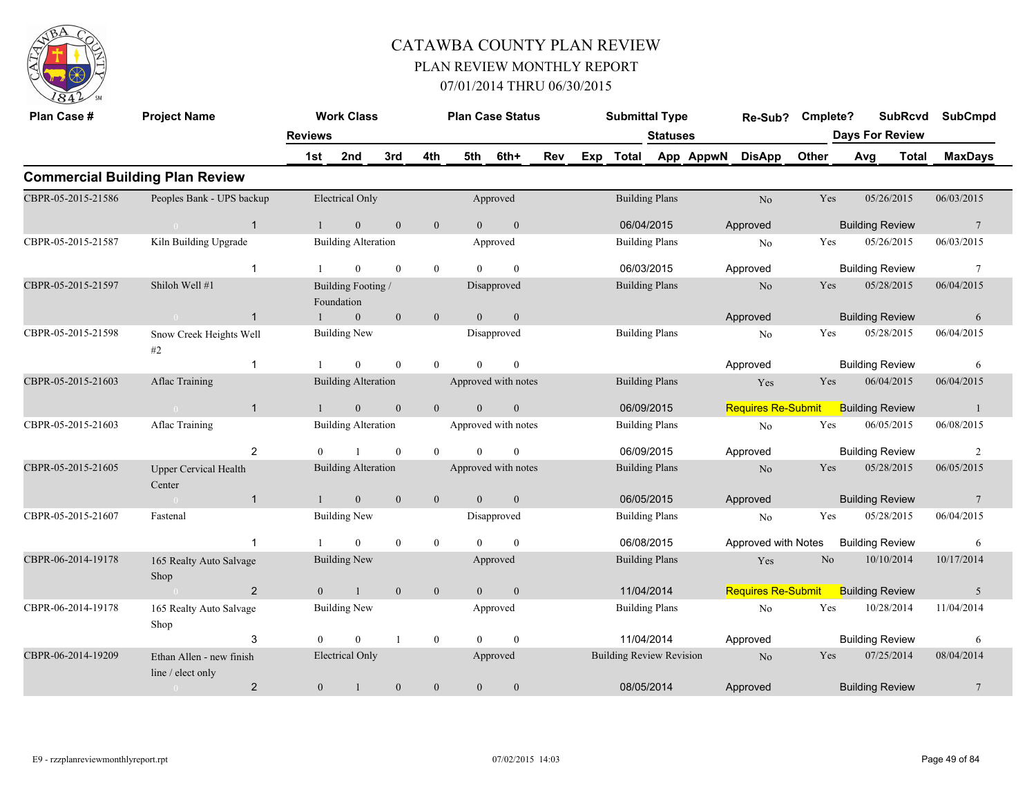# CATAWBA COUNTY PLAN REVIEW

## PLAN REVIEW MONTHLY REPORT

### 07/01/2014 THRU 06/30/2015

| Plan Case # | Project Name | Reviews | Work Class 1st | 2nd | 3rd | 4th | Plan Case Status 5th | 6th+ | Rev | Exp | Submittal Type Total | Statuses App | AppwN | Re-Sub? DisApp | Cmplete? Other | SubRcvd Days For Review Avg | Total | SubCmpd MaxDays |
|---|---|---|---|---|---|---|---|---|---|---|---|---|---|---|---|---|---|---|
| **Commercial Building Plan Review** | | | | | | | | | | | | | | | | | | |
| CBPR-05-2015-21586 | Peoples Bank - UPS backup | | Electrical Only | | | | Approved | | | | Building Plans | | | No | Yes | 05/26/2015 | | 06/03/2015 |
| | 0 | 1 | 1 | 0 | 0 | 0 | 0 | 0 | | | 06/04/2015 | | | Approved | | Building Review | | 7 |
| CBPR-05-2015-21587 | Kiln Building Upgrade | | Building Alteration | | | | Approved | | | | Building Plans | | | No | Yes | 05/26/2015 | | 06/03/2015 |
| | | 1 | 1 | 0 | 0 | 0 | 0 | 0 | | | 06/03/2015 | | | Approved | | Building Review | | 7 |
| CBPR-05-2015-21597 | Shiloh Well #1 | | Building Footing / Foundation | | | | Disapproved | | | | Building Plans | | | No | Yes | 05/28/2015 | | 06/04/2015 |
| | 0 | 1 | 1 | 0 | 0 | 0 | 0 | 0 | | | | | | Approved | | Building Review | | 6 |
| CBPR-05-2015-21598 | Snow Creek Heights Well #2 | | Building New | | | | Disapproved | | | | Building Plans | | | No | Yes | 05/28/2015 | | 06/04/2015 |
| | | 1 | 1 | 0 | 0 | 0 | 0 | 0 | | | | | | Approved | | Building Review | | 6 |
| CBPR-05-2015-21603 | Aflac Training | | Building Alteration | | | | Approved with notes | | | | Building Plans | | | Yes | Yes | 06/04/2015 | | 06/04/2015 |
| | 0 | 1 | 1 | 0 | 0 | 0 | 0 | 0 | | | 06/09/2015 | | | Requires Re-Submit | | Building Review | | 1 |
| CBPR-05-2015-21603 | Aflac Training | | Building Alteration | | | | Approved with notes | | | | Building Plans | | | No | Yes | 06/05/2015 | | 06/08/2015 |
| | | 2 | 0 | 1 | 0 | 0 | 0 | 0 | | | 06/09/2015 | | | Approved | | Building Review | | 2 |
| CBPR-05-2015-21605 | Upper Cervical Health Center | | Building Alteration | | | | Approved with notes | | | | Building Plans | | | No | Yes | 05/28/2015 | | 06/05/2015 |
| | 0 | 1 | 1 | 0 | 0 | 0 | 0 | 0 | | | 06/05/2015 | | | Approved | | Building Review | | 7 |
| CBPR-05-2015-21607 | Fastenal | | Building New | | | | Disapproved | | | | Building Plans | | | No | Yes | 05/28/2015 | | 06/04/2015 |
| | | 1 | 1 | 0 | 0 | 0 | 0 | 0 | | | 06/08/2015 | | | Approved with Notes | | Building Review | | 6 |
| CBPR-06-2014-19178 | 165 Realty Auto Salvage Shop | | Building New | | | | Approved | | | | Building Plans | | | Yes | No | 10/10/2014 | | 10/17/2014 |
| | 0 | 2 | 0 | 1 | 0 | 0 | 0 | 0 | | | 11/04/2014 | | | Requires Re-Submit | | Building Review | | 5 |
| CBPR-06-2014-19178 | 165 Realty Auto Salvage Shop | | Building New | | | | Approved | | | | Building Plans | | | No | Yes | 10/28/2014 | | 11/04/2014 |
| | | 3 | 0 | 0 | 1 | 0 | 0 | 0 | | | 11/04/2014 | | | Approved | | Building Review | | 6 |
| CBPR-06-2014-19209 | Ethan Allen - new finish line / elect only | | Electrical Only | | | | Approved | | | | Building Review Revision | | | No | Yes | 07/25/2014 | | 08/04/2014 |
| | 0 | 2 | 0 | 1 | 0 | 0 | 0 | 0 | | | 08/05/2014 | | | Approved | | Building Review | | 7 |

E9 - rzzplanreviewmonthlyreport.rpt 07/02/2015 14:03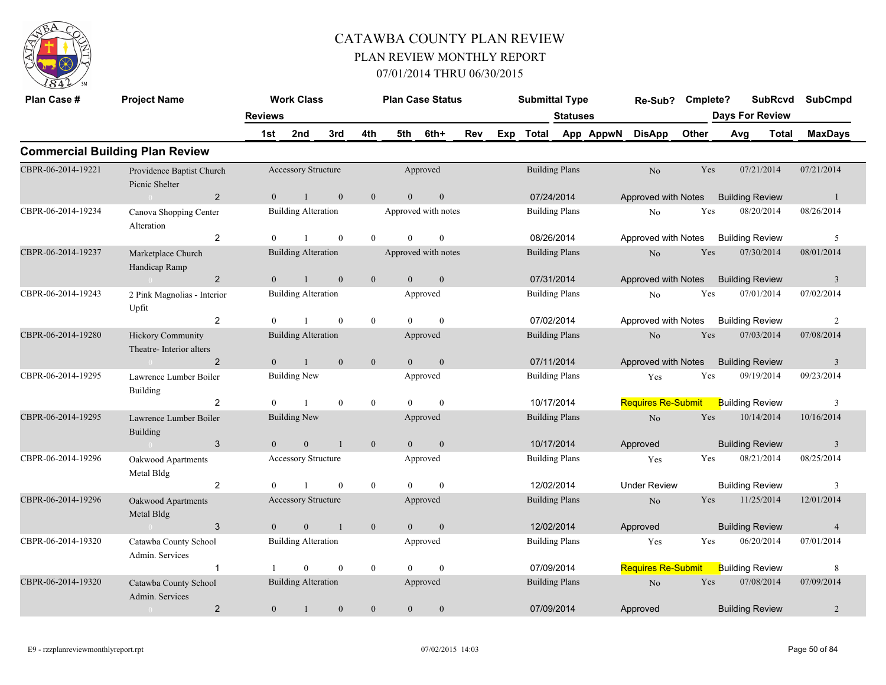# CATAWBA COUNTY PLAN REVIEW

## PLAN REVIEW MONTHLY REPORT

### 07/01/2014 THRU 06/30/2015

| Plan Case # | Project Name | Work Class | | | | Plan Case Status | | | | Submittal Type | | | Re-Sub? | Cmplete? | SubRcvd | SubCmpd |
|---|---|---|---|---|---|---|---|---|---|---|---|---|---|---|---|---|
| | | Reviews | | | | | | | | | Statuses | | | | Days For Review | |
| | | 1st | 2nd | 3rd | 4th | 5th | 6th+ | Rev | Exp | Total | App | AppwN | DisApp | Other | Avg | Total | MaxDays |

## Commercial Building Plan Review

| Plan Case # | Project Name | Rev # | Work Class / 1st | 2nd | 3rd | 4th | 5th | 6th+ | Plan Case Status | Submittal Type / Date | Re-Sub? / Status | Cmplete? | SubRcvd / Review Type | SubCmpd / MaxDays |
|---|---|---|---|---|---|---|---|---|---|---|---|---|---|---|
| CBPR-06-2014-19221 | Providence Baptist Church Picnic Shelter | | Accessory Structure | | | | | | Approved | Building Plans | No | Yes | 07/21/2014 | 07/21/2014 |
| | | 2 | 0 | 1 | 0 | 0 | 0 | 0 | | 07/24/2014 | Approved with Notes | | Building Review | 1 |
| CBPR-06-2014-19234 | Canova Shopping Center Alteration | | Building Alteration | | | | | | Approved with notes | Building Plans | No | Yes | 08/20/2014 | 08/26/2014 |
| | | 2 | 0 | 1 | 0 | 0 | 0 | 0 | | 08/26/2014 | Approved with Notes | | Building Review | 5 |
| CBPR-06-2014-19237 | Marketplace Church Handicap Ramp | | Building Alteration | | | | | | Approved with notes | Building Plans | No | Yes | 07/30/2014 | 08/01/2014 |
| | | 2 | 0 | 1 | 0 | 0 | 0 | 0 | | 07/31/2014 | Approved with Notes | | Building Review | 3 |
| CBPR-06-2014-19243 | 2 Pink Magnolias - Interior Upfit | | Building Alteration | | | | | | Approved | Building Plans | No | Yes | 07/01/2014 | 07/02/2014 |
| | | 2 | 0 | 1 | 0 | 0 | 0 | 0 | | 07/02/2014 | Approved with Notes | | Building Review | 2 |
| CBPR-06-2014-19280 | Hickory Community Theatre- Interior alters | | Building Alteration | | | | | | Approved | Building Plans | No | Yes | 07/03/2014 | 07/08/2014 |
| | | 2 | 0 | 1 | 0 | 0 | 0 | 0 | | 07/11/2014 | Approved with Notes | | Building Review | 3 |
| CBPR-06-2014-19295 | Lawrence Lumber Boiler Building | | Building New | | | | | | Approved | Building Plans | Yes | Yes | 09/19/2014 | 09/23/2014 |
| | | 2 | 0 | 1 | 0 | 0 | 0 | 0 | | 10/17/2014 | Requires Re-Submit | | Building Review | 3 |
| CBPR-06-2014-19295 | Lawrence Lumber Boiler Building | | Building New | | | | | | Approved | Building Plans | No | Yes | 10/14/2014 | 10/16/2014 |
| | | 3 | 0 | 0 | 1 | 0 | 0 | 0 | | 10/17/2014 | Approved | | Building Review | 3 |
| CBPR-06-2014-19296 | Oakwood Apartments Metal Bldg | | Accessory Structure | | | | | | Approved | Building Plans | Yes | Yes | 08/21/2014 | 08/25/2014 |
| | | 2 | 0 | 1 | 0 | 0 | 0 | 0 | | 12/02/2014 | Under Review | | Building Review | 3 |
| CBPR-06-2014-19296 | Oakwood Apartments Metal Bldg | | Accessory Structure | | | | | | Approved | Building Plans | No | Yes | 11/25/2014 | 12/01/2014 |
| | | 3 | 0 | 0 | 1 | 0 | 0 | 0 | | 12/02/2014 | Approved | | Building Review | 4 |
| CBPR-06-2014-19320 | Catawba County School Admin. Services | | Building Alteration | | | | | | Approved | Building Plans | Yes | Yes | 06/20/2014 | 07/01/2014 |
| | | 1 | 1 | 0 | 0 | 0 | 0 | 0 | | 07/09/2014 | Requires Re-Submit | | Building Review | 8 |
| CBPR-06-2014-19320 | Catawba County School Admin. Services | | Building Alteration | | | | | | Approved | Building Plans | No | Yes | 07/08/2014 | 07/09/2014 |
| | | 2 | 0 | 1 | 0 | 0 | 0 | 0 | | 07/09/2014 | Approved | | Building Review | 2 |

E9 - rzzplanreviewmonthlyreport.rpt 07/02/2015 14:03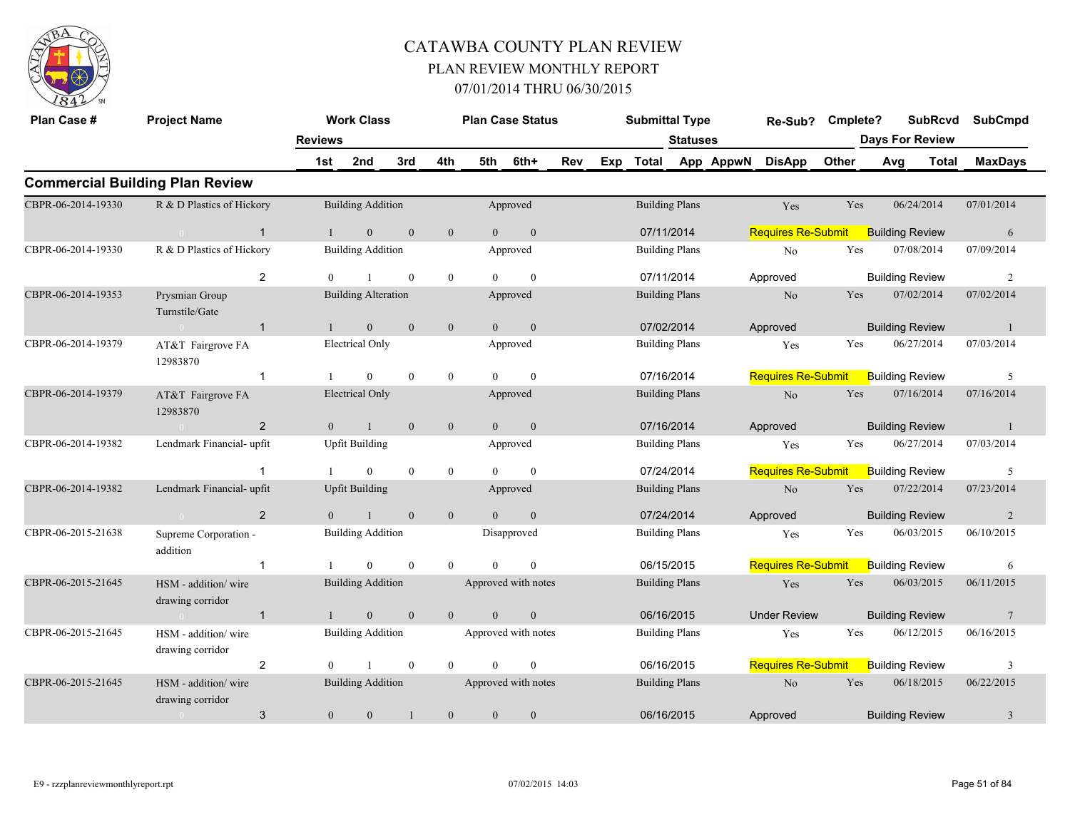# CATAWBA COUNTY PLAN REVIEW

## PLAN REVIEW MONTHLY REPORT

### 07/01/2014 THRU 06/30/2015

## Commercial Building Plan Review

| Plan Case # | Project Name | Reviews | Work Class | 1st | 2nd | 3rd | 4th | Plan Case Status | 5th | 6th+ | Rev | Exp | Submittal Type | Total | Statuses | Re-Sub? | DisApp | Cmplete? | Other | SubRcvd | Days For Review | SubCmpd | MaxDays |
|---|---|---|---|---|---|---|---|---|---|---|---|---|---|---|---|---|---|---|---|---|---|---|---|
| CBPR-06-2014-19330 | R & D Plastics of Hickory | 1 | Building Addition | 1 | 0 | 0 | 0 | Approved | 0 | 0 | | | Building Plans | 07/11/2014 | | Yes | Requires Re-Submit | Yes | Building Review | 06/24/2014 | | 07/01/2014 | 6 |
| CBPR-06-2014-19330 | R & D Plastics of Hickory | 2 | Building Addition | 0 | 1 | 0 | 0 | Approved | 0 | 0 | | | Building Plans | 07/11/2014 | | No | Approved | Yes | Building Review | 07/08/2014 | | 07/09/2014 | 2 |
| CBPR-06-2014-19353 | Prysmian Group Turnstile/Gate | 1 | Building Alteration | 1 | 0 | 0 | 0 | Approved | 0 | 0 | | | Building Plans | 07/02/2014 | | No | Approved | Yes | Building Review | 07/02/2014 | | 07/02/2014 | 1 |
| CBPR-06-2014-19379 | AT&T Fairgrove FA 12983870 | 1 | Electrical Only | 1 | 0 | 0 | 0 | Approved | 0 | 0 | | | Building Plans | 07/16/2014 | | Yes | Requires Re-Submit | Yes | Building Review | 06/27/2014 | | 07/03/2014 | 5 |
| CBPR-06-2014-19379 | AT&T Fairgrove FA 12983870 | 2 | Electrical Only | 0 | 1 | 0 | 0 | Approved | 0 | 0 | | | Building Plans | 07/16/2014 | | No | Approved | Yes | Building Review | 07/16/2014 | | 07/16/2014 | 1 |
| CBPR-06-2014-19382 | Lendmark Financial- upfit | 1 | Upfit Building | 1 | 0 | 0 | 0 | Approved | 0 | 0 | | | Building Plans | 07/24/2014 | | Yes | Requires Re-Submit | Yes | Building Review | 06/27/2014 | | 07/03/2014 | 5 |
| CBPR-06-2014-19382 | Lendmark Financial- upfit | 2 | Upfit Building | 0 | 1 | 0 | 0 | Approved | 0 | 0 | | | Building Plans | 07/24/2014 | | No | Approved | Yes | Building Review | 07/22/2014 | | 07/23/2014 | 2 |
| CBPR-06-2015-21638 | Supreme Corporation - addition | 1 | Building Addition | 1 | 0 | 0 | 0 | Disapproved | 0 | 0 | | | Building Plans | 06/15/2015 | | Yes | Requires Re-Submit | Yes | Building Review | 06/03/2015 | | 06/10/2015 | 6 |
| CBPR-06-2015-21645 | HSM - addition/ wire drawing corridor | 1 | Building Addition | 1 | 0 | 0 | 0 | Approved with notes | 0 | 0 | | | Building Plans | 06/16/2015 | | Yes | Under Review | Yes | Building Review | 06/03/2015 | | 06/11/2015 | 7 |
| CBPR-06-2015-21645 | HSM - addition/ wire drawing corridor | 2 | Building Addition | 0 | 1 | 0 | 0 | Approved with notes | 0 | 0 | | | Building Plans | 06/16/2015 | | Yes | Requires Re-Submit | Yes | Building Review | 06/12/2015 | | 06/16/2015 | 3 |
| CBPR-06-2015-21645 | HSM - addition/ wire drawing corridor | 3 | Building Addition | 0 | 0 | 1 | 0 | Approved with notes | 0 | 0 | | | Building Plans | 06/16/2015 | | No | Approved | Yes | Building Review | 06/18/2015 | | 06/22/2015 | 3 |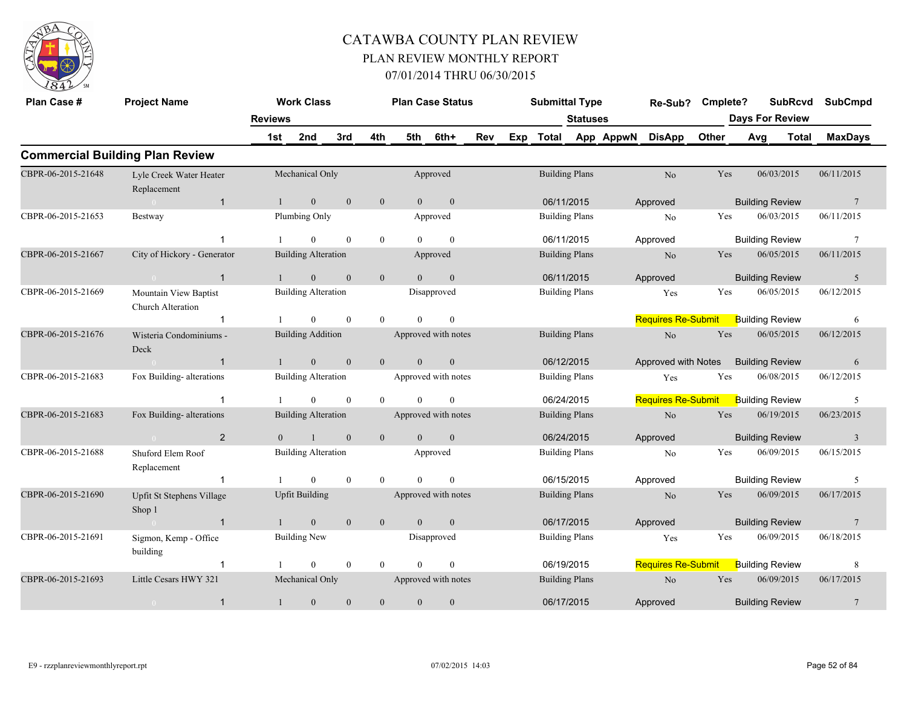# CATAWBA COUNTY PLAN REVIEW

## PLAN REVIEW MONTHLY REPORT

### 07/01/2014 THRU 06/30/2015

## Commercial Building Plan Review

| Plan Case # | Project Name | Reviews | 1st | 2nd | 3rd | 4th | 5th | 6th+ | Rev | Exp | Total | App | AppwN | DisApp | Other | Avg | Total | MaxDays |
|---|---|---|---|---|---|---|---|---|---|---|---|---|---|---|---|---|---|---|
| | | Work Class | | | | Plan Case Status | | | | | Submittal Type / Statuses | | | Re-Sub? | Cmplete? | SubRcvd / Days For Review | | SubCmpd |
| CBPR-06-2015-21648 | Lyle Creek Water Heater Replacement | Mechanical Only | | | | Approved | | | | | Building Plans | | | No | Yes | 06/03/2015 | | 06/11/2015 |
| | 0 | 1 | 1 | 0 | 0 | 0 | 0 | 0 | | | 06/11/2015 | | | Approved | | Building Review | | 7 |
| CBPR-06-2015-21653 | Bestway | Plumbing Only | | | | Approved | | | | | Building Plans | | | No | Yes | 06/03/2015 | | 06/11/2015 |
| | | 1 | 1 | 0 | 0 | 0 | 0 | 0 | | | 06/11/2015 | | | Approved | | Building Review | | 7 |
| CBPR-06-2015-21667 | City of Hickory - Generator | Building Alteration | | | | Approved | | | | | Building Plans | | | No | Yes | 06/05/2015 | | 06/11/2015 |
| | 0 | 1 | 1 | 0 | 0 | 0 | 0 | 0 | | | 06/11/2015 | | | Approved | | Building Review | | 5 |
| CBPR-06-2015-21669 | Mountain View Baptist Church Alteration | Building Alteration | | | | Disapproved | | | | | Building Plans | | | Yes | Yes | 06/05/2015 | | 06/12/2015 |
| | | 1 | 1 | 0 | 0 | 0 | 0 | 0 | | | | | | Requires Re-Submit | | Building Review | | 6 |
| CBPR-06-2015-21676 | Wisteria Condominiums - Deck | Building Addition | | | | Approved with notes | | | | | Building Plans | | | No | Yes | 06/05/2015 | | 06/12/2015 |
| | 0 | 1 | 1 | 0 | 0 | 0 | 0 | 0 | | | 06/12/2015 | | | Approved with Notes | | Building Review | | 6 |
| CBPR-06-2015-21683 | Fox Building- alterations | Building Alteration | | | | Approved with notes | | | | | Building Plans | | | Yes | Yes | 06/08/2015 | | 06/12/2015 |
| | | 1 | 1 | 0 | 0 | 0 | 0 | 0 | | | 06/24/2015 | | | Requires Re-Submit | | Building Review | | 5 |
| CBPR-06-2015-21683 | Fox Building- alterations | Building Alteration | | | | Approved with notes | | | | | Building Plans | | | No | Yes | 06/19/2015 | | 06/23/2015 |
| | 0 | 2 | 0 | 1 | 0 | 0 | 0 | 0 | | | 06/24/2015 | | | Approved | | Building Review | | 3 |
| CBPR-06-2015-21688 | Shuford Elem Roof Replacement | Building Alteration | | | | Approved | | | | | Building Plans | | | No | Yes | 06/09/2015 | | 06/15/2015 |
| | | 1 | 1 | 0 | 0 | 0 | 0 | 0 | | | 06/15/2015 | | | Approved | | Building Review | | 5 |
| CBPR-06-2015-21690 | Upfit St Stephens Village Shop 1 | Upfit Building | | | | Approved with notes | | | | | Building Plans | | | No | Yes | 06/09/2015 | | 06/17/2015 |
| | 0 | 1 | 1 | 0 | 0 | 0 | 0 | 0 | | | 06/17/2015 | | | Approved | | Building Review | | 7 |
| CBPR-06-2015-21691 | Sigmon, Kemp - Office building | Building New | | | | Disapproved | | | | | Building Plans | | | Yes | Yes | 06/09/2015 | | 06/18/2015 |
| | | 1 | 1 | 0 | 0 | 0 | 0 | 0 | | | 06/19/2015 | | | Requires Re-Submit | | Building Review | | 8 |
| CBPR-06-2015-21693 | Little Cesars HWY 321 | Mechanical Only | | | | Approved with notes | | | | | Building Plans | | | No | Yes | 06/09/2015 | | 06/17/2015 |
| | 0 | 1 | 1 | 0 | 0 | 0 | 0 | 0 | | | 06/17/2015 | | | Approved | | Building Review | | 7 |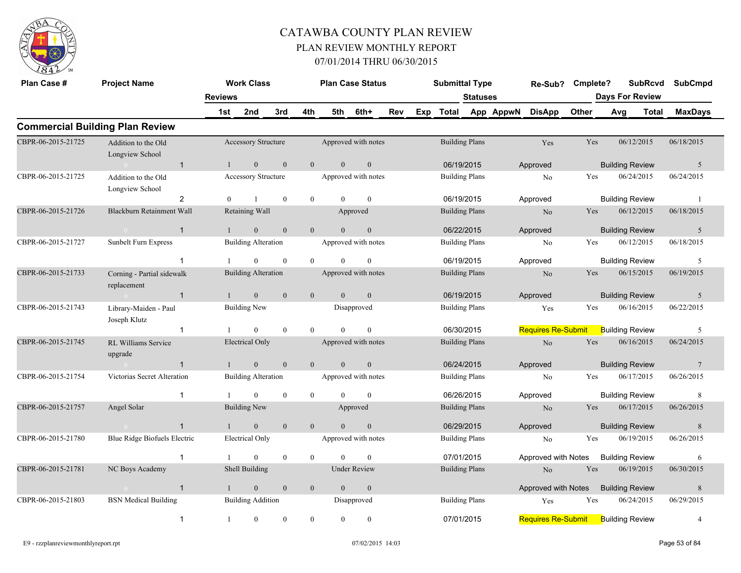# CATAWBA COUNTY PLAN REVIEW

## PLAN REVIEW MONTHLY REPORT

### 07/01/2014 THRU 06/30/2015

## Commercial Building Plan Review

| Plan Case # | Project Name | Reviews | Work Class / 1st | 2nd | 3rd | 4th | Plan Case Status / 5th | 6th+ | Rev | Exp | Submittal Type / Total | Statuses / App | AppwN | Re-Sub? / DisApp | Cmplete? / Other | SubRcvd / Avg | Days For Review / Total | SubCmpd / MaxDays |
|---|---|---|---|---|---|---|---|---|---|---|---|---|---|---|---|---|---|---|
| CBPR-06-2015-21725 | Addition to the Old Longview School | | Accessory Structure | | | | Approved with notes | | | | Building Plans | | | Yes | Yes | 06/12/2015 | | 06/18/2015 |
| | 0 | 1 | 1 | 0 | 0 | 0 | 0 | 0 | | | 06/19/2015 | | | Approved | | Building Review | | 5 |
| CBPR-06-2015-21725 | Addition to the Old Longview School | | Accessory Structure | | | | Approved with notes | | | | Building Plans | | | No | Yes | 06/24/2015 | | 06/24/2015 |
| | | 2 | 0 | 1 | 0 | 0 | 0 | 0 | | | 06/19/2015 | | | Approved | | Building Review | | 1 |
| CBPR-06-2015-21726 | Blackburn Retainment Wall | | Retaining Wall | | | | Approved | | | | Building Plans | | | No | Yes | 06/12/2015 | | 06/18/2015 |
| | 0 | 1 | 1 | 0 | 0 | 0 | 0 | 0 | | | 06/22/2015 | | | Approved | | Building Review | | 5 |
| CBPR-06-2015-21727 | Sunbelt Furn Express | | Building Alteration | | | | Approved with notes | | | | Building Plans | | | No | Yes | 06/12/2015 | | 06/18/2015 |
| | | 1 | 1 | 0 | 0 | 0 | 0 | 0 | | | 06/19/2015 | | | Approved | | Building Review | | 5 |
| CBPR-06-2015-21733 | Corning - Partial sidewalk replacement | | Building Alteration | | | | Approved with notes | | | | Building Plans | | | No | Yes | 06/15/2015 | | 06/19/2015 |
| | 0 | 1 | 1 | 0 | 0 | 0 | 0 | 0 | | | 06/19/2015 | | | Approved | | Building Review | | 5 |
| CBPR-06-2015-21743 | Library-Maiden - Paul Joseph Klutz | | Building New | | | | Disapproved | | | | Building Plans | | | Yes | Yes | 06/16/2015 | | 06/22/2015 |
| | | 1 | 1 | 0 | 0 | 0 | 0 | 0 | | | 06/30/2015 | | | Requires Re-Submit | | Building Review | | 5 |
| CBPR-06-2015-21745 | RL Williams Service upgrade | | Electrical Only | | | | Approved with notes | | | | Building Plans | | | No | Yes | 06/16/2015 | | 06/24/2015 |
| | 0 | 1 | 1 | 0 | 0 | 0 | 0 | 0 | | | 06/24/2015 | | | Approved | | Building Review | | 7 |
| CBPR-06-2015-21754 | Victorias Secret Alteration | | Building Alteration | | | | Approved with notes | | | | Building Plans | | | No | Yes | 06/17/2015 | | 06/26/2015 |
| | | 1 | 1 | 0 | 0 | 0 | 0 | 0 | | | 06/26/2015 | | | Approved | | Building Review | | 8 |
| CBPR-06-2015-21757 | Angel Solar | | Building New | | | | Approved | | | | Building Plans | | | No | Yes | 06/17/2015 | | 06/26/2015 |
| | 0 | 1 | 1 | 0 | 0 | 0 | 0 | 0 | | | 06/29/2015 | | | Approved | | Building Review | | 8 |
| CBPR-06-2015-21780 | Blue Ridge Biofuels Electric | | Electrical Only | | | | Approved with notes | | | | Building Plans | | | No | Yes | 06/19/2015 | | 06/26/2015 |
| | | 1 | 1 | 0 | 0 | 0 | 0 | 0 | | | 07/01/2015 | | | Approved with Notes | | Building Review | | 6 |
| CBPR-06-2015-21781 | NC Boys Academy | | Shell Building | | | | Under Review | | | | Building Plans | | | No | Yes | 06/19/2015 | | 06/30/2015 |
| | 0 | 1 | 1 | 0 | 0 | 0 | 0 | 0 | | | | | | Approved with Notes | | Building Review | | 8 |
| CBPR-06-2015-21803 | BSN Medical Building | | Building Addition | | | | Disapproved | | | | Building Plans | | | Yes | Yes | 06/24/2015 | | 06/29/2015 |
| | | 1 | 1 | 0 | 0 | 0 | 0 | 0 | | | 07/01/2015 | | | Requires Re-Submit | | Building Review | | 4 |

E9 - rzzplanreviewmonthlyreport.rpt 07/02/2015 14:03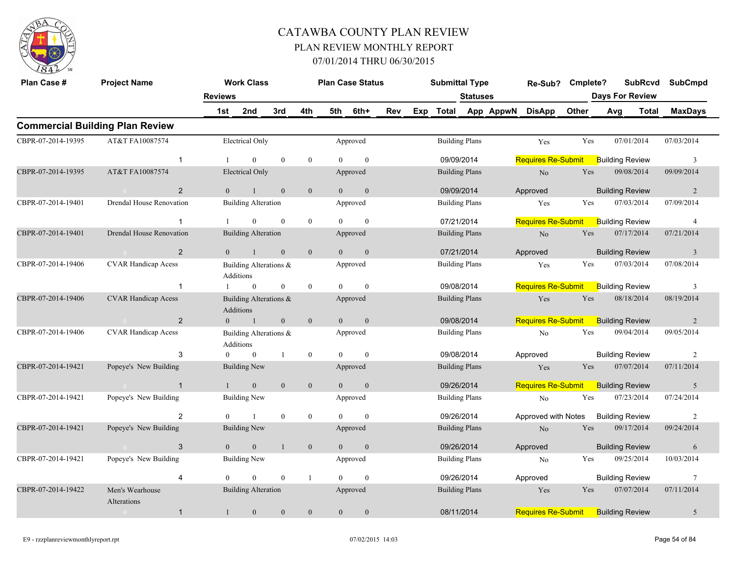# CATAWBA COUNTY PLAN REVIEW
## PLAN REVIEW MONTHLY REPORT
### 07/01/2014 THRU 06/30/2015

| Plan Case # | Project Name | Work Class | | | | Plan Case Status | | | | Submittal Type | | | Re-Sub? | Cmplete? | SubRcvd | SubCmpd |
|---|---|---|---|---|---|---|---|---|---|---|---|---|---|---|---|---|
| | Reviews | | | | | | | | | Statuses | | | | | Days For Review | |
| | | 1st | 2nd | 3rd | 4th | 5th | 6th+ | Rev | Exp | Total | App | AppwN | DisApp | Other | Avg | Total | MaxDays |

## Commercial Building Plan Review

| Plan Case # | Project Name | Work Class / Reviews | | | | Plan Case Status | | Submittal Type | Re-Sub? | Cmplete? | SubRcvd | SubCmpd |
|---|---|---|---|---|---|---|---|---|---|---|---|---|
| CBPR-07-2014-19395 | AT&T FA10087574 | Electrical Only | | | | Approved | | Building Plans | Yes | Yes | 07/01/2014 | 07/03/2014 |
| | 1 | 1 | 0 | 0 | 0 | 0 | 0 | 09/09/2014 | Requires Re-Submit | Building Review | | 3 |
| CBPR-07-2014-19395 | AT&T FA10087574 | Electrical Only | | | | Approved | | Building Plans | No | Yes | 09/08/2014 | 09/09/2014 |
| | 2 | 0 | 1 | 0 | 0 | 0 | 0 | 09/09/2014 | Approved | Building Review | | 2 |
| CBPR-07-2014-19401 | Drendal House Renovation | Building Alteration | | | | Approved | | Building Plans | Yes | Yes | 07/03/2014 | 07/09/2014 |
| | 1 | 1 | 0 | 0 | 0 | 0 | 0 | 07/21/2014 | Requires Re-Submit | Building Review | | 4 |
| CBPR-07-2014-19401 | Drendal House Renovation | Building Alteration | | | | Approved | | Building Plans | No | Yes | 07/17/2014 | 07/21/2014 |
| | 2 | 0 | 1 | 0 | 0 | 0 | 0 | 07/21/2014 | Approved | Building Review | | 3 |
| CBPR-07-2014-19406 | CVAR Handicap Acess | Building Alterations & Additions | | | | Approved | | Building Plans | Yes | Yes | 07/03/2014 | 07/08/2014 |
| | 1 | 1 | 0 | 0 | 0 | 0 | 0 | 09/08/2014 | Requires Re-Submit | Building Review | | 3 |
| CBPR-07-2014-19406 | CVAR Handicap Acess | Building Alterations & Additions | | | | Approved | | Building Plans | Yes | Yes | 08/18/2014 | 08/19/2014 |
| | 2 | 0 | 1 | 0 | 0 | 0 | 0 | 09/08/2014 | Requires Re-Submit | Building Review | | 2 |
| CBPR-07-2014-19406 | CVAR Handicap Acess | Building Alterations & Additions | | | | Approved | | Building Plans | No | Yes | 09/04/2014 | 09/05/2014 |
| | 3 | 0 | 0 | 1 | 0 | 0 | 0 | 09/08/2014 | Approved | Building Review | | 2 |
| CBPR-07-2014-19421 | Popeye's New Building | Building New | | | | Approved | | Building Plans | Yes | Yes | 07/07/2014 | 07/11/2014 |
| | 1 | 1 | 0 | 0 | 0 | 0 | 0 | 09/26/2014 | Requires Re-Submit | Building Review | | 5 |
| CBPR-07-2014-19421 | Popeye's New Building | Building New | | | | Approved | | Building Plans | No | Yes | 07/23/2014 | 07/24/2014 |
| | 2 | 0 | 1 | 0 | 0 | 0 | 0 | 09/26/2014 | Approved with Notes | Building Review | | 2 |
| CBPR-07-2014-19421 | Popeye's New Building | Building New | | | | Approved | | Building Plans | No | Yes | 09/17/2014 | 09/24/2014 |
| | 3 | 0 | 0 | 1 | 0 | 0 | 0 | 09/26/2014 | Approved | Building Review | | 6 |
| CBPR-07-2014-19421 | Popeye's New Building | Building New | | | | Approved | | Building Plans | No | Yes | 09/25/2014 | 10/03/2014 |
| | 4 | 0 | 0 | 0 | 1 | 0 | 0 | 09/26/2014 | Approved | Building Review | | 7 |
| CBPR-07-2014-19422 | Men's Wearhouse Alterations | Building Alteration | | | | Approved | | Building Plans | Yes | Yes | 07/07/2014 | 07/11/2014 |
| | 1 | 1 | 0 | 0 | 0 | 0 | 0 | 08/11/2014 | Requires Re-Submit | Building Review | | 5 |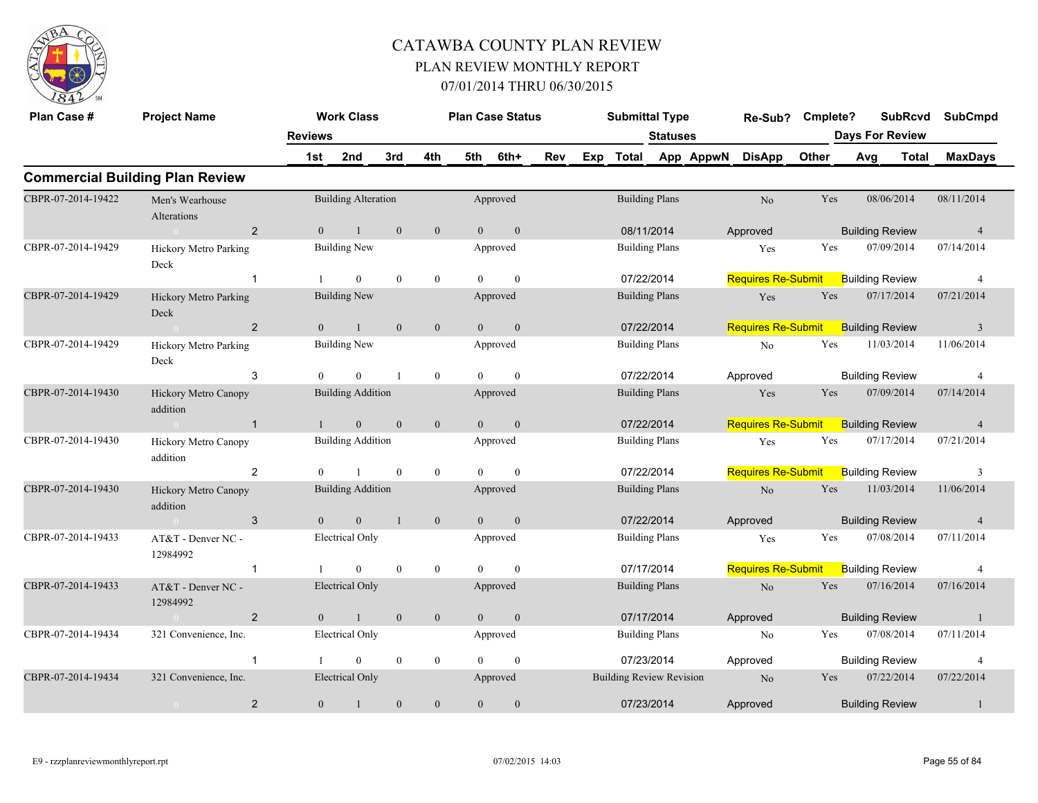# CATAWBA COUNTY PLAN REVIEW

## PLAN REVIEW MONTHLY REPORT

### 07/01/2014 THRU 06/30/2015

## Commercial Building Plan Review

| Plan Case # | Project Name | Reviews | Work Class (1st) | 2nd | 3rd | 4th | Plan Case Status (5th) | 6th+ | Rev | Exp | Submittal Type (Total) | Statuses (App) | AppwN | Re-Sub? (DisApp) | Cmplete? (Other) | SubRcvd (Days For Review Avg) | Total | SubCmpd (MaxDays) |
|---|---|---|---|---|---|---|---|---|---|---|---|---|---|---|---|---|---|---|
| CBPR-07-2014-19422 | Men's Wearhouse Alterations | 2 | Building Alteration | | | | Approved | | | | Building Plans | | | No | Yes | 08/06/2014 | | 08/11/2014 |
| | | | 0 | 1 | 0 | 0 | 0 | 0 | | | 08/11/2014 | | | Approved | | Building Review | | 4 |
| CBPR-07-2014-19429 | Hickory Metro Parking Deck | 1 | Building New | | | | Approved | | | | Building Plans | | | Yes | Yes | 07/09/2014 | | 07/14/2014 |
| | | | 1 | 0 | 0 | 0 | 0 | 0 | | | 07/22/2014 | | | Requires Re-Submit | | Building Review | | 4 |
| CBPR-07-2014-19429 | Hickory Metro Parking Deck | 2 | Building New | | | | Approved | | | | Building Plans | | | Yes | Yes | 07/17/2014 | | 07/21/2014 |
| | | | 0 | 1 | 0 | 0 | 0 | 0 | | | 07/22/2014 | | | Requires Re-Submit | | Building Review | | 3 |
| CBPR-07-2014-19429 | Hickory Metro Parking Deck | 3 | Building New | | | | Approved | | | | Building Plans | | | No | Yes | 11/03/2014 | | 11/06/2014 |
| | | | 0 | 0 | 1 | 0 | 0 | 0 | | | 07/22/2014 | | | Approved | | Building Review | | 4 |
| CBPR-07-2014-19430 | Hickory Metro Canopy addition | 1 | Building Addition | | | | Approved | | | | Building Plans | | | Yes | Yes | 07/09/2014 | | 07/14/2014 |
| | | | 1 | 0 | 0 | 0 | 0 | 0 | | | 07/22/2014 | | | Requires Re-Submit | | Building Review | | 4 |
| CBPR-07-2014-19430 | Hickory Metro Canopy addition | 2 | Building Addition | | | | Approved | | | | Building Plans | | | Yes | Yes | 07/17/2014 | | 07/21/2014 |
| | | | 0 | 1 | 0 | 0 | 0 | 0 | | | 07/22/2014 | | | Requires Re-Submit | | Building Review | | 3 |
| CBPR-07-2014-19430 | Hickory Metro Canopy addition | 3 | Building Addition | | | | Approved | | | | Building Plans | | | No | Yes | 11/03/2014 | | 11/06/2014 |
| | | | 0 | 0 | 1 | 0 | 0 | 0 | | | 07/22/2014 | | | Approved | | Building Review | | 4 |
| CBPR-07-2014-19433 | AT&T - Denver NC - 12984992 | 1 | Electrical Only | | | | Approved | | | | Building Plans | | | Yes | Yes | 07/08/2014 | | 07/11/2014 |
| | | | 1 | 0 | 0 | 0 | 0 | 0 | | | 07/17/2014 | | | Requires Re-Submit | | Building Review | | 4 |
| CBPR-07-2014-19433 | AT&T - Denver NC - 12984992 | 2 | Electrical Only | | | | Approved | | | | Building Plans | | | No | Yes | 07/16/2014 | | 07/16/2014 |
| | | | 0 | 1 | 0 | 0 | 0 | 0 | | | 07/17/2014 | | | Approved | | Building Review | | 1 |
| CBPR-07-2014-19434 | 321 Convenience, Inc. | 1 | Electrical Only | | | | Approved | | | | Building Plans | | | No | Yes | 07/08/2014 | | 07/11/2014 |
| | | | 1 | 0 | 0 | 0 | 0 | 0 | | | 07/23/2014 | | | Approved | | Building Review | | 4 |
| CBPR-07-2014-19434 | 321 Convenience, Inc. | 2 | Electrical Only | | | | Approved | | | | Building Review Revision | | | No | Yes | 07/22/2014 | | 07/22/2014 |
| | | | 0 | 1 | 0 | 0 | 0 | 0 | | | 07/23/2014 | | | Approved | | Building Review | | 1 |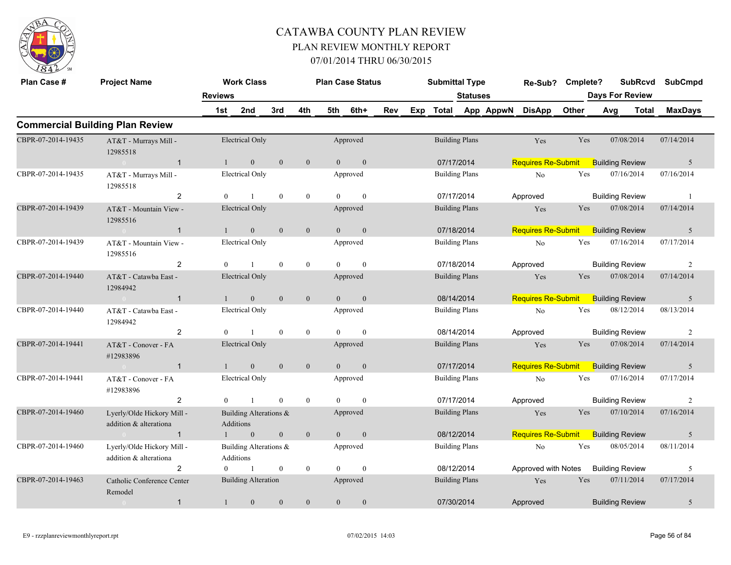# CATAWBA COUNTY PLAN REVIEW

## PLAN REVIEW MONTHLY REPORT

## 07/01/2014 THRU 06/30/2015

### Commercial Building Plan Review

| Plan Case # | Project Name | Reviews | Work Class | 1st | 2nd | 3rd | 4th | Plan Case Status | 5th | 6th+ | Rev | Exp | Submittal Type / Total | Statuses | Re-Sub? / DisApp | Cmplete? / Other | SubRcvd / Avg | Days For Review / Total | SubCmpd / MaxDays |
|---|---|---|---|---|---|---|---|---|---|---|---|---|---|---|---|---|---|---|---|
| CBPR-07-2014-19435 | AT&T - Murrays Mill - 12985518 | 1 | Electrical Only | 1 | 0 | 0 | 0 | Approved | 0 | 0 | | | Building Plans 07/17/2014 | | Yes Requires Re-Submit | Yes | 07/08/2014 | Building Review | 07/14/2014 5 |
| CBPR-07-2014-19435 | AT&T - Murrays Mill - 12985518 | 2 | Electrical Only | 0 | 1 | 0 | 0 | Approved | 0 | 0 | | | Building Plans 07/17/2014 | | No Approved | Yes | 07/16/2014 | Building Review | 07/16/2014 1 |
| CBPR-07-2014-19439 | AT&T - Mountain View - 12985516 | 1 | Electrical Only | 1 | 0 | 0 | 0 | Approved | 0 | 0 | | | Building Plans 07/18/2014 | | Yes Requires Re-Submit | Yes | 07/08/2014 | Building Review | 07/14/2014 5 |
| CBPR-07-2014-19439 | AT&T - Mountain View - 12985516 | 2 | Electrical Only | 0 | 1 | 0 | 0 | Approved | 0 | 0 | | | Building Plans 07/18/2014 | | No Approved | Yes | 07/16/2014 | Building Review | 07/17/2014 2 |
| CBPR-07-2014-19440 | AT&T - Catawba East - 12984942 | 1 | Electrical Only | 1 | 0 | 0 | 0 | Approved | 0 | 0 | | | Building Plans 08/14/2014 | | Yes Requires Re-Submit | Yes | 07/08/2014 | Building Review | 07/14/2014 5 |
| CBPR-07-2014-19440 | AT&T - Catawba East - 12984942 | 2 | Electrical Only | 0 | 1 | 0 | 0 | Approved | 0 | 0 | | | Building Plans 08/14/2014 | | No Approved | Yes | 08/12/2014 | Building Review | 08/13/2014 2 |
| CBPR-07-2014-19441 | AT&T - Conover - FA #12983896 | 1 | Electrical Only | 1 | 0 | 0 | 0 | Approved | 0 | 0 | | | Building Plans 07/17/2014 | | Yes Requires Re-Submit | Yes | 07/08/2014 | Building Review | 07/14/2014 5 |
| CBPR-07-2014-19441 | AT&T - Conover - FA #12983896 | 2 | Electrical Only | 0 | 1 | 0 | 0 | Approved | 0 | 0 | | | Building Plans 07/17/2014 | | No Approved | Yes | 07/16/2014 | Building Review | 07/17/2014 2 |
| CBPR-07-2014-19460 | Lyerly/Olde Hickory Mill - addition & alterationa | 1 | Building Alterations & Additions | 1 | 0 | 0 | 0 | Approved | 0 | 0 | | | Building Plans 08/12/2014 | | Yes Requires Re-Submit | Yes | 07/10/2014 | Building Review | 07/16/2014 5 |
| CBPR-07-2014-19460 | Lyerly/Olde Hickory Mill - addition & alterationa | 2 | Building Alterations & Additions | 0 | 1 | 0 | 0 | Approved | 0 | 0 | | | Building Plans 08/12/2014 | | No Approved with Notes | Yes | 08/05/2014 | Building Review | 08/11/2014 5 |
| CBPR-07-2014-19463 | Catholic Conference Center Remodel | 1 | Building Alteration | 1 | 0 | 0 | 0 | Approved | 0 | 0 | | | Building Plans 07/30/2014 | | Yes Approved | Yes | 07/11/2014 | Building Review | 07/17/2014 5 |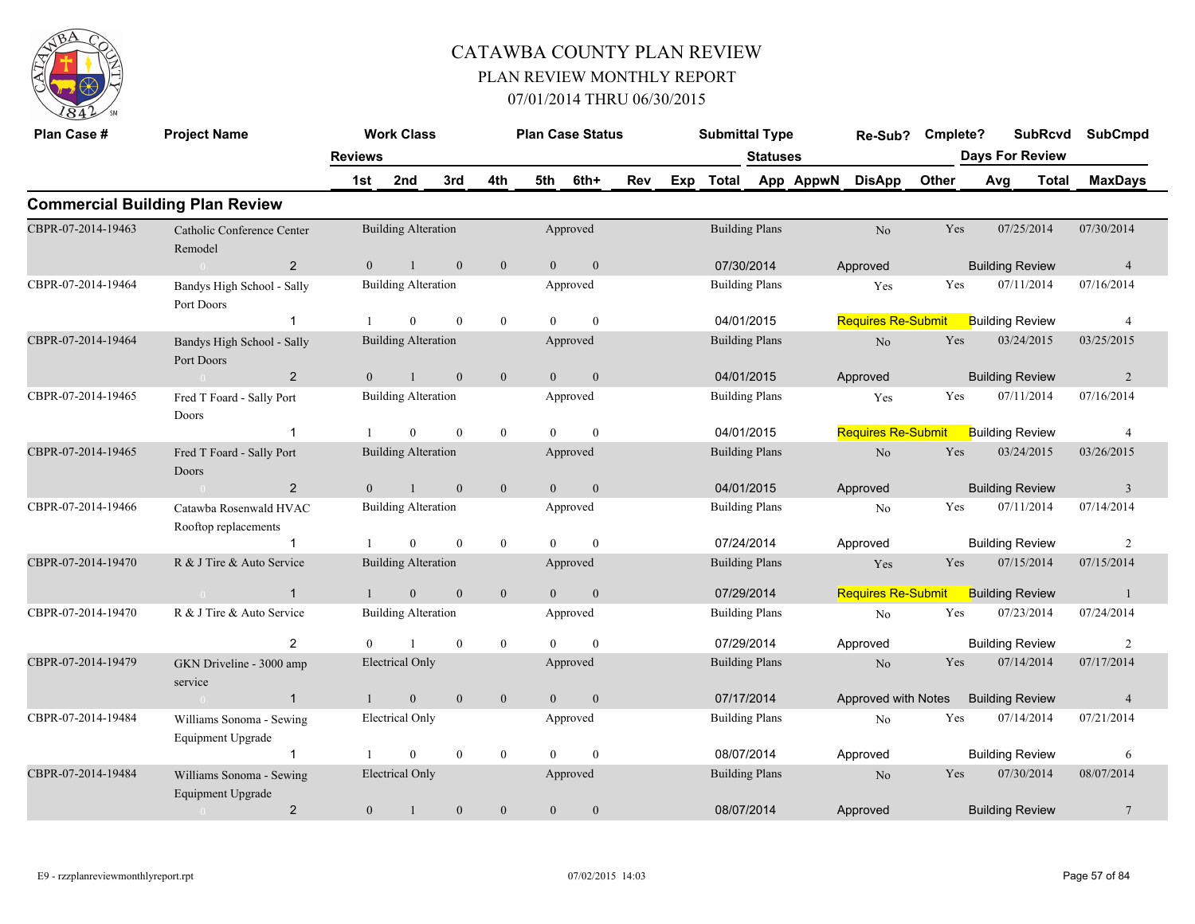# CATAWBA COUNTY PLAN REVIEW

## PLAN REVIEW MONTHLY REPORT

### 07/01/2014 THRU 06/30/2015

## Commercial Building Plan Review

| Plan Case # | Project Name | Reviews | Work Class 1st | 2nd | 3rd | 4th | Plan Case Status 5th | 6th+ | Rev | Exp | Submittal Type Total | Statuses App | AppwN | Re-Sub? DisApp | Cmplete? Other | Days For Review Avg | SubRcvd Total | SubCmpd MaxDays |
|---|---|---|---|---|---|---|---|---|---|---|---|---|---|---|---|---|---|---|
| CBPR-07-2014-19463 | Catholic Conference Center Remodel | | Building Alteration | | | | Approved | | | | Building Plans | | | No | Yes | | 07/25/2014 | 07/30/2014 |
| | 0 | 2 | 0 | 1 | 0 | 0 | 0 | 0 | | | 07/30/2014 | | | Approved | | Building Review | | 4 |
| CBPR-07-2014-19464 | Bandys High School - Sally Port Doors | | Building Alteration | | | | Approved | | | | Building Plans | | | Yes | Yes | | 07/11/2014 | 07/16/2014 |
| | | 1 | 1 | 0 | 0 | 0 | 0 | 0 | | | 04/01/2015 | | | Requires Re-Submit | | Building Review | | 4 |
| CBPR-07-2014-19464 | Bandys High School - Sally Port Doors | | Building Alteration | | | | Approved | | | | Building Plans | | | No | Yes | | 03/24/2015 | 03/25/2015 |
| | 0 | 2 | 0 | 1 | 0 | 0 | 0 | 0 | | | 04/01/2015 | | | Approved | | Building Review | | 2 |
| CBPR-07-2014-19465 | Fred T Foard - Sally Port Doors | | Building Alteration | | | | Approved | | | | Building Plans | | | Yes | Yes | | 07/11/2014 | 07/16/2014 |
| | | 1 | 1 | 0 | 0 | 0 | 0 | 0 | | | 04/01/2015 | | | Requires Re-Submit | | Building Review | | 4 |
| CBPR-07-2014-19465 | Fred T Foard - Sally Port Doors | | Building Alteration | | | | Approved | | | | Building Plans | | | No | Yes | | 03/24/2015 | 03/26/2015 |
| | 0 | 2 | 0 | 1 | 0 | 0 | 0 | 0 | | | 04/01/2015 | | | Approved | | Building Review | | 3 |
| CBPR-07-2014-19466 | Catawba Rosenwald HVAC Rooftop replacements | | Building Alteration | | | | Approved | | | | Building Plans | | | No | Yes | | 07/11/2014 | 07/14/2014 |
| | | 1 | 1 | 0 | 0 | 0 | 0 | 0 | | | 07/24/2014 | | | Approved | | Building Review | | 2 |
| CBPR-07-2014-19470 | R & J Tire & Auto Service | | Building Alteration | | | | Approved | | | | Building Plans | | | Yes | Yes | | 07/15/2014 | 07/15/2014 |
| | 0 | 1 | 1 | 0 | 0 | 0 | 0 | 0 | | | 07/29/2014 | | | Requires Re-Submit | | Building Review | | 1 |
| CBPR-07-2014-19470 | R & J Tire & Auto Service | | Building Alteration | | | | Approved | | | | Building Plans | | | No | Yes | | 07/23/2014 | 07/24/2014 |
| | | 2 | 0 | 1 | 0 | 0 | 0 | 0 | | | 07/29/2014 | | | Approved | | Building Review | | 2 |
| CBPR-07-2014-19479 | GKN Driveline - 3000 amp service | | Electrical Only | | | | Approved | | | | Building Plans | | | No | Yes | | 07/14/2014 | 07/17/2014 |
| | 0 | 1 | 1 | 0 | 0 | 0 | 0 | 0 | | | 07/17/2014 | | | Approved with Notes | | Building Review | | 4 |
| CBPR-07-2014-19484 | Williams Sonoma - Sewing Equipment Upgrade | | Electrical Only | | | | Approved | | | | Building Plans | | | No | Yes | | 07/14/2014 | 07/21/2014 |
| | | 1 | 1 | 0 | 0 | 0 | 0 | 0 | | | 08/07/2014 | | | Approved | | Building Review | | 6 |
| CBPR-07-2014-19484 | Williams Sonoma - Sewing Equipment Upgrade | | Electrical Only | | | | Approved | | | | Building Plans | | | No | Yes | | 07/30/2014 | 08/07/2014 |
| | 0 | 2 | 0 | 1 | 0 | 0 | 0 | 0 | | | 08/07/2014 | | | Approved | | Building Review | | 7 |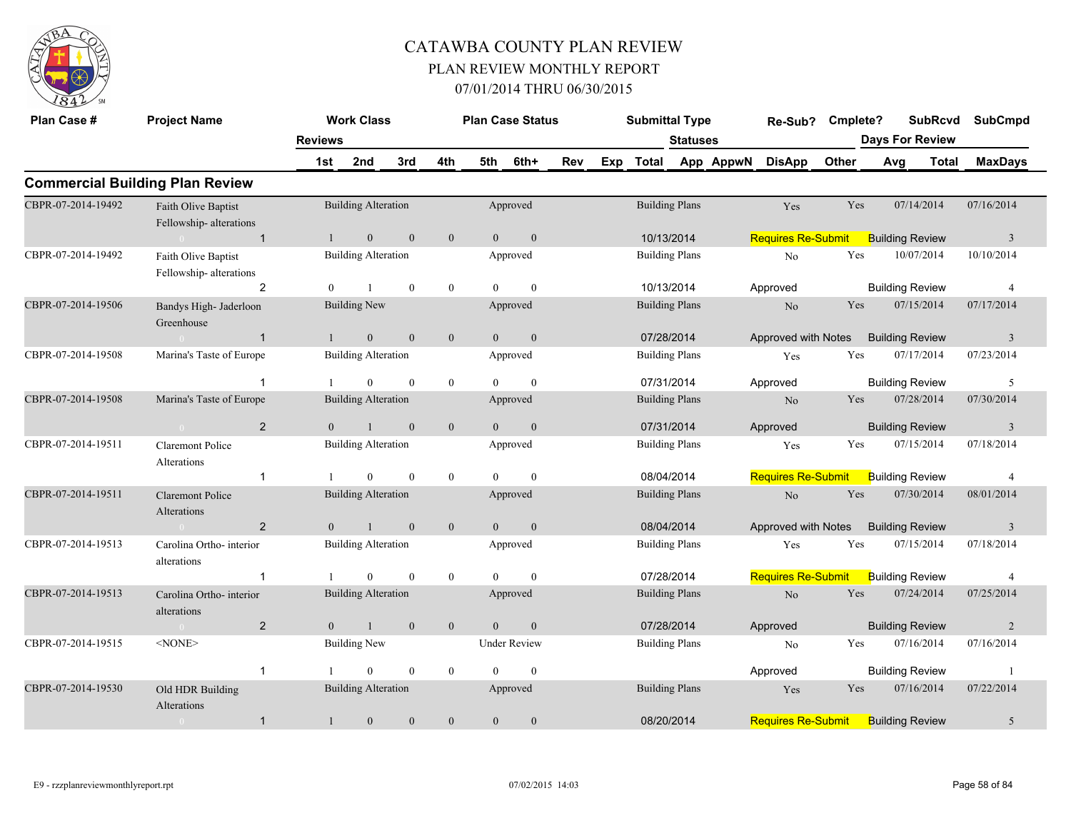# CATAWBA COUNTY PLAN REVIEW

## PLAN REVIEW MONTHLY REPORT

### 07/01/2014 THRU 06/30/2015

## Commercial Building Plan Review

| Plan Case # | Project Name | Reviews | 1st | 2nd | 3rd | 4th | 5th | 6th+ | Rev | Exp | Total | Work Class | Plan Case Status | Submittal Type | Statuses App | AppwN | DisApp | Other | Re-Sub? | Cmplete? | SubRcvd | SubCmpd | Days For Review Avg | Total | MaxDays |
|---|---|---|---|---|---|---|---|---|---|---|---|---|---|---|---|---|---|---|---|---|---|---|---|---|---|
| CBPR-07-2014-19492 | Faith Olive Baptist Fellowship- alterations | 1 | 1 | 0 | 0 | 0 | 0 | 0 | | | 10/13/2014 | Building Alteration | Approved | Building Plans | Requires Re-Submit | | | Building Review | Yes | Yes | 07/14/2014 | 07/16/2014 | | | 3 |
| CBPR-07-2014-19492 | Faith Olive Baptist Fellowship- alterations | 2 | 0 | 1 | 0 | 0 | 0 | 0 | | | 10/13/2014 | Building Alteration | Approved | Building Plans | Approved | | | Building Review | No | Yes | 10/07/2014 | 10/10/2014 | | | 4 |
| CBPR-07-2014-19506 | Bandys High- Jaderloon Greenhouse | 1 | 1 | 0 | 0 | 0 | 0 | 0 | | | 07/28/2014 | Building New | Approved | Building Plans | Approved with Notes | | | Building Review | No | Yes | 07/15/2014 | 07/17/2014 | | | 3 |
| CBPR-07-2014-19508 | Marina's Taste of Europe | 1 | 1 | 0 | 0 | 0 | 0 | 0 | | | 07/31/2014 | Building Alteration | Approved | Building Plans | Approved | | | Building Review | Yes | Yes | 07/17/2014 | 07/23/2014 | | | 5 |
| CBPR-07-2014-19508 | Marina's Taste of Europe | 2 | 0 | 1 | 0 | 0 | 0 | 0 | | | 07/31/2014 | Building Alteration | Approved | Building Plans | Approved | | | Building Review | No | Yes | 07/28/2014 | 07/30/2014 | | | 3 |
| CBPR-07-2014-19511 | Claremont Police Alterations | 1 | 1 | 0 | 0 | 0 | 0 | 0 | | | 08/04/2014 | Building Alteration | Approved | Building Plans | Requires Re-Submit | | | Building Review | Yes | Yes | 07/15/2014 | 07/18/2014 | | | 4 |
| CBPR-07-2014-19511 | Claremont Police Alterations | 2 | 0 | 1 | 0 | 0 | 0 | 0 | | | 08/04/2014 | Building Alteration | Approved | Building Plans | Approved with Notes | | | Building Review | No | Yes | 07/30/2014 | 08/01/2014 | | | 3 |
| CBPR-07-2014-19513 | Carolina Ortho- interior alterations | 1 | 1 | 0 | 0 | 0 | 0 | 0 | | | 07/28/2014 | Building Alteration | Approved | Building Plans | Requires Re-Submit | | | Building Review | Yes | Yes | 07/15/2014 | 07/18/2014 | | | 4 |
| CBPR-07-2014-19513 | Carolina Ortho- interior alterations | 2 | 0 | 1 | 0 | 0 | 0 | 0 | | | 07/28/2014 | Building Alteration | Approved | Building Plans | Approved | | | Building Review | No | Yes | 07/24/2014 | 07/25/2014 | | | 2 |
| CBPR-07-2014-19515 | <NONE> | 1 | 1 | 0 | 0 | 0 | 0 | 0 | | | | Building New | Under Review | Building Plans | Approved | | | Building Review | No | Yes | 07/16/2014 | 07/16/2014 | | | 1 |
| CBPR-07-2014-19530 | Old HDR Building Alterations | 1 | 1 | 0 | 0 | 0 | 0 | 0 | | | 08/20/2014 | Building Alteration | Approved | Building Plans | Requires Re-Submit | | | Building Review | Yes | Yes | 07/16/2014 | 07/22/2014 | | | 5 |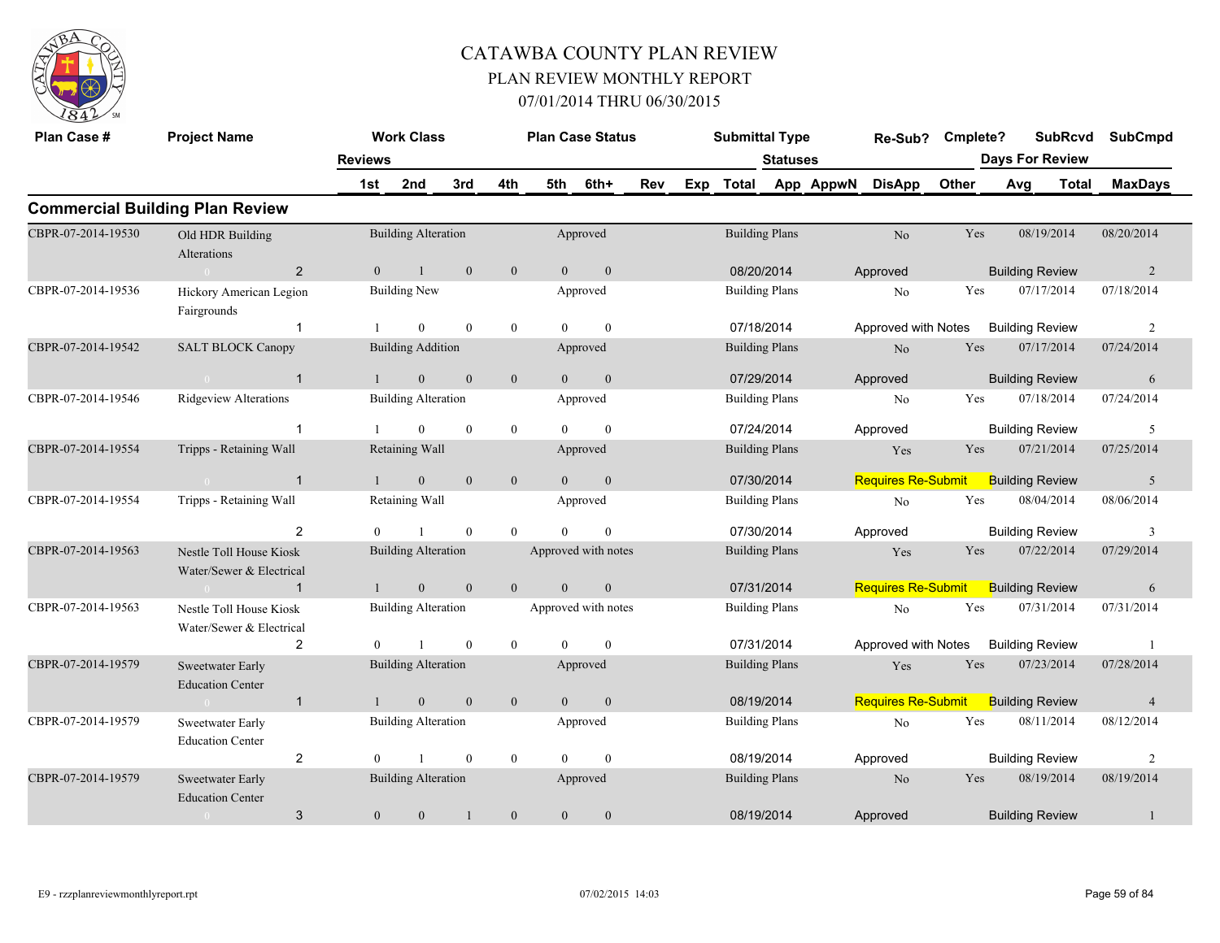# CATAWBA COUNTY PLAN REVIEW
## PLAN REVIEW MONTHLY REPORT
### 07/01/2014 THRU 06/30/2015

| Plan Case # | Project Name | Reviews | Work Class | | | Plan Case Status | | Rev | Exp | Submittal Type | Statuses | Re-Sub? | Cmplete? | SubRcvd | SubCmpd |
|---|---|---|---|---|---|---|---|---|---|---|---|---|---|---|---|
| | | 1st | 2nd | 3rd | 4th | 5th | 6th+ | Rev | Exp | Total | App AppwN | DisApp | Other | Days For Review Avg | Total / MaxDays |

## Commercial Building Plan Review

| Plan Case # | Project Name | Reviews | 1st | 2nd | 3rd | 4th | 5th | 6th+ | Work Class | Plan Case Status | Submittal Type | Total | Re-Sub? | Status | Cmplete? | SubRcvd | SubCmpd | Review | MaxDays |
|---|---|---|---|---|---|---|---|---|---|---|---|---|---|---|---|---|---|---|---|
| CBPR-07-2014-19530 | Old HDR Building Alterations | 2 | 0 | 1 | 0 | 0 | 0 | 0 | Building Alteration | Approved | Building Plans | 08/20/2014 | No | Approved | Yes | 08/19/2014 | 08/20/2014 | Building Review | 2 |
| CBPR-07-2014-19536 | Hickory American Legion Fairgrounds | 1 | 1 | 0 | 0 | 0 | 0 | 0 | Building New | Approved | Building Plans | 07/18/2014 | No | Approved with Notes | Yes | 07/17/2014 | 07/18/2014 | Building Review | 2 |
| CBPR-07-2014-19542 | SALT BLOCK Canopy | 1 | 1 | 0 | 0 | 0 | 0 | 0 | Building Addition | Approved | Building Plans | 07/29/2014 | No | Approved | Yes | 07/17/2014 | 07/24/2014 | Building Review | 6 |
| CBPR-07-2014-19546 | Ridgeview Alterations | 1 | 1 | 0 | 0 | 0 | 0 | 0 | Building Alteration | Approved | Building Plans | 07/24/2014 | No | Approved | Yes | 07/18/2014 | 07/24/2014 | Building Review | 5 |
| CBPR-07-2014-19554 | Tripps - Retaining Wall | 1 | 1 | 0 | 0 | 0 | 0 | 0 | Retaining Wall | Approved | Building Plans | 07/30/2014 | Yes | Requires Re-Submit | Yes | 07/21/2014 | 07/25/2014 | Building Review | 5 |
| CBPR-07-2014-19554 | Tripps - Retaining Wall | 2 | 0 | 1 | 0 | 0 | 0 | 0 | Retaining Wall | Approved | Building Plans | 07/30/2014 | No | Approved | Yes | 08/04/2014 | 08/06/2014 | Building Review | 3 |
| CBPR-07-2014-19563 | Nestle Toll House Kiosk Water/Sewer & Electrical | 1 | 1 | 0 | 0 | 0 | 0 | 0 | Building Alteration | Approved with notes | Building Plans | 07/31/2014 | Yes | Requires Re-Submit | Yes | 07/22/2014 | 07/29/2014 | Building Review | 6 |
| CBPR-07-2014-19563 | Nestle Toll House Kiosk Water/Sewer & Electrical | 2 | 0 | 1 | 0 | 0 | 0 | 0 | Building Alteration | Approved with notes | Building Plans | 07/31/2014 | No | Approved with Notes | Yes | 07/31/2014 | 07/31/2014 | Building Review | 1 |
| CBPR-07-2014-19579 | Sweetwater Early Education Center | 1 | 1 | 0 | 0 | 0 | 0 | 0 | Building Alteration | Approved | Building Plans | 08/19/2014 | Yes | Requires Re-Submit | Yes | 07/23/2014 | 07/28/2014 | Building Review | 4 |
| CBPR-07-2014-19579 | Sweetwater Early Education Center | 2 | 0 | 1 | 0 | 0 | 0 | 0 | Building Alteration | Approved | Building Plans | 08/19/2014 | No | Approved | Yes | 08/11/2014 | 08/12/2014 | Building Review | 2 |
| CBPR-07-2014-19579 | Sweetwater Early Education Center | 3 | 0 | 0 | 1 | 0 | 0 | 0 | Building Alteration | Approved | Building Plans | 08/19/2014 | No | Approved | Yes | 08/19/2014 | 08/19/2014 | Building Review | 1 |

E9 - rzzplanreviewmonthlyreport.rpt 07/02/2015 14:03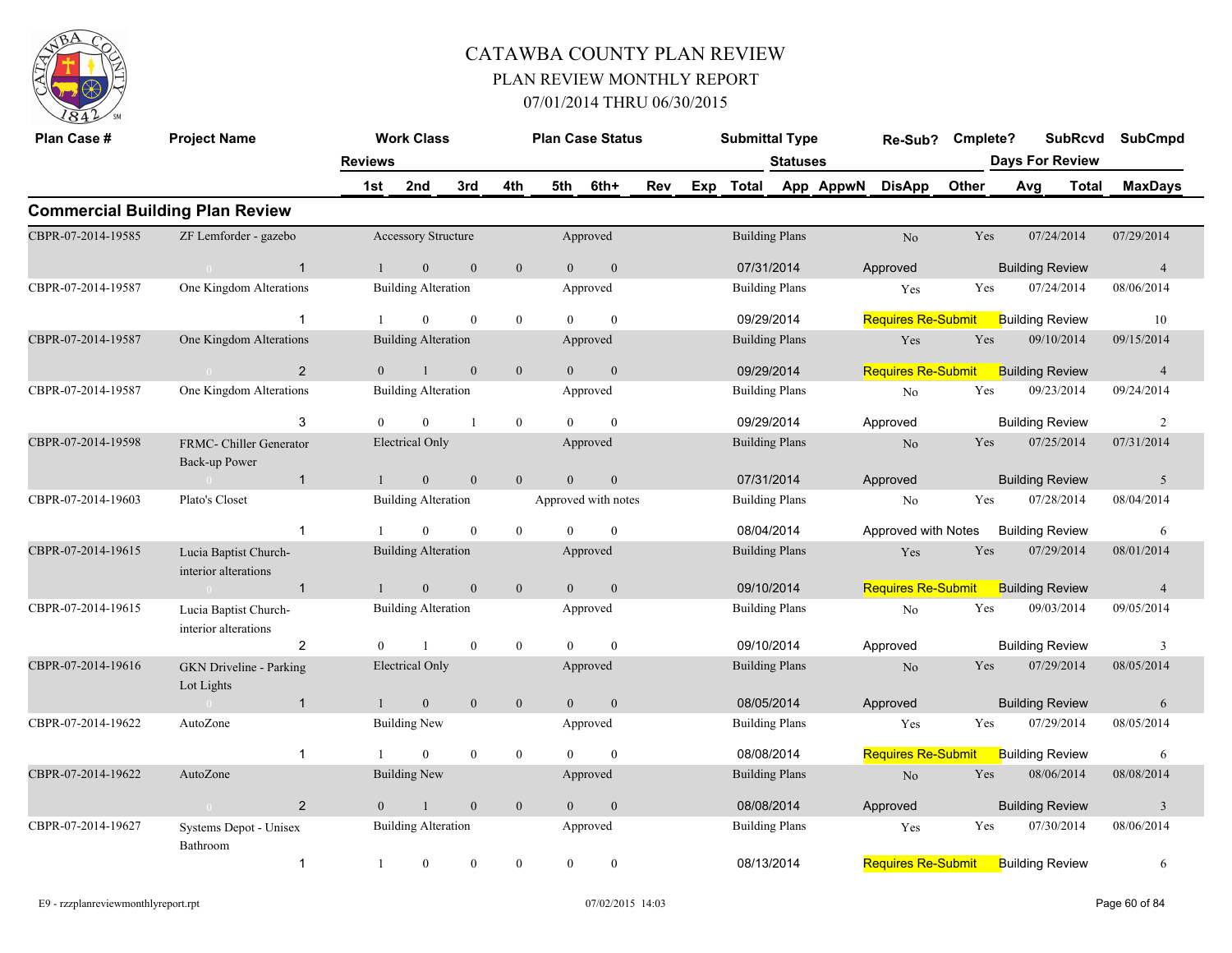# CATAWBA COUNTY PLAN REVIEW
## PLAN REVIEW MONTHLY REPORT
### 07/01/2014 THRU 06/30/2015

## Commercial Building Plan Review

| Plan Case # | Project Name | Work Class | Plan Case Status | Submittal Type | Re-Sub? | Cmplete? | SubRcvd | SubCmpd |
|---|---|---|---|---|---|---|---|---|
| Reviews | 1st | 2nd | 3rd | 4th | 5th | 6th+ | Rev Exp Total | Statuses App AppwN DisApp Other | Days For Review Avg | Total | MaxDays |
| CBPR-07-2014-19585 | ZF Lemforder - gazebo | Accessory Structure | Approved | Building Plans | No | Yes | 07/24/2014 | 07/29/2014 |
| 1 | 1 | 0 | 0 | 0 | 0 | 0 | 07/31/2014 | Approved | Building Review | | 4 |
| CBPR-07-2014-19587 | One Kingdom Alterations | Building Alteration | Approved | Building Plans | Yes | Yes | 07/24/2014 | 08/06/2014 |
| 1 | 1 | 0 | 0 | 0 | 0 | 0 | 09/29/2014 | Requires Re-Submit | Building Review | | 10 |
| CBPR-07-2014-19587 | One Kingdom Alterations | Building Alteration | Approved | Building Plans | Yes | Yes | 09/10/2014 | 09/15/2014 |
| 2 | 0 | 1 | 0 | 0 | 0 | 0 | 09/29/2014 | Requires Re-Submit | Building Review | | 4 |
| CBPR-07-2014-19587 | One Kingdom Alterations | Building Alteration | Approved | Building Plans | No | Yes | 09/23/2014 | 09/24/2014 |
| 3 | 0 | 0 | 1 | 0 | 0 | 0 | 09/29/2014 | Approved | Building Review | | 2 |
| CBPR-07-2014-19598 | FRMC- Chiller Generator Back-up Power | Electrical Only | Approved | Building Plans | No | Yes | 07/25/2014 | 07/31/2014 |
| 1 | 1 | 0 | 0 | 0 | 0 | 0 | 07/31/2014 | Approved | Building Review | | 5 |
| CBPR-07-2014-19603 | Plato's Closet | Building Alteration | Approved with notes | Building Plans | No | Yes | 07/28/2014 | 08/04/2014 |
| 1 | 1 | 0 | 0 | 0 | 0 | 0 | 08/04/2014 | Approved with Notes | Building Review | | 6 |
| CBPR-07-2014-19615 | Lucia Baptist Church- interior alterations | Building Alteration | Approved | Building Plans | Yes | Yes | 07/29/2014 | 08/01/2014 |
| 1 | 1 | 0 | 0 | 0 | 0 | 0 | 09/10/2014 | Requires Re-Submit | Building Review | | 4 |
| CBPR-07-2014-19615 | Lucia Baptist Church- interior alterations | Building Alteration | Approved | Building Plans | No | Yes | 09/03/2014 | 09/05/2014 |
| 2 | 0 | 1 | 0 | 0 | 0 | 0 | 09/10/2014 | Approved | Building Review | | 3 |
| CBPR-07-2014-19616 | GKN Driveline - Parking Lot Lights | Electrical Only | Approved | Building Plans | No | Yes | 07/29/2014 | 08/05/2014 |
| 1 | 1 | 0 | 0 | 0 | 0 | 0 | 08/05/2014 | Approved | Building Review | | 6 |
| CBPR-07-2014-19622 | AutoZone | Building New | Approved | Building Plans | Yes | Yes | 07/29/2014 | 08/05/2014 |
| 1 | 1 | 0 | 0 | 0 | 0 | 0 | 08/08/2014 | Requires Re-Submit | Building Review | | 6 |
| CBPR-07-2014-19622 | AutoZone | Building New | Approved | Building Plans | No | Yes | 08/06/2014 | 08/08/2014 |
| 2 | 0 | 1 | 0 | 0 | 0 | 0 | 08/08/2014 | Approved | Building Review | | 3 |
| CBPR-07-2014-19627 | Systems Depot - Unisex Bathroom | Building Alteration | Approved | Building Plans | Yes | Yes | 07/30/2014 | 08/06/2014 |
| 1 | 1 | 0 | 0 | 0 | 0 | 0 | 08/13/2014 | Requires Re-Submit | Building Review | | 6 |

E9 - rzzplanreviewmonthlyreport.rpt 07/02/2015 14:03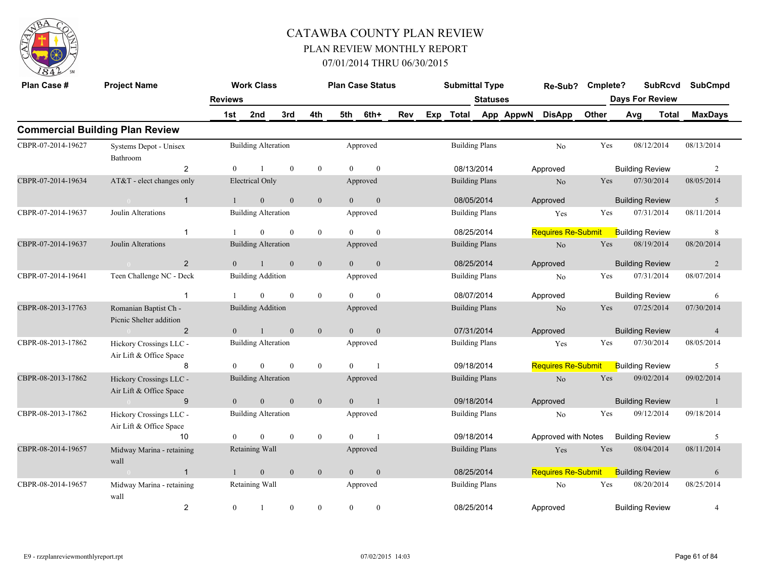# CATAWBA COUNTY PLAN REVIEW
## PLAN REVIEW MONTHLY REPORT
### 07/01/2014 THRU 06/30/2015

## Commercial Building Plan Review

| Plan Case # | Project Name | Reviews | 1st | 2nd | 3rd | 4th | 5th | 6th+ | Work Class | Plan Case Status | Submittal Type | Total | Re-Sub? | Statuses | Cmplete? | SubRcvd | SubCmpd | Days For Review |
|---|---|---|---|---|---|---|---|---|---|---|---|---|---|---|---|---|---|---|
| CBPR-07-2014-19627 | Systems Depot - Unisex Bathroom | 2 | 0 | 1 | 0 | 0 | 0 | 0 | Building Alteration | Approved | Building Plans | 08/13/2014 | No | Approved | Yes | 08/12/2014 | 08/13/2014 | Building Review 2 |
| CBPR-07-2014-19634 | AT&T - elect changes only | 1 | 1 | 0 | 0 | 0 | 0 | 0 | Electrical Only | Approved | Building Plans | 08/05/2014 | No | Approved | Yes | 07/30/2014 | 08/05/2014 | Building Review 5 |
| CBPR-07-2014-19637 | Joulin Alterations | 1 | 1 | 0 | 0 | 0 | 0 | 0 | Building Alteration | Approved | Building Plans | 08/25/2014 | Yes | Requires Re-Submit | Yes | 07/31/2014 | 08/11/2014 | Building Review 8 |
| CBPR-07-2014-19637 | Joulin Alterations | 2 | 0 | 1 | 0 | 0 | 0 | 0 | Building Alteration | Approved | Building Plans | 08/25/2014 | No | Approved | Yes | 08/19/2014 | 08/20/2014 | Building Review 2 |
| CBPR-07-2014-19641 | Teen Challenge NC - Deck | 1 | 1 | 0 | 0 | 0 | 0 | 0 | Building Addition | Approved | Building Plans | 08/07/2014 | No | Approved | Yes | 07/31/2014 | 08/07/2014 | Building Review 6 |
| CBPR-08-2013-17763 | Romanian Baptist Ch - Picnic Shelter addition | 2 | 0 | 1 | 0 | 0 | 0 | 0 | Building Addition | Approved | Building Plans | 07/31/2014 | No | Approved | Yes | 07/25/2014 | 07/30/2014 | Building Review 4 |
| CBPR-08-2013-17862 | Hickory Crossings LLC - Air Lift & Office Space | 8 | 0 | 0 | 0 | 0 | 0 | 1 | Building Alteration | Approved | Building Plans | 09/18/2014 | Yes | Requires Re-Submit | Yes | 07/30/2014 | 08/05/2014 | Building Review 5 |
| CBPR-08-2013-17862 | Hickory Crossings LLC - Air Lift & Office Space | 9 | 0 | 0 | 0 | 0 | 0 | 1 | Building Alteration | Approved | Building Plans | 09/18/2014 | No | Approved | Yes | 09/02/2014 | 09/02/2014 | Building Review 1 |
| CBPR-08-2013-17862 | Hickory Crossings LLC - Air Lift & Office Space | 10 | 0 | 0 | 0 | 0 | 0 | 1 | Building Alteration | Approved | Building Plans | 09/18/2014 | No | Approved with Notes | Yes | 09/12/2014 | 09/18/2014 | Building Review 5 |
| CBPR-08-2014-19657 | Midway Marina - retaining wall | 1 | 1 | 0 | 0 | 0 | 0 | 0 | Retaining Wall | Approved | Building Plans | 08/25/2014 | Yes | Requires Re-Submit | Yes | 08/04/2014 | 08/11/2014 | Building Review 6 |
| CBPR-08-2014-19657 | Midway Marina - retaining wall | 2 | 0 | 1 | 0 | 0 | 0 | 0 | Retaining Wall | Approved | Building Plans | 08/25/2014 | No | Approved | Yes | 08/20/2014 | 08/25/2014 | Building Review 4 |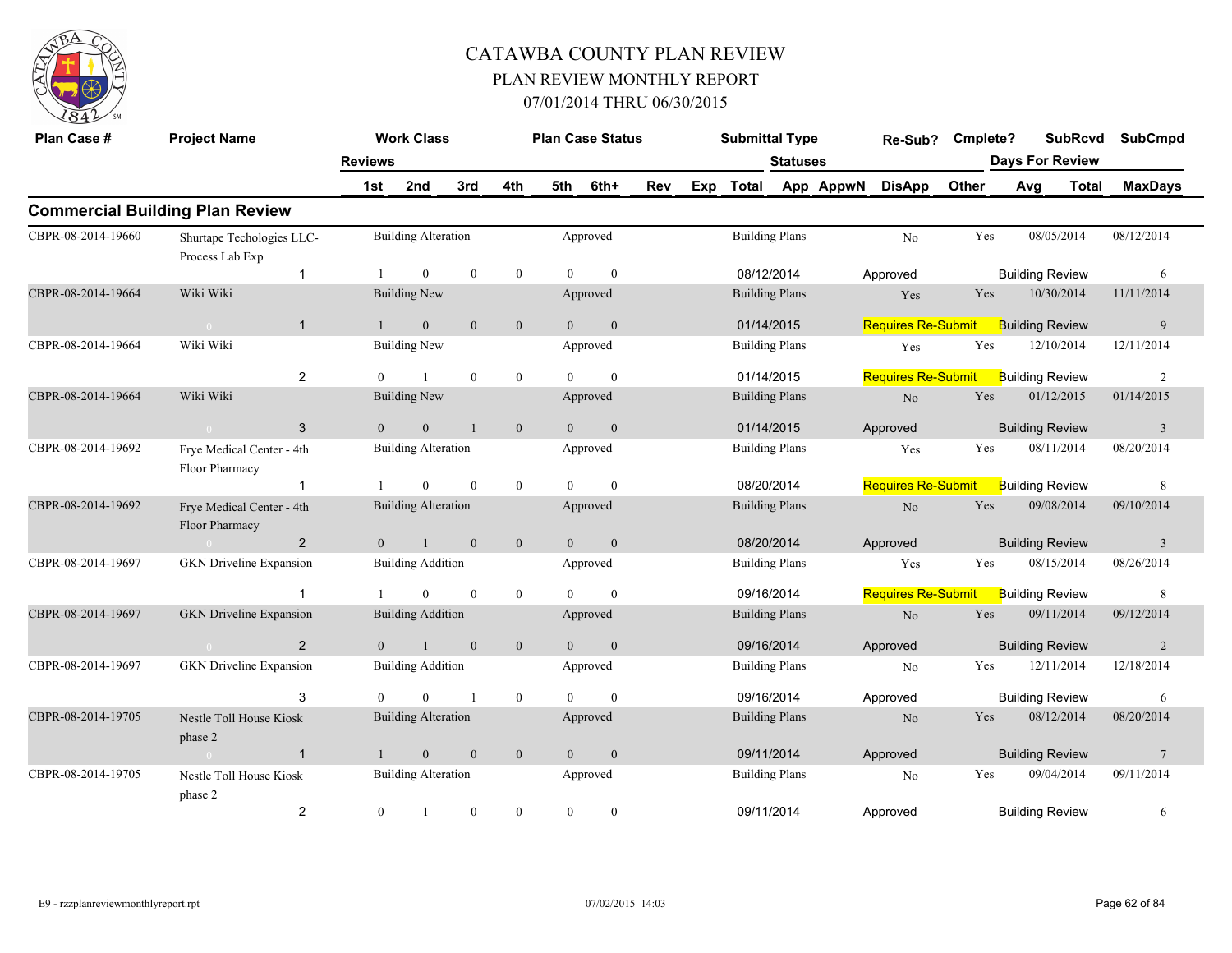# CATAWBA COUNTY PLAN REVIEW

## PLAN REVIEW MONTHLY REPORT

## 07/01/2014 THRU 06/30/2015

## Commercial Building Plan Review

| Plan Case # | Project Name | Reviews | Work Class 1st | 2nd | 3rd | 4th | Plan Case Status 5th | 6th+ | Rev | Exp | Submittal Type Total | Statuses App | AppwN | Re-Sub? DisApp | Cmplete? Other | SubRcvd Days For Review Avg | Total | SubCmpd MaxDays |
|---|---|---|---|---|---|---|---|---|---|---|---|---|---|---|---|---|---|---|
| CBPR-08-2014-19660 | Shurtape Techologies LLC-Process Lab Exp | | Building Alteration | | | | Approved | | | | Building Plans | | | No | Yes | 08/05/2014 | | 08/12/2014 |
| | | 1 | 1 | 0 | 0 | 0 | 0 | 0 | | | 08/12/2014 | | | Approved | | Building Review | | 6 |
| CBPR-08-2014-19664 | Wiki Wiki | | Building New | | | | Approved | | | | Building Plans | | | Yes | Yes | 10/30/2014 | | 11/11/2014 |
| | 0 | 1 | 1 | 0 | 0 | 0 | 0 | 0 | | | 01/14/2015 | | | Requires Re-Submit | | Building Review | | 9 |
| CBPR-08-2014-19664 | Wiki Wiki | | Building New | | | | Approved | | | | Building Plans | | | Yes | Yes | 12/10/2014 | | 12/11/2014 |
| | | 2 | 0 | 1 | 0 | 0 | 0 | 0 | | | 01/14/2015 | | | Requires Re-Submit | | Building Review | | 2 |
| CBPR-08-2014-19664 | Wiki Wiki | | Building New | | | | Approved | | | | Building Plans | | | No | Yes | 01/12/2015 | | 01/14/2015 |
| | 0 | 3 | 0 | 0 | 1 | 0 | 0 | 0 | | | 01/14/2015 | | | Approved | | Building Review | | 3 |
| CBPR-08-2014-19692 | Frye Medical Center - 4th Floor Pharmacy | | Building Alteration | | | | Approved | | | | Building Plans | | | Yes | Yes | 08/11/2014 | | 08/20/2014 |
| | | 1 | 1 | 0 | 0 | 0 | 0 | 0 | | | 08/20/2014 | | | Requires Re-Submit | | Building Review | | 8 |
| CBPR-08-2014-19692 | Frye Medical Center - 4th Floor Pharmacy | | Building Alteration | | | | Approved | | | | Building Plans | | | No | Yes | 09/08/2014 | | 09/10/2014 |
| | 0 | 2 | 0 | 1 | 0 | 0 | 0 | 0 | | | 08/20/2014 | | | Approved | | Building Review | | 3 |
| CBPR-08-2014-19697 | GKN Driveline Expansion | | Building Addition | | | | Approved | | | | Building Plans | | | Yes | Yes | 08/15/2014 | | 08/26/2014 |
| | | 1 | 1 | 0 | 0 | 0 | 0 | 0 | | | 09/16/2014 | | | Requires Re-Submit | | Building Review | | 8 |
| CBPR-08-2014-19697 | GKN Driveline Expansion | | Building Addition | | | | Approved | | | | Building Plans | | | No | Yes | 09/11/2014 | | 09/12/2014 |
| | 0 | 2 | 0 | 1 | 0 | 0 | 0 | 0 | | | 09/16/2014 | | | Approved | | Building Review | | 2 |
| CBPR-08-2014-19697 | GKN Driveline Expansion | | Building Addition | | | | Approved | | | | Building Plans | | | No | Yes | 12/11/2014 | | 12/18/2014 |
| | | 3 | 0 | 0 | 1 | 0 | 0 | 0 | | | 09/16/2014 | | | Approved | | Building Review | | 6 |
| CBPR-08-2014-19705 | Nestle Toll House Kiosk phase 2 | | Building Alteration | | | | Approved | | | | Building Plans | | | No | Yes | 08/12/2014 | | 08/20/2014 |
| | 0 | 1 | 1 | 0 | 0 | 0 | 0 | 0 | | | 09/11/2014 | | | Approved | | Building Review | | 7 |
| CBPR-08-2014-19705 | Nestle Toll House Kiosk phase 2 | | Building Alteration | | | | Approved | | | | Building Plans | | | No | Yes | 09/04/2014 | | 09/11/2014 |
| | | 2 | 0 | 1 | 0 | 0 | 0 | 0 | | | 09/11/2014 | | | Approved | | Building Review | | 6 |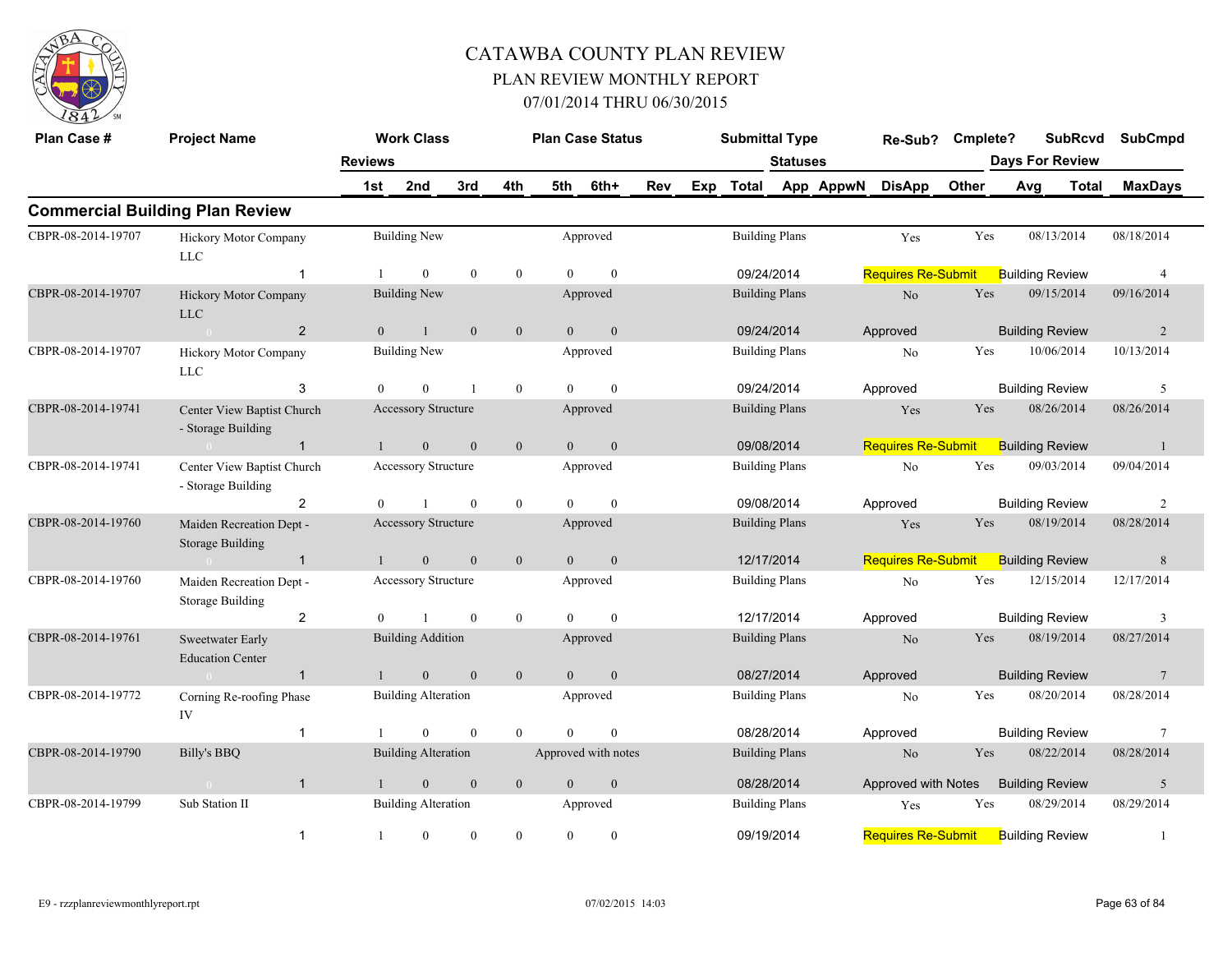# CATAWBA COUNTY PLAN REVIEW

## PLAN REVIEW MONTHLY REPORT

### 07/01/2014 THRU 06/30/2015

## Commercial Building Plan Review

| Plan Case # | Project Name | Review # | Work Class | 1st | 2nd | 3rd | 4th | Plan Case Status | 5th | 6th+ | Rev | Exp | Submittal Type | Total | Re-Sub? | Statuses | Cmplete? | SubRcvd | SubCmpd | MaxDays |
|---|---|---|---|---|---|---|---|---|---|---|---|---|---|---|---|---|---|---|---|---|
| CBPR-08-2014-19707 | Hickory Motor Company LLC | 1 | Building New | 1 | 0 | 0 | 0 | Approved | 0 | 0 | | | Building Plans | 09/24/2014 | Yes | Requires Re-Submit | Yes | 08/13/2014 | 08/18/2014 | 4 |
| CBPR-08-2014-19707 | Hickory Motor Company LLC | 2 | Building New | 0 | 1 | 0 | 0 | Approved | 0 | 0 | | | Building Plans | 09/24/2014 | No | Approved | Yes | 09/15/2014 | 09/16/2014 | 2 |
| CBPR-08-2014-19707 | Hickory Motor Company LLC | 3 | Building New | 0 | 0 | 1 | 0 | Approved | 0 | 0 | | | Building Plans | 09/24/2014 | No | Approved | Yes | 10/06/2014 | 10/13/2014 | 5 |
| CBPR-08-2014-19741 | Center View Baptist Church - Storage Building | 1 | Accessory Structure | 1 | 0 | 0 | 0 | Approved | 0 | 0 | | | Building Plans | 09/08/2014 | Yes | Requires Re-Submit | Yes | 08/26/2014 | 08/26/2014 | 1 |
| CBPR-08-2014-19741 | Center View Baptist Church - Storage Building | 2 | Accessory Structure | 0 | 1 | 0 | 0 | Approved | 0 | 0 | | | Building Plans | 09/08/2014 | No | Approved | Yes | 09/03/2014 | 09/04/2014 | 2 |
| CBPR-08-2014-19760 | Maiden Recreation Dept - Storage Building | 1 | Accessory Structure | 1 | 0 | 0 | 0 | Approved | 0 | 0 | | | Building Plans | 12/17/2014 | Yes | Requires Re-Submit | Yes | 08/19/2014 | 08/28/2014 | 8 |
| CBPR-08-2014-19760 | Maiden Recreation Dept - Storage Building | 2 | Accessory Structure | 0 | 1 | 0 | 0 | Approved | 0 | 0 | | | Building Plans | 12/17/2014 | No | Approved | Yes | 12/15/2014 | 12/17/2014 | 3 |
| CBPR-08-2014-19761 | Sweetwater Early Education Center | 1 | Building Addition | 1 | 0 | 0 | 0 | Approved | 0 | 0 | | | Building Plans | 08/27/2014 | No | Approved | Yes | 08/19/2014 | 08/27/2014 | 7 |
| CBPR-08-2014-19772 | Corning Re-roofing Phase IV | 1 | Building Alteration | 1 | 0 | 0 | 0 | Approved | 0 | 0 | | | Building Plans | 08/28/2014 | No | Approved | Yes | 08/20/2014 | 08/28/2014 | 7 |
| CBPR-08-2014-19790 | Billy's BBQ | 1 | Building Alteration | 1 | 0 | 0 | 0 | Approved with notes | 0 | 0 | | | Building Plans | 08/28/2014 | No | Approved with Notes | Yes | 08/22/2014 | 08/28/2014 | 5 |
| CBPR-08-2014-19799 | Sub Station II | 1 | Building Alteration | 1 | 0 | 0 | 0 | Approved | 0 | 0 | | | Building Plans | 09/19/2014 | Yes | Requires Re-Submit | Yes | 08/29/2014 | 08/29/2014 | 1 |

All rows: Other = Building Review.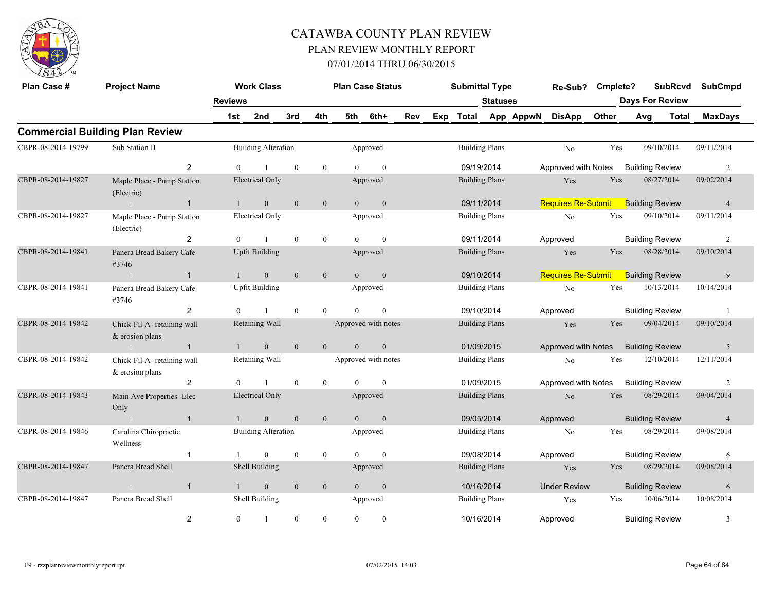# CATAWBA COUNTY PLAN REVIEW
## PLAN REVIEW MONTHLY REPORT
### 07/01/2014 THRU 06/30/2015

## Commercial Building Plan Review

| Plan Case # | Project Name | Reviews | Work Class 1st | 2nd | 3rd | 4th | Plan Case Status 5th | 6th+ | Rev | Exp | Submittal Type Total | Statuses App | AppwN | Re-Sub? DisApp | Cmplete? Other | SubRcvd Days For Review Avg | Total | SubCmpd MaxDays |
|---|---|---|---|---|---|---|---|---|---|---|---|---|---|---|---|---|---|---|
| CBPR-08-2014-19799 | Sub Station II | | Building Alteration | | | | Approved | | | | Building Plans | | | No | Yes | 09/10/2014 | | 09/11/2014 |
| | | 2 | 0 | 1 | 0 | 0 | 0 | 0 | | | 09/19/2014 | | | Approved with Notes | | Building Review | | 2 |
| CBPR-08-2014-19827 | Maple Place - Pump Station (Electric) | | Electrical Only | | | | Approved | | | | Building Plans | | | Yes | Yes | 08/27/2014 | | 09/02/2014 |
| | 0 | 1 | 1 | 0 | 0 | 0 | 0 | 0 | | | 09/11/2014 | | | Requires Re-Submit | | Building Review | | 4 |
| CBPR-08-2014-19827 | Maple Place - Pump Station (Electric) | | Electrical Only | | | | Approved | | | | Building Plans | | | No | Yes | 09/10/2014 | | 09/11/2014 |
| | | 2 | 0 | 1 | 0 | 0 | 0 | 0 | | | 09/11/2014 | | | Approved | | Building Review | | 2 |
| CBPR-08-2014-19841 | Panera Bread Bakery Cafe #3746 | | Upfit Building | | | | Approved | | | | Building Plans | | | Yes | Yes | 08/28/2014 | | 09/10/2014 |
| | 0 | 1 | 1 | 0 | 0 | 0 | 0 | 0 | | | 09/10/2014 | | | Requires Re-Submit | | Building Review | | 9 |
| CBPR-08-2014-19841 | Panera Bread Bakery Cafe #3746 | | Upfit Building | | | | Approved | | | | Building Plans | | | No | Yes | 10/13/2014 | | 10/14/2014 |
| | | 2 | 0 | 1 | 0 | 0 | 0 | 0 | | | 09/10/2014 | | | Approved | | Building Review | | 1 |
| CBPR-08-2014-19842 | Chick-Fil-A- retaining wall & erosion plans | | Retaining Wall | | | | Approved with notes | | | | Building Plans | | | Yes | Yes | 09/04/2014 | | 09/10/2014 |
| | 0 | 1 | 1 | 0 | 0 | 0 | 0 | 0 | | | 01/09/2015 | | | Approved with Notes | | Building Review | | 5 |
| CBPR-08-2014-19842 | Chick-Fil-A- retaining wall & erosion plans | | Retaining Wall | | | | Approved with notes | | | | Building Plans | | | No | Yes | 12/10/2014 | | 12/11/2014 |
| | | 2 | 0 | 1 | 0 | 0 | 0 | 0 | | | 01/09/2015 | | | Approved with Notes | | Building Review | | 2 |
| CBPR-08-2014-19843 | Main Ave Properties- Elec Only | | Electrical Only | | | | Approved | | | | Building Plans | | | No | Yes | 08/29/2014 | | 09/04/2014 |
| | 0 | 1 | 1 | 0 | 0 | 0 | 0 | 0 | | | 09/05/2014 | | | Approved | | Building Review | | 4 |
| CBPR-08-2014-19846 | Carolina Chiropractic Wellness | | Building Alteration | | | | Approved | | | | Building Plans | | | No | Yes | 08/29/2014 | | 09/08/2014 |
| | | 1 | 1 | 0 | 0 | 0 | 0 | 0 | | | 09/08/2014 | | | Approved | | Building Review | | 6 |
| CBPR-08-2014-19847 | Panera Bread Shell | | Shell Building | | | | Approved | | | | Building Plans | | | Yes | Yes | 08/29/2014 | | 09/08/2014 |
| | 0 | 1 | 1 | 0 | 0 | 0 | 0 | 0 | | | 10/16/2014 | | | Under Review | | Building Review | | 6 |
| CBPR-08-2014-19847 | Panera Bread Shell | | Shell Building | | | | Approved | | | | Building Plans | | | Yes | Yes | 10/06/2014 | | 10/08/2014 |
| | | 2 | 0 | 1 | 0 | 0 | 0 | 0 | | | 10/16/2014 | | | Approved | | Building Review | | 3 |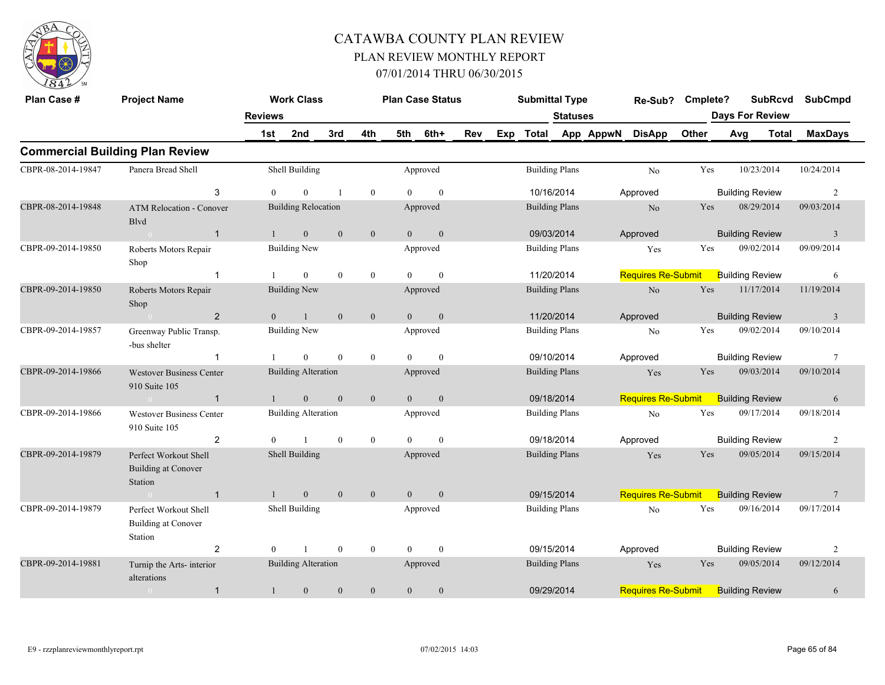# CATAWBA COUNTY PLAN REVIEW

## PLAN REVIEW MONTHLY REPORT

### 07/01/2014 THRU 06/30/2015

## Commercial Building Plan Review

| Plan Case # | Project Name | Reviews | 1st | 2nd | 3rd | 4th | 5th | 6th+ | Work Class | Plan Case Status | Submittal Type | Statuses | Re-Sub? | Cmplete? | SubRcvd | SubCmpd | Days For Review | MaxDays |
|---|---|---|---|---|---|---|---|---|---|---|---|---|---|---|---|---|---|---|
| CBPR-08-2014-19847 | Panera Bread Shell | 3 | 0 | 0 | 1 | 0 | 0 | 0 | Shell Building | Approved | Building Plans | 10/16/2014 Approved | No | Yes | 10/23/2014 | 10/24/2014 | Building Review | 2 |
| CBPR-08-2014-19848 | ATM Relocation - Conover Blvd | 1 | 1 | 0 | 0 | 0 | 0 | 0 | Building Relocation | Approved | Building Plans | 09/03/2014 Approved | No | Yes | 08/29/2014 | 09/03/2014 | Building Review | 3 |
| CBPR-09-2014-19850 | Roberts Motors Repair Shop | 1 | 1 | 0 | 0 | 0 | 0 | 0 | Building New | Approved | Building Plans | 11/20/2014 Requires Re-Submit | Yes | Yes | 09/02/2014 | 09/09/2014 | Building Review | 6 |
| CBPR-09-2014-19850 | Roberts Motors Repair Shop | 2 | 0 | 1 | 0 | 0 | 0 | 0 | Building New | Approved | Building Plans | 11/20/2014 Approved | No | Yes | 11/17/2014 | 11/19/2014 | Building Review | 3 |
| CBPR-09-2014-19857 | Greenway Public Transp. -bus shelter | 1 | 1 | 0 | 0 | 0 | 0 | 0 | Building New | Approved | Building Plans | 09/10/2014 Approved | No | Yes | 09/02/2014 | 09/10/2014 | Building Review | 7 |
| CBPR-09-2014-19866 | Westover Business Center 910 Suite 105 | 1 | 1 | 0 | 0 | 0 | 0 | 0 | Building Alteration | Approved | Building Plans | 09/18/2014 Requires Re-Submit | Yes | Yes | 09/03/2014 | 09/10/2014 | Building Review | 6 |
| CBPR-09-2014-19866 | Westover Business Center 910 Suite 105 | 2 | 0 | 1 | 0 | 0 | 0 | 0 | Building Alteration | Approved | Building Plans | 09/18/2014 Approved | No | Yes | 09/17/2014 | 09/18/2014 | Building Review | 2 |
| CBPR-09-2014-19879 | Perfect Workout Shell Building at Conover Station | 1 | 1 | 0 | 0 | 0 | 0 | 0 | Shell Building | Approved | Building Plans | 09/15/2014 Requires Re-Submit | Yes | Yes | 09/05/2014 | 09/15/2014 | Building Review | 7 |
| CBPR-09-2014-19879 | Perfect Workout Shell Building at Conover Station | 2 | 0 | 1 | 0 | 0 | 0 | 0 | Shell Building | Approved | Building Plans | 09/15/2014 Approved | No | Yes | 09/16/2014 | 09/17/2014 | Building Review | 2 |
| CBPR-09-2014-19881 | Turnip the Arts- interior alterations | 1 | 1 | 0 | 0 | 0 | 0 | 0 | Building Alteration | Approved | Building Plans | 09/29/2014 Requires Re-Submit | Yes | Yes | 09/05/2014 | 09/12/2014 | Building Review | 6 |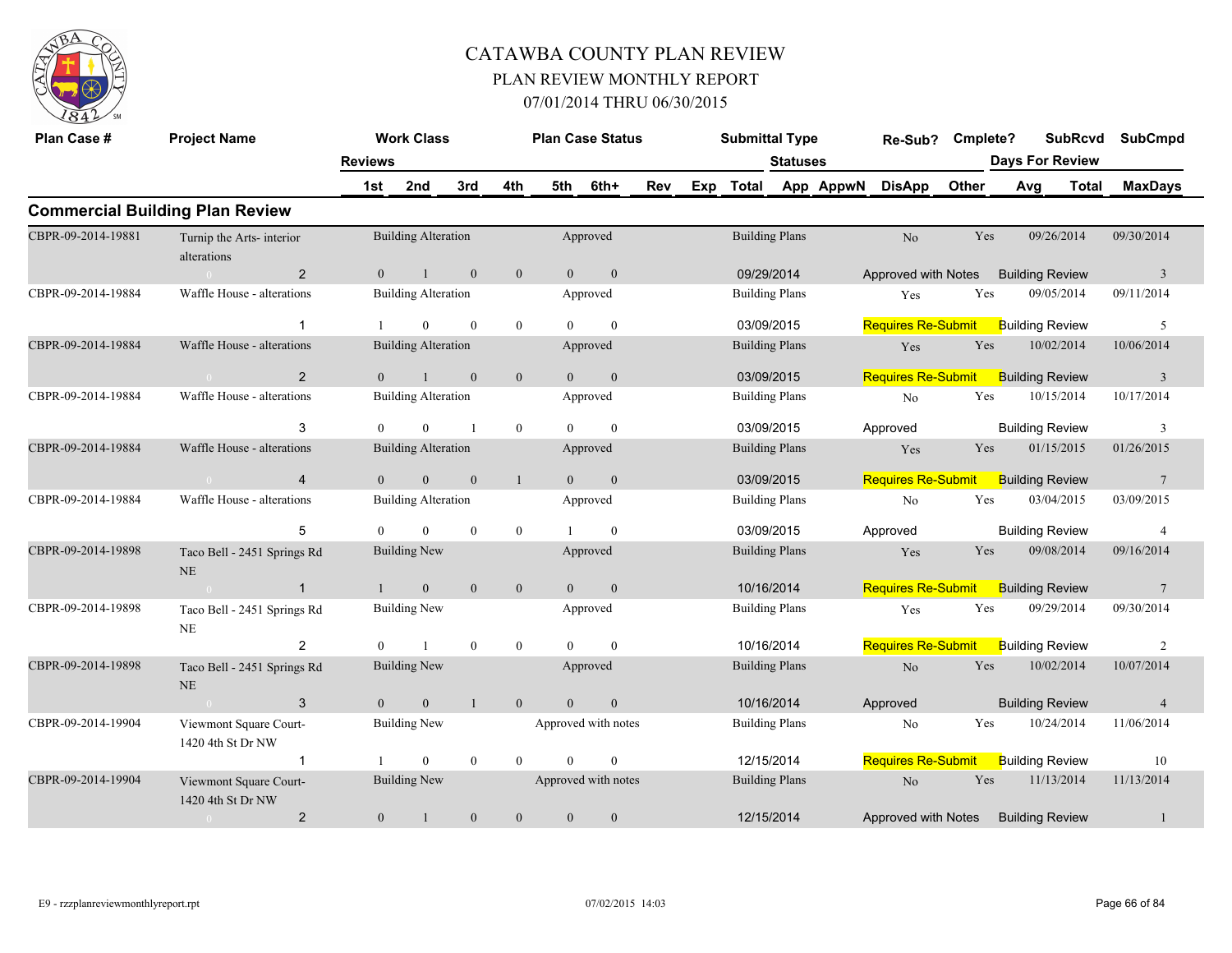# CATAWBA COUNTY PLAN REVIEW
## PLAN REVIEW MONTHLY REPORT
### 07/01/2014 THRU 06/30/2015

| Plan Case # | Project Name | Reviews | 1st | 2nd | 3rd | 4th | 5th | 6th+ | Rev | Exp | Work Class | Plan Case Status | Submittal Type | Total | Statuses | Re-Sub? | Cmplete? | SubRcvd | SubCmpd | Days For Review | MaxDays |
|---|---|---|---|---|---|---|---|---|---|---|---|---|---|---|---|---|---|---|---|---|---|
| **Commercial Building Plan Review** | | | | | | | | | | | | | | | | | | | | | |
| CBPR-09-2014-19881 | Turnip the Arts- interior alterations | 2 | 0 | 1 | 0 | 0 | 0 | 0 | | | Building Alteration | Approved | Building Plans | 09/29/2014 | Approved with Notes | No | Yes | 09/26/2014 | 09/30/2014 | Building Review | 3 |
| CBPR-09-2014-19884 | Waffle House - alterations | 1 | 1 | 0 | 0 | 0 | 0 | 0 | | | Building Alteration | Approved | Building Plans | 03/09/2015 | Requires Re-Submit | Yes | Yes | 09/05/2014 | 09/11/2014 | Building Review | 5 |
| CBPR-09-2014-19884 | Waffle House - alterations | 2 | 0 | 1 | 0 | 0 | 0 | 0 | | | Building Alteration | Approved | Building Plans | 03/09/2015 | Requires Re-Submit | Yes | Yes | 10/02/2014 | 10/06/2014 | Building Review | 3 |
| CBPR-09-2014-19884 | Waffle House - alterations | 3 | 0 | 0 | 1 | 0 | 0 | 0 | | | Building Alteration | Approved | Building Plans | 03/09/2015 | Approved | No | Yes | 10/15/2014 | 10/17/2014 | Building Review | 3 |
| CBPR-09-2014-19884 | Waffle House - alterations | 4 | 0 | 0 | 0 | 1 | 0 | 0 | | | Building Alteration | Approved | Building Plans | 03/09/2015 | Requires Re-Submit | Yes | Yes | 01/15/2015 | 01/26/2015 | Building Review | 7 |
| CBPR-09-2014-19884 | Waffle House - alterations | 5 | 0 | 0 | 0 | 0 | 1 | 0 | | | Building Alteration | Approved | Building Plans | 03/09/2015 | Approved | No | Yes | 03/04/2015 | 03/09/2015 | Building Review | 4 |
| CBPR-09-2014-19898 | Taco Bell - 2451 Springs Rd NE | 1 | 1 | 0 | 0 | 0 | 0 | 0 | | | Building New | Approved | Building Plans | 10/16/2014 | Requires Re-Submit | Yes | Yes | 09/08/2014 | 09/16/2014 | Building Review | 7 |
| CBPR-09-2014-19898 | Taco Bell - 2451 Springs Rd NE | 2 | 0 | 1 | 0 | 0 | 0 | 0 | | | Building New | Approved | Building Plans | 10/16/2014 | Requires Re-Submit | Yes | Yes | 09/29/2014 | 09/30/2014 | Building Review | 2 |
| CBPR-09-2014-19898 | Taco Bell - 2451 Springs Rd NE | 3 | 0 | 0 | 1 | 0 | 0 | 0 | | | Building New | Approved | Building Plans | 10/16/2014 | Approved | No | Yes | 10/02/2014 | 10/07/2014 | Building Review | 4 |
| CBPR-09-2014-19904 | Viewmont Square Court- 1420 4th St Dr NW | 1 | 1 | 0 | 0 | 0 | 0 | 0 | | | Building New | Approved with notes | Building Plans | 12/15/2014 | Requires Re-Submit | No | Yes | 10/24/2014 | 11/06/2014 | Building Review | 10 |
| CBPR-09-2014-19904 | Viewmont Square Court- 1420 4th St Dr NW | 2 | 0 | 1 | 0 | 0 | 0 | 0 | | | Building New | Approved with notes | Building Plans | 12/15/2014 | Approved with Notes | No | Yes | 11/13/2014 | 11/13/2014 | Building Review | 1 |

E9 - rzzplanreviewmonthlyreport.rpt 07/02/2015 14:03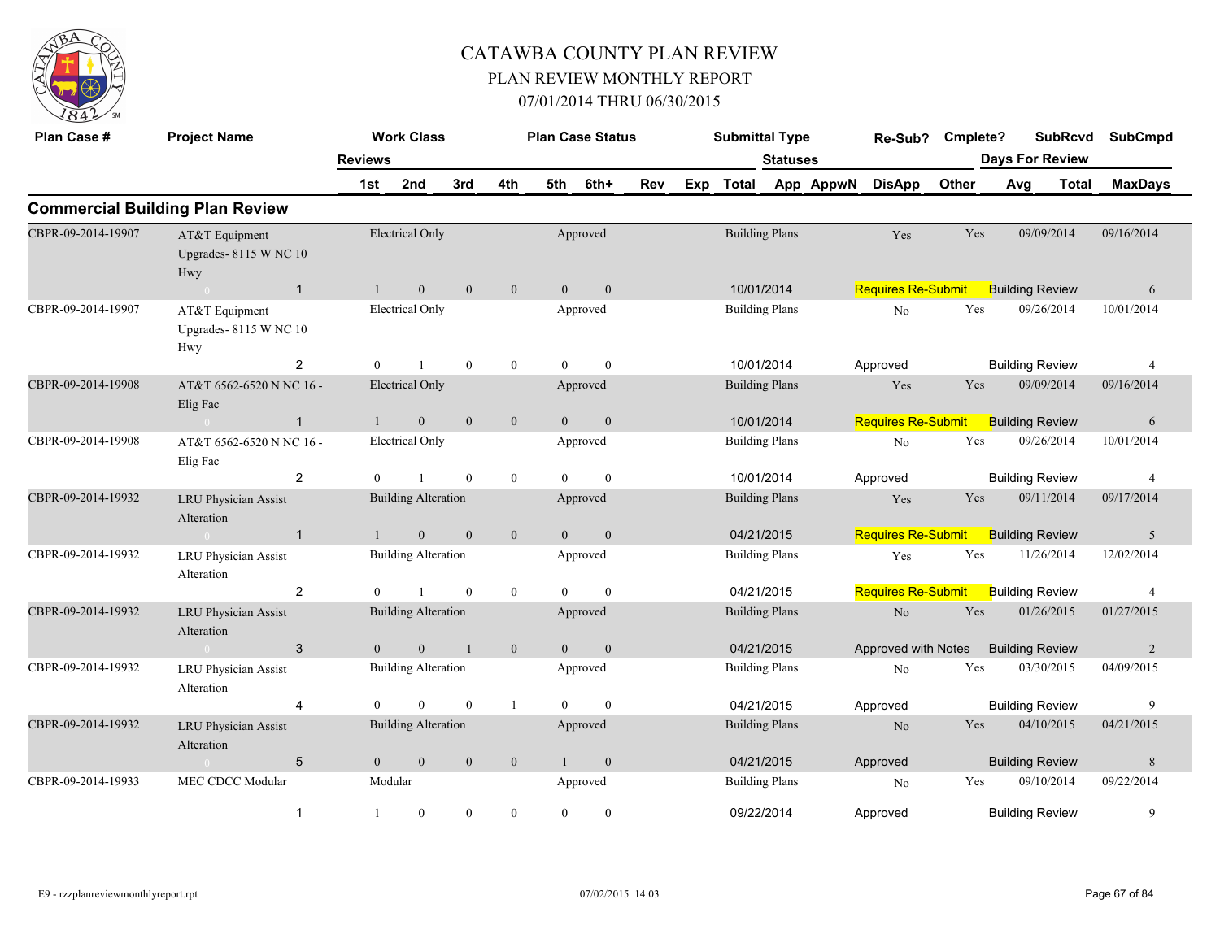# CATAWBA COUNTY PLAN REVIEW

## PLAN REVIEW MONTHLY REPORT

## 07/01/2014 THRU 06/30/2015

| Plan Case # | Project Name | Reviews | Work Class | | | Plan Case Status | | | | Submittal Type | | Statuses | | Re-Sub? | Cmplete? | SubRcvd | SubCmpd |
|---|---|---|---|---|---|---|---|---|---|---|---|---|---|---|---|---|---|
| | | 1st | 2nd | 3rd | 4th | 5th | 6th+ | Rev | Exp | Total | App | AppwN | DisApp | Other | Avg | Total | MaxDays |

## Commercial Building Plan Review

| Plan Case # | Project Name | Review # | 1st | 2nd | 3rd | 4th | 5th | 6th+ | Work Class | Plan Case Status | Submittal Type | Date | Status | Re-Sub? | Cmplete? | SubRcvd | SubCmpd | Days For Review | MaxDays |
|---|---|---|---|---|---|---|---|---|---|---|---|---|---|---|---|---|---|---|---|
| CBPR-09-2014-19907 | AT&T Equipment Upgrades- 8115 W NC 10 Hwy | 1 | 1 | 0 | 0 | 0 | 0 | 0 | Electrical Only | Approved | Building Plans | 10/01/2014 | Requires Re-Submit | Yes | Yes | 09/09/2014 | 09/16/2014 | Building Review | 6 |
| CBPR-09-2014-19907 | AT&T Equipment Upgrades- 8115 W NC 10 Hwy | 2 | 0 | 1 | 0 | 0 | 0 | 0 | Electrical Only | Approved | Building Plans | 10/01/2014 | Approved | No | Yes | 09/26/2014 | 10/01/2014 | Building Review | 4 |
| CBPR-09-2014-19908 | AT&T 6562-6520 N NC 16 - Elig Fac | 1 | 1 | 0 | 0 | 0 | 0 | 0 | Electrical Only | Approved | Building Plans | 10/01/2014 | Requires Re-Submit | Yes | Yes | 09/09/2014 | 09/16/2014 | Building Review | 6 |
| CBPR-09-2014-19908 | AT&T 6562-6520 N NC 16 - Elig Fac | 2 | 0 | 1 | 0 | 0 | 0 | 0 | Electrical Only | Approved | Building Plans | 10/01/2014 | Approved | No | Yes | 09/26/2014 | 10/01/2014 | Building Review | 4 |
| CBPR-09-2014-19932 | LRU Physician Assist Alteration | 1 | 1 | 0 | 0 | 0 | 0 | 0 | Building Alteration | Approved | Building Plans | 04/21/2015 | Requires Re-Submit | Yes | Yes | 09/11/2014 | 09/17/2014 | Building Review | 5 |
| CBPR-09-2014-19932 | LRU Physician Assist Alteration | 2 | 0 | 1 | 0 | 0 | 0 | 0 | Building Alteration | Approved | Building Plans | 04/21/2015 | Requires Re-Submit | Yes | Yes | 11/26/2014 | 12/02/2014 | Building Review | 4 |
| CBPR-09-2014-19932 | LRU Physician Assist Alteration | 3 | 0 | 0 | 1 | 0 | 0 | 0 | Building Alteration | Approved | Building Plans | 04/21/2015 | Approved with Notes | No | Yes | 01/26/2015 | 01/27/2015 | Building Review | 2 |
| CBPR-09-2014-19932 | LRU Physician Assist Alteration | 4 | 0 | 0 | 0 | 1 | 0 | 0 | Building Alteration | Approved | Building Plans | 04/21/2015 | Approved | No | Yes | 03/30/2015 | 04/09/2015 | Building Review | 9 |
| CBPR-09-2014-19932 | LRU Physician Assist Alteration | 5 | 0 | 0 | 0 | 0 | 1 | 0 | Building Alteration | Approved | Building Plans | 04/21/2015 | Approved | No | Yes | 04/10/2015 | 04/21/2015 | Building Review | 8 |
| CBPR-09-2014-19933 | MEC CDCC Modular | 1 | 1 | 0 | 0 | 0 | 0 | 0 | Modular | Approved | Building Plans | 09/22/2014 | Approved | No | Yes | 09/10/2014 | 09/22/2014 | Building Review | 9 |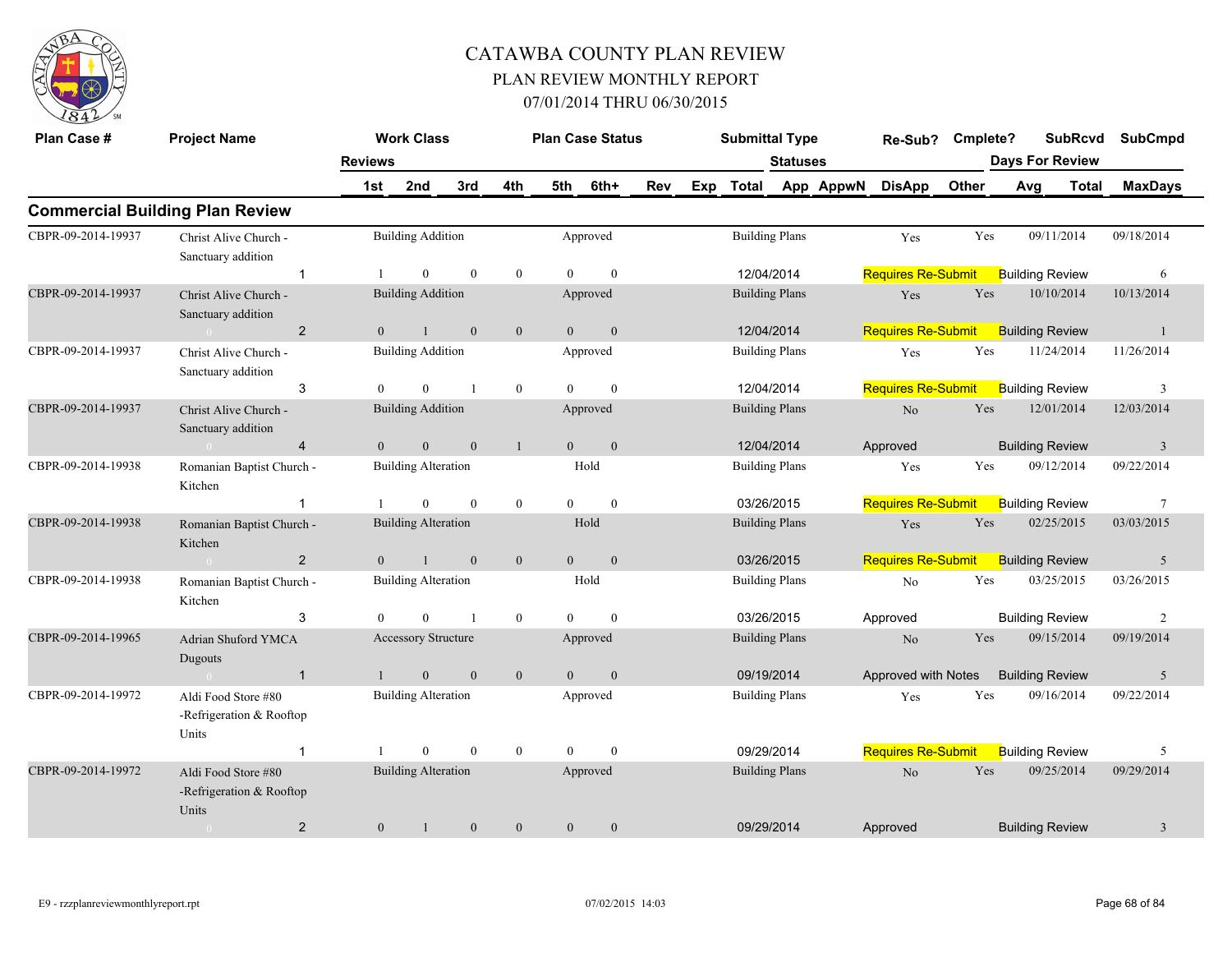# CATAWBA COUNTY PLAN REVIEW

## PLAN REVIEW MONTHLY REPORT

### 07/01/2014 THRU 06/30/2015

## Commercial Building Plan Review

| Plan Case # | Project Name | Reviews | Work Class | | | | | Plan Case Status | | | Submittal Type | Statuses | | Re-Sub? | Cmplete? | SubRcvd | SubCmpd |
|---|---|---|---|---|---|---|---|---|---|---|---|---|---|---|---|---|---|
| | | | 1st | 2nd | 3rd | 4th | 5th | 6th+ | Rev | Exp | Total | App | AppwN | DisApp | Other | Days For Review Avg | Total / MaxDays |
| CBPR-09-2014-19937 | Christ Alive Church - Sanctuary addition | 1 | Building Addition: 1 | 0 | 0 | 0 | 0 | Approved: 0 | | | Building Plans 12/04/2014 | | | Yes Requires Re-Submit | Yes Building Review | 09/11/2014 | 09/18/2014 6 |
| CBPR-09-2014-19937 | Christ Alive Church - Sanctuary addition | 2 | Building Addition: 0 | 1 | 0 | 0 | 0 | Approved: 0 | | | Building Plans 12/04/2014 | | | Yes Requires Re-Submit | Yes Building Review | 10/10/2014 | 10/13/2014 1 |
| CBPR-09-2014-19937 | Christ Alive Church - Sanctuary addition | 3 | Building Addition: 0 | 0 | 1 | 0 | 0 | Approved: 0 | | | Building Plans 12/04/2014 | | | Yes Requires Re-Submit | Yes Building Review | 11/24/2014 | 11/26/2014 3 |
| CBPR-09-2014-19937 | Christ Alive Church - Sanctuary addition | 4 | Building Addition: 0 | 0 | 0 | 1 | 0 | Approved: 0 | | | Building Plans 12/04/2014 | | | No Approved | Yes Building Review | 12/01/2014 | 12/03/2014 3 |
| CBPR-09-2014-19938 | Romanian Baptist Church - Kitchen | 1 | Building Alteration: 1 | 0 | 0 | 0 | 0 | Hold: 0 | | | Building Plans 03/26/2015 | | | Yes Requires Re-Submit | Yes Building Review | 09/12/2014 | 09/22/2014 7 |
| CBPR-09-2014-19938 | Romanian Baptist Church - Kitchen | 2 | Building Alteration: 0 | 1 | 0 | 0 | 0 | Hold: 0 | | | Building Plans 03/26/2015 | | | Yes Requires Re-Submit | Yes Building Review | 02/25/2015 | 03/03/2015 5 |
| CBPR-09-2014-19938 | Romanian Baptist Church - Kitchen | 3 | Building Alteration: 0 | 0 | 1 | 0 | 0 | Hold: 0 | | | Building Plans 03/26/2015 | | | No Approved | Yes Building Review | 03/25/2015 | 03/26/2015 2 |
| CBPR-09-2014-19965 | Adrian Shuford YMCA Dugouts | 1 | Accessory Structure: 1 | 0 | 0 | 0 | 0 | Approved: 0 | | | Building Plans 09/19/2014 | | | No Approved with Notes | Yes Building Review | 09/15/2014 | 09/19/2014 5 |
| CBPR-09-2014-19972 | Aldi Food Store #80 -Refrigeration & Rooftop Units | 1 | Building Alteration: 1 | 0 | 0 | 0 | 0 | Approved: 0 | | | Building Plans 09/29/2014 | | | Yes Requires Re-Submit | Yes Building Review | 09/16/2014 | 09/22/2014 5 |
| CBPR-09-2014-19972 | Aldi Food Store #80 -Refrigeration & Rooftop Units | 2 | Building Alteration: 0 | 1 | 0 | 0 | 0 | Approved: 0 | | | Building Plans 09/29/2014 | | | No Approved | Yes Building Review | 09/25/2014 | 09/29/2014 3 |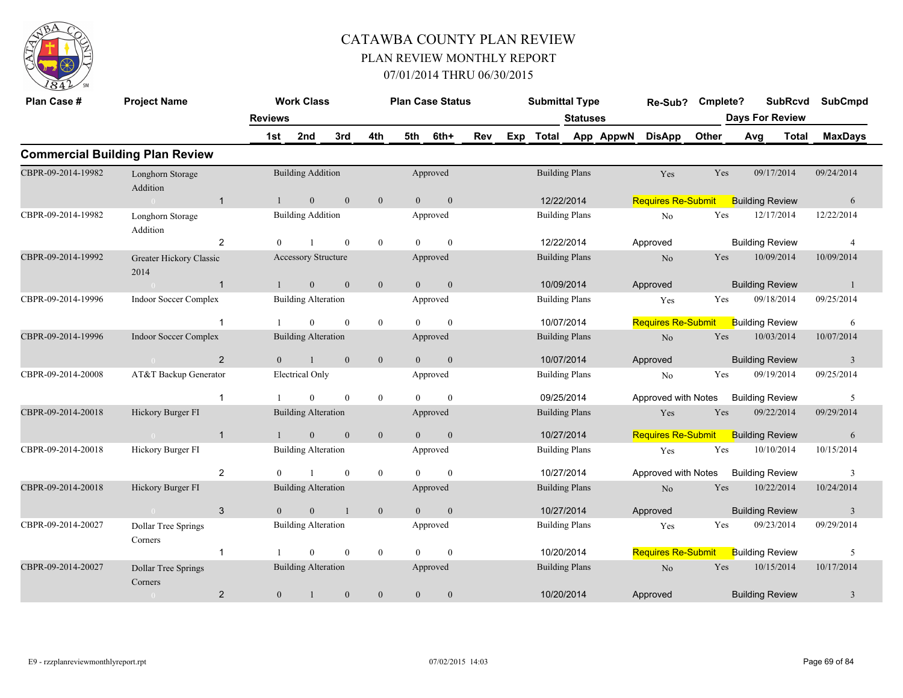# CATAWBA COUNTY PLAN REVIEW

## PLAN REVIEW MONTHLY REPORT

## 07/01/2014 THRU 06/30/2015

### Commercial Building Plan Review

| Plan Case # | Project Name | Reviews | Work Class / 1st | 2nd | 3rd | 4th | Plan Case Status / 5th | 6th+ | Rev | Exp | Submittal Type / Total | Statuses / App | AppwN | Re-Sub? / DisApp | Cmplete? / Other | SubRcvd / Days For Review / Avg | Total | SubCmpd / MaxDays |
|---|---|---|---|---|---|---|---|---|---|---|---|---|---|---|---|---|---|---|
| CBPR-09-2014-19982 | Longhorn Storage Addition | | Building Addition | | | | Approved | | | | Building Plans | | | Yes | Yes | 09/17/2014 | | 09/24/2014 |
| | 0 | 1 | 1 | 0 | 0 | 0 | 0 | 0 | | | 12/22/2014 | | | Requires Re-Submit | | Building Review | | 6 |
| CBPR-09-2014-19982 | Longhorn Storage Addition | | Building Addition | | | | Approved | | | | Building Plans | | | No | Yes | 12/17/2014 | | 12/22/2014 |
| | | 2 | 0 | 1 | 0 | 0 | 0 | 0 | | | 12/22/2014 | | | Approved | | Building Review | | 4 |
| CBPR-09-2014-19992 | Greater Hickory Classic 2014 | | Accessory Structure | | | | Approved | | | | Building Plans | | | No | Yes | 10/09/2014 | | 10/09/2014 |
| | 0 | 1 | 1 | 0 | 0 | 0 | 0 | 0 | | | 10/09/2014 | | | Approved | | Building Review | | 1 |
| CBPR-09-2014-19996 | Indoor Soccer Complex | | Building Alteration | | | | Approved | | | | Building Plans | | | Yes | Yes | 09/18/2014 | | 09/25/2014 |
| | | 1 | 1 | 0 | 0 | 0 | 0 | 0 | | | 10/07/2014 | | | Requires Re-Submit | | Building Review | | 6 |
| CBPR-09-2014-19996 | Indoor Soccer Complex | | Building Alteration | | | | Approved | | | | Building Plans | | | No | Yes | 10/03/2014 | | 10/07/2014 |
| | 0 | 2 | 0 | 1 | 0 | 0 | 0 | 0 | | | 10/07/2014 | | | Approved | | Building Review | | 3 |
| CBPR-09-2014-20008 | AT&T Backup Generator | | Electrical Only | | | | Approved | | | | Building Plans | | | No | Yes | 09/19/2014 | | 09/25/2014 |
| | | 1 | 1 | 0 | 0 | 0 | 0 | 0 | | | 09/25/2014 | | | Approved with Notes | | Building Review | | 5 |
| CBPR-09-2014-20018 | Hickory Burger FI | | Building Alteration | | | | Approved | | | | Building Plans | | | Yes | Yes | 09/22/2014 | | 09/29/2014 |
| | 0 | 1 | 1 | 0 | 0 | 0 | 0 | 0 | | | 10/27/2014 | | | Requires Re-Submit | | Building Review | | 6 |
| CBPR-09-2014-20018 | Hickory Burger FI | | Building Alteration | | | | Approved | | | | Building Plans | | | Yes | Yes | 10/10/2014 | | 10/15/2014 |
| | | 2 | 0 | 1 | 0 | 0 | 0 | 0 | | | 10/27/2014 | | | Approved with Notes | | Building Review | | 3 |
| CBPR-09-2014-20018 | Hickory Burger FI | | Building Alteration | | | | Approved | | | | Building Plans | | | No | Yes | 10/22/2014 | | 10/24/2014 |
| | 0 | 3 | 0 | 0 | 1 | 0 | 0 | 0 | | | 10/27/2014 | | | Approved | | Building Review | | 3 |
| CBPR-09-2014-20027 | Dollar Tree Springs Corners | | Building Alteration | | | | Approved | | | | Building Plans | | | Yes | Yes | 09/23/2014 | | 09/29/2014 |
| | | 1 | 1 | 0 | 0 | 0 | 0 | 0 | | | 10/20/2014 | | | Requires Re-Submit | | Building Review | | 5 |
| CBPR-09-2014-20027 | Dollar Tree Springs Corners | | Building Alteration | | | | Approved | | | | Building Plans | | | No | Yes | 10/15/2014 | | 10/17/2014 |
| | 0 | 2 | 0 | 1 | 0 | 0 | 0 | 0 | | | 10/20/2014 | | | Approved | | Building Review | | 3 |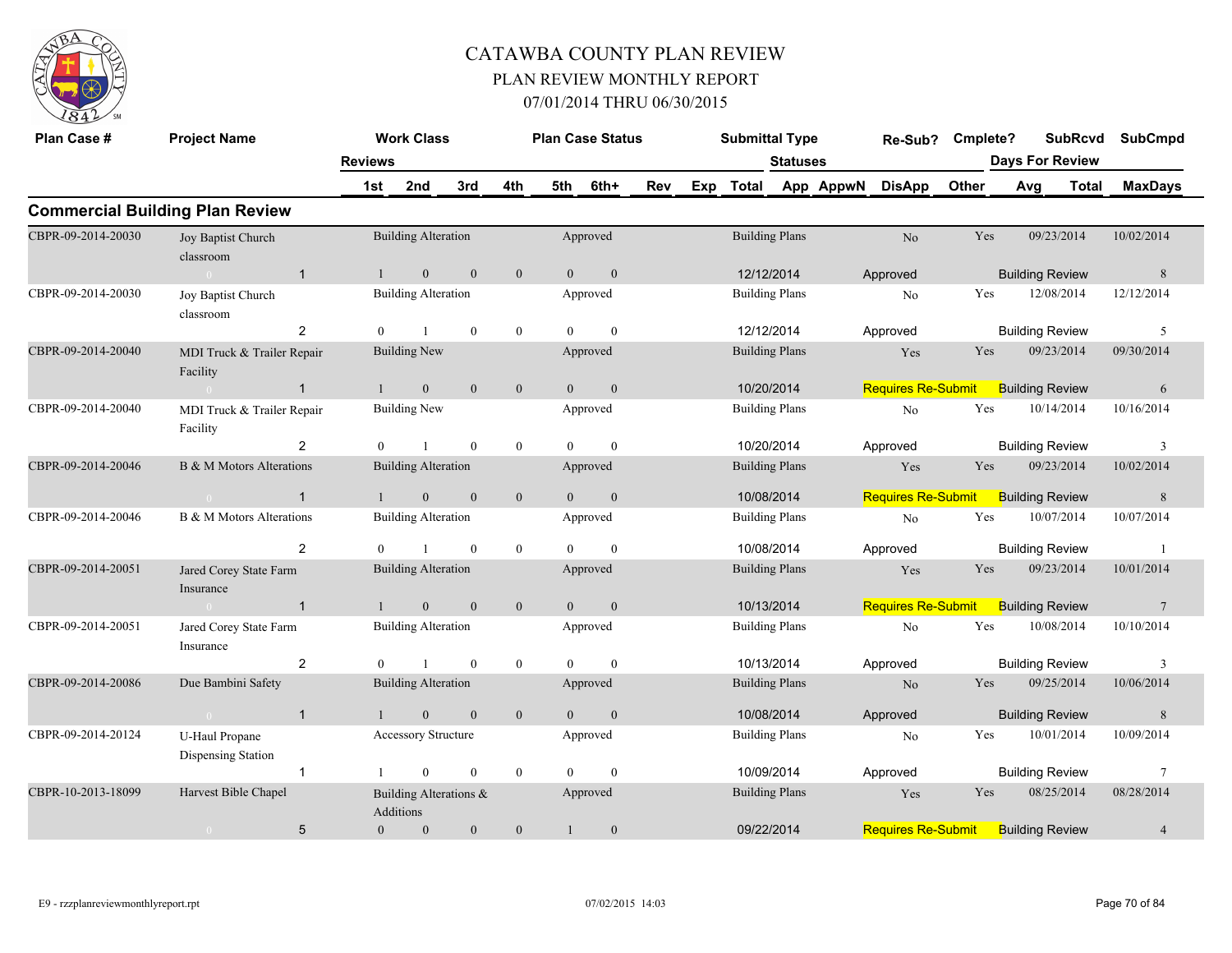# CATAWBA COUNTY PLAN REVIEW

## PLAN REVIEW MONTHLY REPORT

### 07/01/2014 THRU 06/30/2015

| Plan Case # | Project Name | Work Class | | | | | | | | | Plan Case Status | Submittal Type | | Re-Sub? | Cmplete? | SubRcvd | SubCmpd |
|---|---|---|---|---|---|---|---|---|---|---|---|---|---|---|---|---|---|
| | | Reviews | | | | | | | | | | Statuses | | | | Days For Review | |
| | | 1st | 2nd | 3rd | 4th | 5th | 6th+ | Rev | Exp | Total | | App | AppwN | DisApp | Other | Avg / Total | MaxDays |

## Commercial Building Plan Review

| Plan Case # | Project Name | Review # | 1st | 2nd | 3rd | 4th | 5th | 6th+ | Work Class | Plan Case Status | Submittal Type | Date | Status | Re-Sub? | Cmplete? | SubRcvd | SubCmpd | Review Type | MaxDays |
|---|---|---|---|---|---|---|---|---|---|---|---|---|---|---|---|---|---|---|---|
| CBPR-09-2014-20030 | Joy Baptist Church classroom | 1 | 1 | 0 | 0 | 0 | 0 | 0 | Building Alteration | Approved | Building Plans | 12/12/2014 | Approved | No | Yes | 09/23/2014 | 10/02/2014 | Building Review | 8 |
| CBPR-09-2014-20030 | Joy Baptist Church classroom | 2 | 0 | 1 | 0 | 0 | 0 | 0 | Building Alteration | Approved | Building Plans | 12/12/2014 | Approved | No | Yes | 12/08/2014 | 12/12/2014 | Building Review | 5 |
| CBPR-09-2014-20040 | MDI Truck & Trailer Repair Facility | 1 | 1 | 0 | 0 | 0 | 0 | 0 | Building New | Approved | Building Plans | 10/20/2014 | Requires Re-Submit | Yes | Yes | 09/23/2014 | 09/30/2014 | Building Review | 6 |
| CBPR-09-2014-20040 | MDI Truck & Trailer Repair Facility | 2 | 0 | 1 | 0 | 0 | 0 | 0 | Building New | Approved | Building Plans | 10/20/2014 | Approved | No | Yes | 10/14/2014 | 10/16/2014 | Building Review | 3 |
| CBPR-09-2014-20046 | B & M Motors Alterations | 1 | 1 | 0 | 0 | 0 | 0 | 0 | Building Alteration | Approved | Building Plans | 10/08/2014 | Requires Re-Submit | Yes | Yes | 09/23/2014 | 10/02/2014 | Building Review | 8 |
| CBPR-09-2014-20046 | B & M Motors Alterations | 2 | 0 | 1 | 0 | 0 | 0 | 0 | Building Alteration | Approved | Building Plans | 10/08/2014 | Approved | No | Yes | 10/07/2014 | 10/07/2014 | Building Review | 1 |
| CBPR-09-2014-20051 | Jared Corey State Farm Insurance | 1 | 1 | 0 | 0 | 0 | 0 | 0 | Building Alteration | Approved | Building Plans | 10/13/2014 | Requires Re-Submit | Yes | Yes | 09/23/2014 | 10/01/2014 | Building Review | 7 |
| CBPR-09-2014-20051 | Jared Corey State Farm Insurance | 2 | 0 | 1 | 0 | 0 | 0 | 0 | Building Alteration | Approved | Building Plans | 10/13/2014 | Approved | No | Yes | 10/08/2014 | 10/10/2014 | Building Review | 3 |
| CBPR-09-2014-20086 | Due Bambini Safety | 1 | 1 | 0 | 0 | 0 | 0 | 0 | Building Alteration | Approved | Building Plans | 10/08/2014 | Approved | No | Yes | 09/25/2014 | 10/06/2014 | Building Review | 8 |
| CBPR-09-2014-20124 | U-Haul Propane Dispensing Station | 1 | 1 | 0 | 0 | 0 | 0 | 0 | Accessory Structure | Approved | Building Plans | 10/09/2014 | Approved | No | Yes | 10/01/2014 | 10/09/2014 | Building Review | 7 |
| CBPR-10-2013-18099 | Harvest Bible Chapel | 5 | 0 | 0 | 0 | 0 | 1 | 0 | Building Alterations & Additions | Approved | Building Plans | 09/22/2014 | Requires Re-Submit | Yes | Yes | 08/25/2014 | 08/28/2014 | Building Review | 4 |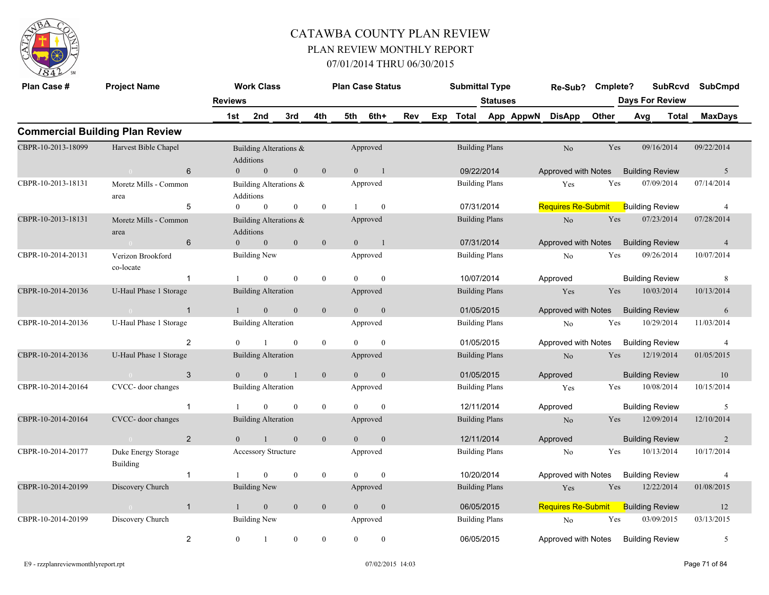# CATAWBA COUNTY PLAN REVIEW

## PLAN REVIEW MONTHLY REPORT

### 07/01/2014 THRU 06/30/2015

## Commercial Building Plan Review

| Plan Case # | Project Name | Reviews | Work Class | Plan Case Status | Submittal Type | Re-Sub? | Cmplete? | SubRcvd | SubCmpd |
|---|---|---|---|---|---|---|---|---|---|
| | | 1st / 2nd / 3rd / 4th / 5th / 6th+ / Rev / Exp | | | Total | Statuses App / AppwN / DisApp / Other | | Days For Review Avg / Total | MaxDays |
| CBPR-10-2013-18099 | Harvest Bible Chapel | 6 | Building Alterations & Additions | Approved | Building Plans | No | Yes | 09/16/2014 | 09/22/2014 |
| | | 0 / 0 / 0 / 0 / 0 / 1 | | | 09/22/2014 | Approved with Notes | | Building Review | 5 |
| CBPR-10-2013-18131 | Moretz Mills - Common area | 5 | Building Alterations & Additions | Approved | Building Plans | Yes | Yes | 07/09/2014 | 07/14/2014 |
| | | 0 / 0 / 0 / 0 / 1 / 0 | | | 07/31/2014 | Requires Re-Submit | | Building Review | 4 |
| CBPR-10-2013-18131 | Moretz Mills - Common area | 6 | Building Alterations & Additions | Approved | Building Plans | No | Yes | 07/23/2014 | 07/28/2014 |
| | | 0 / 0 / 0 / 0 / 0 / 1 | | | 07/31/2014 | Approved with Notes | | Building Review | 4 |
| CBPR-10-2014-20131 | Verizon Brookford co-locate | 1 | Building New | Approved | Building Plans | No | Yes | 09/26/2014 | 10/07/2014 |
| | | 1 / 0 / 0 / 0 / 0 / 0 | | | 10/07/2014 | Approved | | Building Review | 8 |
| CBPR-10-2014-20136 | U-Haul Phase 1 Storage | 1 | Building Alteration | Approved | Building Plans | Yes | Yes | 10/03/2014 | 10/13/2014 |
| | | 1 / 0 / 0 / 0 / 0 / 0 | | | 01/05/2015 | Approved with Notes | | Building Review | 6 |
| CBPR-10-2014-20136 | U-Haul Phase 1 Storage | 2 | Building Alteration | Approved | Building Plans | No | Yes | 10/29/2014 | 11/03/2014 |
| | | 0 / 1 / 0 / 0 / 0 / 0 | | | 01/05/2015 | Approved with Notes | | Building Review | 4 |
| CBPR-10-2014-20136 | U-Haul Phase 1 Storage | 3 | Building Alteration | Approved | Building Plans | No | Yes | 12/19/2014 | 01/05/2015 |
| | | 0 / 0 / 1 / 0 / 0 / 0 | | | 01/05/2015 | Approved | | Building Review | 10 |
| CBPR-10-2014-20164 | CVCC- door changes | 1 | Building Alteration | Approved | Building Plans | Yes | Yes | 10/08/2014 | 10/15/2014 |
| | | 1 / 0 / 0 / 0 / 0 / 0 | | | 12/11/2014 | Approved | | Building Review | 5 |
| CBPR-10-2014-20164 | CVCC- door changes | 2 | Building Alteration | Approved | Building Plans | No | Yes | 12/09/2014 | 12/10/2014 |
| | | 0 / 1 / 0 / 0 / 0 / 0 | | | 12/11/2014 | Approved | | Building Review | 2 |
| CBPR-10-2014-20177 | Duke Energy Storage Building | 1 | Accessory Structure | Approved | Building Plans | No | Yes | 10/13/2014 | 10/17/2014 |
| | | 1 / 0 / 0 / 0 / 0 / 0 | | | 10/20/2014 | Approved with Notes | | Building Review | 4 |
| CBPR-10-2014-20199 | Discovery Church | 1 | Building New | Approved | Building Plans | Yes | Yes | 12/22/2014 | 01/08/2015 |
| | | 1 / 0 / 0 / 0 / 0 / 0 | | | 06/05/2015 | Requires Re-Submit | | Building Review | 12 |
| CBPR-10-2014-20199 | Discovery Church | 2 | Building New | Approved | Building Plans | No | Yes | 03/09/2015 | 03/13/2015 |
| | | 0 / 1 / 0 / 0 / 0 / 0 | | | 06/05/2015 | Approved with Notes | | Building Review | 5 |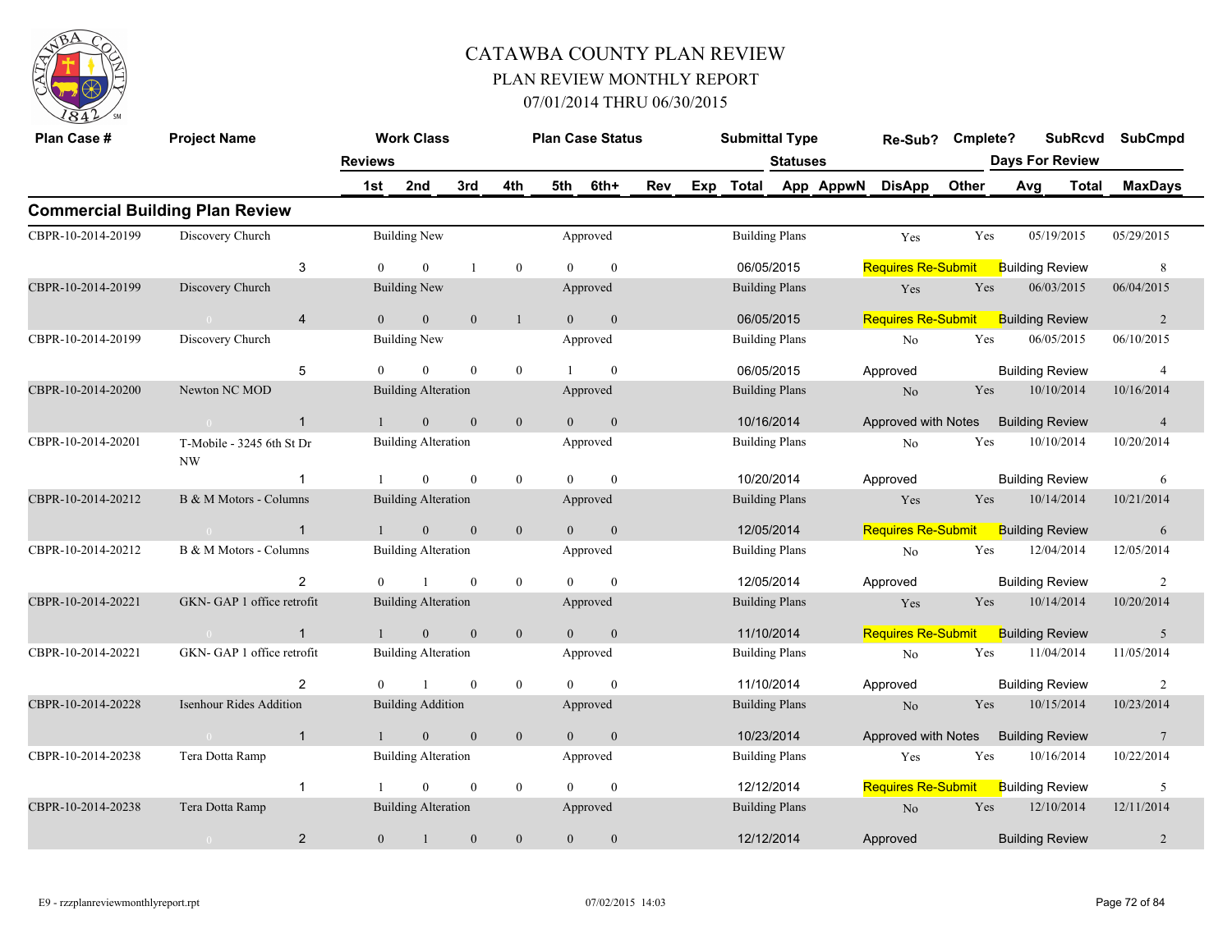# CATAWBA COUNTY PLAN REVIEW

## PLAN REVIEW MONTHLY REPORT

### 07/01/2014 THRU 06/30/2015

## Commercial Building Plan Review

| Plan Case # | Project Name | Reviews | 1st | 2nd | 3rd | 4th | 5th | 6th+ | Work Class | Plan Case Status | Submittal Type | Statuses Total | Re-Sub? | Cmplete? | SubRcvd | SubCmpd | Days For Review | MaxDays |
|---|---|---|---|---|---|---|---|---|---|---|---|---|---|---|---|---|---|---|
| CBPR-10-2014-20199 | Discovery Church | 3 | 0 | 0 | 1 | 0 | 0 | 0 | Building New | Approved | Building Plans | 06/05/2015 Requires Re-Submit | Yes | Yes | 05/19/2015 | 05/29/2015 | Building Review | 8 |
| CBPR-10-2014-20199 | Discovery Church | 4 | 0 | 0 | 0 | 1 | 0 | 0 | Building New | Approved | Building Plans | 06/05/2015 Requires Re-Submit | Yes | Yes | 06/03/2015 | 06/04/2015 | Building Review | 2 |
| CBPR-10-2014-20199 | Discovery Church | 5 | 0 | 0 | 0 | 0 | 1 | 0 | Building New | Approved | Building Plans | 06/05/2015 Approved | No | Yes | 06/05/2015 | 06/10/2015 | Building Review | 4 |
| CBPR-10-2014-20200 | Newton NC MOD | 1 | 1 | 0 | 0 | 0 | 0 | 0 | Building Alteration | Approved | Building Plans | 10/16/2014 Approved with Notes | No | Yes | 10/10/2014 | 10/16/2014 | Building Review | 4 |
| CBPR-10-2014-20201 | T-Mobile - 3245 6th St Dr NW | 1 | 1 | 0 | 0 | 0 | 0 | 0 | Building Alteration | Approved | Building Plans | 10/20/2014 Approved | No | Yes | 10/10/2014 | 10/20/2014 | Building Review | 6 |
| CBPR-10-2014-20212 | B & M Motors - Columns | 1 | 1 | 0 | 0 | 0 | 0 | 0 | Building Alteration | Approved | Building Plans | 12/05/2014 Requires Re-Submit | Yes | Yes | 10/14/2014 | 10/21/2014 | Building Review | 6 |
| CBPR-10-2014-20212 | B & M Motors - Columns | 2 | 0 | 1 | 0 | 0 | 0 | 0 | Building Alteration | Approved | Building Plans | 12/05/2014 Approved | No | Yes | 12/04/2014 | 12/05/2014 | Building Review | 2 |
| CBPR-10-2014-20221 | GKN- GAP 1 office retrofit | 1 | 1 | 0 | 0 | 0 | 0 | 0 | Building Alteration | Approved | Building Plans | 11/10/2014 Requires Re-Submit | Yes | Yes | 10/14/2014 | 10/20/2014 | Building Review | 5 |
| CBPR-10-2014-20221 | GKN- GAP 1 office retrofit | 2 | 0 | 1 | 0 | 0 | 0 | 0 | Building Alteration | Approved | Building Plans | 11/10/2014 Approved | No | Yes | 11/04/2014 | 11/05/2014 | Building Review | 2 |
| CBPR-10-2014-20228 | Isenhour Rides Addition | 1 | 1 | 0 | 0 | 0 | 0 | 0 | Building Addition | Approved | Building Plans | 10/23/2014 Approved with Notes | No | Yes | 10/15/2014 | 10/23/2014 | Building Review | 7 |
| CBPR-10-2014-20238 | Tera Dotta Ramp | 1 | 1 | 0 | 0 | 0 | 0 | 0 | Building Alteration | Approved | Building Plans | 12/12/2014 Requires Re-Submit | Yes | Yes | 10/16/2014 | 10/22/2014 | Building Review | 5 |
| CBPR-10-2014-20238 | Tera Dotta Ramp | 2 | 0 | 1 | 0 | 0 | 0 | 0 | Building Alteration | Approved | Building Plans | 12/12/2014 Approved | No | Yes | 12/10/2014 | 12/11/2014 | Building Review | 2 |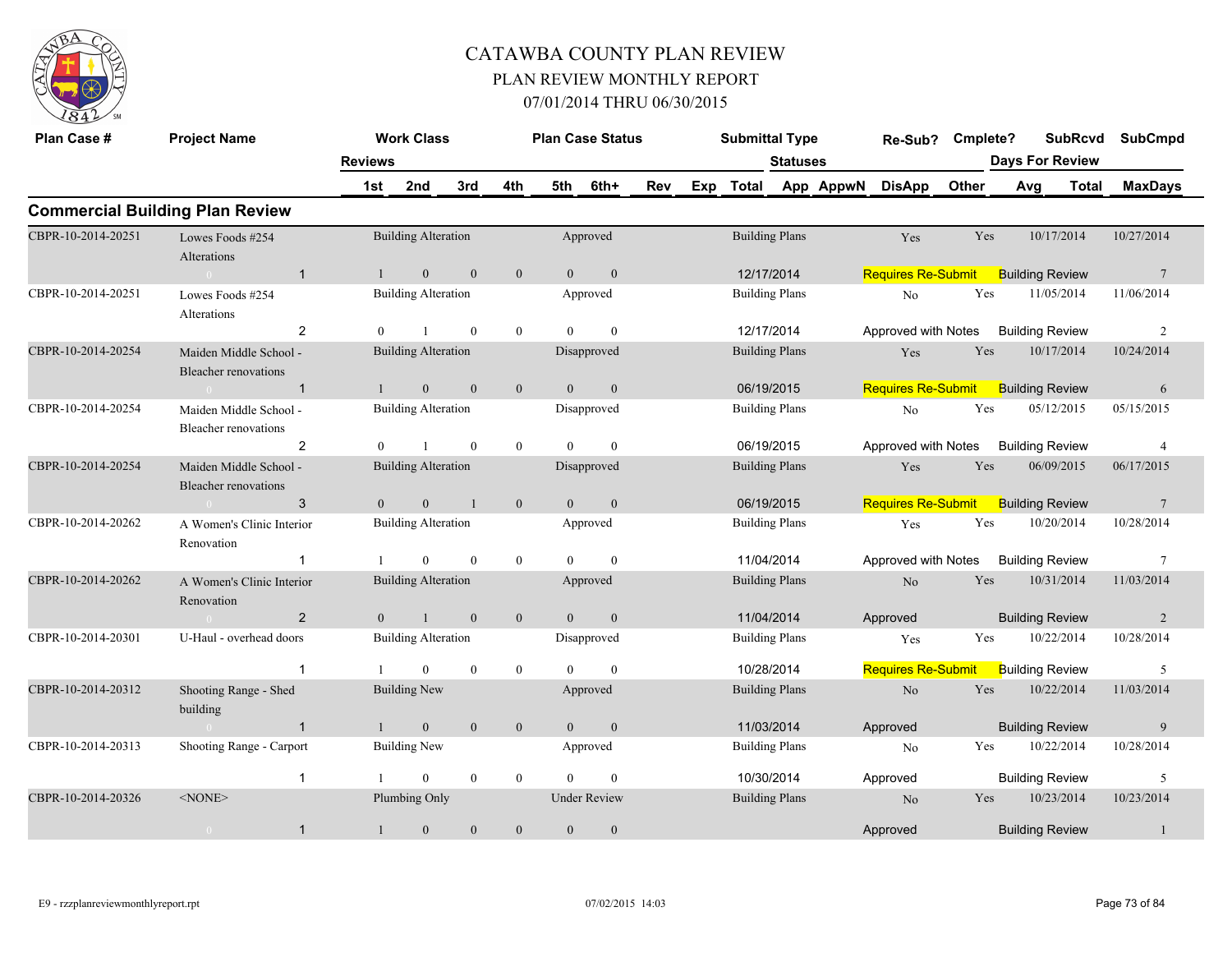# CATAWBA COUNTY PLAN REVIEW

## PLAN REVIEW MONTHLY REPORT

### 07/01/2014 THRU 06/30/2015

## Commercial Building Plan Review

| Plan Case # | Project Name | Reviews | Work Class | | | | | Plan Case Status | Rev | Exp | Submittal Type | Statuses | | Re-Sub? | Cmplete? | SubRcvd | SubCmpd |
|---|---|---|---|---|---|---|---|---|---|---|---|---|---|---|---|---|---|
| | | | 1st | 2nd | 3rd | 4th | 5th | 6th+ | | | Total | App | AppwN | DisApp | Other | Days For Review Avg | Total / MaxDays |
| CBPR-10-2014-20251 | Lowes Foods #254 Alterations | 1 | Building Alteration | | | | | Approved | | | Building Plans | | | Yes | Yes | 10/17/2014 | 10/27/2014 |
| | | | 1 | 0 | 0 | 0 | 0 | 0 | | | 12/17/2014 | | | Requires Re-Submit | | Building Review | 7 |
| CBPR-10-2014-20251 | Lowes Foods #254 Alterations | 2 | Building Alteration | | | | | Approved | | | Building Plans | | | No | Yes | 11/05/2014 | 11/06/2014 |
| | | | 0 | 1 | 0 | 0 | 0 | 0 | | | 12/17/2014 | | | Approved with Notes | | Building Review | 2 |
| CBPR-10-2014-20254 | Maiden Middle School - Bleacher renovations | 1 | Building Alteration | | | | | Disapproved | | | Building Plans | | | Yes | Yes | 10/17/2014 | 10/24/2014 |
| | | | 1 | 0 | 0 | 0 | 0 | 0 | | | 06/19/2015 | | | Requires Re-Submit | | Building Review | 6 |
| CBPR-10-2014-20254 | Maiden Middle School - Bleacher renovations | 2 | Building Alteration | | | | | Disapproved | | | Building Plans | | | No | Yes | 05/12/2015 | 05/15/2015 |
| | | | 0 | 1 | 0 | 0 | 0 | 0 | | | 06/19/2015 | | | Approved with Notes | | Building Review | 4 |
| CBPR-10-2014-20254 | Maiden Middle School - Bleacher renovations | 3 | Building Alteration | | | | | Disapproved | | | Building Plans | | | Yes | Yes | 06/09/2015 | 06/17/2015 |
| | | | 0 | 0 | 1 | 0 | 0 | 0 | | | 06/19/2015 | | | Requires Re-Submit | | Building Review | 7 |
| CBPR-10-2014-20262 | A Women's Clinic Interior Renovation | 1 | Building Alteration | | | | | Approved | | | Building Plans | | | Yes | Yes | 10/20/2014 | 10/28/2014 |
| | | | 1 | 0 | 0 | 0 | 0 | 0 | | | 11/04/2014 | | | Approved with Notes | | Building Review | 7 |
| CBPR-10-2014-20262 | A Women's Clinic Interior Renovation | 2 | Building Alteration | | | | | Approved | | | Building Plans | | | No | Yes | 10/31/2014 | 11/03/2014 |
| | | | 0 | 1 | 0 | 0 | 0 | 0 | | | 11/04/2014 | | | Approved | | Building Review | 2 |
| CBPR-10-2014-20301 | U-Haul - overhead doors | 1 | Building Alteration | | | | | Disapproved | | | Building Plans | | | Yes | Yes | 10/22/2014 | 10/28/2014 |
| | | | 1 | 0 | 0 | 0 | 0 | 0 | | | 10/28/2014 | | | Requires Re-Submit | | Building Review | 5 |
| CBPR-10-2014-20312 | Shooting Range - Shed building | 1 | Building New | | | | | Approved | | | Building Plans | | | No | Yes | 10/22/2014 | 11/03/2014 |
| | | | 1 | 0 | 0 | 0 | 0 | 0 | | | 11/03/2014 | | | Approved | | Building Review | 9 |
| CBPR-10-2014-20313 | Shooting Range - Carport | 1 | Building New | | | | | Approved | | | Building Plans | | | No | Yes | 10/22/2014 | 10/28/2014 |
| | | | 1 | 0 | 0 | 0 | 0 | 0 | | | 10/30/2014 | | | Approved | | Building Review | 5 |
| CBPR-10-2014-20326 | <NONE> | 1 | Plumbing Only | | | | | Under Review | | | Building Plans | | | No | Yes | 10/23/2014 | 10/23/2014 |
| | | | 1 | 0 | 0 | 0 | 0 | 0 | | | | | | Approved | | Building Review | 1 |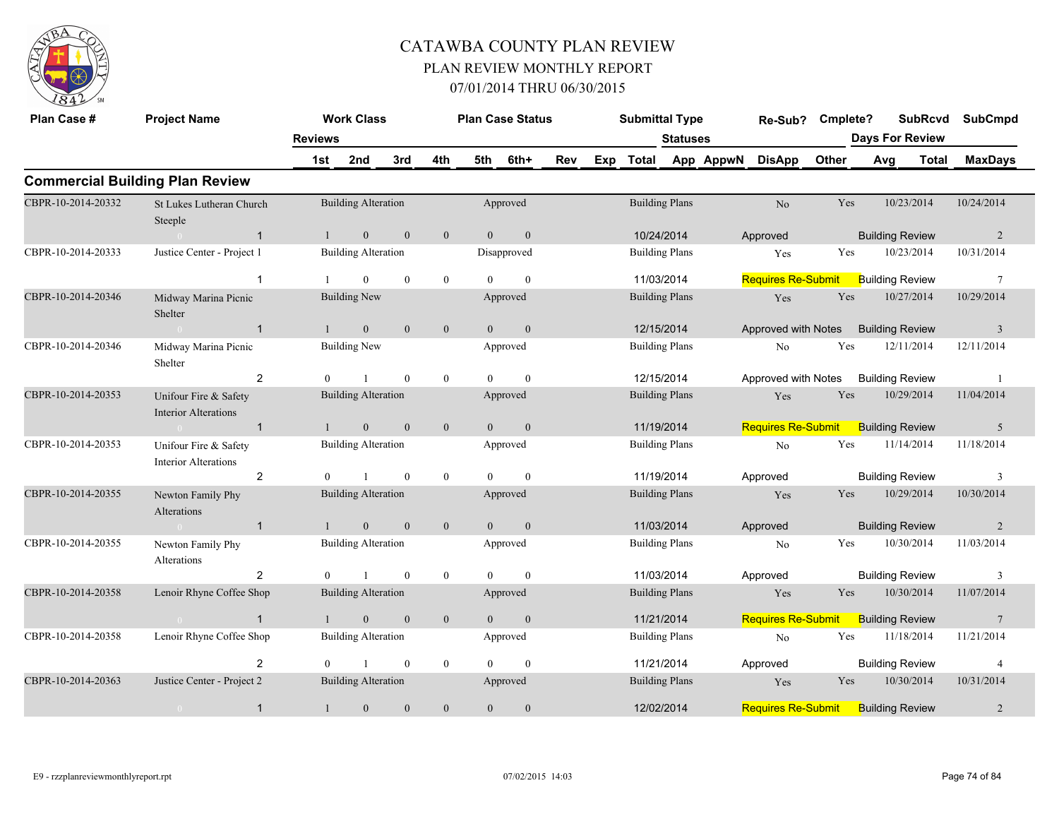# CATAWBA COUNTY PLAN REVIEW

## PLAN REVIEW MONTHLY REPORT

### 07/01/2014 THRU 06/30/2015

| Plan Case # | Project Name | Reviews | Work Class 1st | 2nd | 3rd | 4th | Plan Case Status 5th | 6th+ | Rev | Exp | Submittal Type Total | Statuses App | AppwN | Re-Sub? DisApp | Cmplete? Other | Days For Review Avg | SubRcvd Total | SubCmpd MaxDays |
|---|---|---|---|---|---|---|---|---|---|---|---|---|---|---|---|---|---|---|
| **Commercial Building Plan Review** | | | | | | | | | | | | | | | | | | |
| CBPR-10-2014-20332 | St Lukes Lutheran Church Steeple | | Building Alteration | | | | Approved | | | | Building Plans | | | No | Yes | | 10/23/2014 | 10/24/2014 |
| | 0 | 1 | 1 | 0 | 0 | 0 | 0 | 0 | | | 10/24/2014 | | | Approved | | Building Review | | 2 |
| CBPR-10-2014-20333 | Justice Center - Project 1 | | Building Alteration | | | | Disapproved | | | | Building Plans | | | Yes | Yes | | 10/23/2014 | 10/31/2014 |
| | | 1 | 1 | 0 | 0 | 0 | 0 | 0 | | | 11/03/2014 | | | Requires Re-Submit | | Building Review | | 7 |
| CBPR-10-2014-20346 | Midway Marina Picnic Shelter | | Building New | | | | Approved | | | | Building Plans | | | Yes | Yes | | 10/27/2014 | 10/29/2014 |
| | 0 | 1 | 1 | 0 | 0 | 0 | 0 | 0 | | | 12/15/2014 | | | Approved with Notes | | Building Review | | 3 |
| CBPR-10-2014-20346 | Midway Marina Picnic Shelter | | Building New | | | | Approved | | | | Building Plans | | | No | Yes | | 12/11/2014 | 12/11/2014 |
| | | 2 | 0 | 1 | 0 | 0 | 0 | 0 | | | 12/15/2014 | | | Approved with Notes | | Building Review | | 1 |
| CBPR-10-2014-20353 | Unifour Fire & Safety Interior Alterations | | Building Alteration | | | | Approved | | | | Building Plans | | | Yes | Yes | | 10/29/2014 | 11/04/2014 |
| | 0 | 1 | 1 | 0 | 0 | 0 | 0 | 0 | | | 11/19/2014 | | | Requires Re-Submit | | Building Review | | 5 |
| CBPR-10-2014-20353 | Unifour Fire & Safety Interior Alterations | | Building Alteration | | | | Approved | | | | Building Plans | | | No | Yes | | 11/14/2014 | 11/18/2014 |
| | | 2 | 0 | 1 | 0 | 0 | 0 | 0 | | | 11/19/2014 | | | Approved | | Building Review | | 3 |
| CBPR-10-2014-20355 | Newton Family Phy Alterations | | Building Alteration | | | | Approved | | | | Building Plans | | | Yes | Yes | | 10/29/2014 | 10/30/2014 |
| | 0 | 1 | 1 | 0 | 0 | 0 | 0 | 0 | | | 11/03/2014 | | | Approved | | Building Review | | 2 |
| CBPR-10-2014-20355 | Newton Family Phy Alterations | | Building Alteration | | | | Approved | | | | Building Plans | | | No | Yes | | 10/30/2014 | 11/03/2014 |
| | | 2 | 0 | 1 | 0 | 0 | 0 | 0 | | | 11/03/2014 | | | Approved | | Building Review | | 3 |
| CBPR-10-2014-20358 | Lenoir Rhyne Coffee Shop | | Building Alteration | | | | Approved | | | | Building Plans | | | Yes | Yes | | 10/30/2014 | 11/07/2014 |
| | 0 | 1 | 1 | 0 | 0 | 0 | 0 | 0 | | | 11/21/2014 | | | Requires Re-Submit | | Building Review | | 7 |
| CBPR-10-2014-20358 | Lenoir Rhyne Coffee Shop | | Building Alteration | | | | Approved | | | | Building Plans | | | No | Yes | | 11/18/2014 | 11/21/2014 |
| | | 2 | 0 | 1 | 0 | 0 | 0 | 0 | | | 11/21/2014 | | | Approved | | Building Review | | 4 |
| CBPR-10-2014-20363 | Justice Center - Project 2 | | Building Alteration | | | | Approved | | | | Building Plans | | | Yes | Yes | | 10/30/2014 | 10/31/2014 |
| | 0 | 1 | 1 | 0 | 0 | 0 | 0 | 0 | | | 12/02/2014 | | | Requires Re-Submit | | Building Review | | 2 |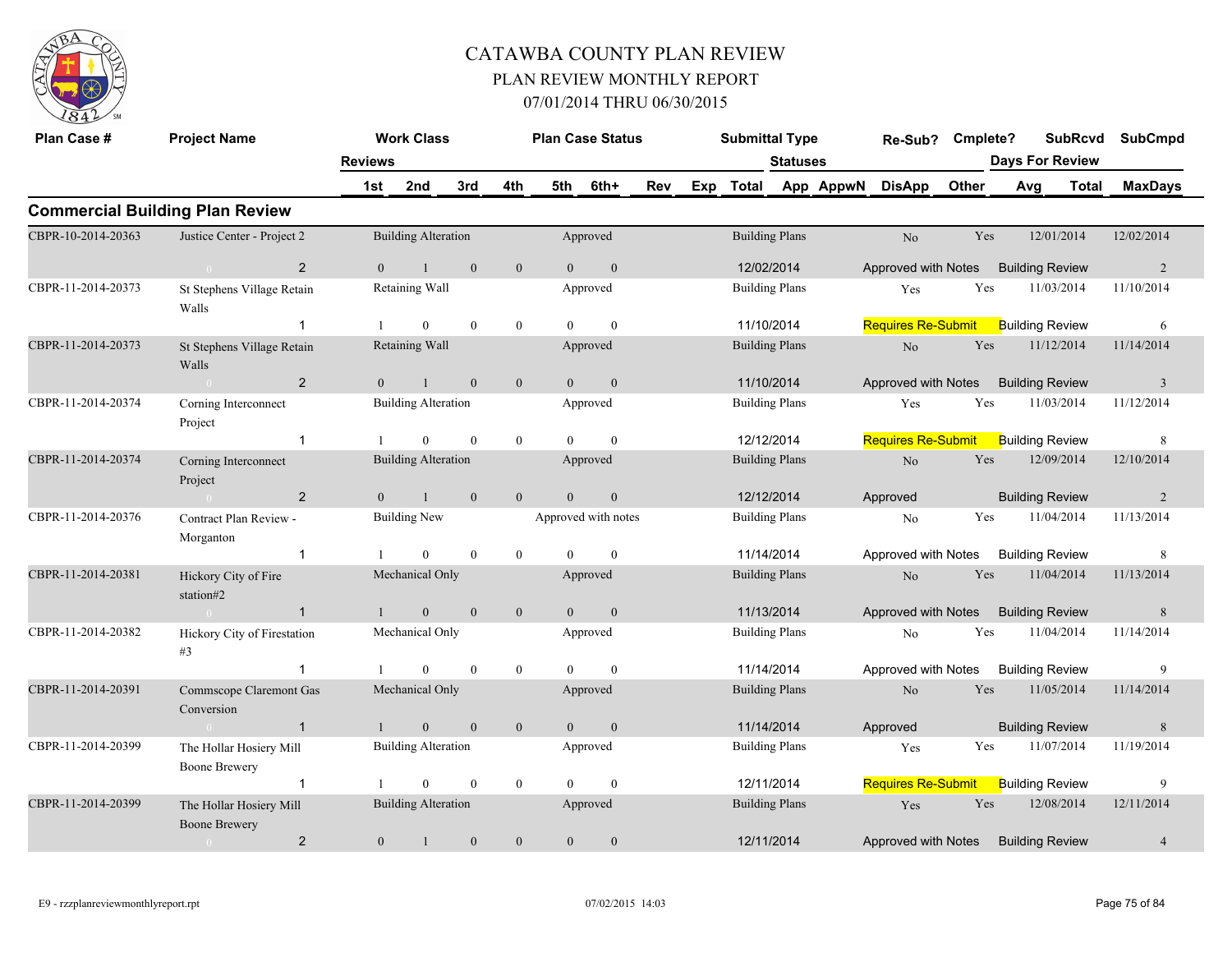# CATAWBA COUNTY PLAN REVIEW

## PLAN REVIEW MONTHLY REPORT

### 07/01/2014 THRU 06/30/2015

| Plan Case # | Project Name | Reviews | Work Class | | | Plan Case Status | | | | Submittal Type | Statuses | | Re-Sub? | Cmplete? | SubRcvd | SubCmpd |
|---|---|---|---|---|---|---|---|---|---|---|---|---|---|---|---|---|
| | | 1st | 2nd | 3rd | 4th | 5th | 6th+ | Rev | Exp | Total | App | AppwN | DisApp | Other | Days For Review Avg | Total / MaxDays |

## Commercial Building Plan Review

| Plan Case # | Project Name | Work Class | Plan Case Status | Submittal Type | Re-Sub? | Cmplete? | SubRcvd | SubCmpd |
|---|---|---|---|---|---|---|---|---|
| CBPR-10-2014-20363 | Justice Center - Project 2 | Building Alteration | Approved | Building Plans | No | Yes | 12/01/2014 | 12/02/2014 |
| 0 | 2 | 0 / 1 / 0 / 0 / 0 / 0 | | 12/02/2014 | Approved with Notes | | Building Review | 2 |
| CBPR-11-2014-20373 | St Stephens Village Retain Walls | Retaining Wall | Approved | Building Plans | Yes | Yes | 11/03/2014 | 11/10/2014 |
| | 1 | 1 / 0 / 0 / 0 / 0 / 0 | | 11/10/2014 | Requires Re-Submit | | Building Review | 6 |
| CBPR-11-2014-20373 | St Stephens Village Retain Walls | Retaining Wall | Approved | Building Plans | No | Yes | 11/12/2014 | 11/14/2014 |
| 0 | 2 | 0 / 1 / 0 / 0 / 0 / 0 | | 11/10/2014 | Approved with Notes | | Building Review | 3 |
| CBPR-11-2014-20374 | Corning Interconnect Project | Building Alteration | Approved | Building Plans | Yes | Yes | 11/03/2014 | 11/12/2014 |
| | 1 | 1 / 0 / 0 / 0 / 0 / 0 | | 12/12/2014 | Requires Re-Submit | | Building Review | 8 |
| CBPR-11-2014-20374 | Corning Interconnect Project | Building Alteration | Approved | Building Plans | No | Yes | 12/09/2014 | 12/10/2014 |
| 0 | 2 | 0 / 1 / 0 / 0 / 0 / 0 | | 12/12/2014 | Approved | | Building Review | 2 |
| CBPR-11-2014-20376 | Contract Plan Review - Morganton | Building New | Approved with notes | Building Plans | No | Yes | 11/04/2014 | 11/13/2014 |
| | 1 | 1 / 0 / 0 / 0 / 0 / 0 | | 11/14/2014 | Approved with Notes | | Building Review | 8 |
| CBPR-11-2014-20381 | Hickory City of Fire station#2 | Mechanical Only | Approved | Building Plans | No | Yes | 11/04/2014 | 11/13/2014 |
| 0 | 1 | 1 / 0 / 0 / 0 / 0 / 0 | | 11/13/2014 | Approved with Notes | | Building Review | 8 |
| CBPR-11-2014-20382 | Hickory City of Firestation #3 | Mechanical Only | Approved | Building Plans | No | Yes | 11/04/2014 | 11/14/2014 |
| | 1 | 1 / 0 / 0 / 0 / 0 / 0 | | 11/14/2014 | Approved with Notes | | Building Review | 9 |
| CBPR-11-2014-20391 | Commscope Claremont Gas Conversion | Mechanical Only | Approved | Building Plans | No | Yes | 11/05/2014 | 11/14/2014 |
| 0 | 1 | 1 / 0 / 0 / 0 / 0 / 0 | | 11/14/2014 | Approved | | Building Review | 8 |
| CBPR-11-2014-20399 | The Hollar Hosiery Mill Boone Brewery | Building Alteration | Approved | Building Plans | Yes | Yes | 11/07/2014 | 11/19/2014 |
| | 1 | 1 / 0 / 0 / 0 / 0 / 0 | | 12/11/2014 | Requires Re-Submit | | Building Review | 9 |
| CBPR-11-2014-20399 | The Hollar Hosiery Mill Boone Brewery | Building Alteration | Approved | Building Plans | Yes | Yes | 12/08/2014 | 12/11/2014 |
| 0 | 2 | 0 / 1 / 0 / 0 / 0 / 0 | | 12/11/2014 | Approved with Notes | | Building Review | 4 |

E9 - rzzplanreviewmonthlyreport.rpt    07/02/2015 14:03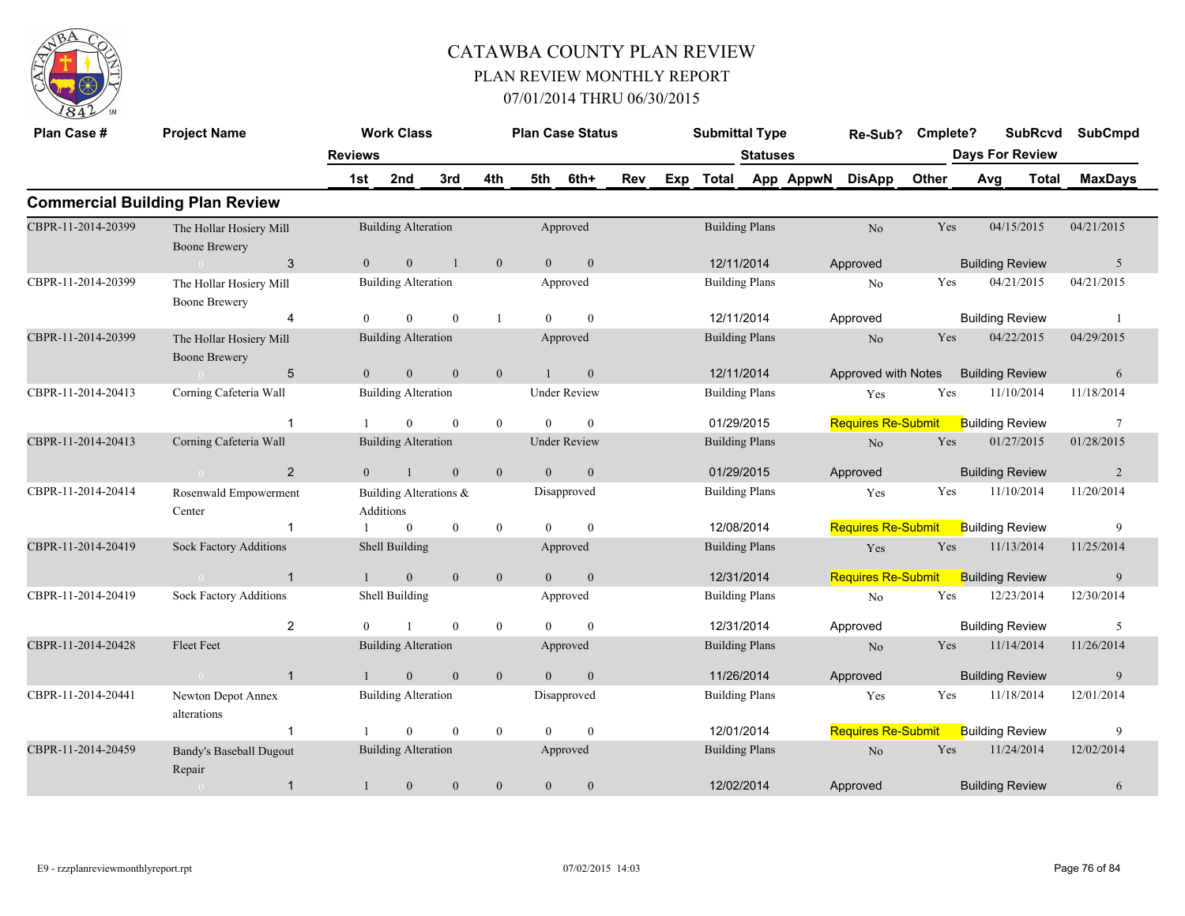# CATAWBA COUNTY PLAN REVIEW

## PLAN REVIEW MONTHLY REPORT

## 07/01/2014 THRU 06/30/2015

## Commercial Building Plan Review

| Plan Case # | Project Name | Reviews | Work Class | Plan Case Status | Submittal Type | Re-Sub? | Cmplete? | SubRcvd | SubCmpd |
|---|---|---|---|---|---|---|---|---|---|
| | | 1st / 2nd / 3rd / 4th / 5th / 6th+ / Rev | | | Exp / Total / Statuses: App / AppwN / DisApp / Other | | | Days For Review: Avg / Total | MaxDays |
| CBPR-11-2014-20399 | The Hollar Hosiery Mill Boone Brewery | 3 | Building Alteration | Approved | Building Plans | No | Yes | 04/15/2015 | 04/21/2015 |
| | 0 | 0 / 0 / 1 / 0 / 0 / 0 | | | 12/11/2014 | Approved | | Building Review | 5 |
| CBPR-11-2014-20399 | The Hollar Hosiery Mill Boone Brewery | 4 | Building Alteration | Approved | Building Plans | No | Yes | 04/21/2015 | 04/21/2015 |
| | | 0 / 0 / 0 / 1 / 0 / 0 | | | 12/11/2014 | Approved | | Building Review | 1 |
| CBPR-11-2014-20399 | The Hollar Hosiery Mill Boone Brewery | 5 | Building Alteration | Approved | Building Plans | No | Yes | 04/22/2015 | 04/29/2015 |
| | 0 | 0 / 0 / 0 / 0 / 1 / 0 | | | 12/11/2014 | Approved with Notes | | Building Review | 6 |
| CBPR-11-2014-20413 | Corning Cafeteria Wall | 1 | Building Alteration | Under Review | Building Plans | Yes | Yes | 11/10/2014 | 11/18/2014 |
| | | 1 / 0 / 0 / 0 / 0 / 0 | | | 01/29/2015 | Requires Re-Submit | | Building Review | 7 |
| CBPR-11-2014-20413 | Corning Cafeteria Wall | 2 | Building Alteration | Under Review | Building Plans | No | Yes | 01/27/2015 | 01/28/2015 |
| | 0 | 0 / 1 / 0 / 0 / 0 / 0 | | | 01/29/2015 | Approved | | Building Review | 2 |
| CBPR-11-2014-20414 | Rosenwald Empowerment Center | 1 | Building Alterations & Additions | Disapproved | Building Plans | Yes | Yes | 11/10/2014 | 11/20/2014 |
| | | 1 / 0 / 0 / 0 / 0 / 0 | | | 12/08/2014 | Requires Re-Submit | | Building Review | 9 |
| CBPR-11-2014-20419 | Sock Factory Additions | 1 | Shell Building | Approved | Building Plans | Yes | Yes | 11/13/2014 | 11/25/2014 |
| | 0 | 1 / 0 / 0 / 0 / 0 / 0 | | | 12/31/2014 | Requires Re-Submit | | Building Review | 9 |
| CBPR-11-2014-20419 | Sock Factory Additions | 2 | Shell Building | Approved | Building Plans | No | Yes | 12/23/2014 | 12/30/2014 |
| | | 0 / 1 / 0 / 0 / 0 / 0 | | | 12/31/2014 | Approved | | Building Review | 5 |
| CBPR-11-2014-20428 | Fleet Feet | 1 | Building Alteration | Approved | Building Plans | No | Yes | 11/14/2014 | 11/26/2014 |
| | 0 | 1 / 0 / 0 / 0 / 0 / 0 | | | 11/26/2014 | Approved | | Building Review | 9 |
| CBPR-11-2014-20441 | Newton Depot Annex alterations | 1 | Building Alteration | Disapproved | Building Plans | Yes | Yes | 11/18/2014 | 12/01/2014 |
| | | 1 / 0 / 0 / 0 / 0 / 0 | | | 12/01/2014 | Requires Re-Submit | | Building Review | 9 |
| CBPR-11-2014-20459 | Bandy's Baseball Dugout Repair | 1 | Building Alteration | Approved | Building Plans | No | Yes | 11/24/2014 | 12/02/2014 |
| | 0 | 1 / 0 / 0 / 0 / 0 / 0 | | | 12/02/2014 | Approved | | Building Review | 6 |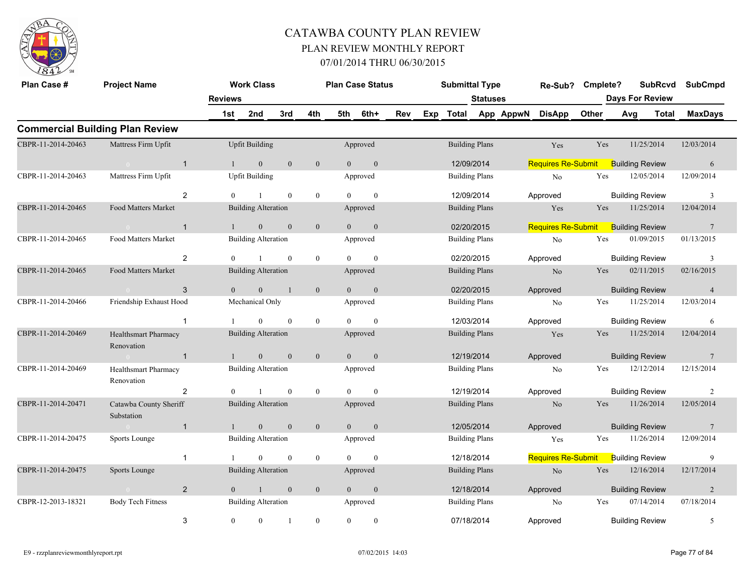# CATAWBA COUNTY PLAN REVIEW

## PLAN REVIEW MONTHLY REPORT

### 07/01/2014 THRU 06/30/2015

## Commercial Building Plan Review

| Plan Case # | Project Name | Reviews | Work Class 1st | 2nd | 3rd | 4th | Plan Case Status 5th | 6th+ | Rev | Exp | Submittal Type Total | Statuses App | AppwN | Re-Sub? DisApp | Cmplete? Other | Days For Review Avg | SubRcvd Total | SubCmpd MaxDays |
|---|---|---|---|---|---|---|---|---|---|---|---|---|---|---|---|---|---|---|
| CBPR-11-2014-20463 | Mattress Firm Upfit | | Upfit Building | | | | Approved | | | | Building Plans | | | Yes | Yes | | 11/25/2014 | 12/03/2014 |
| | 0 | 1 | 1 | 0 | 0 | 0 | 0 | 0 | | | 12/09/2014 | | | Requires Re-Submit | | Building Review | | 6 |
| CBPR-11-2014-20463 | Mattress Firm Upfit | | Upfit Building | | | | Approved | | | | Building Plans | | | No | Yes | | 12/05/2014 | 12/09/2014 |
| | | 2 | 0 | 1 | 0 | 0 | 0 | 0 | | | 12/09/2014 | | | Approved | | Building Review | | 3 |
| CBPR-11-2014-20465 | Food Matters Market | | Building Alteration | | | | Approved | | | | Building Plans | | | Yes | Yes | | 11/25/2014 | 12/04/2014 |
| | 0 | 1 | 1 | 0 | 0 | 0 | 0 | 0 | | | 02/20/2015 | | | Requires Re-Submit | | Building Review | | 7 |
| CBPR-11-2014-20465 | Food Matters Market | | Building Alteration | | | | Approved | | | | Building Plans | | | No | Yes | | 01/09/2015 | 01/13/2015 |
| | | 2 | 0 | 1 | 0 | 0 | 0 | 0 | | | 02/20/2015 | | | Approved | | Building Review | | 3 |
| CBPR-11-2014-20465 | Food Matters Market | | Building Alteration | | | | Approved | | | | Building Plans | | | No | Yes | | 02/11/2015 | 02/16/2015 |
| | 0 | 3 | 0 | 0 | 1 | 0 | 0 | 0 | | | 02/20/2015 | | | Approved | | Building Review | | 4 |
| CBPR-11-2014-20466 | Friendship Exhaust Hood | | Mechanical Only | | | | Approved | | | | Building Plans | | | No | Yes | | 11/25/2014 | 12/03/2014 |
| | | 1 | 1 | 0 | 0 | 0 | 0 | 0 | | | 12/03/2014 | | | Approved | | Building Review | | 6 |
| CBPR-11-2014-20469 | Healthsmart Pharmacy Renovation | | Building Alteration | | | | Approved | | | | Building Plans | | | Yes | Yes | | 11/25/2014 | 12/04/2014 |
| | 0 | 1 | 1 | 0 | 0 | 0 | 0 | 0 | | | 12/19/2014 | | | Approved | | Building Review | | 7 |
| CBPR-11-2014-20469 | Healthsmart Pharmacy Renovation | | Building Alteration | | | | Approved | | | | Building Plans | | | No | Yes | | 12/12/2014 | 12/15/2014 |
| | | 2 | 0 | 1 | 0 | 0 | 0 | 0 | | | 12/19/2014 | | | Approved | | Building Review | | 2 |
| CBPR-11-2014-20471 | Catawba County Sheriff Substation | | Building Alteration | | | | Approved | | | | Building Plans | | | No | Yes | | 11/26/2014 | 12/05/2014 |
| | 0 | 1 | 1 | 0 | 0 | 0 | 0 | 0 | | | 12/05/2014 | | | Approved | | Building Review | | 7 |
| CBPR-11-2014-20475 | Sports Lounge | | Building Alteration | | | | Approved | | | | Building Plans | | | Yes | Yes | | 11/26/2014 | 12/09/2014 |
| | | 1 | 1 | 0 | 0 | 0 | 0 | 0 | | | 12/18/2014 | | | Requires Re-Submit | | Building Review | | 9 |
| CBPR-11-2014-20475 | Sports Lounge | | Building Alteration | | | | Approved | | | | Building Plans | | | No | Yes | | 12/16/2014 | 12/17/2014 |
| | 0 | 2 | 0 | 1 | 0 | 0 | 0 | 0 | | | 12/18/2014 | | | Approved | | Building Review | | 2 |
| CBPR-12-2013-18321 | Body Tech Fitness | | Building Alteration | | | | Approved | | | | Building Plans | | | No | Yes | | 07/14/2014 | 07/18/2014 |
| | | 3 | 0 | 0 | 1 | 0 | 0 | 0 | | | 07/18/2014 | | | Approved | | Building Review | | 5 |

E9 - rzzplanreviewmonthlyreport.rpt 07/02/2015 14:03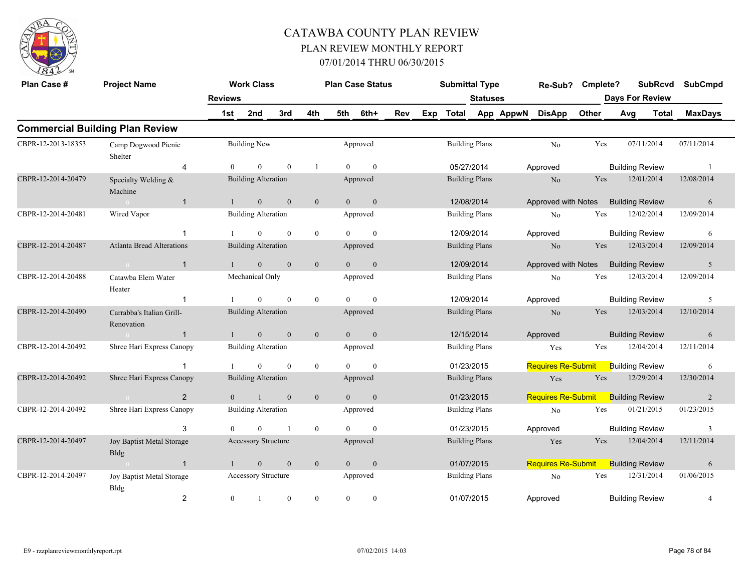# CATAWBA COUNTY PLAN REVIEW

## PLAN REVIEW MONTHLY REPORT

## 07/01/2014 THRU 06/30/2015

### Commercial Building Plan Review

| Plan Case # | Project Name | Reviews | Work Class 1st | 2nd | 3rd | 4th | Plan Case Status 5th | 6th+ | Rev | Exp | Submittal Type Total | Statuses App | AppwN | Re-Sub? DisApp | Cmplete? Other | Days For Review Avg | SubRcvd Total | SubCmpd MaxDays |
|---|---|---|---|---|---|---|---|---|---|---|---|---|---|---|---|---|---|---|
| CBPR-12-2013-18353 | Camp Dogwood Picnic Shelter | | Building New | | | | Approved | | | | Building Plans | | | No | Yes | | 07/11/2014 | 07/11/2014 |
| | | 4 | 0 | 0 | 0 | 1 | 0 | 0 | | | 05/27/2014 | | | Approved | | Building Review | | 1 |
| CBPR-12-2014-20479 | Specialty Welding & Machine | | Building Alteration | | | | Approved | | | | Building Plans | | | No | Yes | | 12/01/2014 | 12/08/2014 |
| | 0 | 1 | 1 | 0 | 0 | 0 | 0 | 0 | | | 12/08/2014 | | | Approved with Notes | | Building Review | | 6 |
| CBPR-12-2014-20481 | Wired Vapor | | Building Alteration | | | | Approved | | | | Building Plans | | | No | Yes | | 12/02/2014 | 12/09/2014 |
| | | 1 | 1 | 0 | 0 | 0 | 0 | 0 | | | 12/09/2014 | | | Approved | | Building Review | | 6 |
| CBPR-12-2014-20487 | Atlanta Bread Alterations | | Building Alteration | | | | Approved | | | | Building Plans | | | No | Yes | | 12/03/2014 | 12/09/2014 |
| | 0 | 1 | 1 | 0 | 0 | 0 | 0 | 0 | | | 12/09/2014 | | | Approved with Notes | | Building Review | | 5 |
| CBPR-12-2014-20488 | Catawba Elem Water Heater | | Mechanical Only | | | | Approved | | | | Building Plans | | | No | Yes | | 12/03/2014 | 12/09/2014 |
| | | 1 | 1 | 0 | 0 | 0 | 0 | 0 | | | 12/09/2014 | | | Approved | | Building Review | | 5 |
| CBPR-12-2014-20490 | Carrabba's Italian Grill-Renovation | | Building Alteration | | | | Approved | | | | Building Plans | | | No | Yes | | 12/03/2014 | 12/10/2014 |
| | 0 | 1 | 1 | 0 | 0 | 0 | 0 | 0 | | | 12/15/2014 | | | Approved | | Building Review | | 6 |
| CBPR-12-2014-20492 | Shree Hari Express Canopy | | Building Alteration | | | | Approved | | | | Building Plans | | | Yes | Yes | | 12/04/2014 | 12/11/2014 |
| | | 1 | 1 | 0 | 0 | 0 | 0 | 0 | | | 01/23/2015 | | | Requires Re-Submit | | Building Review | | 6 |
| CBPR-12-2014-20492 | Shree Hari Express Canopy | | Building Alteration | | | | Approved | | | | Building Plans | | | Yes | Yes | | 12/29/2014 | 12/30/2014 |
| | 0 | 2 | 0 | 1 | 0 | 0 | 0 | 0 | | | 01/23/2015 | | | Requires Re-Submit | | Building Review | | 2 |
| CBPR-12-2014-20492 | Shree Hari Express Canopy | | Building Alteration | | | | Approved | | | | Building Plans | | | No | Yes | | 01/21/2015 | 01/23/2015 |
| | | 3 | 0 | 0 | 1 | 0 | 0 | 0 | | | 01/23/2015 | | | Approved | | Building Review | | 3 |
| CBPR-12-2014-20497 | Joy Baptist Metal Storage Bldg | | Accessory Structure | | | | Approved | | | | Building Plans | | | Yes | Yes | | 12/04/2014 | 12/11/2014 |
| | 0 | 1 | 1 | 0 | 0 | 0 | 0 | 0 | | | 01/07/2015 | | | Requires Re-Submit | | Building Review | | 6 |
| CBPR-12-2014-20497 | Joy Baptist Metal Storage Bldg | | Accessory Structure | | | | Approved | | | | Building Plans | | | No | Yes | | 12/31/2014 | 01/06/2015 |
| | | 2 | 0 | 1 | 0 | 0 | 0 | 0 | | | 01/07/2015 | | | Approved | | Building Review | | 4 |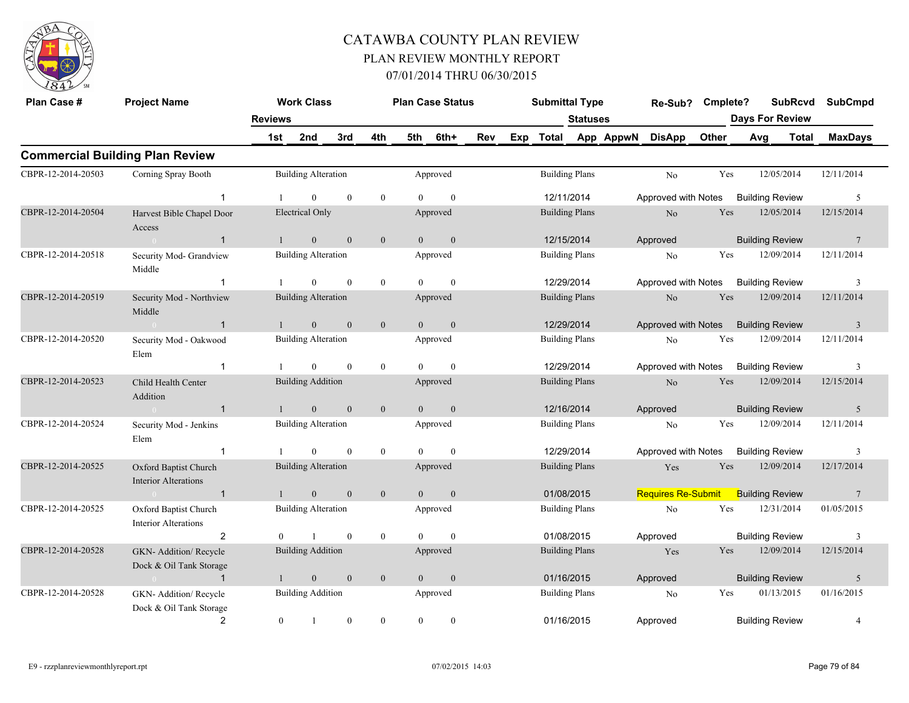# CATAWBA COUNTY PLAN REVIEW

## PLAN REVIEW MONTHLY REPORT

### 07/01/2014 THRU 06/30/2015

| Plan Case # | Project Name | Work Class | | | | Plan Case Status | | | | Submittal Type | | | Re-Sub? | Cmplete? | SubRcvd | | SubCmpd |
|---|---|---|---|---|---|---|---|---|---|---|---|---|---|---|---|---|---|
| | | Reviews | | | | | | | | | Statuses | | | | Days For Review | | |
| | | 1st | 2nd | 3rd | 4th | 5th | 6th+ | Rev | Exp | Total | App | AppwN | DisApp | Other | Avg | Total | MaxDays |

## Commercial Building Plan Review

| Plan Case # | Project Name | Work Class / Reviews | | | | Plan Case Status | | Submittal Type | Re-Sub? / Status | Cmplete? | SubRcvd | SubCmpd |
|---|---|---|---|---|---|---|---|---|---|---|---|---|
| CBPR-12-2014-20503 | Corning Spray Booth | Building Alteration | | | | Approved | | Building Plans | No | Yes | 12/05/2014 | 12/11/2014 |
| | 1 | 1 | 0 | 0 | 0 | 0 | 0 | 12/11/2014 | Approved with Notes | | Building Review | 5 |
| CBPR-12-2014-20504 | Harvest Bible Chapel Door Access | Electrical Only | | | | Approved | | Building Plans | No | Yes | 12/05/2014 | 12/15/2014 |
| | 1 | 1 | 0 | 0 | 0 | 0 | 0 | 12/15/2014 | Approved | | Building Review | 7 |
| CBPR-12-2014-20518 | Security Mod- Grandview Middle | Building Alteration | | | | Approved | | Building Plans | No | Yes | 12/09/2014 | 12/11/2014 |
| | 1 | 1 | 0 | 0 | 0 | 0 | 0 | 12/29/2014 | Approved with Notes | | Building Review | 3 |
| CBPR-12-2014-20519 | Security Mod - Northview Middle | Building Alteration | | | | Approved | | Building Plans | No | Yes | 12/09/2014 | 12/11/2014 |
| | 1 | 1 | 0 | 0 | 0 | 0 | 0 | 12/29/2014 | Approved with Notes | | Building Review | 3 |
| CBPR-12-2014-20520 | Security Mod - Oakwood Elem | Building Alteration | | | | Approved | | Building Plans | No | Yes | 12/09/2014 | 12/11/2014 |
| | 1 | 1 | 0 | 0 | 0 | 0 | 0 | 12/29/2014 | Approved with Notes | | Building Review | 3 |
| CBPR-12-2014-20523 | Child Health Center Addition | Building Addition | | | | Approved | | Building Plans | No | Yes | 12/09/2014 | 12/15/2014 |
| | 1 | 1 | 0 | 0 | 0 | 0 | 0 | 12/16/2014 | Approved | | Building Review | 5 |
| CBPR-12-2014-20524 | Security Mod - Jenkins Elem | Building Alteration | | | | Approved | | Building Plans | No | Yes | 12/09/2014 | 12/11/2014 |
| | 1 | 1 | 0 | 0 | 0 | 0 | 0 | 12/29/2014 | Approved with Notes | | Building Review | 3 |
| CBPR-12-2014-20525 | Oxford Baptist Church Interior Alterations | Building Alteration | | | | Approved | | Building Plans | Yes | Yes | 12/09/2014 | 12/17/2014 |
| | 1 | 1 | 0 | 0 | 0 | 0 | 0 | 01/08/2015 | Requires Re-Submit | | Building Review | 7 |
| CBPR-12-2014-20525 | Oxford Baptist Church Interior Alterations | Building Alteration | | | | Approved | | Building Plans | No | Yes | 12/31/2014 | 01/05/2015 |
| | 2 | 0 | 1 | 0 | 0 | 0 | 0 | 01/08/2015 | Approved | | Building Review | 3 |
| CBPR-12-2014-20528 | GKN- Addition/ Recycle Dock & Oil Tank Storage | Building Addition | | | | Approved | | Building Plans | Yes | Yes | 12/09/2014 | 12/15/2014 |
| | 1 | 1 | 0 | 0 | 0 | 0 | 0 | 01/16/2015 | Approved | | Building Review | 5 |
| CBPR-12-2014-20528 | GKN- Addition/ Recycle Dock & Oil Tank Storage | Building Addition | | | | Approved | | Building Plans | No | Yes | 01/13/2015 | 01/16/2015 |
| | 2 | 0 | 1 | 0 | 0 | 0 | 0 | 01/16/2015 | Approved | | Building Review | 4 |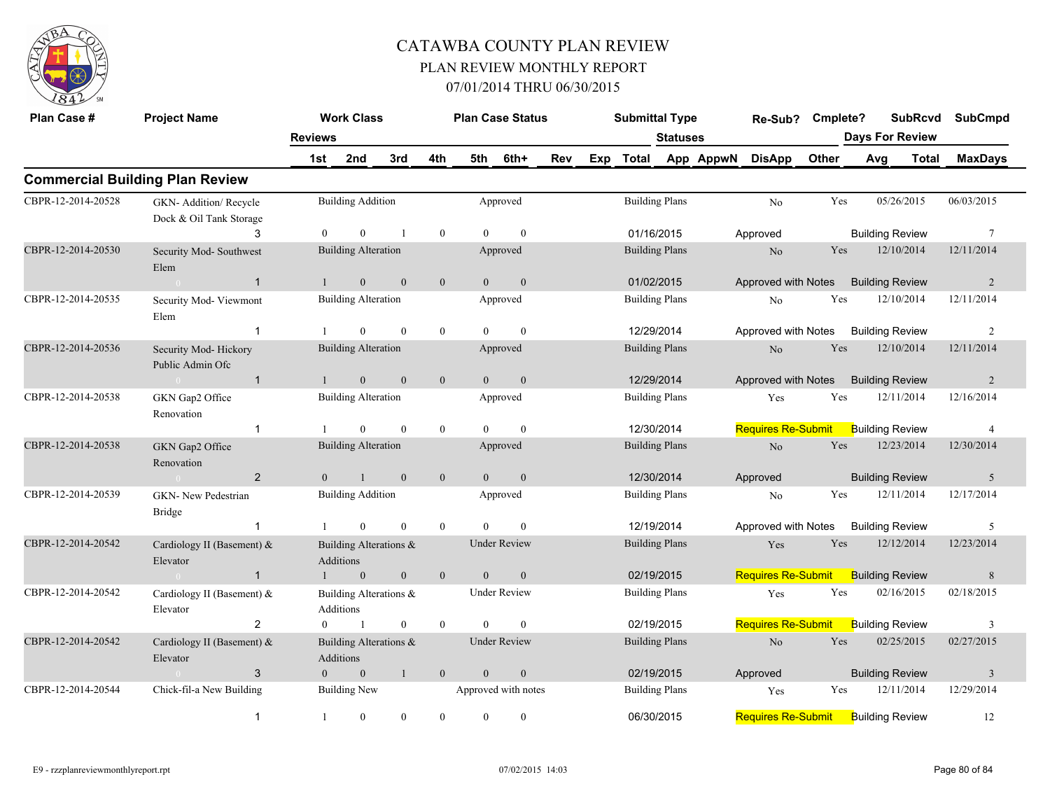# CATAWBA COUNTY PLAN REVIEW
## PLAN REVIEW MONTHLY REPORT
### 07/01/2014 THRU 06/30/2015

## Commercial Building Plan Review

| Plan Case # | Project Name | Reviews | Work Class | | | | Plan Case Status | | | Submittal Type | Statuses | | Re-Sub? | Cmplete? | SubRcvd | SubCmpd |
|---|---|---|---|---|---|---|---|---|---|---|---|---|---|---|---|---|
| | | | 1st | 2nd | 3rd | 4th | 5th | 6th+ | Rev | Exp Total | App AppwN DisApp | Other | | | Days For Review Avg Total | MaxDays |
| CBPR-12-2014-20528 | GKN- Addition/ Recycle Dock & Oil Tank Storage | 3 | 0 | 0 | 1 | 0 | 0 | 0 | Building Addition / Approved | 01/16/2015 | Building Plans / Approved | | No | Yes | 05/26/2015 / Building Review | 06/03/2015 / 7 |
| CBPR-12-2014-20530 | Security Mod- Southwest Elem | 1 | 1 | 0 | 0 | 0 | 0 | 0 | Building Alteration / Approved | 01/02/2015 | Building Plans / Approved with Notes | | No | Yes | 12/10/2014 / Building Review | 12/11/2014 / 2 |
| CBPR-12-2014-20535 | Security Mod- Viewmont Elem | 1 | 1 | 0 | 0 | 0 | 0 | 0 | Building Alteration / Approved | 12/29/2014 | Building Plans / Approved with Notes | | No | Yes | 12/10/2014 / Building Review | 12/11/2014 / 2 |
| CBPR-12-2014-20536 | Security Mod- Hickory Public Admin Ofc | 1 | 1 | 0 | 0 | 0 | 0 | 0 | Building Alteration / Approved | 12/29/2014 | Building Plans / Approved with Notes | | No | Yes | 12/10/2014 / Building Review | 12/11/2014 / 2 |
| CBPR-12-2014-20538 | GKN Gap2 Office Renovation | 1 | 1 | 0 | 0 | 0 | 0 | 0 | Building Alteration / Approved | 12/30/2014 | Building Plans / Requires Re-Submit | | Yes | Yes | 12/11/2014 / Building Review | 12/16/2014 / 4 |
| CBPR-12-2014-20538 | GKN Gap2 Office Renovation | 2 | 0 | 1 | 0 | 0 | 0 | 0 | Building Alteration / Approved | 12/30/2014 | Building Plans / Approved | | No | Yes | 12/23/2014 / Building Review | 12/30/2014 / 5 |
| CBPR-12-2014-20539 | GKN- New Pedestrian Bridge | 1 | 1 | 0 | 0 | 0 | 0 | 0 | Building Addition / Approved | 12/19/2014 | Building Plans / Approved with Notes | | No | Yes | 12/11/2014 / Building Review | 12/17/2014 / 5 |
| CBPR-12-2014-20542 | Cardiology II (Basement) & Elevator | 1 | 1 | 0 | 0 | 0 | 0 | 0 | Building Alterations & Additions / Under Review | 02/19/2015 | Building Plans / Requires Re-Submit | | Yes | Yes | 12/12/2014 / Building Review | 12/23/2014 / 8 |
| CBPR-12-2014-20542 | Cardiology II (Basement) & Elevator | 2 | 0 | 1 | 0 | 0 | 0 | 0 | Building Alterations & Additions / Under Review | 02/19/2015 | Building Plans / Requires Re-Submit | | Yes | Yes | 02/16/2015 / Building Review | 02/18/2015 / 3 |
| CBPR-12-2014-20542 | Cardiology II (Basement) & Elevator | 3 | 0 | 0 | 1 | 0 | 0 | 0 | Building Alterations & Additions / Under Review | 02/19/2015 | Building Plans / Approved | | No | Yes | 02/25/2015 / Building Review | 02/27/2015 / 3 |
| CBPR-12-2014-20544 | Chick-fil-a New Building | 1 | 1 | 0 | 0 | 0 | 0 | 0 | Building New / Approved with notes | 06/30/2015 | Building Plans / Requires Re-Submit | | Yes | Yes | 12/11/2014 / Building Review | 12/29/2014 / 12 |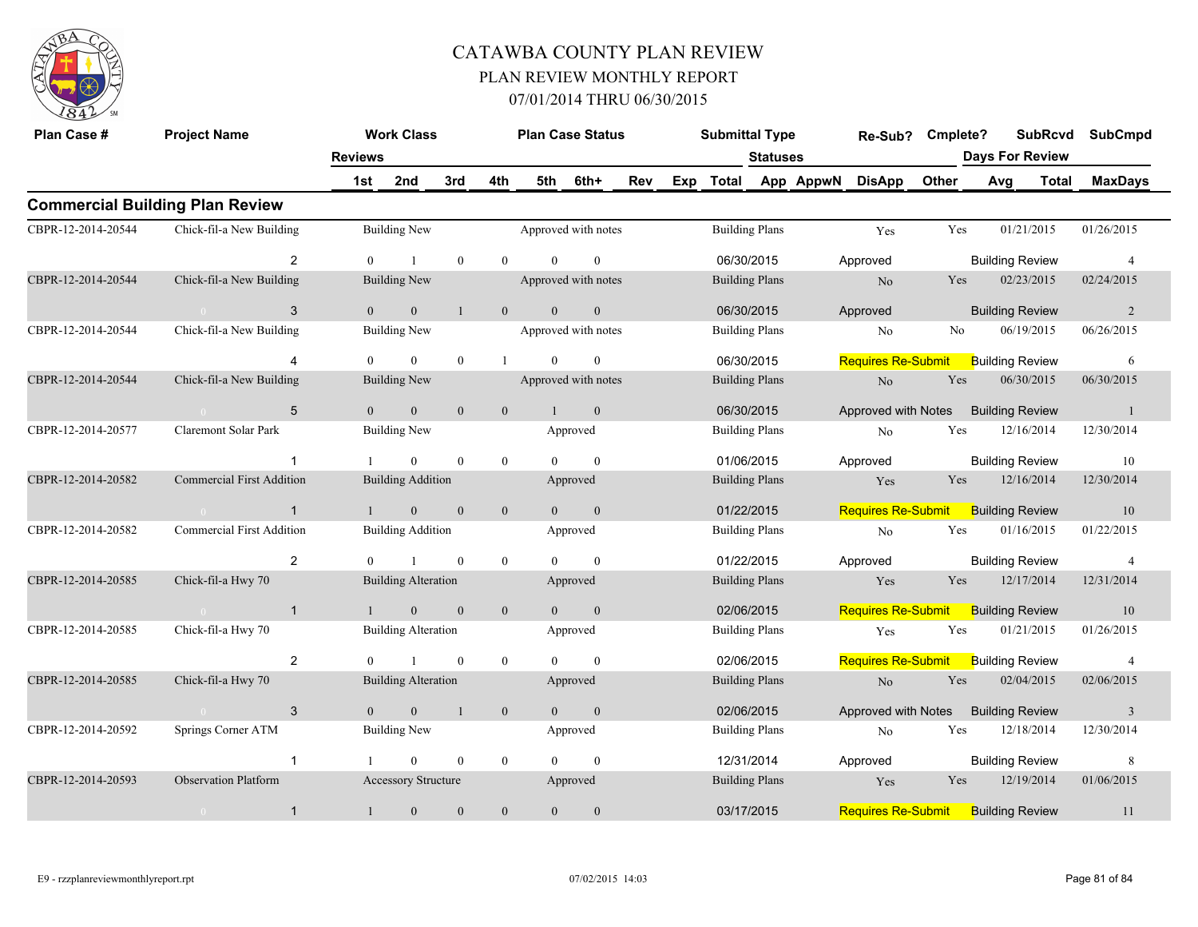# CATAWBA COUNTY PLAN REVIEW

## PLAN REVIEW MONTHLY REPORT

## 07/01/2014 THRU 06/30/2015

## Commercial Building Plan Review

| Plan Case # | Project Name | Reviews | 1st | 2nd | 3rd | 4th | 5th | 6th+ | Work Class | Plan Case Status | Submittal Type | Statuses | Re-Sub? | Cmplete? | SubRcvd | SubCmpd | Days For Review |
|---|---|---|---|---|---|---|---|---|---|---|---|---|---|---|---|---|---|
| CBPR-12-2014-20544 | Chick-fil-a New Building | 2 | 0 | 1 | 0 | 0 | 0 | 0 | Building New | Approved with notes | Building Plans | 06/30/2015 Approved | Yes | Yes | 01/21/2015 | 01/26/2015 | Building Review 4 |
| CBPR-12-2014-20544 | Chick-fil-a New Building | 3 | 0 | 0 | 1 | 0 | 0 | 0 | Building New | Approved with notes | Building Plans | 06/30/2015 Approved | No | Yes | 02/23/2015 | 02/24/2015 | Building Review 2 |
| CBPR-12-2014-20544 | Chick-fil-a New Building | 4 | 0 | 0 | 0 | 1 | 0 | 0 | Building New | Approved with notes | Building Plans | 06/30/2015 Requires Re-Submit | No | No | 06/19/2015 | 06/26/2015 | Building Review 6 |
| CBPR-12-2014-20544 | Chick-fil-a New Building | 5 | 0 | 0 | 0 | 0 | 1 | 0 | Building New | Approved with notes | Building Plans | 06/30/2015 Approved with Notes | No | Yes | 06/30/2015 | 06/30/2015 | Building Review 1 |
| CBPR-12-2014-20577 | Claremont Solar Park | 1 | 1 | 0 | 0 | 0 | 0 | 0 | Building New | Approved | Building Plans | 01/06/2015 Approved | No | Yes | 12/16/2014 | 12/30/2014 | Building Review 10 |
| CBPR-12-2014-20582 | Commercial First Addition | 1 | 1 | 0 | 0 | 0 | 0 | 0 | Building Addition | Approved | Building Plans | 01/22/2015 Requires Re-Submit | Yes | Yes | 12/16/2014 | 12/30/2014 | Building Review 10 |
| CBPR-12-2014-20582 | Commercial First Addition | 2 | 0 | 1 | 0 | 0 | 0 | 0 | Building Addition | Approved | Building Plans | 01/22/2015 Approved | No | Yes | 01/16/2015 | 01/22/2015 | Building Review 4 |
| CBPR-12-2014-20585 | Chick-fil-a Hwy 70 | 1 | 1 | 0 | 0 | 0 | 0 | 0 | Building Alteration | Approved | Building Plans | 02/06/2015 Requires Re-Submit | Yes | Yes | 12/17/2014 | 12/31/2014 | Building Review 10 |
| CBPR-12-2014-20585 | Chick-fil-a Hwy 70 | 2 | 0 | 1 | 0 | 0 | 0 | 0 | Building Alteration | Approved | Building Plans | 02/06/2015 Requires Re-Submit | Yes | Yes | 01/21/2015 | 01/26/2015 | Building Review 4 |
| CBPR-12-2014-20585 | Chick-fil-a Hwy 70 | 3 | 0 | 0 | 1 | 0 | 0 | 0 | Building Alteration | Approved | Building Plans | 02/06/2015 Approved with Notes | No | Yes | 02/04/2015 | 02/06/2015 | Building Review 3 |
| CBPR-12-2014-20592 | Springs Corner ATM | 1 | 1 | 0 | 0 | 0 | 0 | 0 | Building New | Approved | Building Plans | 12/31/2014 Approved | No | Yes | 12/18/2014 | 12/30/2014 | Building Review 8 |
| CBPR-12-2014-20593 | Observation Platform | 1 | 1 | 0 | 0 | 0 | 0 | 0 | Accessory Structure | Approved | Building Plans | 03/17/2015 Requires Re-Submit | Yes | Yes | 12/19/2014 | 01/06/2015 | Building Review 11 |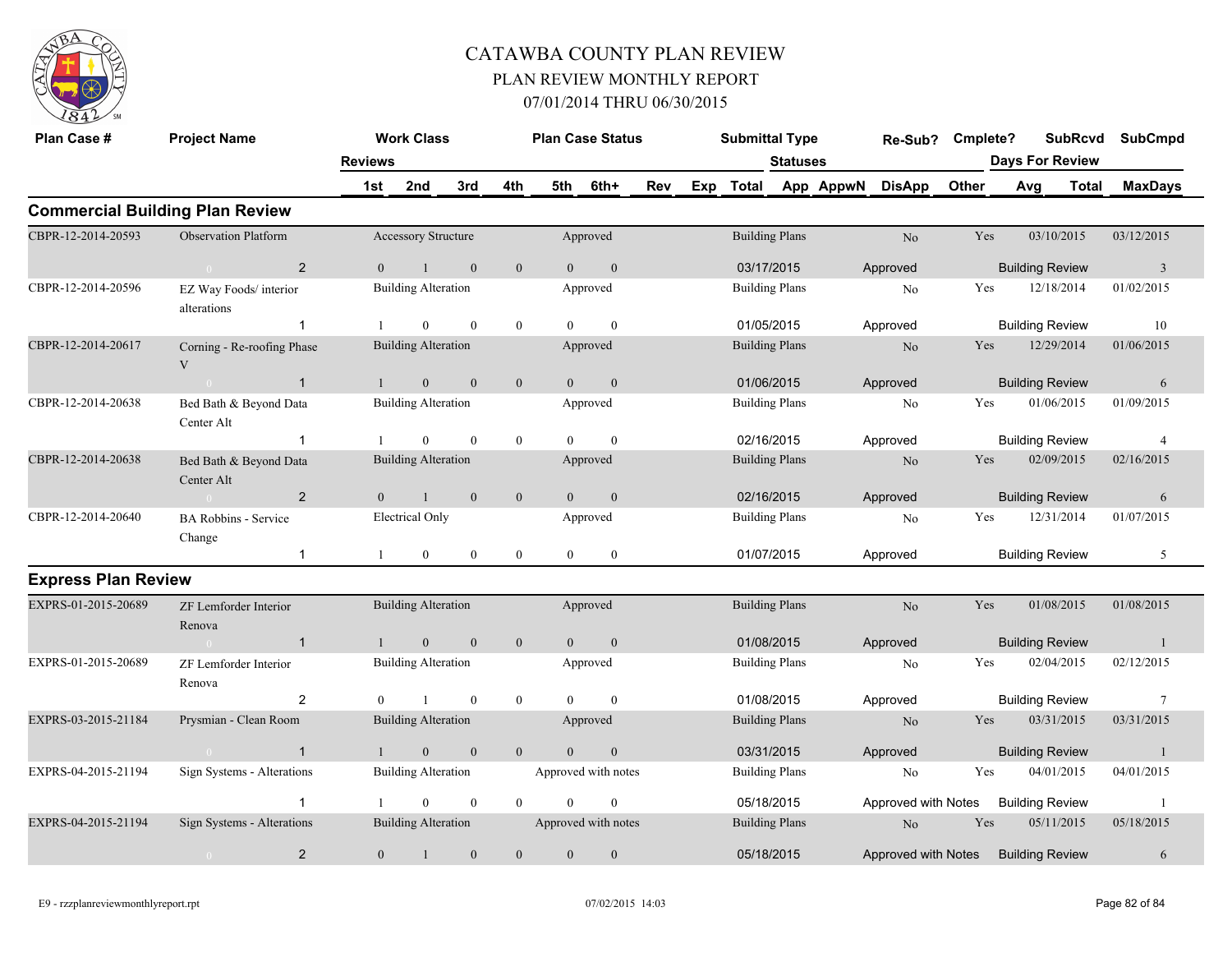# CATAWBA COUNTY PLAN REVIEW

## PLAN REVIEW MONTHLY REPORT

### 07/01/2014 THRU 06/30/2015

| Plan Case # | Project Name | Reviews | Work Class | | | Plan Case Status | | | | Submittal Type | Statuses | | Re-Sub? | Cmplete? | SubRcvd | SubCmpd |
|---|---|---|---|---|---|---|---|---|---|---|---|---|---|---|---|---|
| | | 1st | 2nd | 3rd | 4th | 5th | 6th+ | Rev | Exp | Total | App | AppwN | DisApp | Other | Days For Review Avg | Total / MaxDays |

## Commercial Building Plan Review

| Plan Case # | Project Name | Reviews | 1st | 2nd | 3rd | 4th | 5th | 6th+ | Work Class | Plan Case Status | Submittal Type | Total | Statuses | Re-Sub? | Cmplete? | SubRcvd | SubCmpd | Days For Review | MaxDays |
|---|---|---|---|---|---|---|---|---|---|---|---|---|---|---|---|---|---|---|---|
| CBPR-12-2014-20593 | Observation Platform | 2 | 0 | 1 | 0 | 0 | 0 | 0 | Accessory Structure | Approved | Building Plans | 03/17/2015 | Approved | No | Yes | 03/10/2015 | 03/12/2015 | Building Review | 3 |
| CBPR-12-2014-20596 | EZ Way Foods/ interior alterations | 1 | 1 | 0 | 0 | 0 | 0 | 0 | Building Alteration | Approved | Building Plans | 01/05/2015 | Approved | No | Yes | 12/18/2014 | 01/02/2015 | Building Review | 10 |
| CBPR-12-2014-20617 | Corning - Re-roofing Phase V | 1 | 1 | 0 | 0 | 0 | 0 | 0 | Building Alteration | Approved | Building Plans | 01/06/2015 | Approved | No | Yes | 12/29/2014 | 01/06/2015 | Building Review | 6 |
| CBPR-12-2014-20638 | Bed Bath & Beyond Data Center Alt | 1 | 1 | 0 | 0 | 0 | 0 | 0 | Building Alteration | Approved | Building Plans | 02/16/2015 | Approved | No | Yes | 01/06/2015 | 01/09/2015 | Building Review | 4 |
| CBPR-12-2014-20638 | Bed Bath & Beyond Data Center Alt | 2 | 0 | 1 | 0 | 0 | 0 | 0 | Building Alteration | Approved | Building Plans | 02/16/2015 | Approved | No | Yes | 02/09/2015 | 02/16/2015 | Building Review | 6 |
| CBPR-12-2014-20640 | BA Robbins - Service Change | 1 | 1 | 0 | 0 | 0 | 0 | 0 | Electrical Only | Approved | Building Plans | 01/07/2015 | Approved | No | Yes | 12/31/2014 | 01/07/2015 | Building Review | 5 |

## Express Plan Review

| Plan Case # | Project Name | Reviews | 1st | 2nd | 3rd | 4th | 5th | 6th+ | Work Class | Plan Case Status | Submittal Type | Total | Statuses | Re-Sub? | Cmplete? | SubRcvd | SubCmpd | Days For Review | MaxDays |
|---|---|---|---|---|---|---|---|---|---|---|---|---|---|---|---|---|---|---|---|
| EXPRS-01-2015-20689 | ZF Lemforder Interior Renova | 1 | 1 | 0 | 0 | 0 | 0 | 0 | Building Alteration | Approved | Building Plans | 01/08/2015 | Approved | No | Yes | 01/08/2015 | 01/08/2015 | Building Review | 1 |
| EXPRS-01-2015-20689 | ZF Lemforder Interior Renova | 2 | 0 | 1 | 0 | 0 | 0 | 0 | Building Alteration | Approved | Building Plans | 01/08/2015 | Approved | No | Yes | 02/04/2015 | 02/12/2015 | Building Review | 7 |
| EXPRS-03-2015-21184 | Prysmian - Clean Room | 1 | 1 | 0 | 0 | 0 | 0 | 0 | Building Alteration | Approved | Building Plans | 03/31/2015 | Approved | No | Yes | 03/31/2015 | 03/31/2015 | Building Review | 1 |
| EXPRS-04-2015-21194 | Sign Systems - Alterations | 1 | 1 | 0 | 0 | 0 | 0 | 0 | Building Alteration | Approved with notes | Building Plans | 05/18/2015 | Approved with Notes | No | Yes | 04/01/2015 | 04/01/2015 | Building Review | 1 |
| EXPRS-04-2015-21194 | Sign Systems - Alterations | 2 | 0 | 1 | 0 | 0 | 0 | 0 | Building Alteration | Approved with notes | Building Plans | 05/18/2015 | Approved with Notes | No | Yes | 05/11/2015 | 05/18/2015 | Building Review | 6 |

E9 - rzzplanreviewmonthlyreport.rpt 07/02/2015 14:03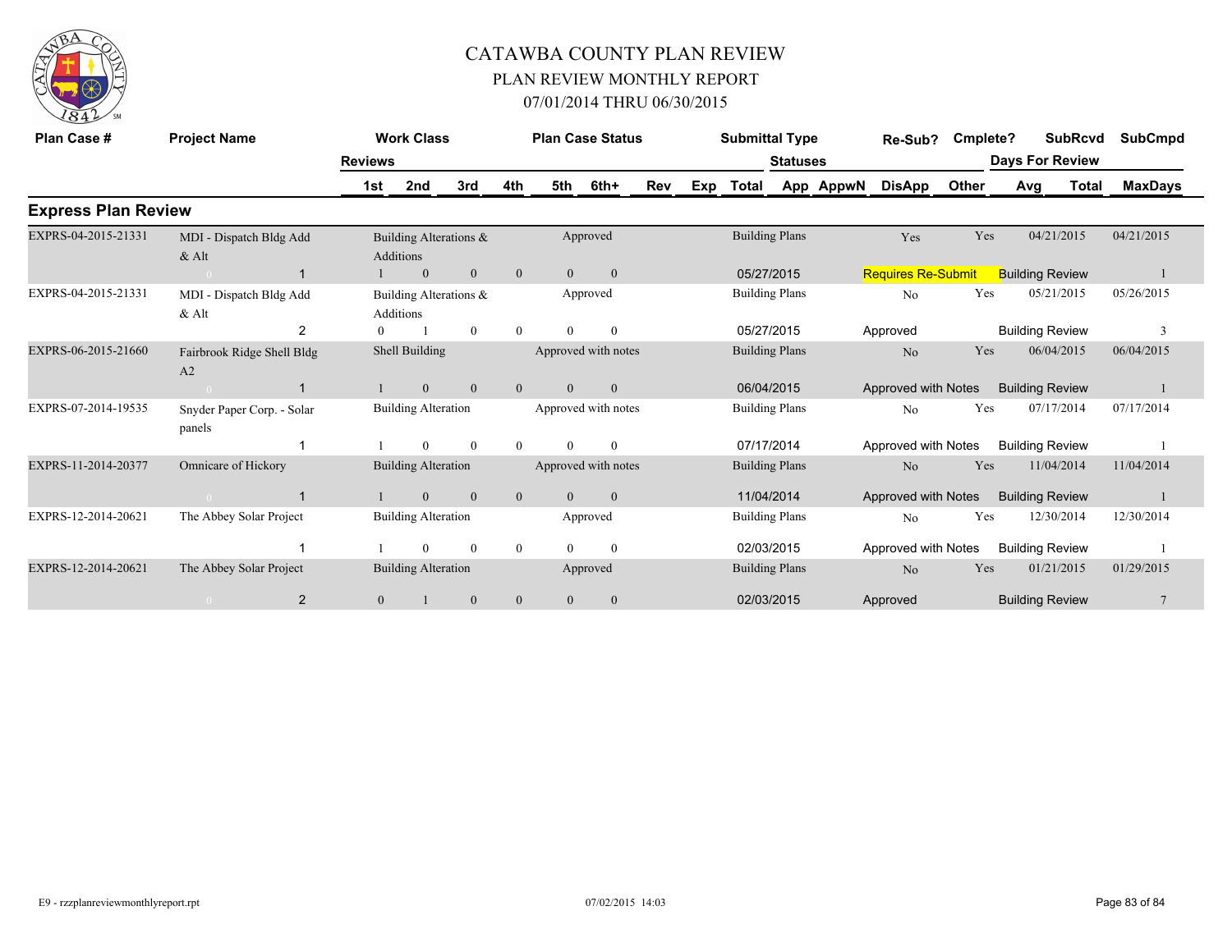# CATAWBA COUNTY PLAN REVIEW

## PLAN REVIEW MONTHLY REPORT

## 07/01/2014 THRU 06/30/2015

| Plan Case # | Project Name | Reviews | Work Class | | | Plan Case Status | | | | Submittal Type | Statuses | | Re-Sub? | Cmplete? | SubRcvd | Days For Review | SubCmpd |
|---|---|---|---|---|---|---|---|---|---|---|---|---|---|---|---|---|---|
| | | 1st | 2nd | 3rd | 4th | 5th | 6th+ | Rev | Exp | Total | App | AppwN | DisApp | Other | Avg | Total | MaxDays |

## Express Plan Review

| Plan Case # | Project Name | Work Class | Plan Case Status | Submittal Type | Re-Sub? | Cmplete? | SubRcvd | SubCmpd |
|---|---|---|---|---|---|---|---|---|
| EXPRS-04-2015-21331 | MDI - Dispatch Bldg Add & Alt | Building Alterations & Additions | Approved | Building Plans | Yes | Yes | 04/21/2015 | 04/21/2015 |
| | 0 1 | 1 0 0 0 0 0 | | 05/27/2015 | Requires Re-Submit | | Building Review | 1 |
| EXPRS-04-2015-21331 | MDI - Dispatch Bldg Add & Alt | Building Alterations & Additions | Approved | Building Plans | No | Yes | 05/21/2015 | 05/26/2015 |
| | 2 | 0 1 0 0 0 0 | | 05/27/2015 | Approved | | Building Review | 3 |
| EXPRS-06-2015-21660 | Fairbrook Ridge Shell Bldg A2 | Shell Building | Approved with notes | Building Plans | No | Yes | 06/04/2015 | 06/04/2015 |
| | 0 1 | 1 0 0 0 0 0 | | 06/04/2015 | Approved with Notes | | Building Review | 1 |
| EXPRS-07-2014-19535 | Snyder Paper Corp. - Solar panels | Building Alteration | Approved with notes | Building Plans | No | Yes | 07/17/2014 | 07/17/2014 |
| | 1 | 1 0 0 0 0 0 | | 07/17/2014 | Approved with Notes | | Building Review | 1 |
| EXPRS-11-2014-20377 | Omnicare of Hickory | Building Alteration | Approved with notes | Building Plans | No | Yes | 11/04/2014 | 11/04/2014 |
| | 0 1 | 1 0 0 0 0 0 | | 11/04/2014 | Approved with Notes | | Building Review | 1 |
| EXPRS-12-2014-20621 | The Abbey Solar Project | Building Alteration | Approved | Building Plans | No | Yes | 12/30/2014 | 12/30/2014 |
| | 1 | 1 0 0 0 0 0 | | 02/03/2015 | Approved with Notes | | Building Review | 1 |
| EXPRS-12-2014-20621 | The Abbey Solar Project | Building Alteration | Approved | Building Plans | No | Yes | 01/21/2015 | 01/29/2015 |
| | 0 2 | 0 1 0 0 0 0 | | 02/03/2015 | Approved | | Building Review | 7 |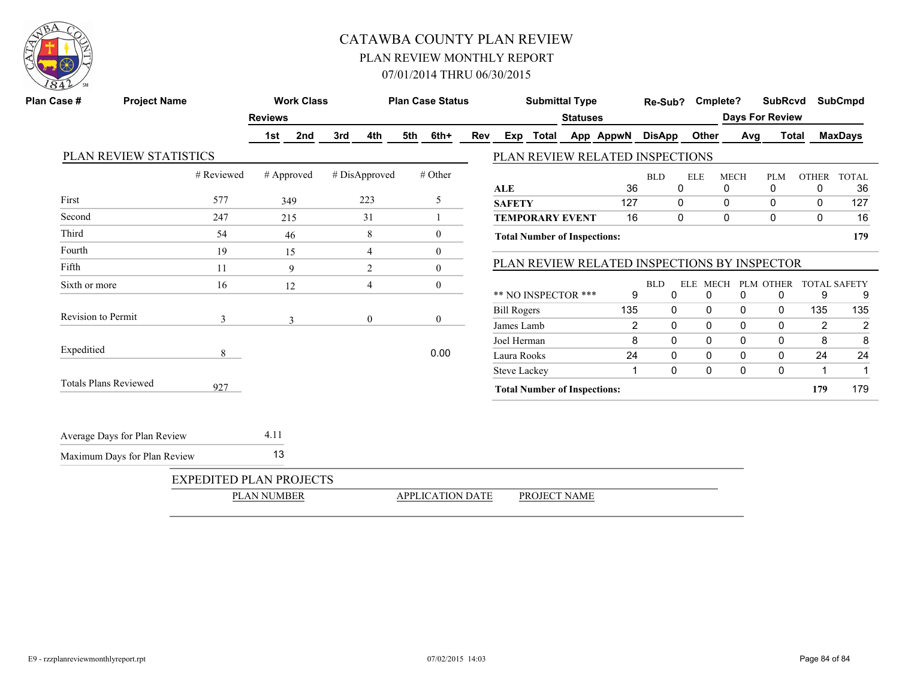# CATAWBA COUNTY PLAN REVIEW

## PLAN REVIEW MONTHLY REPORT

### 07/01/2014 THRU 06/30/2015

| Plan Case # | Project Name | Work Class | | | | | | Plan Case Status | | | Submittal Type | | | Re-Sub? | Cmplete? | SubRcvd | | SubCmpd |
|---|---|---|---|---|---|---|---|---|---|---|---|---|---|---|---|---|---|---|
| | | Reviews | | | | | | | | | Statuses | | | | | Days For Review | | |
| | | 1st | 2nd | 3rd | 4th | 5th | 6th+ | Rev | Exp | Total | App | AppwN | DisApp | Other | | Avg | Total | MaxDays |

## PLAN REVIEW STATISTICS

| | # Reviewed | # Approved | # DisApproved | # Other |
|---|---|---|---|---|
| First | 577 | 349 | 223 | 5 |
| Second | 247 | 215 | 31 | 1 |
| Third | 54 | 46 | 8 | 0 |
| Fourth | 19 | 15 | 4 | 0 |
| Fifth | 11 | 9 | 2 | 0 |
| Sixth or more | 16 | 12 | 4 | 0 |
| Revision to Permit | 3 | 3 | 0 | 0 |
| Expeditied | 8 | | | 0.00 |
| Totals Plans Reviewed | 927 | | | |

| | |
|---|---|
| Average Days for Plan Review | 4.11 |
| Maximum Days for Plan Review | 13 |

## PLAN REVIEW RELATED INSPECTIONS

| | | BLD | ELE | MECH | PLM | OTHER | TOTAL |
|---|---|---|---|---|---|---|---|
| ALE | 36 | 0 | 0 | 0 | 0 | 36 | |
| SAFETY | 127 | 0 | 0 | 0 | 0 | 127 | |
| TEMPORARY EVENT | 16 | 0 | 0 | 0 | 0 | 16 | |
| Total Number of Inspections: | | | | | | | 179 |

## PLAN REVIEW RELATED INSPECTIONS BY INSPECTOR

| | | BLD | ELE | MECH | PLM | OTHER | TOTAL | SAFETY |
|---|---|---|---|---|---|---|---|---|
| ** NO INSPECTOR *** | 9 | 0 | 0 | 0 | 0 | 9 | 9 | |
| Bill Rogers | 135 | 0 | 0 | 0 | 0 | 135 | 135 | |
| James Lamb | 2 | 0 | 0 | 0 | 0 | 2 | 2 | |
| Joel Herman | 8 | 0 | 0 | 0 | 0 | 8 | 8 | |
| Laura Rooks | 24 | 0 | 0 | 0 | 0 | 24 | 24 | |
| Steve Lackey | 1 | 0 | 0 | 0 | 0 | 1 | 1 | |
| Total Number of Inspections: | | | | | | | 179 | 179 |

## EXPEDITED PLAN PROJECTS

| PLAN NUMBER | APPLICATION DATE | PROJECT NAME |
|---|---|---|

E9 - rzzplanreviewmonthlyreport.rpt

07/02/2015 14:03